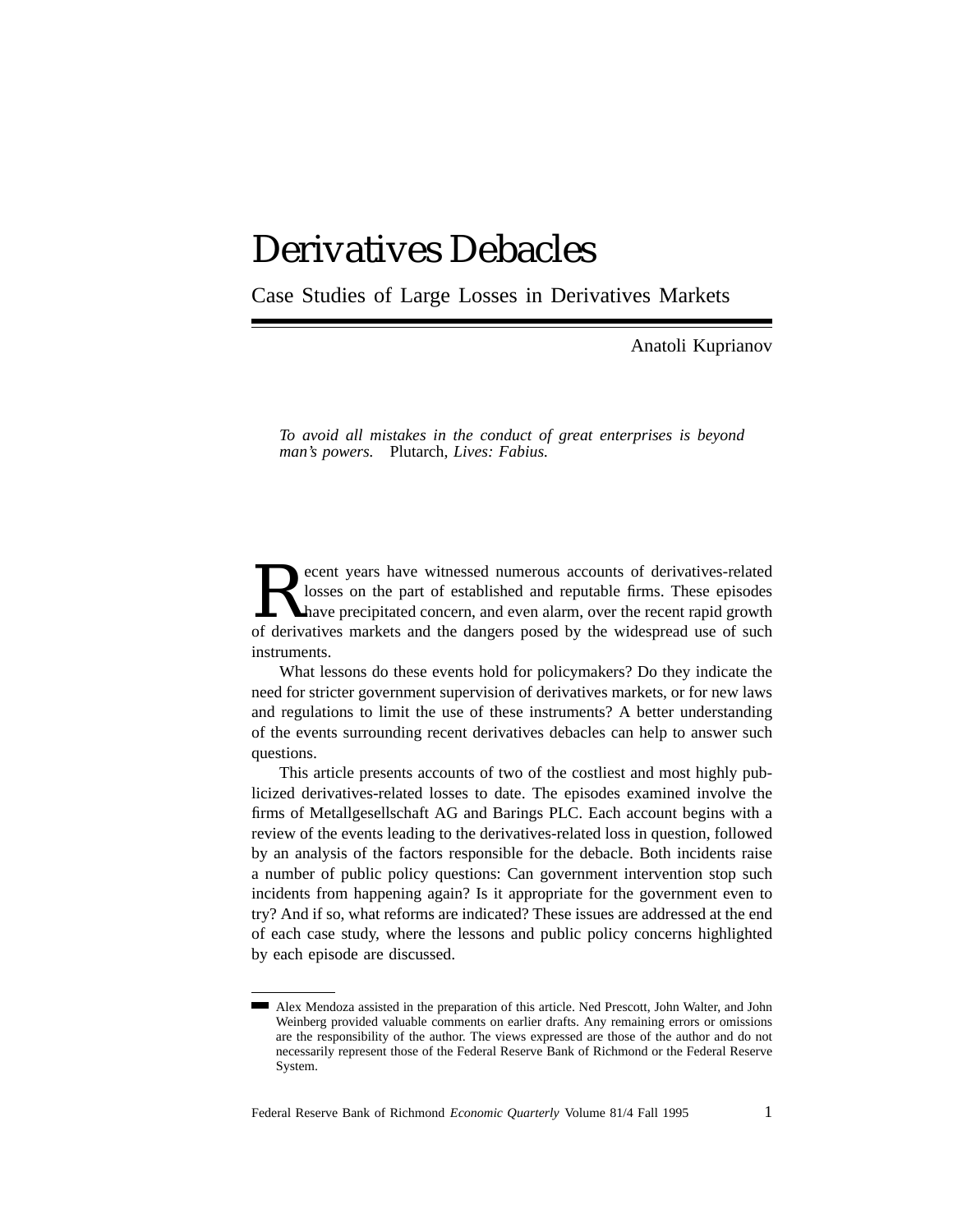# Derivatives Debacles

## Case Studies of Large Losses in Derivatives Markets

Anatoli Kuprianov

*To avoid all mistakes in the conduct of great enterprises is beyond man's powers.* Plutarch, *Lives: Fabius.*

Recent years have witnessed numerous accounts of derivatives-related losses on the part of established and reputable firms. These episodes have precipitated concern, and even alarm, over the recent rapid growth of derivatives markets and the dangers posed by the widespread use of such instruments.

What lessons do these events hold for policymakers? Do they indicate the need for stricter government supervision of derivatives markets, or for new laws and regulations to limit the use of these instruments? A better understanding of the events surrounding recent derivatives debacles can help to answer such questions.

This article presents accounts of two of the costliest and most highly publicized derivatives-related losses to date. The episodes examined involve the firms of Metallgesellschaft AG and Barings PLC. Each account begins with a review of the events leading to the derivatives-related loss in question, followed by an analysis of the factors responsible for the debacle. Both incidents raise a number of public policy questions: Can government intervention stop such incidents from happening again? Is it appropriate for the government even to try? And if so, what reforms are indicated? These issues are addressed at the end of each case study, where the lessons and public policy concerns highlighted by each episode are discussed.

---

Alex Mendoza assisted in the preparation of this article. Ned Prescott, John Walter, and John Weinberg provided valuable comments on earlier drafts. Any remaining errors or omissions are the responsibility of the author. The views expressed are those of the author and do not necessarily represent those of the Federal Reserve Bank of Richmond or the Federal Reserve System.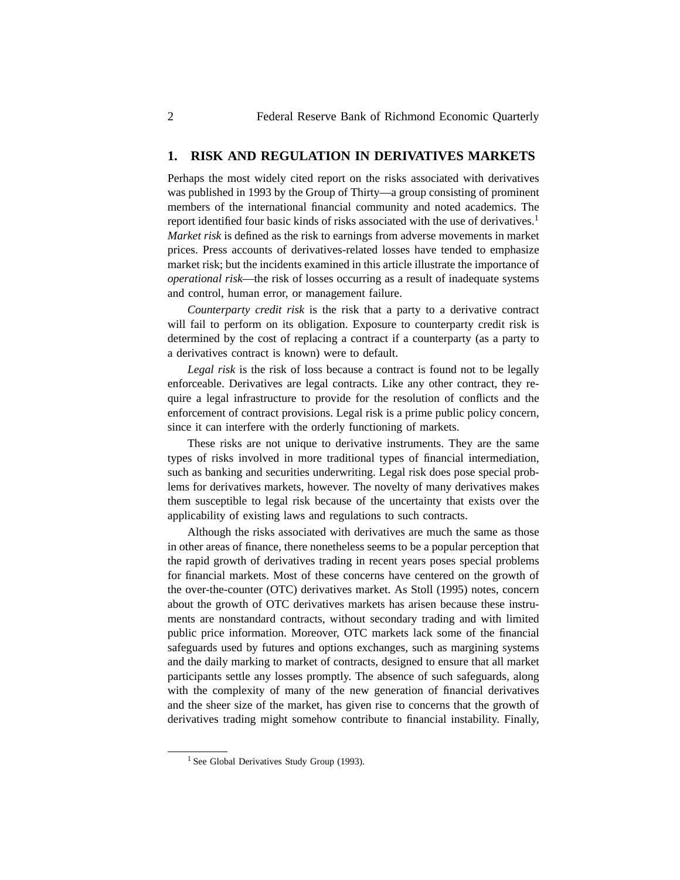## 1. RISK AND REGULATION IN DERIVATIVES MARKETS

Perhaps the most widely cited report on the risks associated with derivatives was published in 1993 by the Group of Thirty—a group consisting of prominent members of the international financial community and noted academics. The report identified four basic kinds of risks associated with the use of derivatives.[1] *Market risk* is defined as the risk to earnings from adverse movements in market prices. Press accounts of derivatives-related losses have tended to emphasize market risk; but the incidents examined in this article illustrate the importance of *operational risk*—the risk of losses occurring as a result of inadequate systems and control, human error, or management failure.

*Counterparty credit risk* is the risk that a party to a derivative contract will fail to perform on its obligation. Exposure to counterparty credit risk is determined by the cost of replacing a contract if a counterparty (as a party to a derivatives contract is known) were to default.

*Legal risk* is the risk of loss because a contract is found not to be legally enforceable. Derivatives are legal contracts. Like any other contract, they require a legal infrastructure to provide for the resolution of conflicts and the enforcement of contract provisions. Legal risk is a prime public policy concern, since it can interfere with the orderly functioning of markets.

These risks are not unique to derivative instruments. They are the same types of risks involved in more traditional types of financial intermediation, such as banking and securities underwriting. Legal risk does pose special problems for derivatives markets, however. The novelty of many derivatives makes them susceptible to legal risk because of the uncertainty that exists over the applicability of existing laws and regulations to such contracts.

Although the risks associated with derivatives are much the same as those in other areas of finance, there nonetheless seems to be a popular perception that the rapid growth of derivatives trading in recent years poses special problems for financial markets. Most of these concerns have centered on the growth of the over-the-counter (OTC) derivatives market. As Stoll (1995) notes, concern about the growth of OTC derivatives markets has arisen because these instruments are nonstandard contracts, without secondary trading and with limited public price information. Moreover, OTC markets lack some of the financial safeguards used by futures and options exchanges, such as margining systems and the daily marking to market of contracts, designed to ensure that all market participants settle any losses promptly. The absence of such safeguards, along with the complexity of many of the new generation of financial derivatives and the sheer size of the market, has given rise to concerns that the growth of derivatives trading might somehow contribute to financial instability. Finally,

[1] See Global Derivatives Study Group (1993).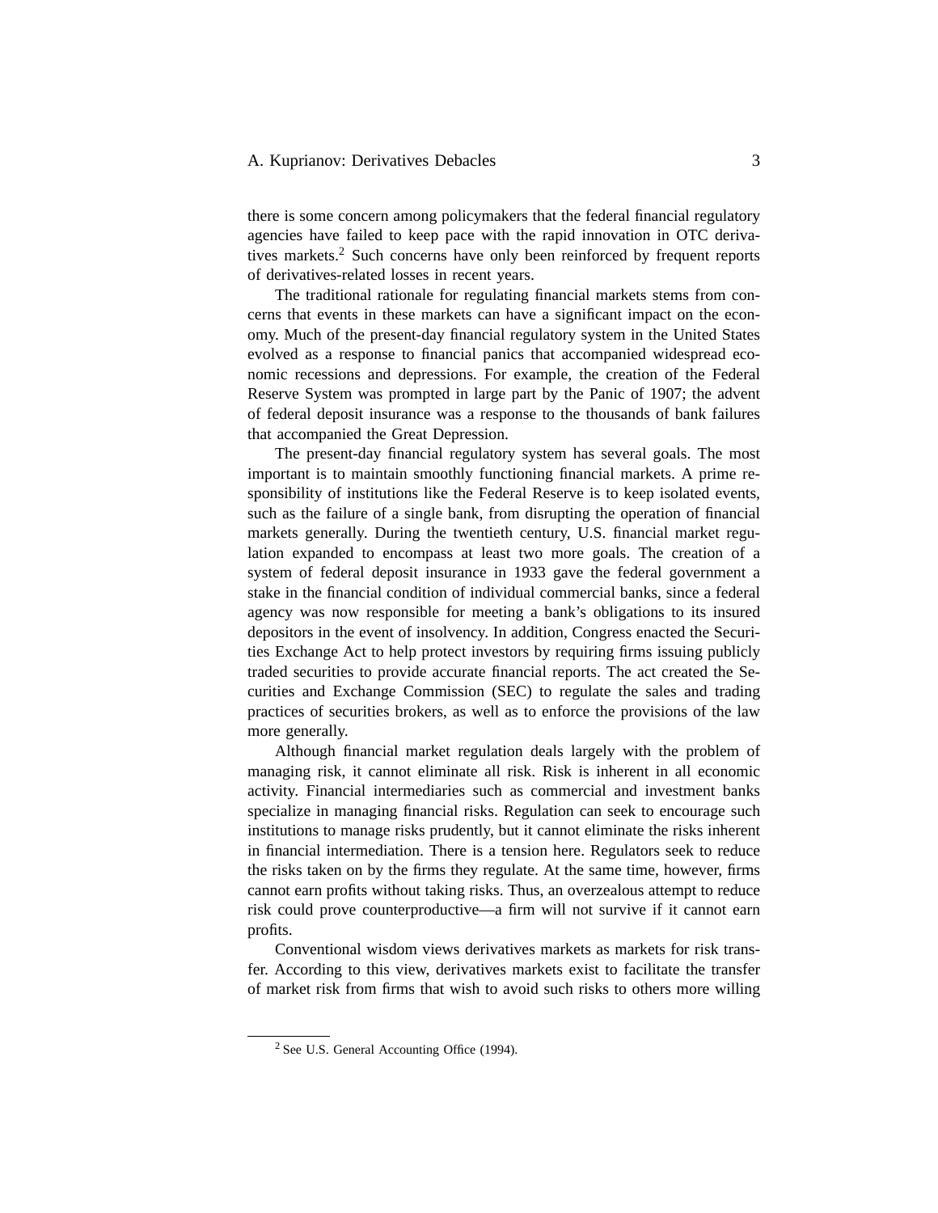there is some concern among policymakers that the federal financial regulatory agencies have failed to keep pace with the rapid innovation in OTC derivatives markets.[2] Such concerns have only been reinforced by frequent reports of derivatives-related losses in recent years.

The traditional rationale for regulating financial markets stems from concerns that events in these markets can have a significant impact on the economy. Much of the present-day financial regulatory system in the United States evolved as a response to financial panics that accompanied widespread economic recessions and depressions. For example, the creation of the Federal Reserve System was prompted in large part by the Panic of 1907; the advent of federal deposit insurance was a response to the thousands of bank failures that accompanied the Great Depression.

The present-day financial regulatory system has several goals. The most important is to maintain smoothly functioning financial markets. A prime responsibility of institutions like the Federal Reserve is to keep isolated events, such as the failure of a single bank, from disrupting the operation of financial markets generally. During the twentieth century, U.S. financial market regulation expanded to encompass at least two more goals. The creation of a system of federal deposit insurance in 1933 gave the federal government a stake in the financial condition of individual commercial banks, since a federal agency was now responsible for meeting a bank's obligations to its insured depositors in the event of insolvency. In addition, Congress enacted the Securities Exchange Act to help protect investors by requiring firms issuing publicly traded securities to provide accurate financial reports. The act created the Securities and Exchange Commission (SEC) to regulate the sales and trading practices of securities brokers, as well as to enforce the provisions of the law more generally.

Although financial market regulation deals largely with the problem of managing risk, it cannot eliminate all risk. Risk is inherent in all economic activity. Financial intermediaries such as commercial and investment banks specialize in managing financial risks. Regulation can seek to encourage such institutions to manage risks prudently, but it cannot eliminate the risks inherent in financial intermediation. There is a tension here. Regulators seek to reduce the risks taken on by the firms they regulate. At the same time, however, firms cannot earn profits without taking risks. Thus, an overzealous attempt to reduce risk could prove counterproductive—a firm will not survive if it cannot earn profits.

Conventional wisdom views derivatives markets as markets for risk transfer. According to this view, derivatives markets exist to facilitate the transfer of market risk from firms that wish to avoid such risks to others more willing

[2] See U.S. General Accounting Office (1994).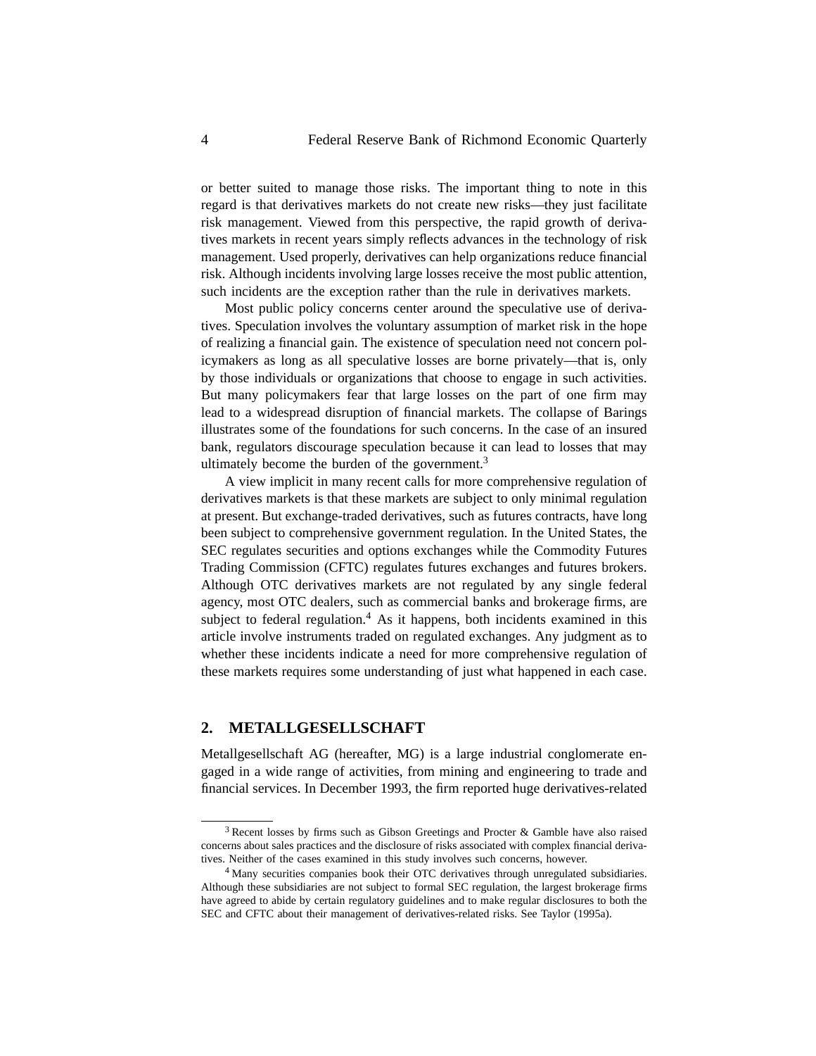or better suited to manage those risks. The important thing to note in this regard is that derivatives markets do not create new risks—they just facilitate risk management. Viewed from this perspective, the rapid growth of derivatives markets in recent years simply reflects advances in the technology of risk management. Used properly, derivatives can help organizations reduce financial risk. Although incidents involving large losses receive the most public attention, such incidents are the exception rather than the rule in derivatives markets.

Most public policy concerns center around the speculative use of derivatives. Speculation involves the voluntary assumption of market risk in the hope of realizing a financial gain. The existence of speculation need not concern policymakers as long as all speculative losses are borne privately—that is, only by those individuals or organizations that choose to engage in such activities. But many policymakers fear that large losses on the part of one firm may lead to a widespread disruption of financial markets. The collapse of Barings illustrates some of the foundations for such concerns. In the case of an insured bank, regulators discourage speculation because it can lead to losses that may ultimately become the burden of the government.[3]

A view implicit in many recent calls for more comprehensive regulation of derivatives markets is that these markets are subject to only minimal regulation at present. But exchange-traded derivatives, such as futures contracts, have long been subject to comprehensive government regulation. In the United States, the SEC regulates securities and options exchanges while the Commodity Futures Trading Commission (CFTC) regulates futures exchanges and futures brokers. Although OTC derivatives markets are not regulated by any single federal agency, most OTC dealers, such as commercial banks and brokerage firms, are subject to federal regulation.[4] As it happens, both incidents examined in this article involve instruments traded on regulated exchanges. Any judgment as to whether these incidents indicate a need for more comprehensive regulation of these markets requires some understanding of just what happened in each case.

## 2. METALLGESELLSCHAFT

Metallgesellschaft AG (hereafter, MG) is a large industrial conglomerate engaged in a wide range of activities, from mining and engineering to trade and financial services. In December 1993, the firm reported huge derivatives-related

---

[3] Recent losses by firms such as Gibson Greetings and Procter & Gamble have also raised concerns about sales practices and the disclosure of risks associated with complex financial derivatives. Neither of the cases examined in this study involves such concerns, however.

[4] Many securities companies book their OTC derivatives through unregulated subsidiaries. Although these subsidiaries are not subject to formal SEC regulation, the largest brokerage firms have agreed to abide by certain regulatory guidelines and to make regular disclosures to both the SEC and CFTC about their management of derivatives-related risks. See Taylor (1995a).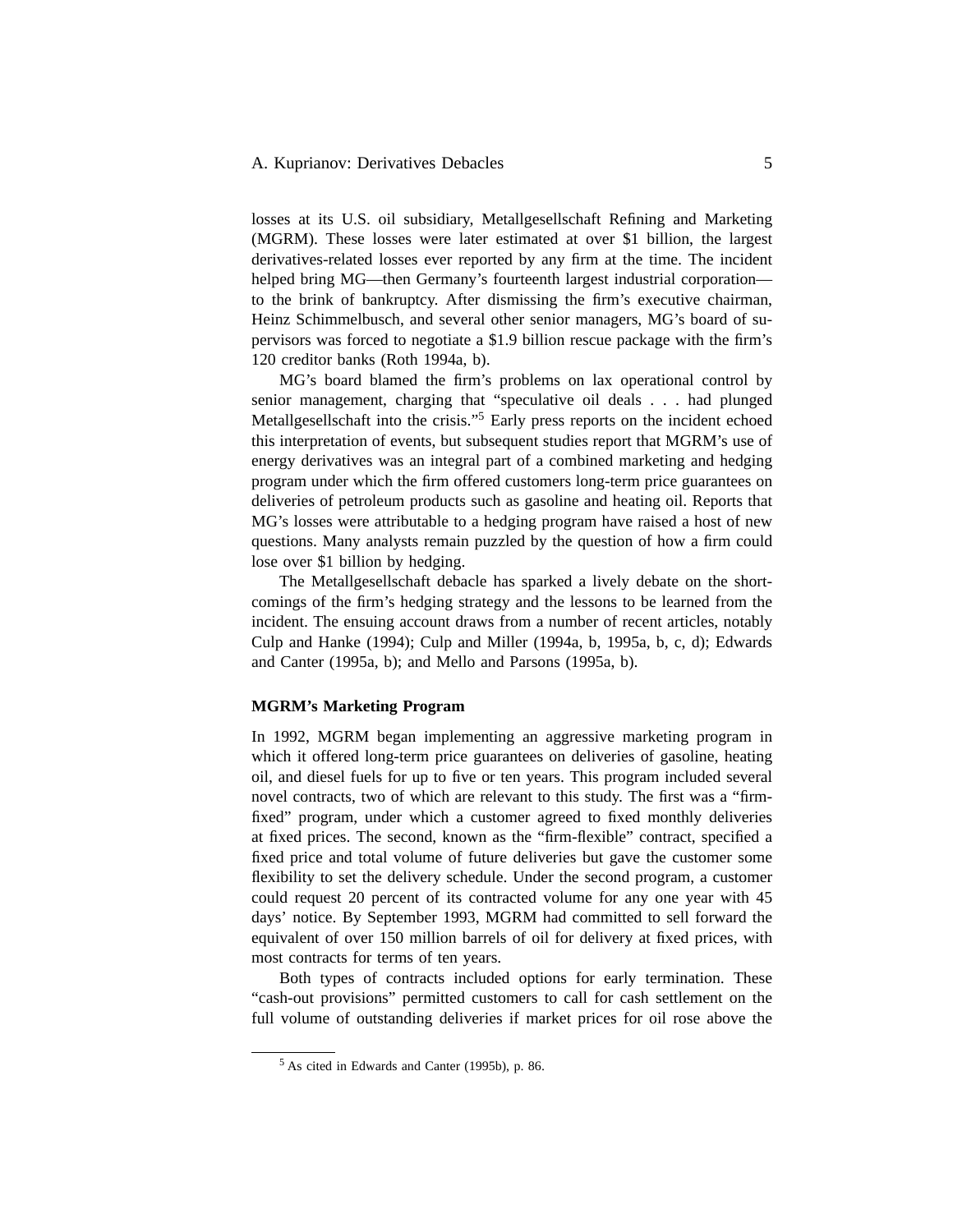losses at its U.S. oil subsidiary, Metallgesellschaft Refining and Marketing (MGRM). These losses were later estimated at over $1 billion, the largest derivatives-related losses ever reported by any firm at the time. The incident helped bring MG—then Germany's fourteenth largest industrial corporation—to the brink of bankruptcy. After dismissing the firm's executive chairman, Heinz Schimmelbusch, and several other senior managers, MG's board of supervisors was forced to negotiate a $1.9 billion rescue package with the firm's 120 creditor banks (Roth 1994a, b).

MG's board blamed the firm's problems on lax operational control by senior management, charging that "speculative oil deals . . . had plunged Metallgesellschaft into the crisis."[5] Early press reports on the incident echoed this interpretation of events, but subsequent studies report that MGRM's use of energy derivatives was an integral part of a combined marketing and hedging program under which the firm offered customers long-term price guarantees on deliveries of petroleum products such as gasoline and heating oil. Reports that MG's losses were attributable to a hedging program have raised a host of new questions. Many analysts remain puzzled by the question of how a firm could lose over $1 billion by hedging.

The Metallgesellschaft debacle has sparked a lively debate on the shortcomings of the firm's hedging strategy and the lessons to be learned from the incident. The ensuing account draws from a number of recent articles, notably Culp and Hanke (1994); Culp and Miller (1994a, b, 1995a, b, c, d); Edwards and Canter (1995a, b); and Mello and Parsons (1995a, b).

**MGRM's Marketing Program**

In 1992, MGRM began implementing an aggressive marketing program in which it offered long-term price guarantees on deliveries of gasoline, heating oil, and diesel fuels for up to five or ten years. This program included several novel contracts, two of which are relevant to this study. The first was a "firm-fixed" program, under which a customer agreed to fixed monthly deliveries at fixed prices. The second, known as the "firm-flexible" contract, specified a fixed price and total volume of future deliveries but gave the customer some flexibility to set the delivery schedule. Under the second program, a customer could request 20 percent of its contracted volume for any one year with 45 days' notice. By September 1993, MGRM had committed to sell forward the equivalent of over 150 million barrels of oil for delivery at fixed prices, with most contracts for terms of ten years.

Both types of contracts included options for early termination. These "cash-out provisions" permitted customers to call for cash settlement on the full volume of outstanding deliveries if market prices for oil rose above the

[5] As cited in Edwards and Canter (1995b), p. 86.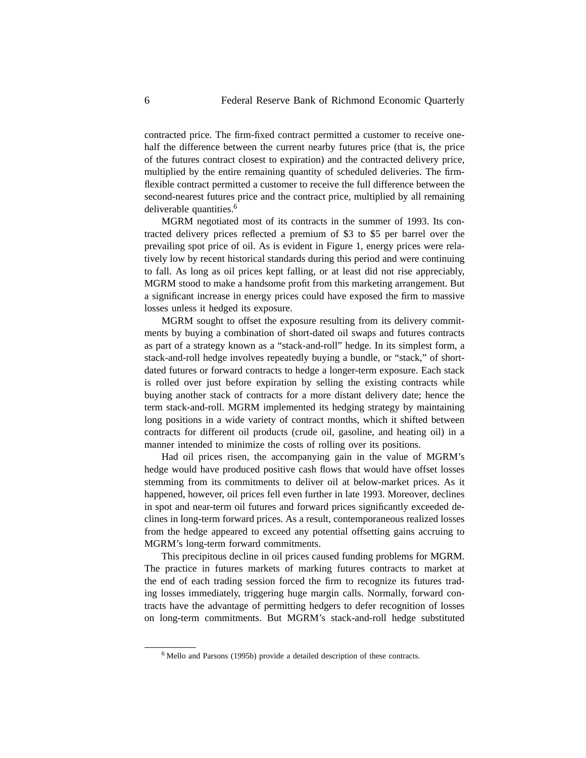contracted price. The firm-fixed contract permitted a customer to receive one-half the difference between the current nearby futures price (that is, the price of the futures contract closest to expiration) and the contracted delivery price, multiplied by the entire remaining quantity of scheduled deliveries. The firm-flexible contract permitted a customer to receive the full difference between the second-nearest futures price and the contract price, multiplied by all remaining deliverable quantities.[6]

MGRM negotiated most of its contracts in the summer of 1993. Its contracted delivery prices reflected a premium of \$3 to \$5 per barrel over the prevailing spot price of oil. As is evident in Figure 1, energy prices were relatively low by recent historical standards during this period and were continuing to fall. As long as oil prices kept falling, or at least did not rise appreciably, MGRM stood to make a handsome profit from this marketing arrangement. But a significant increase in energy prices could have exposed the firm to massive losses unless it hedged its exposure.

MGRM sought to offset the exposure resulting from its delivery commitments by buying a combination of short-dated oil swaps and futures contracts as part of a strategy known as a "stack-and-roll" hedge. In its simplest form, a stack-and-roll hedge involves repeatedly buying a bundle, or "stack," of short-dated futures or forward contracts to hedge a longer-term exposure. Each stack is rolled over just before expiration by selling the existing contracts while buying another stack of contracts for a more distant delivery date; hence the term stack-and-roll. MGRM implemented its hedging strategy by maintaining long positions in a wide variety of contract months, which it shifted between contracts for different oil products (crude oil, gasoline, and heating oil) in a manner intended to minimize the costs of rolling over its positions.

Had oil prices risen, the accompanying gain in the value of MGRM's hedge would have produced positive cash flows that would have offset losses stemming from its commitments to deliver oil at below-market prices. As it happened, however, oil prices fell even further in late 1993. Moreover, declines in spot and near-term oil futures and forward prices significantly exceeded declines in long-term forward prices. As a result, contemporaneous realized losses from the hedge appeared to exceed any potential offsetting gains accruing to MGRM's long-term forward commitments.

This precipitous decline in oil prices caused funding problems for MGRM. The practice in futures markets of marking futures contracts to market at the end of each trading session forced the firm to recognize its futures trading losses immediately, triggering huge margin calls. Normally, forward contracts have the advantage of permitting hedgers to defer recognition of losses on long-term commitments. But MGRM's stack-and-roll hedge substituted

[6] Mello and Parsons (1995b) provide a detailed description of these contracts.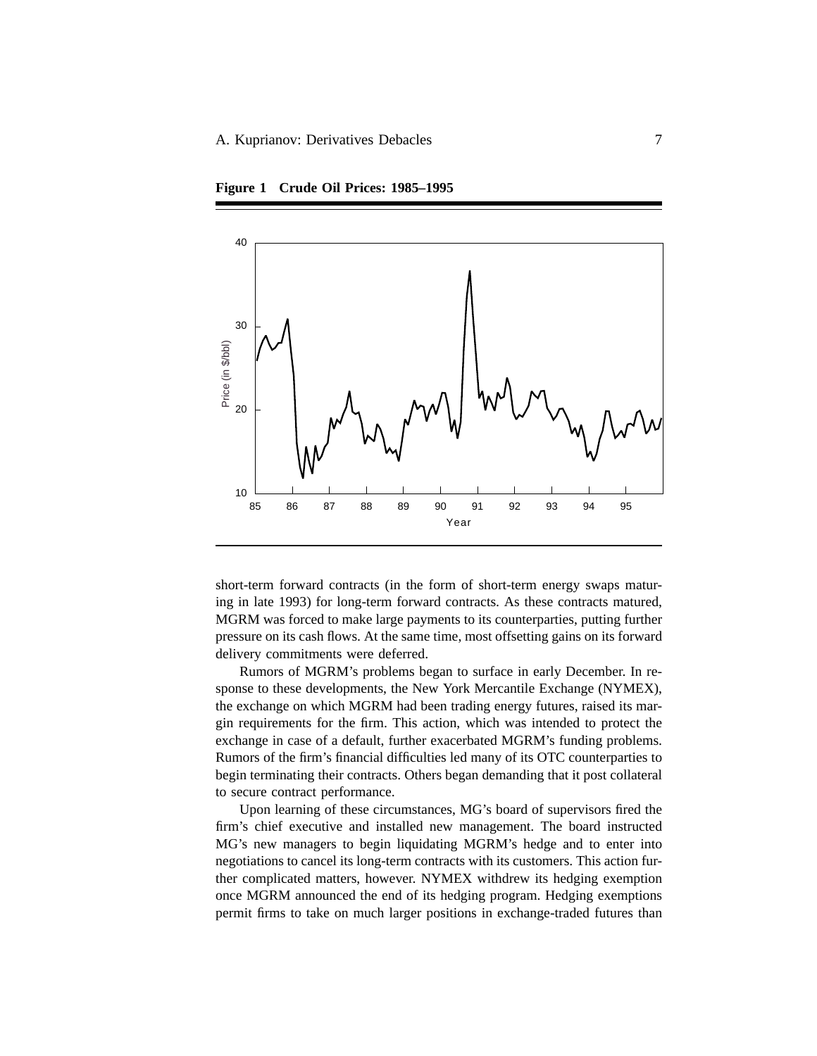**Figure 1 Crude Oil Prices: 1985–1995**

short-term forward contracts (in the form of short-term energy swaps maturing in late 1993) for long-term forward contracts. As these contracts matured, MGRM was forced to make large payments to its counterparties, putting further pressure on its cash flows. At the same time, most offsetting gains on its forward delivery commitments were deferred.

Rumors of MGRM's problems began to surface in early December. In response to these developments, the New York Mercantile Exchange (NYMEX), the exchange on which MGRM had been trading energy futures, raised its margin requirements for the firm. This action, which was intended to protect the exchange in case of a default, further exacerbated MGRM's funding problems. Rumors of the firm's financial difficulties led many of its OTC counterparties to begin terminating their contracts. Others began demanding that it post collateral to secure contract performance.

Upon learning of these circumstances, MG's board of supervisors fired the firm's chief executive and installed new management. The board instructed MG's new managers to begin liquidating MGRM's hedge and to enter into negotiations to cancel its long-term contracts with its customers. This action further complicated matters, however. NYMEX withdrew its hedging exemption once MGRM announced the end of its hedging program. Hedging exemptions permit firms to take on much larger positions in exchange-traded futures than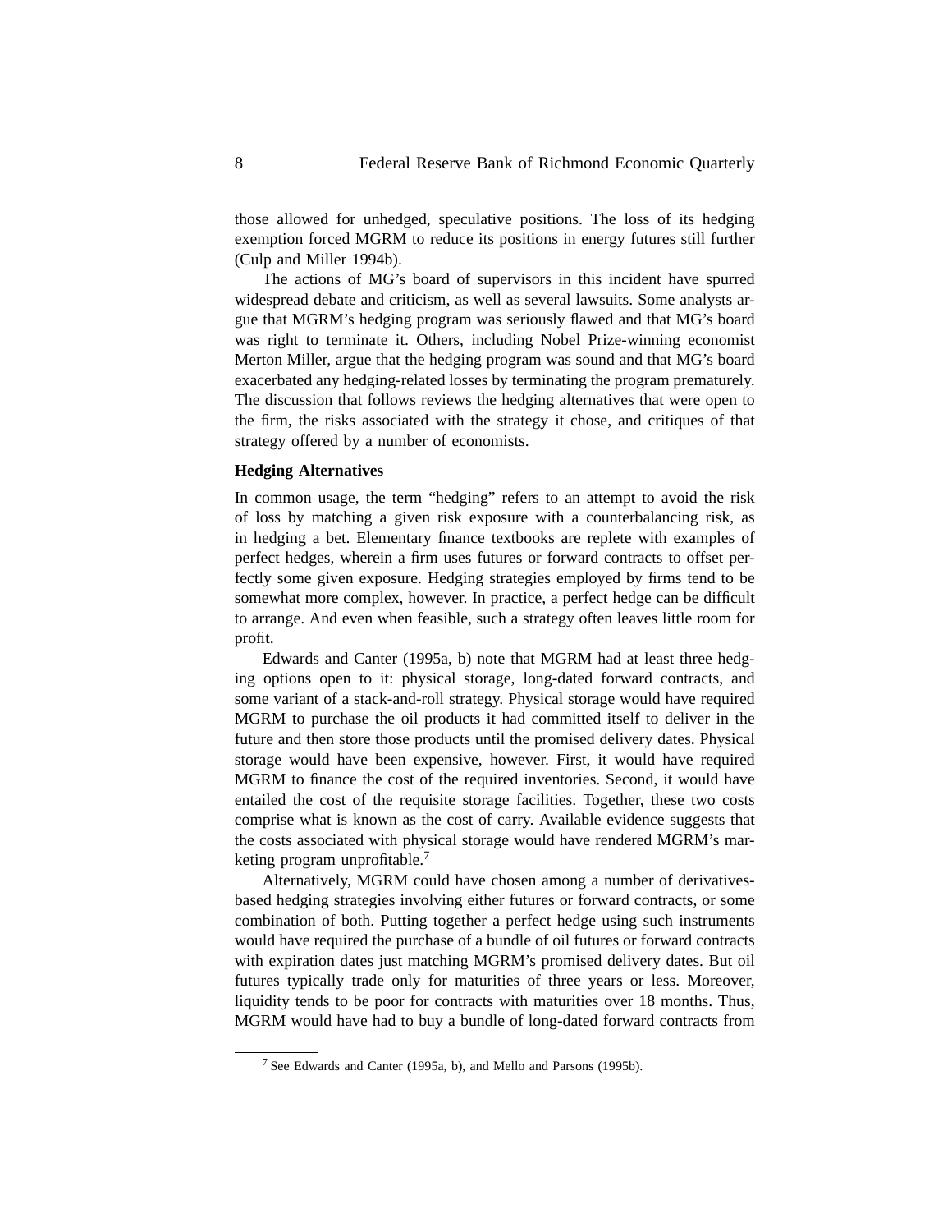those allowed for unhedged, speculative positions. The loss of its hedging exemption forced MGRM to reduce its positions in energy futures still further (Culp and Miller 1994b).

The actions of MG's board of supervisors in this incident have spurred widespread debate and criticism, as well as several lawsuits. Some analysts argue that MGRM's hedging program was seriously flawed and that MG's board was right to terminate it. Others, including Nobel Prize-winning economist Merton Miller, argue that the hedging program was sound and that MG's board exacerbated any hedging-related losses by terminating the program prematurely. The discussion that follows reviews the hedging alternatives that were open to the firm, the risks associated with the strategy it chose, and critiques of that strategy offered by a number of economists.

### Hedging Alternatives

In common usage, the term "hedging" refers to an attempt to avoid the risk of loss by matching a given risk exposure with a counterbalancing risk, as in hedging a bet. Elementary finance textbooks are replete with examples of perfect hedges, wherein a firm uses futures or forward contracts to offset perfectly some given exposure. Hedging strategies employed by firms tend to be somewhat more complex, however. In practice, a perfect hedge can be difficult to arrange. And even when feasible, such a strategy often leaves little room for profit.

Edwards and Canter (1995a, b) note that MGRM had at least three hedging options open to it: physical storage, long-dated forward contracts, and some variant of a stack-and-roll strategy. Physical storage would have required MGRM to purchase the oil products it had committed itself to deliver in the future and then store those products until the promised delivery dates. Physical storage would have been expensive, however. First, it would have required MGRM to finance the cost of the required inventories. Second, it would have entailed the cost of the requisite storage facilities. Together, these two costs comprise what is known as the cost of carry. Available evidence suggests that the costs associated with physical storage would have rendered MGRM's marketing program unprofitable.[7]

Alternatively, MGRM could have chosen among a number of derivatives-based hedging strategies involving either futures or forward contracts, or some combination of both. Putting together a perfect hedge using such instruments would have required the purchase of a bundle of oil futures or forward contracts with expiration dates just matching MGRM's promised delivery dates. But oil futures typically trade only for maturities of three years or less. Moreover, liquidity tends to be poor for contracts with maturities over 18 months. Thus, MGRM would have had to buy a bundle of long-dated forward contracts from

[7] See Edwards and Canter (1995a, b), and Mello and Parsons (1995b).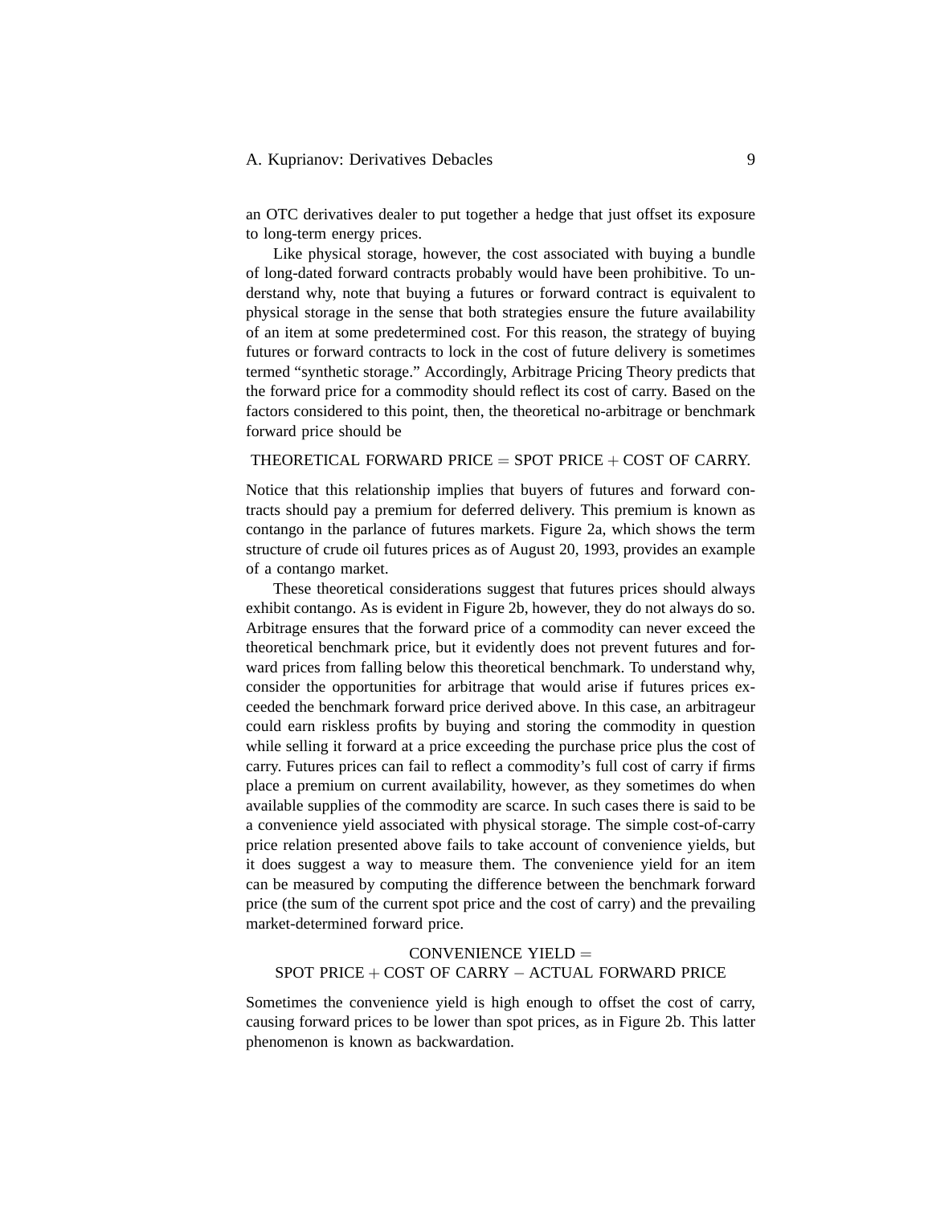an OTC derivatives dealer to put together a hedge that just offset its exposure to long-term energy prices.

Like physical storage, however, the cost associated with buying a bundle of long-dated forward contracts probably would have been prohibitive. To understand why, note that buying a futures or forward contract is equivalent to physical storage in the sense that both strategies ensure the future availability of an item at some predetermined cost. For this reason, the strategy of buying futures or forward contracts to lock in the cost of future delivery is sometimes termed "synthetic storage." Accordingly, Arbitrage Pricing Theory predicts that the forward price for a commodity should reflect its cost of carry. Based on the factors considered to this point, then, the theoretical no-arbitrage or benchmark forward price should be

$$\text{THEORETICAL FORWARD PRICE} = \text{SPOT PRICE} + \text{COST OF CARRY.}$$

Notice that this relationship implies that buyers of futures and forward contracts should pay a premium for deferred delivery. This premium is known as contango in the parlance of futures markets. Figure 2a, which shows the term structure of crude oil futures prices as of August 20, 1993, provides an example of a contango market.

These theoretical considerations suggest that futures prices should always exhibit contango. As is evident in Figure 2b, however, they do not always do so. Arbitrage ensures that the forward price of a commodity can never exceed the theoretical benchmark price, but it evidently does not prevent futures and forward prices from falling below this theoretical benchmark. To understand why, consider the opportunities for arbitrage that would arise if futures prices exceeded the benchmark forward price derived above. In this case, an arbitrageur could earn riskless profits by buying and storing the commodity in question while selling it forward at a price exceeding the purchase price plus the cost of carry. Futures prices can fail to reflect a commodity's full cost of carry if firms place a premium on current availability, however, as they sometimes do when available supplies of the commodity are scarce. In such cases there is said to be a convenience yield associated with physical storage. The simple cost-of-carry price relation presented above fails to take account of convenience yields, but it does suggest a way to measure them. The convenience yield for an item can be measured by computing the difference between the benchmark forward price (the sum of the current spot price and the cost of carry) and the prevailing market-determined forward price.

$$\text{CONVENIENCE YIELD} =$$
$$\text{SPOT PRICE} + \text{COST OF CARRY} - \text{ACTUAL FORWARD PRICE}$$

Sometimes the convenience yield is high enough to offset the cost of carry, causing forward prices to be lower than spot prices, as in Figure 2b. This latter phenomenon is known as backwardation.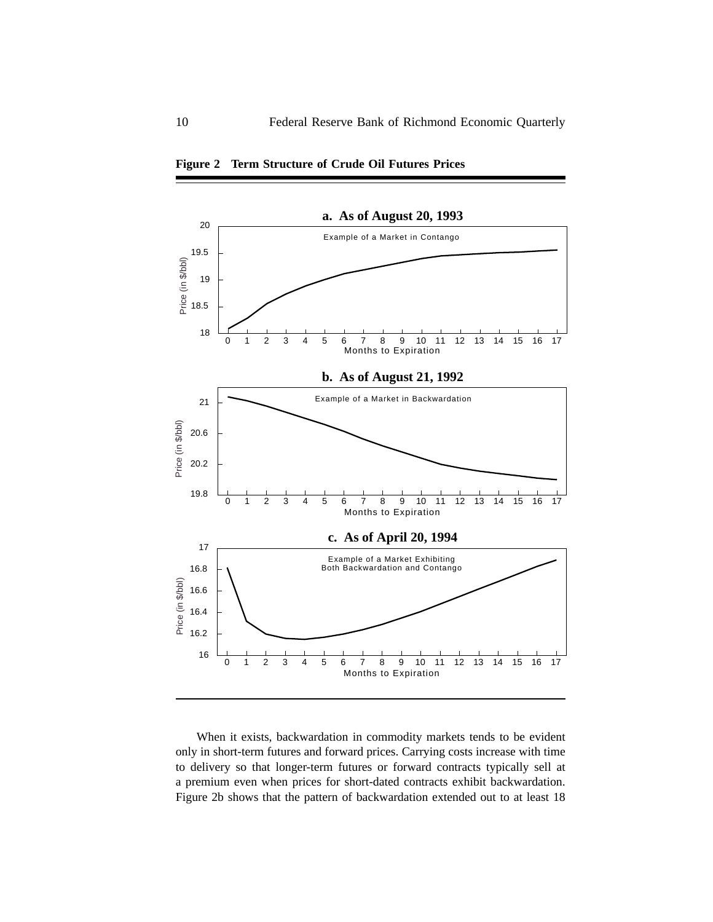**Figure 2 Term Structure of Crude Oil Futures Prices**

**a. As of August 20, 1993**

Example of a Market in Contango

**b. As of August 21, 1992**

Example of a Market in Backwardation

**c. As of April 20, 1994**

Example of a Market Exhibiting Both Backwardation and Contango

When it exists, backwardation in commodity markets tends to be evident only in short-term futures and forward prices. Carrying costs increase with time to delivery so that longer-term futures or forward contracts typically sell at a premium even when prices for short-dated contracts exhibit backwardation. Figure 2b shows that the pattern of backwardation extended out to at least 18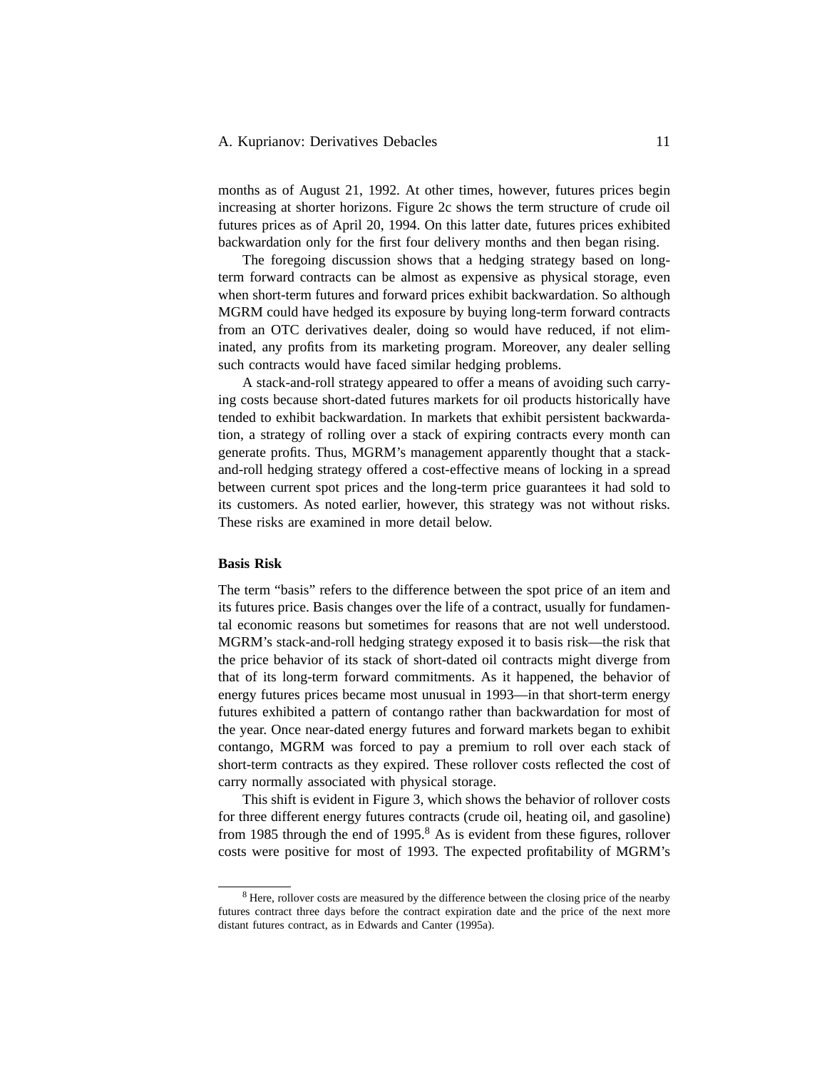months as of August 21, 1992. At other times, however, futures prices begin increasing at shorter horizons. Figure 2c shows the term structure of crude oil futures prices as of April 20, 1994. On this latter date, futures prices exhibited backwardation only for the first four delivery months and then began rising.

The foregoing discussion shows that a hedging strategy based on long-term forward contracts can be almost as expensive as physical storage, even when short-term futures and forward prices exhibit backwardation. So although MGRM could have hedged its exposure by buying long-term forward contracts from an OTC derivatives dealer, doing so would have reduced, if not eliminated, any profits from its marketing program. Moreover, any dealer selling such contracts would have faced similar hedging problems.

A stack-and-roll strategy appeared to offer a means of avoiding such carrying costs because short-dated futures markets for oil products historically have tended to exhibit backwardation. In markets that exhibit persistent backwardation, a strategy of rolling over a stack of expiring contracts every month can generate profits. Thus, MGRM's management apparently thought that a stack-and-roll hedging strategy offered a cost-effective means of locking in a spread between current spot prices and the long-term price guarantees it had sold to its customers. As noted earlier, however, this strategy was not without risks. These risks are examined in more detail below.

**Basis Risk**

The term "basis" refers to the difference between the spot price of an item and its futures price. Basis changes over the life of a contract, usually for fundamental economic reasons but sometimes for reasons that are not well understood. MGRM's stack-and-roll hedging strategy exposed it to basis risk—the risk that the price behavior of its stack of short-dated oil contracts might diverge from that of its long-term forward commitments. As it happened, the behavior of energy futures prices became most unusual in 1993—in that short-term energy futures exhibited a pattern of contango rather than backwardation for most of the year. Once near-dated energy futures and forward markets began to exhibit contango, MGRM was forced to pay a premium to roll over each stack of short-term contracts as they expired. These rollover costs reflected the cost of carry normally associated with physical storage.

This shift is evident in Figure 3, which shows the behavior of rollover costs for three different energy futures contracts (crude oil, heating oil, and gasoline) from 1985 through the end of 1995.[8] As is evident from these figures, rollover costs were positive for most of 1993. The expected profitability of MGRM's

[8] Here, rollover costs are measured by the difference between the closing price of the nearby futures contract three days before the contract expiration date and the price of the next more distant futures contract, as in Edwards and Canter (1995a).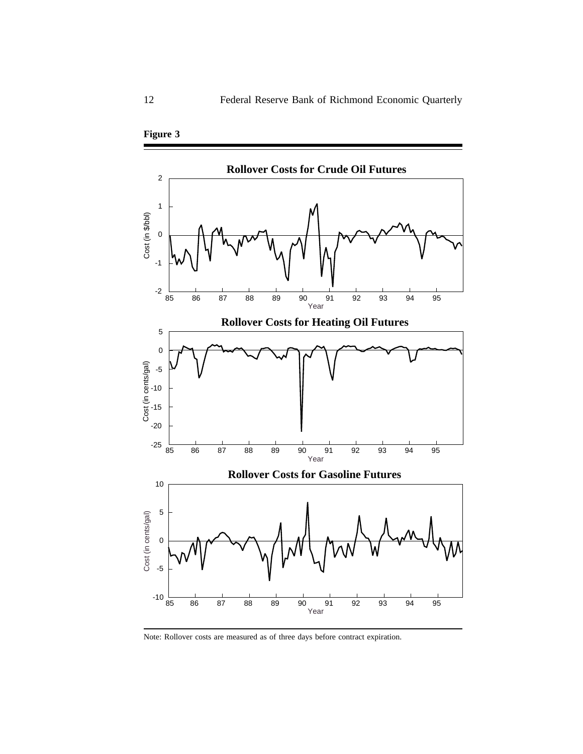**Figure 3**

**Rollover Costs for Crude Oil Futures**

**Rollover Costs for Heating Oil Futures**

**Rollover Costs for Gasoline Futures**

Note: Rollover costs are measured as of three days before contract expiration.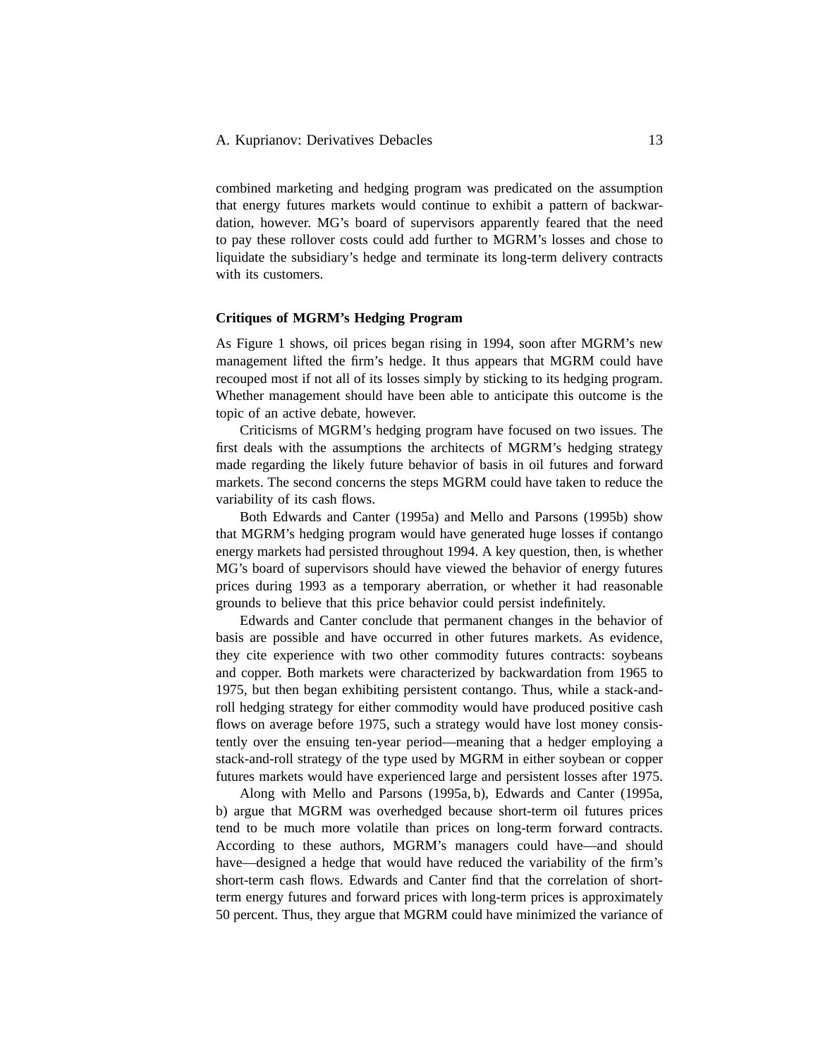combined marketing and hedging program was predicated on the assumption that energy futures markets would continue to exhibit a pattern of backwardation, however. MG's board of supervisors apparently feared that the need to pay these rollover costs could add further to MGRM's losses and chose to liquidate the subsidiary's hedge and terminate its long-term delivery contracts with its customers.

**Critiques of MGRM's Hedging Program**

As Figure 1 shows, oil prices began rising in 1994, soon after MGRM's new management lifted the firm's hedge. It thus appears that MGRM could have recouped most if not all of its losses simply by sticking to its hedging program. Whether management should have been able to anticipate this outcome is the topic of an active debate, however.

Criticisms of MGRM's hedging program have focused on two issues. The first deals with the assumptions the architects of MGRM's hedging strategy made regarding the likely future behavior of basis in oil futures and forward markets. The second concerns the steps MGRM could have taken to reduce the variability of its cash flows.

Both Edwards and Canter (1995a) and Mello and Parsons (1995b) show that MGRM's hedging program would have generated huge losses if contango energy markets had persisted throughout 1994. A key question, then, is whether MG's board of supervisors should have viewed the behavior of energy futures prices during 1993 as a temporary aberration, or whether it had reasonable grounds to believe that this price behavior could persist indefinitely.

Edwards and Canter conclude that permanent changes in the behavior of basis are possible and have occurred in other futures markets. As evidence, they cite experience with two other commodity futures contracts: soybeans and copper. Both markets were characterized by backwardation from 1965 to 1975, but then began exhibiting persistent contango. Thus, while a stack-and-roll hedging strategy for either commodity would have produced positive cash flows on average before 1975, such a strategy would have lost money consistently over the ensuing ten-year period—meaning that a hedger employing a stack-and-roll strategy of the type used by MGRM in either soybean or copper futures markets would have experienced large and persistent losses after 1975.

Along with Mello and Parsons (1995a, b), Edwards and Canter (1995a, b) argue that MGRM was overhedged because short-term oil futures prices tend to be much more volatile than prices on long-term forward contracts. According to these authors, MGRM's managers could have—and should have—designed a hedge that would have reduced the variability of the firm's short-term cash flows. Edwards and Canter find that the correlation of short-term energy futures and forward prices with long-term prices is approximately 50 percent. Thus, they argue that MGRM could have minimized the variance of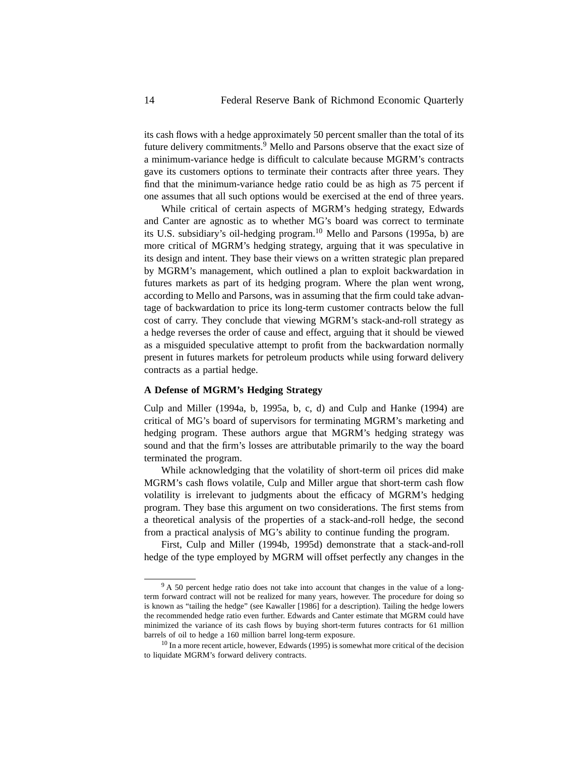its cash flows with a hedge approximately 50 percent smaller than the total of its future delivery commitments.[9] Mello and Parsons observe that the exact size of a minimum-variance hedge is difficult to calculate because MGRM's contracts gave its customers options to terminate their contracts after three years. They find that the minimum-variance hedge ratio could be as high as 75 percent if one assumes that all such options would be exercised at the end of three years.

While critical of certain aspects of MGRM's hedging strategy, Edwards and Canter are agnostic as to whether MG's board was correct to terminate its U.S. subsidiary's oil-hedging program.[10] Mello and Parsons (1995a, b) are more critical of MGRM's hedging strategy, arguing that it was speculative in its design and intent. They base their views on a written strategic plan prepared by MGRM's management, which outlined a plan to exploit backwardation in futures markets as part of its hedging program. Where the plan went wrong, according to Mello and Parsons, was in assuming that the firm could take advantage of backwardation to price its long-term customer contracts below the full cost of carry. They conclude that viewing MGRM's stack-and-roll strategy as a hedge reverses the order of cause and effect, arguing that it should be viewed as a misguided speculative attempt to profit from the backwardation normally present in futures markets for petroleum products while using forward delivery contracts as a partial hedge.

**A Defense of MGRM's Hedging Strategy**

Culp and Miller (1994a, b, 1995a, b, c, d) and Culp and Hanke (1994) are critical of MG's board of supervisors for terminating MGRM's marketing and hedging program. These authors argue that MGRM's hedging strategy was sound and that the firm's losses are attributable primarily to the way the board terminated the program.

While acknowledging that the volatility of short-term oil prices did make MGRM's cash flows volatile, Culp and Miller argue that short-term cash flow volatility is irrelevant to judgments about the efficacy of MGRM's hedging program. They base this argument on two considerations. The first stems from a theoretical analysis of the properties of a stack-and-roll hedge, the second from a practical analysis of MG's ability to continue funding the program.

First, Culp and Miller (1994b, 1995d) demonstrate that a stack-and-roll hedge of the type employed by MGRM will offset perfectly any changes in the

---

[9] A 50 percent hedge ratio does not take into account that changes in the value of a long-term forward contract will not be realized for many years, however. The procedure for doing so is known as "tailing the hedge" (see Kawaller [1986] for a description). Tailing the hedge lowers the recommended hedge ratio even further. Edwards and Canter estimate that MGRM could have minimized the variance of its cash flows by buying short-term futures contracts for 61 million barrels of oil to hedge a 160 million barrel long-term exposure.

[10] In a more recent article, however, Edwards (1995) is somewhat more critical of the decision to liquidate MGRM's forward delivery contracts.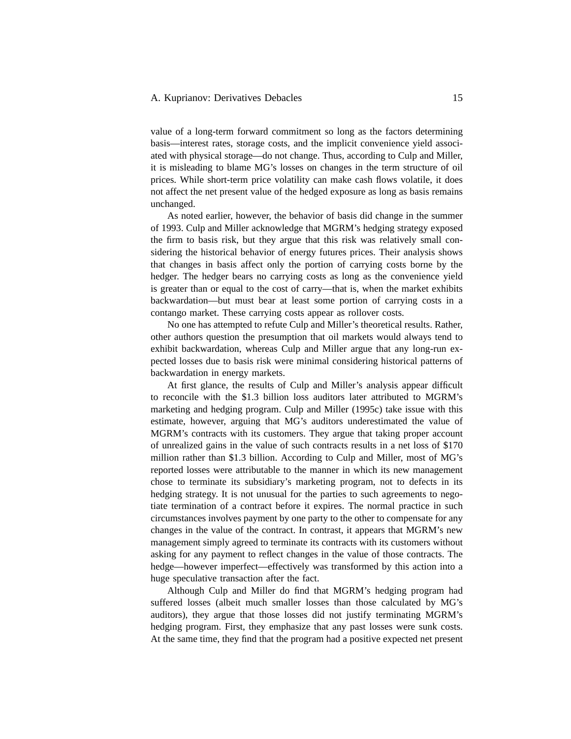value of a long-term forward commitment so long as the factors determining basis—interest rates, storage costs, and the implicit convenience yield associated with physical storage—do not change. Thus, according to Culp and Miller, it is misleading to blame MG's losses on changes in the term structure of oil prices. While short-term price volatility can make cash flows volatile, it does not affect the net present value of the hedged exposure as long as basis remains unchanged.

As noted earlier, however, the behavior of basis did change in the summer of 1993. Culp and Miller acknowledge that MGRM's hedging strategy exposed the firm to basis risk, but they argue that this risk was relatively small considering the historical behavior of energy futures prices. Their analysis shows that changes in basis affect only the portion of carrying costs borne by the hedger. The hedger bears no carrying costs as long as the convenience yield is greater than or equal to the cost of carry—that is, when the market exhibits backwardation—but must bear at least some portion of carrying costs in a contango market. These carrying costs appear as rollover costs.

No one has attempted to refute Culp and Miller's theoretical results. Rather, other authors question the presumption that oil markets would always tend to exhibit backwardation, whereas Culp and Miller argue that any long-run expected losses due to basis risk were minimal considering historical patterns of backwardation in energy markets.

At first glance, the results of Culp and Miller's analysis appear difficult to reconcile with the \$1.3 billion loss auditors later attributed to MGRM's marketing and hedging program. Culp and Miller (1995c) take issue with this estimate, however, arguing that MG's auditors underestimated the value of MGRM's contracts with its customers. They argue that taking proper account of unrealized gains in the value of such contracts results in a net loss of \$170 million rather than \$1.3 billion. According to Culp and Miller, most of MG's reported losses were attributable to the manner in which its new management chose to terminate its subsidiary's marketing program, not to defects in its hedging strategy. It is not unusual for the parties to such agreements to negotiate termination of a contract before it expires. The normal practice in such circumstances involves payment by one party to the other to compensate for any changes in the value of the contract. In contrast, it appears that MGRM's new management simply agreed to terminate its contracts with its customers without asking for any payment to reflect changes in the value of those contracts. The hedge—however imperfect—effectively was transformed by this action into a huge speculative transaction after the fact.

Although Culp and Miller do find that MGRM's hedging program had suffered losses (albeit much smaller losses than those calculated by MG's auditors), they argue that those losses did not justify terminating MGRM's hedging program. First, they emphasize that any past losses were sunk costs. At the same time, they find that the program had a positive expected net present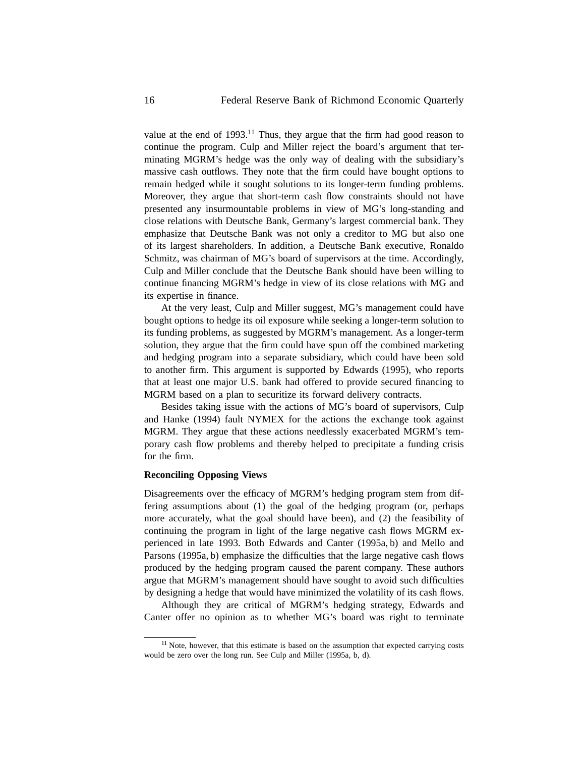value at the end of 1993.[11] Thus, they argue that the firm had good reason to continue the program. Culp and Miller reject the board's argument that terminating MGRM's hedge was the only way of dealing with the subsidiary's massive cash outflows. They note that the firm could have bought options to remain hedged while it sought solutions to its longer-term funding problems. Moreover, they argue that short-term cash flow constraints should not have presented any insurmountable problems in view of MG's long-standing and close relations with Deutsche Bank, Germany's largest commercial bank. They emphasize that Deutsche Bank was not only a creditor to MG but also one of its largest shareholders. In addition, a Deutsche Bank executive, Ronaldo Schmitz, was chairman of MG's board of supervisors at the time. Accordingly, Culp and Miller conclude that the Deutsche Bank should have been willing to continue financing MGRM's hedge in view of its close relations with MG and its expertise in finance.

At the very least, Culp and Miller suggest, MG's management could have bought options to hedge its oil exposure while seeking a longer-term solution to its funding problems, as suggested by MGRM's management. As a longer-term solution, they argue that the firm could have spun off the combined marketing and hedging program into a separate subsidiary, which could have been sold to another firm. This argument is supported by Edwards (1995), who reports that at least one major U.S. bank had offered to provide secured financing to MGRM based on a plan to securitize its forward delivery contracts.

Besides taking issue with the actions of MG's board of supervisors, Culp and Hanke (1994) fault NYMEX for the actions the exchange took against MGRM. They argue that these actions needlessly exacerbated MGRM's temporary cash flow problems and thereby helped to precipitate a funding crisis for the firm.

**Reconciling Opposing Views**

Disagreements over the efficacy of MGRM's hedging program stem from differing assumptions about (1) the goal of the hedging program (or, perhaps more accurately, what the goal should have been), and (2) the feasibility of continuing the program in light of the large negative cash flows MGRM experienced in late 1993. Both Edwards and Canter (1995a, b) and Mello and Parsons (1995a, b) emphasize the difficulties that the large negative cash flows produced by the hedging program caused the parent company. These authors argue that MGRM's management should have sought to avoid such difficulties by designing a hedge that would have minimized the volatility of its cash flows.

Although they are critical of MGRM's hedging strategy, Edwards and Canter offer no opinion as to whether MG's board was right to terminate

[11] Note, however, that this estimate is based on the assumption that expected carrying costs would be zero over the long run. See Culp and Miller (1995a, b, d).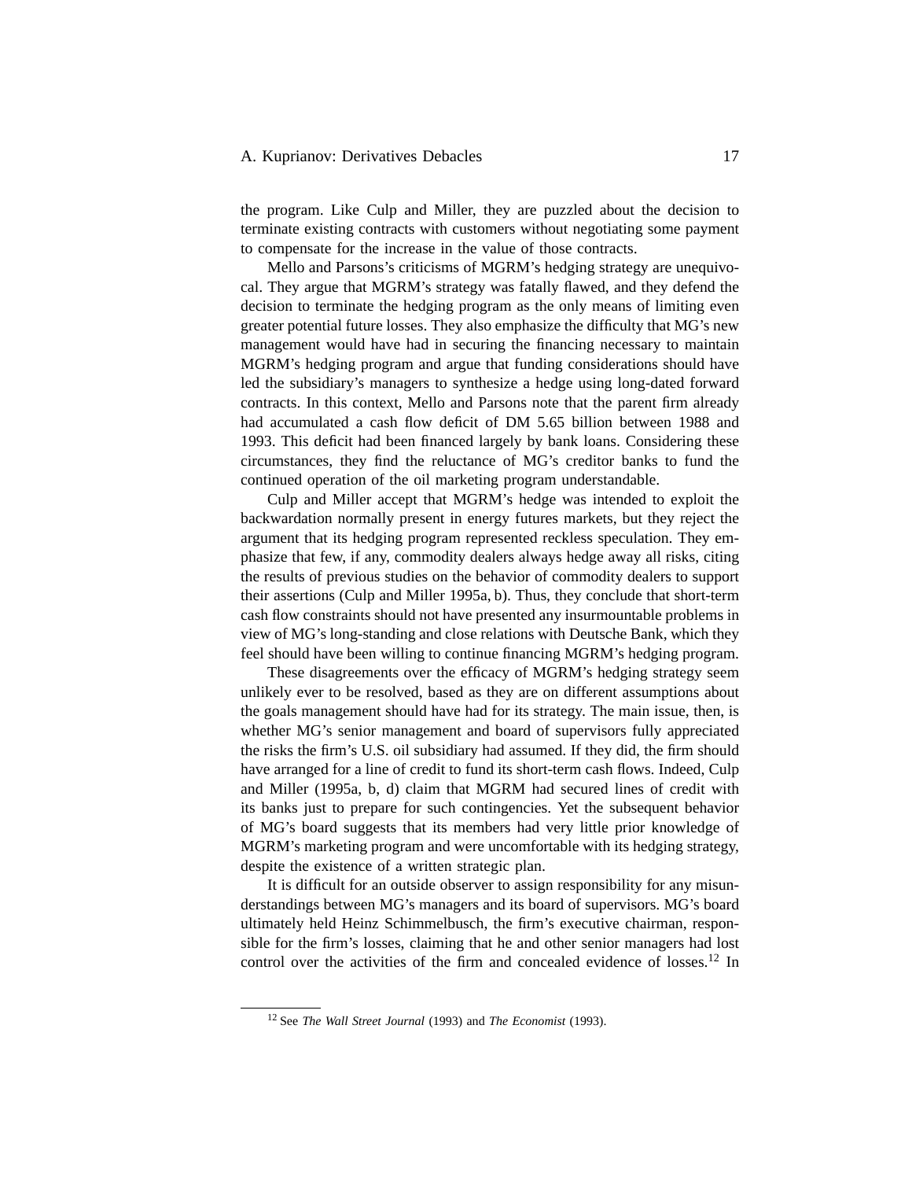the program. Like Culp and Miller, they are puzzled about the decision to terminate existing contracts with customers without negotiating some payment to compensate for the increase in the value of those contracts.

Mello and Parsons's criticisms of MGRM's hedging strategy are unequivocal. They argue that MGRM's strategy was fatally flawed, and they defend the decision to terminate the hedging program as the only means of limiting even greater potential future losses. They also emphasize the difficulty that MG's new management would have had in securing the financing necessary to maintain MGRM's hedging program and argue that funding considerations should have led the subsidiary's managers to synthesize a hedge using long-dated forward contracts. In this context, Mello and Parsons note that the parent firm already had accumulated a cash flow deficit of DM 5.65 billion between 1988 and 1993. This deficit had been financed largely by bank loans. Considering these circumstances, they find the reluctance of MG's creditor banks to fund the continued operation of the oil marketing program understandable.

Culp and Miller accept that MGRM's hedge was intended to exploit the backwardation normally present in energy futures markets, but they reject the argument that its hedging program represented reckless speculation. They emphasize that few, if any, commodity dealers always hedge away all risks, citing the results of previous studies on the behavior of commodity dealers to support their assertions (Culp and Miller 1995a, b). Thus, they conclude that short-term cash flow constraints should not have presented any insurmountable problems in view of MG's long-standing and close relations with Deutsche Bank, which they feel should have been willing to continue financing MGRM's hedging program.

These disagreements over the efficacy of MGRM's hedging strategy seem unlikely ever to be resolved, based as they are on different assumptions about the goals management should have had for its strategy. The main issue, then, is whether MG's senior management and board of supervisors fully appreciated the risks the firm's U.S. oil subsidiary had assumed. If they did, the firm should have arranged for a line of credit to fund its short-term cash flows. Indeed, Culp and Miller (1995a, b, d) claim that MGRM had secured lines of credit with its banks just to prepare for such contingencies. Yet the subsequent behavior of MG's board suggests that its members had very little prior knowledge of MGRM's marketing program and were uncomfortable with its hedging strategy, despite the existence of a written strategic plan.

It is difficult for an outside observer to assign responsibility for any misunderstandings between MG's managers and its board of supervisors. MG's board ultimately held Heinz Schimmelbusch, the firm's executive chairman, responsible for the firm's losses, claiming that he and other senior managers had lost control over the activities of the firm and concealed evidence of losses.[12] In

[12] See *The Wall Street Journal* (1993) and *The Economist* (1993).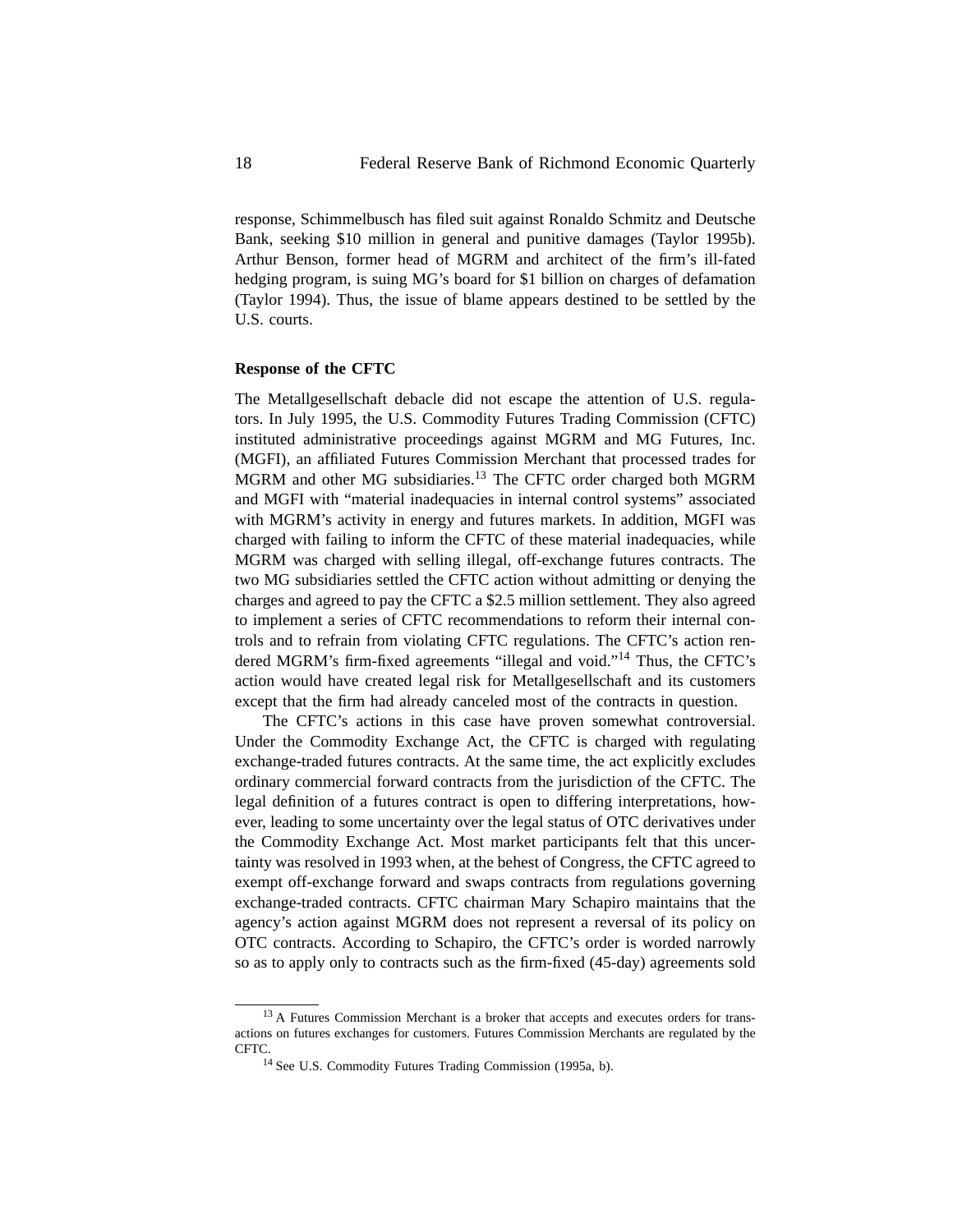response, Schimmelbusch has filed suit against Ronaldo Schmitz and Deutsche Bank, seeking $10 million in general and punitive damages (Taylor 1995b). Arthur Benson, former head of MGRM and architect of the firm's ill-fated hedging program, is suing MG's board for $1 billion on charges of defamation (Taylor 1994). Thus, the issue of blame appears destined to be settled by the U.S. courts.

### Response of the CFTC

The Metallgesellschaft debacle did not escape the attention of U.S. regulators. In July 1995, the U.S. Commodity Futures Trading Commission (CFTC) instituted administrative proceedings against MGRM and MG Futures, Inc. (MGFI), an affiliated Futures Commission Merchant that processed trades for MGRM and other MG subsidiaries.[13] The CFTC order charged both MGRM and MGFI with "material inadequacies in internal control systems" associated with MGRM's activity in energy and futures markets. In addition, MGFI was charged with failing to inform the CFTC of these material inadequacies, while MGRM was charged with selling illegal, off-exchange futures contracts. The two MG subsidiaries settled the CFTC action without admitting or denying the charges and agreed to pay the CFTC a $2.5 million settlement. They also agreed to implement a series of CFTC recommendations to reform their internal controls and to refrain from violating CFTC regulations. The CFTC's action rendered MGRM's firm-fixed agreements "illegal and void."[14] Thus, the CFTC's action would have created legal risk for Metallgesellschaft and its customers except that the firm had already canceled most of the contracts in question.

The CFTC's actions in this case have proven somewhat controversial. Under the Commodity Exchange Act, the CFTC is charged with regulating exchange-traded futures contracts. At the same time, the act explicitly excludes ordinary commercial forward contracts from the jurisdiction of the CFTC. The legal definition of a futures contract is open to differing interpretations, however, leading to some uncertainty over the legal status of OTC derivatives under the Commodity Exchange Act. Most market participants felt that this uncertainty was resolved in 1993 when, at the behest of Congress, the CFTC agreed to exempt off-exchange forward and swaps contracts from regulations governing exchange-traded contracts. CFTC chairman Mary Schapiro maintains that the agency's action against MGRM does not represent a reversal of its policy on OTC contracts. According to Schapiro, the CFTC's order is worded narrowly so as to apply only to contracts such as the firm-fixed (45-day) agreements sold

---

[13] A Futures Commission Merchant is a broker that accepts and executes orders for transactions on futures exchanges for customers. Futures Commission Merchants are regulated by the CFTC.

[14] See U.S. Commodity Futures Trading Commission (1995a, b).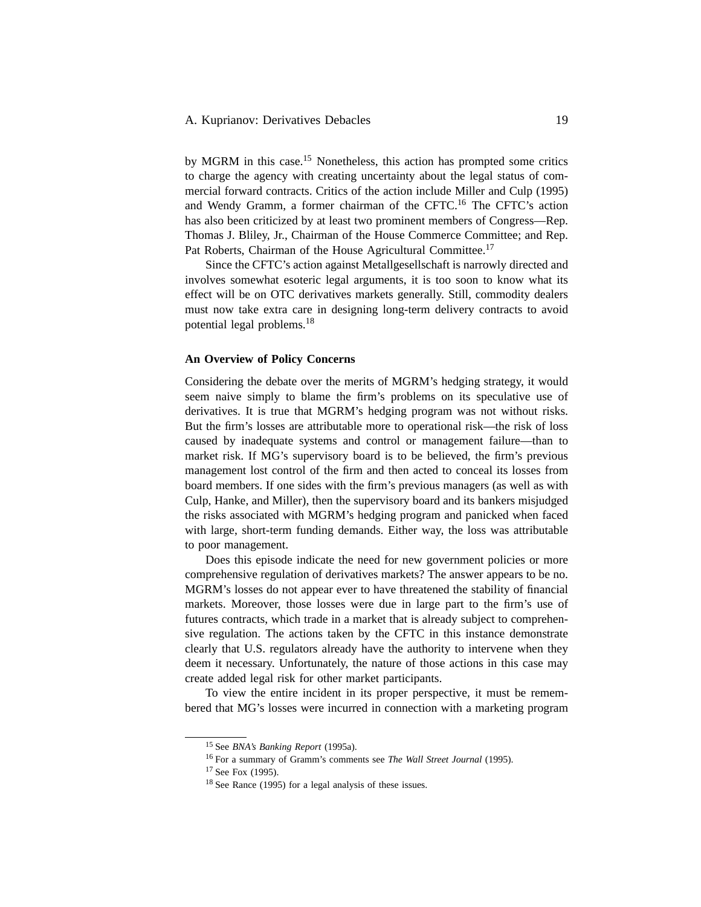by MGRM in this case.[15] Nonetheless, this action has prompted some critics to charge the agency with creating uncertainty about the legal status of commercial forward contracts. Critics of the action include Miller and Culp (1995) and Wendy Gramm, a former chairman of the CFTC.[16] The CFTC's action has also been criticized by at least two prominent members of Congress—Rep. Thomas J. Bliley, Jr., Chairman of the House Commerce Committee; and Rep. Pat Roberts, Chairman of the House Agricultural Committee.[17]

Since the CFTC's action against Metallgesellschaft is narrowly directed and involves somewhat esoteric legal arguments, it is too soon to know what its effect will be on OTC derivatives markets generally. Still, commodity dealers must now take extra care in designing long-term delivery contracts to avoid potential legal problems.[18]

### An Overview of Policy Concerns

Considering the debate over the merits of MGRM's hedging strategy, it would seem naive simply to blame the firm's problems on its speculative use of derivatives. It is true that MGRM's hedging program was not without risks. But the firm's losses are attributable more to operational risk—the risk of loss caused by inadequate systems and control or management failure—than to market risk. If MG's supervisory board is to be believed, the firm's previous management lost control of the firm and then acted to conceal its losses from board members. If one sides with the firm's previous managers (as well as with Culp, Hanke, and Miller), then the supervisory board and its bankers misjudged the risks associated with MGRM's hedging program and panicked when faced with large, short-term funding demands. Either way, the loss was attributable to poor management.

Does this episode indicate the need for new government policies or more comprehensive regulation of derivatives markets? The answer appears to be no. MGRM's losses do not appear ever to have threatened the stability of financial markets. Moreover, those losses were due in large part to the firm's use of futures contracts, which trade in a market that is already subject to comprehensive regulation. The actions taken by the CFTC in this instance demonstrate clearly that U.S. regulators already have the authority to intervene when they deem it necessary. Unfortunately, the nature of those actions in this case may create added legal risk for other market participants.

To view the entire incident in its proper perspective, it must be remembered that MG's losses were incurred in connection with a marketing program

---

[15] See *BNA's Banking Report* (1995a).

[16] For a summary of Gramm's comments see *The Wall Street Journal* (1995).

[17] See Fox (1995).

[18] See Rance (1995) for a legal analysis of these issues.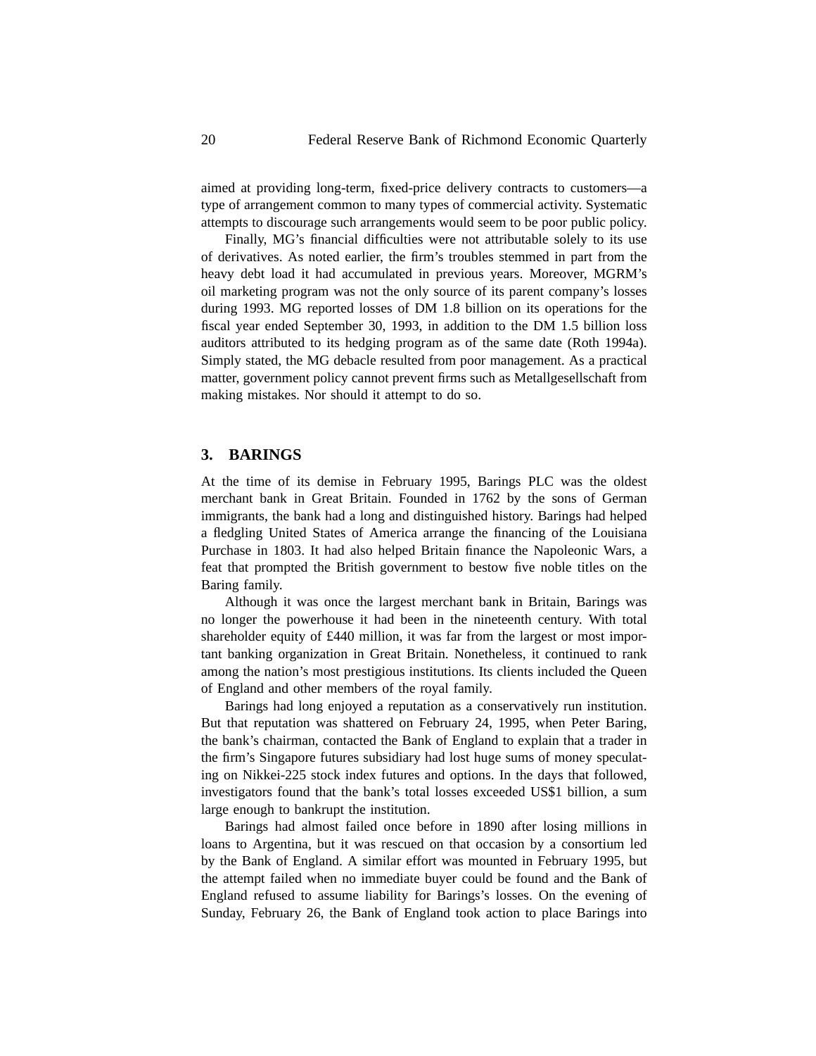aimed at providing long-term, fixed-price delivery contracts to customers—a type of arrangement common to many types of commercial activity. Systematic attempts to discourage such arrangements would seem to be poor public policy.

Finally, MG's financial difficulties were not attributable solely to its use of derivatives. As noted earlier, the firm's troubles stemmed in part from the heavy debt load it had accumulated in previous years. Moreover, MGRM's oil marketing program was not the only source of its parent company's losses during 1993. MG reported losses of DM 1.8 billion on its operations for the fiscal year ended September 30, 1993, in addition to the DM 1.5 billion loss auditors attributed to its hedging program as of the same date (Roth 1994a). Simply stated, the MG debacle resulted from poor management. As a practical matter, government policy cannot prevent firms such as Metallgesellschaft from making mistakes. Nor should it attempt to do so.

## 3. BARINGS

At the time of its demise in February 1995, Barings PLC was the oldest merchant bank in Great Britain. Founded in 1762 by the sons of German immigrants, the bank had a long and distinguished history. Barings had helped a fledgling United States of America arrange the financing of the Louisiana Purchase in 1803. It had also helped Britain finance the Napoleonic Wars, a feat that prompted the British government to bestow five noble titles on the Baring family.

Although it was once the largest merchant bank in Britain, Barings was no longer the powerhouse it had been in the nineteenth century. With total shareholder equity of £440 million, it was far from the largest or most important banking organization in Great Britain. Nonetheless, it continued to rank among the nation's most prestigious institutions. Its clients included the Queen of England and other members of the royal family.

Barings had long enjoyed a reputation as a conservatively run institution. But that reputation was shattered on February 24, 1995, when Peter Baring, the bank's chairman, contacted the Bank of England to explain that a trader in the firm's Singapore futures subsidiary had lost huge sums of money speculating on Nikkei-225 stock index futures and options. In the days that followed, investigators found that the bank's total losses exceeded US$1 billion, a sum large enough to bankrupt the institution.

Barings had almost failed once before in 1890 after losing millions in loans to Argentina, but it was rescued on that occasion by a consortium led by the Bank of England. A similar effort was mounted in February 1995, but the attempt failed when no immediate buyer could be found and the Bank of England refused to assume liability for Barings's losses. On the evening of Sunday, February 26, the Bank of England took action to place Barings into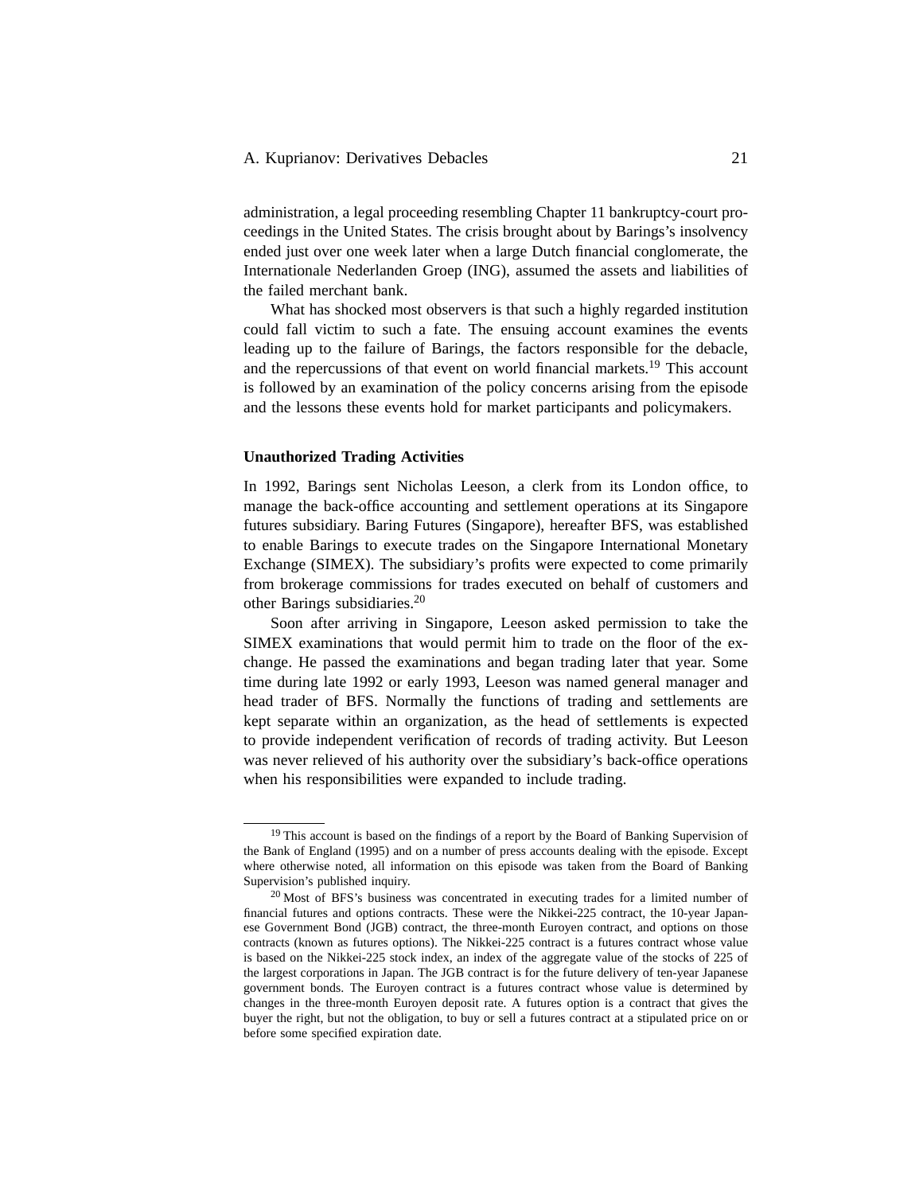administration, a legal proceeding resembling Chapter 11 bankruptcy-court proceedings in the United States. The crisis brought about by Barings's insolvency ended just over one week later when a large Dutch financial conglomerate, the Internationale Nederlanden Groep (ING), assumed the assets and liabilities of the failed merchant bank.

What has shocked most observers is that such a highly regarded institution could fall victim to such a fate. The ensuing account examines the events leading up to the failure of Barings, the factors responsible for the debacle, and the repercussions of that event on world financial markets.[19] This account is followed by an examination of the policy concerns arising from the episode and the lessons these events hold for market participants and policymakers.

### Unauthorized Trading Activities

In 1992, Barings sent Nicholas Leeson, a clerk from its London office, to manage the back-office accounting and settlement operations at its Singapore futures subsidiary. Baring Futures (Singapore), hereafter BFS, was established to enable Barings to execute trades on the Singapore International Monetary Exchange (SIMEX). The subsidiary's profits were expected to come primarily from brokerage commissions for trades executed on behalf of customers and other Barings subsidiaries.[20]

Soon after arriving in Singapore, Leeson asked permission to take the SIMEX examinations that would permit him to trade on the floor of the exchange. He passed the examinations and began trading later that year. Some time during late 1992 or early 1993, Leeson was named general manager and head trader of BFS. Normally the functions of trading and settlements are kept separate within an organization, as the head of settlements is expected to provide independent verification of records of trading activity. But Leeson was never relieved of his authority over the subsidiary's back-office operations when his responsibilities were expanded to include trading.

---

[19] This account is based on the findings of a report by the Board of Banking Supervision of the Bank of England (1995) and on a number of press accounts dealing with the episode. Except where otherwise noted, all information on this episode was taken from the Board of Banking Supervision's published inquiry.

[20] Most of BFS's business was concentrated in executing trades for a limited number of financial futures and options contracts. These were the Nikkei-225 contract, the 10-year Japanese Government Bond (JGB) contract, the three-month Euroyen contract, and options on those contracts (known as futures options). The Nikkei-225 contract is a futures contract whose value is based on the Nikkei-225 stock index, an index of the aggregate value of the stocks of 225 of the largest corporations in Japan. The JGB contract is for the future delivery of ten-year Japanese government bonds. The Euroyen contract is a futures contract whose value is determined by changes in the three-month Euroyen deposit rate. A futures option is a contract that gives the buyer the right, but not the obligation, to buy or sell a futures contract at a stipulated price on or before some specified expiration date.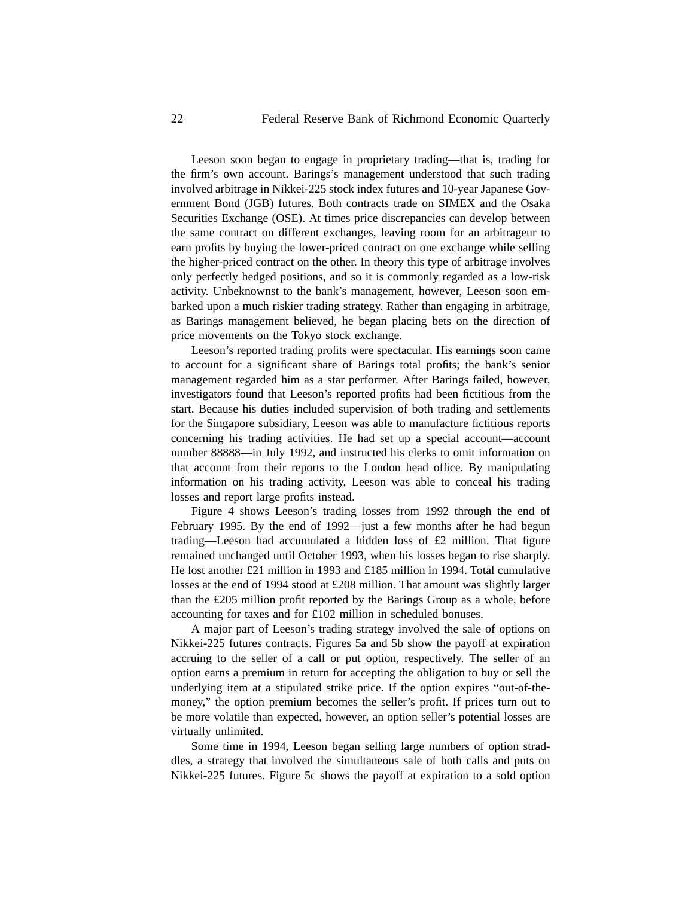Leeson soon began to engage in proprietary trading—that is, trading for the firm's own account. Barings's management understood that such trading involved arbitrage in Nikkei-225 stock index futures and 10-year Japanese Government Bond (JGB) futures. Both contracts trade on SIMEX and the Osaka Securities Exchange (OSE). At times price discrepancies can develop between the same contract on different exchanges, leaving room for an arbitrageur to earn profits by buying the lower-priced contract on one exchange while selling the higher-priced contract on the other. In theory this type of arbitrage involves only perfectly hedged positions, and so it is commonly regarded as a low-risk activity. Unbeknownst to the bank's management, however, Leeson soon embarked upon a much riskier trading strategy. Rather than engaging in arbitrage, as Barings management believed, he began placing bets on the direction of price movements on the Tokyo stock exchange.

Leeson's reported trading profits were spectacular. His earnings soon came to account for a significant share of Barings total profits; the bank's senior management regarded him as a star performer. After Barings failed, however, investigators found that Leeson's reported profits had been fictitious from the start. Because his duties included supervision of both trading and settlements for the Singapore subsidiary, Leeson was able to manufacture fictitious reports concerning his trading activities. He had set up a special account—account number 88888—in July 1992, and instructed his clerks to omit information on that account from their reports to the London head office. By manipulating information on his trading activity, Leeson was able to conceal his trading losses and report large profits instead.

Figure 4 shows Leeson's trading losses from 1992 through the end of February 1995. By the end of 1992—just a few months after he had begun trading—Leeson had accumulated a hidden loss of £2 million. That figure remained unchanged until October 1993, when his losses began to rise sharply. He lost another £21 million in 1993 and £185 million in 1994. Total cumulative losses at the end of 1994 stood at £208 million. That amount was slightly larger than the £205 million profit reported by the Barings Group as a whole, before accounting for taxes and for £102 million in scheduled bonuses.

A major part of Leeson's trading strategy involved the sale of options on Nikkei-225 futures contracts. Figures 5a and 5b show the payoff at expiration accruing to the seller of a call or put option, respectively. The seller of an option earns a premium in return for accepting the obligation to buy or sell the underlying item at a stipulated strike price. If the option expires "out-of-the-money," the option premium becomes the seller's profit. If prices turn out to be more volatile than expected, however, an option seller's potential losses are virtually unlimited.

Some time in 1994, Leeson began selling large numbers of option straddles, a strategy that involved the simultaneous sale of both calls and puts on Nikkei-225 futures. Figure 5c shows the payoff at expiration to a sold option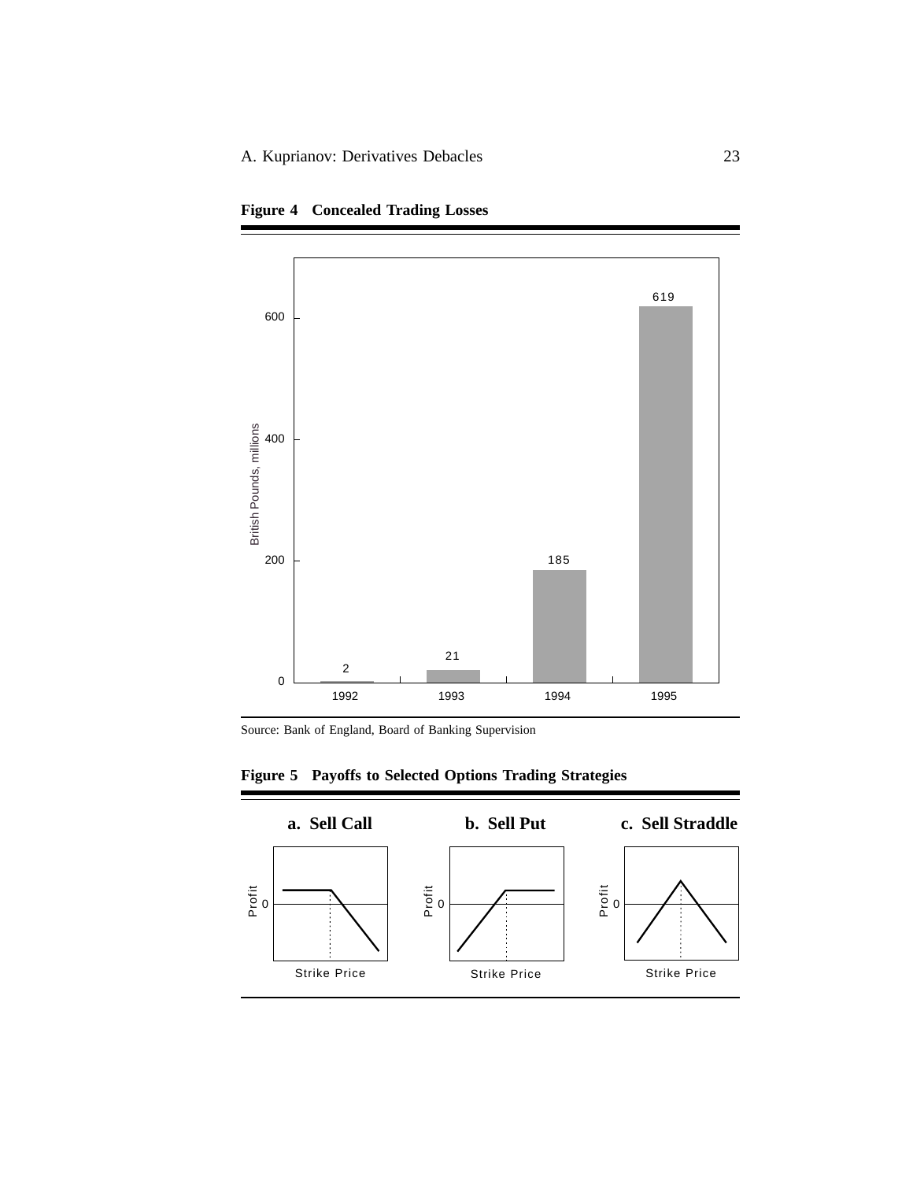**Figure 4 Concealed Trading Losses**

| Year | British Pounds, millions |
|---|---|
| 1992 | 2 |
| 1993 | 21 |
| 1994 | 185 |
| 1995 | 619 |

Source: Bank of England, Board of Banking Supervision

**Figure 5 Payoffs to Selected Options Trading Strategies**

**a. Sell Call** **b. Sell Put** **c. Sell Straddle**

Profit 0

Strike Price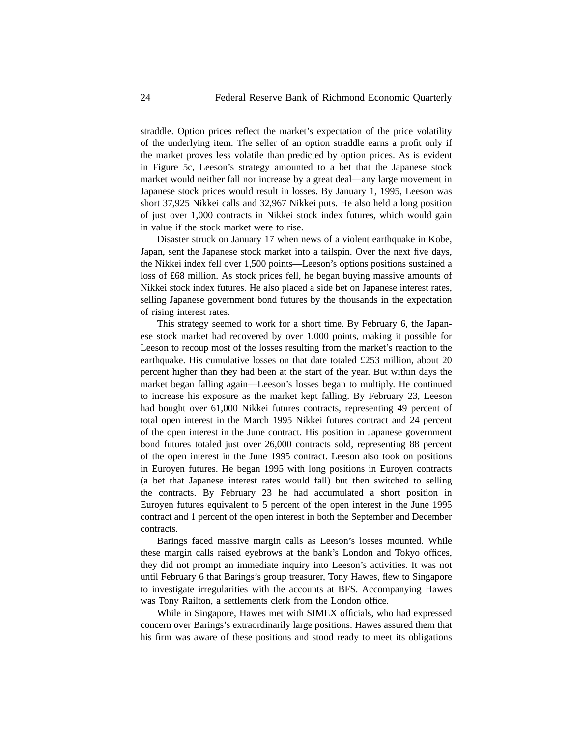straddle. Option prices reflect the market's expectation of the price volatility of the underlying item. The seller of an option straddle earns a profit only if the market proves less volatile than predicted by option prices. As is evident in Figure 5c, Leeson's strategy amounted to a bet that the Japanese stock market would neither fall nor increase by a great deal—any large movement in Japanese stock prices would result in losses. By January 1, 1995, Leeson was short 37,925 Nikkei calls and 32,967 Nikkei puts. He also held a long position of just over 1,000 contracts in Nikkei stock index futures, which would gain in value if the stock market were to rise.

Disaster struck on January 17 when news of a violent earthquake in Kobe, Japan, sent the Japanese stock market into a tailspin. Over the next five days, the Nikkei index fell over 1,500 points—Leeson's options positions sustained a loss of £68 million. As stock prices fell, he began buying massive amounts of Nikkei stock index futures. He also placed a side bet on Japanese interest rates, selling Japanese government bond futures by the thousands in the expectation of rising interest rates.

This strategy seemed to work for a short time. By February 6, the Japanese stock market had recovered by over 1,000 points, making it possible for Leeson to recoup most of the losses resulting from the market's reaction to the earthquake. His cumulative losses on that date totaled £253 million, about 20 percent higher than they had been at the start of the year. But within days the market began falling again—Leeson's losses began to multiply. He continued to increase his exposure as the market kept falling. By February 23, Leeson had bought over 61,000 Nikkei futures contracts, representing 49 percent of total open interest in the March 1995 Nikkei futures contract and 24 percent of the open interest in the June contract. His position in Japanese government bond futures totaled just over 26,000 contracts sold, representing 88 percent of the open interest in the June 1995 contract. Leeson also took on positions in Euroyen futures. He began 1995 with long positions in Euroyen contracts (a bet that Japanese interest rates would fall) but then switched to selling the contracts. By February 23 he had accumulated a short position in Euroyen futures equivalent to 5 percent of the open interest in the June 1995 contract and 1 percent of the open interest in both the September and December contracts.

Barings faced massive margin calls as Leeson's losses mounted. While these margin calls raised eyebrows at the bank's London and Tokyo offices, they did not prompt an immediate inquiry into Leeson's activities. It was not until February 6 that Barings's group treasurer, Tony Hawes, flew to Singapore to investigate irregularities with the accounts at BFS. Accompanying Hawes was Tony Railton, a settlements clerk from the London office.

While in Singapore, Hawes met with SIMEX officials, who had expressed concern over Barings's extraordinarily large positions. Hawes assured them that his firm was aware of these positions and stood ready to meet its obligations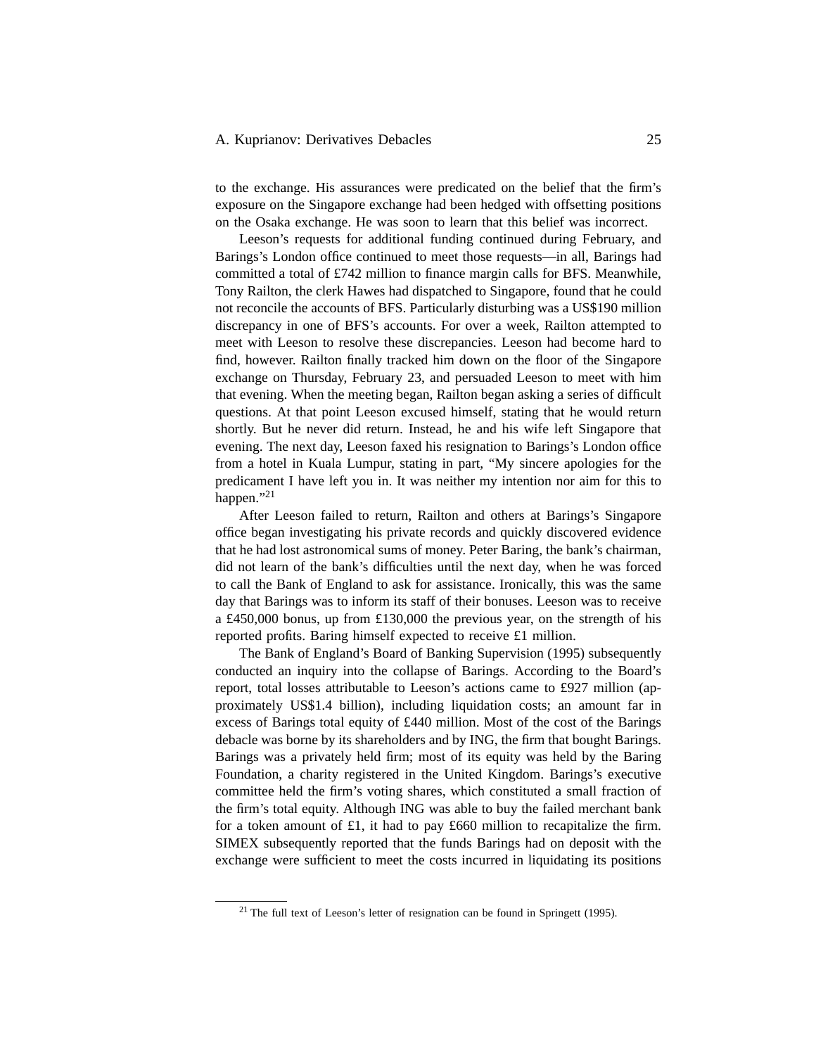to the exchange. His assurances were predicated on the belief that the firm's exposure on the Singapore exchange had been hedged with offsetting positions on the Osaka exchange. He was soon to learn that this belief was incorrect.

Leeson's requests for additional funding continued during February, and Barings's London office continued to meet those requests—in all, Barings had committed a total of £742 million to finance margin calls for BFS. Meanwhile, Tony Railton, the clerk Hawes had dispatched to Singapore, found that he could not reconcile the accounts of BFS. Particularly disturbing was a US$190 million discrepancy in one of BFS's accounts. For over a week, Railton attempted to meet with Leeson to resolve these discrepancies. Leeson had become hard to find, however. Railton finally tracked him down on the floor of the Singapore exchange on Thursday, February 23, and persuaded Leeson to meet with him that evening. When the meeting began, Railton began asking a series of difficult questions. At that point Leeson excused himself, stating that he would return shortly. But he never did return. Instead, he and his wife left Singapore that evening. The next day, Leeson faxed his resignation to Barings's London office from a hotel in Kuala Lumpur, stating in part, "My sincere apologies for the predicament I have left you in. It was neither my intention nor aim for this to happen."[21]

After Leeson failed to return, Railton and others at Barings's Singapore office began investigating his private records and quickly discovered evidence that he had lost astronomical sums of money. Peter Baring, the bank's chairman, did not learn of the bank's difficulties until the next day, when he was forced to call the Bank of England to ask for assistance. Ironically, this was the same day that Barings was to inform its staff of their bonuses. Leeson was to receive a £450,000 bonus, up from £130,000 the previous year, on the strength of his reported profits. Baring himself expected to receive £1 million.

The Bank of England's Board of Banking Supervision (1995) subsequently conducted an inquiry into the collapse of Barings. According to the Board's report, total losses attributable to Leeson's actions came to £927 million (approximately US$1.4 billion), including liquidation costs; an amount far in excess of Barings total equity of £440 million. Most of the cost of the Barings debacle was borne by its shareholders and by ING, the firm that bought Barings. Barings was a privately held firm; most of its equity was held by the Baring Foundation, a charity registered in the United Kingdom. Barings's executive committee held the firm's voting shares, which constituted a small fraction of the firm's total equity. Although ING was able to buy the failed merchant bank for a token amount of £1, it had to pay £660 million to recapitalize the firm. SIMEX subsequently reported that the funds Barings had on deposit with the exchange were sufficient to meet the costs incurred in liquidating its positions

[21] The full text of Leeson's letter of resignation can be found in Springett (1995).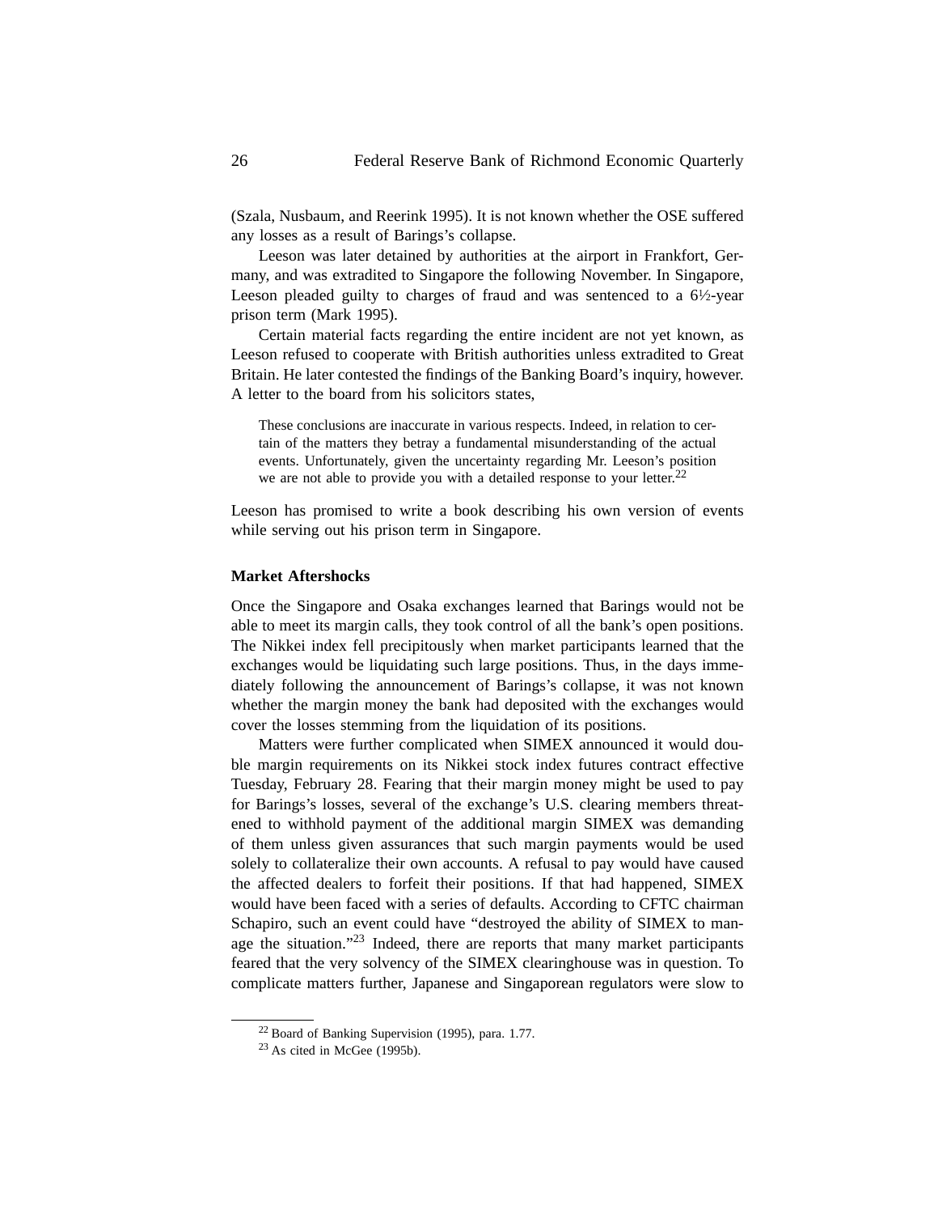(Szala, Nusbaum, and Reerink 1995). It is not known whether the OSE suffered any losses as a result of Barings's collapse.

Leeson was later detained by authorities at the airport in Frankfort, Germany, and was extradited to Singapore the following November. In Singapore, Leeson pleaded guilty to charges of fraud and was sentenced to a 6½-year prison term (Mark 1995).

Certain material facts regarding the entire incident are not yet known, as Leeson refused to cooperate with British authorities unless extradited to Great Britain. He later contested the findings of the Banking Board's inquiry, however. A letter to the board from his solicitors states,

> These conclusions are inaccurate in various respects. Indeed, in relation to certain of the matters they betray a fundamental misunderstanding of the actual events. Unfortunately, given the uncertainty regarding Mr. Leeson's position we are not able to provide you with a detailed response to your letter.[22]

Leeson has promised to write a book describing his own version of events while serving out his prison term in Singapore.

### Market Aftershocks

Once the Singapore and Osaka exchanges learned that Barings would not be able to meet its margin calls, they took control of all the bank's open positions. The Nikkei index fell precipitously when market participants learned that the exchanges would be liquidating such large positions. Thus, in the days immediately following the announcement of Barings's collapse, it was not known whether the margin money the bank had deposited with the exchanges would cover the losses stemming from the liquidation of its positions.

Matters were further complicated when SIMEX announced it would double margin requirements on its Nikkei stock index futures contract effective Tuesday, February 28. Fearing that their margin money might be used to pay for Barings's losses, several of the exchange's U.S. clearing members threatened to withhold payment of the additional margin SIMEX was demanding of them unless given assurances that such margin payments would be used solely to collateralize their own accounts. A refusal to pay would have caused the affected dealers to forfeit their positions. If that had happened, SIMEX would have been faced with a series of defaults. According to CFTC chairman Schapiro, such an event could have "destroyed the ability of SIMEX to manage the situation."[23] Indeed, there are reports that many market participants feared that the very solvency of the SIMEX clearinghouse was in question. To complicate matters further, Japanese and Singaporean regulators were slow to

---

[22] Board of Banking Supervision (1995), para. 1.77.

[23] As cited in McGee (1995b).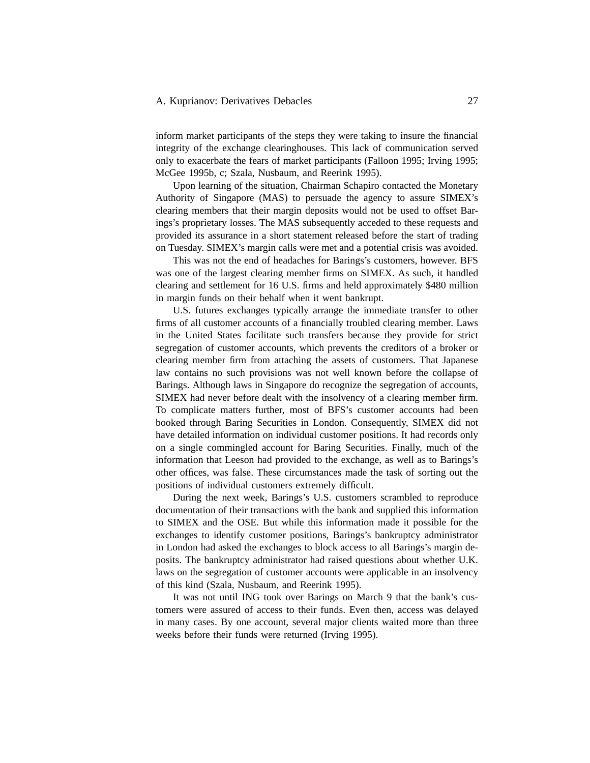inform market participants of the steps they were taking to insure the financial integrity of the exchange clearinghouses. This lack of communication served only to exacerbate the fears of market participants (Falloon 1995; Irving 1995; McGee 1995b, c; Szala, Nusbaum, and Reerink 1995).

Upon learning of the situation, Chairman Schapiro contacted the Monetary Authority of Singapore (MAS) to persuade the agency to assure SIMEX's clearing members that their margin deposits would not be used to offset Barings's proprietary losses. The MAS subsequently acceded to these requests and provided its assurance in a short statement released before the start of trading on Tuesday. SIMEX's margin calls were met and a potential crisis was avoided.

This was not the end of headaches for Barings's customers, however. BFS was one of the largest clearing member firms on SIMEX. As such, it handled clearing and settlement for 16 U.S. firms and held approximately \$480 million in margin funds on their behalf when it went bankrupt.

U.S. futures exchanges typically arrange the immediate transfer to other firms of all customer accounts of a financially troubled clearing member. Laws in the United States facilitate such transfers because they provide for strict segregation of customer accounts, which prevents the creditors of a broker or clearing member firm from attaching the assets of customers. That Japanese law contains no such provisions was not well known before the collapse of Barings. Although laws in Singapore do recognize the segregation of accounts, SIMEX had never before dealt with the insolvency of a clearing member firm. To complicate matters further, most of BFS's customer accounts had been booked through Baring Securities in London. Consequently, SIMEX did not have detailed information on individual customer positions. It had records only on a single commingled account for Baring Securities. Finally, much of the information that Leeson had provided to the exchange, as well as to Barings's other offices, was false. These circumstances made the task of sorting out the positions of individual customers extremely difficult.

During the next week, Barings's U.S. customers scrambled to reproduce documentation of their transactions with the bank and supplied this information to SIMEX and the OSE. But while this information made it possible for the exchanges to identify customer positions, Barings's bankruptcy administrator in London had asked the exchanges to block access to all Barings's margin deposits. The bankruptcy administrator had raised questions about whether U.K. laws on the segregation of customer accounts were applicable in an insolvency of this kind (Szala, Nusbaum, and Reerink 1995).

It was not until ING took over Barings on March 9 that the bank's customers were assured of access to their funds. Even then, access was delayed in many cases. By one account, several major clients waited more than three weeks before their funds were returned (Irving 1995).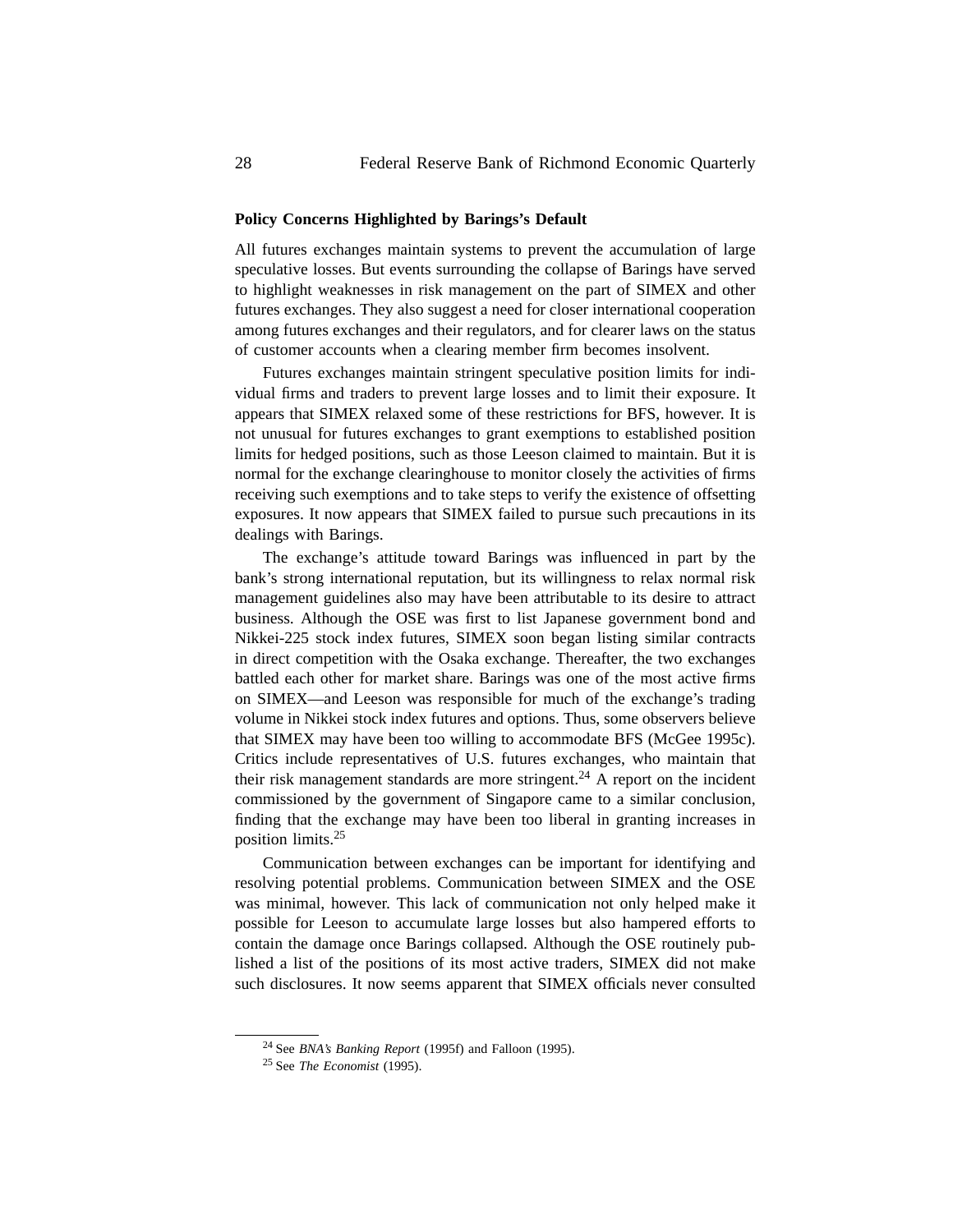### Policy Concerns Highlighted by Barings's Default

All futures exchanges maintain systems to prevent the accumulation of large speculative losses. But events surrounding the collapse of Barings have served to highlight weaknesses in risk management on the part of SIMEX and other futures exchanges. They also suggest a need for closer international cooperation among futures exchanges and their regulators, and for clearer laws on the status of customer accounts when a clearing member firm becomes insolvent.

Futures exchanges maintain stringent speculative position limits for individual firms and traders to prevent large losses and to limit their exposure. It appears that SIMEX relaxed some of these restrictions for BFS, however. It is not unusual for futures exchanges to grant exemptions to established position limits for hedged positions, such as those Leeson claimed to maintain. But it is normal for the exchange clearinghouse to monitor closely the activities of firms receiving such exemptions and to take steps to verify the existence of offsetting exposures. It now appears that SIMEX failed to pursue such precautions in its dealings with Barings.

The exchange's attitude toward Barings was influenced in part by the bank's strong international reputation, but its willingness to relax normal risk management guidelines also may have been attributable to its desire to attract business. Although the OSE was first to list Japanese government bond and Nikkei-225 stock index futures, SIMEX soon began listing similar contracts in direct competition with the Osaka exchange. Thereafter, the two exchanges battled each other for market share. Barings was one of the most active firms on SIMEX—and Leeson was responsible for much of the exchange's trading volume in Nikkei stock index futures and options. Thus, some observers believe that SIMEX may have been too willing to accommodate BFS (McGee 1995c). Critics include representatives of U.S. futures exchanges, who maintain that their risk management standards are more stringent.[24] A report on the incident commissioned by the government of Singapore came to a similar conclusion, finding that the exchange may have been too liberal in granting increases in position limits.[25]

Communication between exchanges can be important for identifying and resolving potential problems. Communication between SIMEX and the OSE was minimal, however. This lack of communication not only helped make it possible for Leeson to accumulate large losses but also hampered efforts to contain the damage once Barings collapsed. Although the OSE routinely published a list of the positions of its most active traders, SIMEX did not make such disclosures. It now seems apparent that SIMEX officials never consulted

---

[24] See *BNA's Banking Report* (1995f) and Falloon (1995).

[25] See *The Economist* (1995).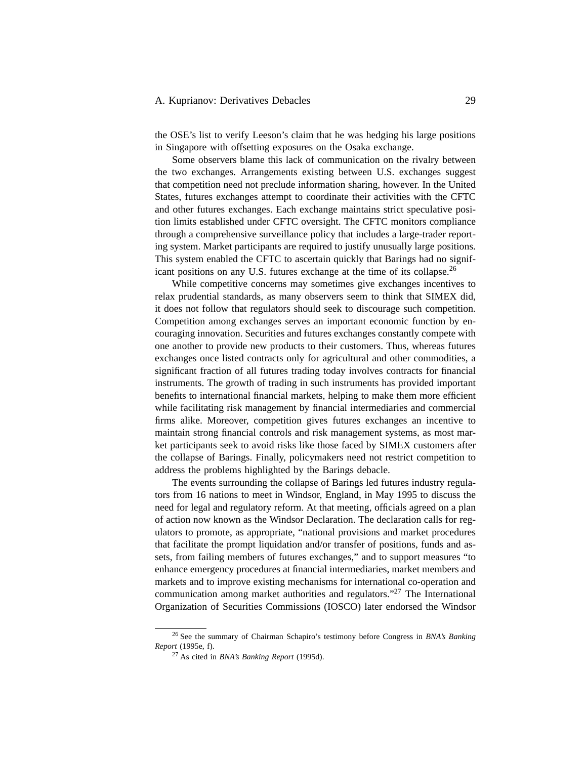the OSE's list to verify Leeson's claim that he was hedging his large positions in Singapore with offsetting exposures on the Osaka exchange.

Some observers blame this lack of communication on the rivalry between the two exchanges. Arrangements existing between U.S. exchanges suggest that competition need not preclude information sharing, however. In the United States, futures exchanges attempt to coordinate their activities with the CFTC and other futures exchanges. Each exchange maintains strict speculative position limits established under CFTC oversight. The CFTC monitors compliance through a comprehensive surveillance policy that includes a large-trader reporting system. Market participants are required to justify unusually large positions. This system enabled the CFTC to ascertain quickly that Barings had no significant positions on any U.S. futures exchange at the time of its collapse.[26]

While competitive concerns may sometimes give exchanges incentives to relax prudential standards, as many observers seem to think that SIMEX did, it does not follow that regulators should seek to discourage such competition. Competition among exchanges serves an important economic function by encouraging innovation. Securities and futures exchanges constantly compete with one another to provide new products to their customers. Thus, whereas futures exchanges once listed contracts only for agricultural and other commodities, a significant fraction of all futures trading today involves contracts for financial instruments. The growth of trading in such instruments has provided important benefits to international financial markets, helping to make them more efficient while facilitating risk management by financial intermediaries and commercial firms alike. Moreover, competition gives futures exchanges an incentive to maintain strong financial controls and risk management systems, as most market participants seek to avoid risks like those faced by SIMEX customers after the collapse of Barings. Finally, policymakers need not restrict competition to address the problems highlighted by the Barings debacle.

The events surrounding the collapse of Barings led futures industry regulators from 16 nations to meet in Windsor, England, in May 1995 to discuss the need for legal and regulatory reform. At that meeting, officials agreed on a plan of action now known as the Windsor Declaration. The declaration calls for regulators to promote, as appropriate, "national provisions and market procedures that facilitate the prompt liquidation and/or transfer of positions, funds and assets, from failing members of futures exchanges," and to support measures "to enhance emergency procedures at financial intermediaries, market members and markets and to improve existing mechanisms for international co-operation and communication among market authorities and regulators."[27] The International Organization of Securities Commissions (IOSCO) later endorsed the Windsor

[26] See the summary of Chairman Schapiro's testimony before Congress in *BNA's Banking Report* (1995e, f).

[27] As cited in *BNA's Banking Report* (1995d).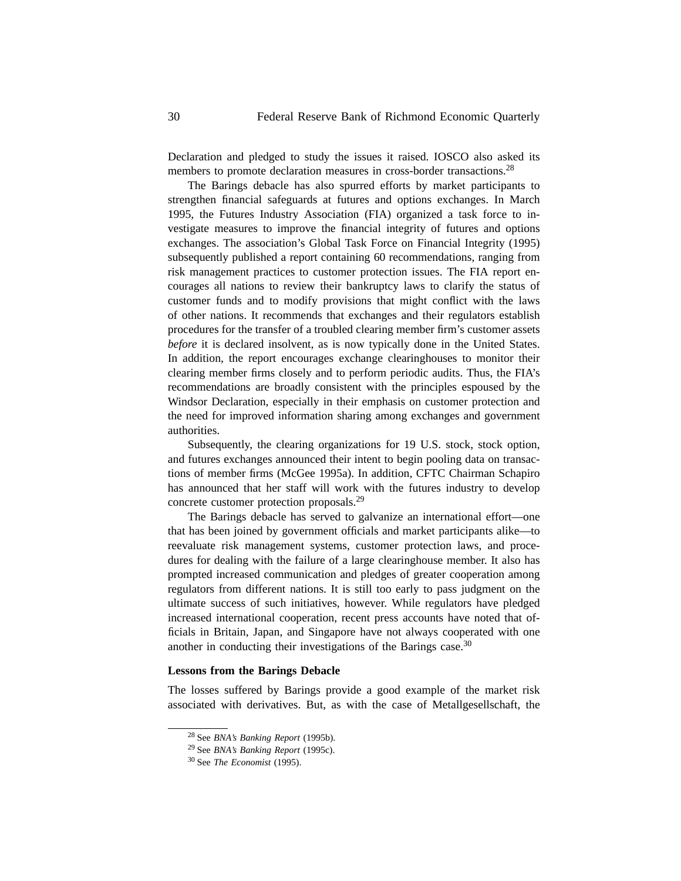Declaration and pledged to study the issues it raised. IOSCO also asked its members to promote declaration measures in cross-border transactions.[28]

The Barings debacle has also spurred efforts by market participants to strengthen financial safeguards at futures and options exchanges. In March 1995, the Futures Industry Association (FIA) organized a task force to investigate measures to improve the financial integrity of futures and options exchanges. The association's Global Task Force on Financial Integrity (1995) subsequently published a report containing 60 recommendations, ranging from risk management practices to customer protection issues. The FIA report encourages all nations to review their bankruptcy laws to clarify the status of customer funds and to modify provisions that might conflict with the laws of other nations. It recommends that exchanges and their regulators establish procedures for the transfer of a troubled clearing member firm's customer assets *before* it is declared insolvent, as is now typically done in the United States. In addition, the report encourages exchange clearinghouses to monitor their clearing member firms closely and to perform periodic audits. Thus, the FIA's recommendations are broadly consistent with the principles espoused by the Windsor Declaration, especially in their emphasis on customer protection and the need for improved information sharing among exchanges and government authorities.

Subsequently, the clearing organizations for 19 U.S. stock, stock option, and futures exchanges announced their intent to begin pooling data on transactions of member firms (McGee 1995a). In addition, CFTC Chairman Schapiro has announced that her staff will work with the futures industry to develop concrete customer protection proposals.[29]

The Barings debacle has served to galvanize an international effort—one that has been joined by government officials and market participants alike—to reevaluate risk management systems, customer protection laws, and procedures for dealing with the failure of a large clearinghouse member. It also has prompted increased communication and pledges of greater cooperation among regulators from different nations. It is still too early to pass judgment on the ultimate success of such initiatives, however. While regulators have pledged increased international cooperation, recent press accounts have noted that officials in Britain, Japan, and Singapore have not always cooperated with one another in conducting their investigations of the Barings case.[30]

### Lessons from the Barings Debacle

The losses suffered by Barings provide a good example of the market risk associated with derivatives. But, as with the case of Metallgesellschaft, the

[28] See *BNA's Banking Report* (1995b).

[29] See *BNA's Banking Report* (1995c).

[30] See *The Economist* (1995).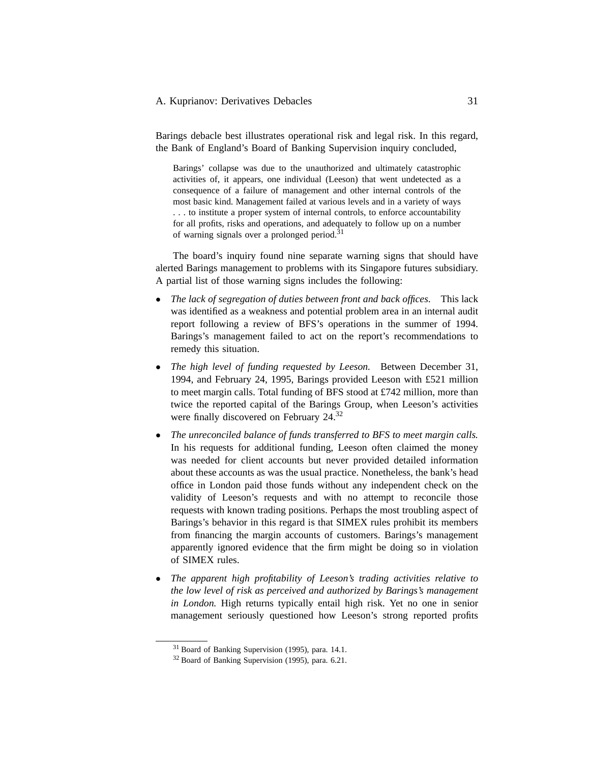Barings debacle best illustrates operational risk and legal risk. In this regard, the Bank of England's Board of Banking Supervision inquiry concluded,

> Barings' collapse was due to the unauthorized and ultimately catastrophic activities of, it appears, one individual (Leeson) that went undetected as a consequence of a failure of management and other internal controls of the most basic kind. Management failed at various levels and in a variety of ways . . . to institute a proper system of internal controls, to enforce accountability for all profits, risks and operations, and adequately to follow up on a number of warning signals over a prolonged period.[31]

The board's inquiry found nine separate warning signs that should have alerted Barings management to problems with its Singapore futures subsidiary. A partial list of those warning signs includes the following:

- *The lack of segregation of duties between front and back offices.* This lack was identified as a weakness and potential problem area in an internal audit report following a review of BFS's operations in the summer of 1994. Barings's management failed to act on the report's recommendations to remedy this situation.
- *The high level of funding requested by Leeson.* Between December 31, 1994, and February 24, 1995, Barings provided Leeson with £521 million to meet margin calls. Total funding of BFS stood at £742 million, more than twice the reported capital of the Barings Group, when Leeson's activities were finally discovered on February 24.[32]
- *The unreconciled balance of funds transferred to BFS to meet margin calls.* In his requests for additional funding, Leeson often claimed the money was needed for client accounts but never provided detailed information about these accounts as was the usual practice. Nonetheless, the bank's head office in London paid those funds without any independent check on the validity of Leeson's requests and with no attempt to reconcile those requests with known trading positions. Perhaps the most troubling aspect of Barings's behavior in this regard is that SIMEX rules prohibit its members from financing the margin accounts of customers. Barings's management apparently ignored evidence that the firm might be doing so in violation of SIMEX rules.
- *The apparent high profitability of Leeson's trading activities relative to the low level of risk as perceived and authorized by Barings's management in London.* High returns typically entail high risk. Yet no one in senior management seriously questioned how Leeson's strong reported profits

[31] Board of Banking Supervision (1995), para. 14.1.

[32] Board of Banking Supervision (1995), para. 6.21.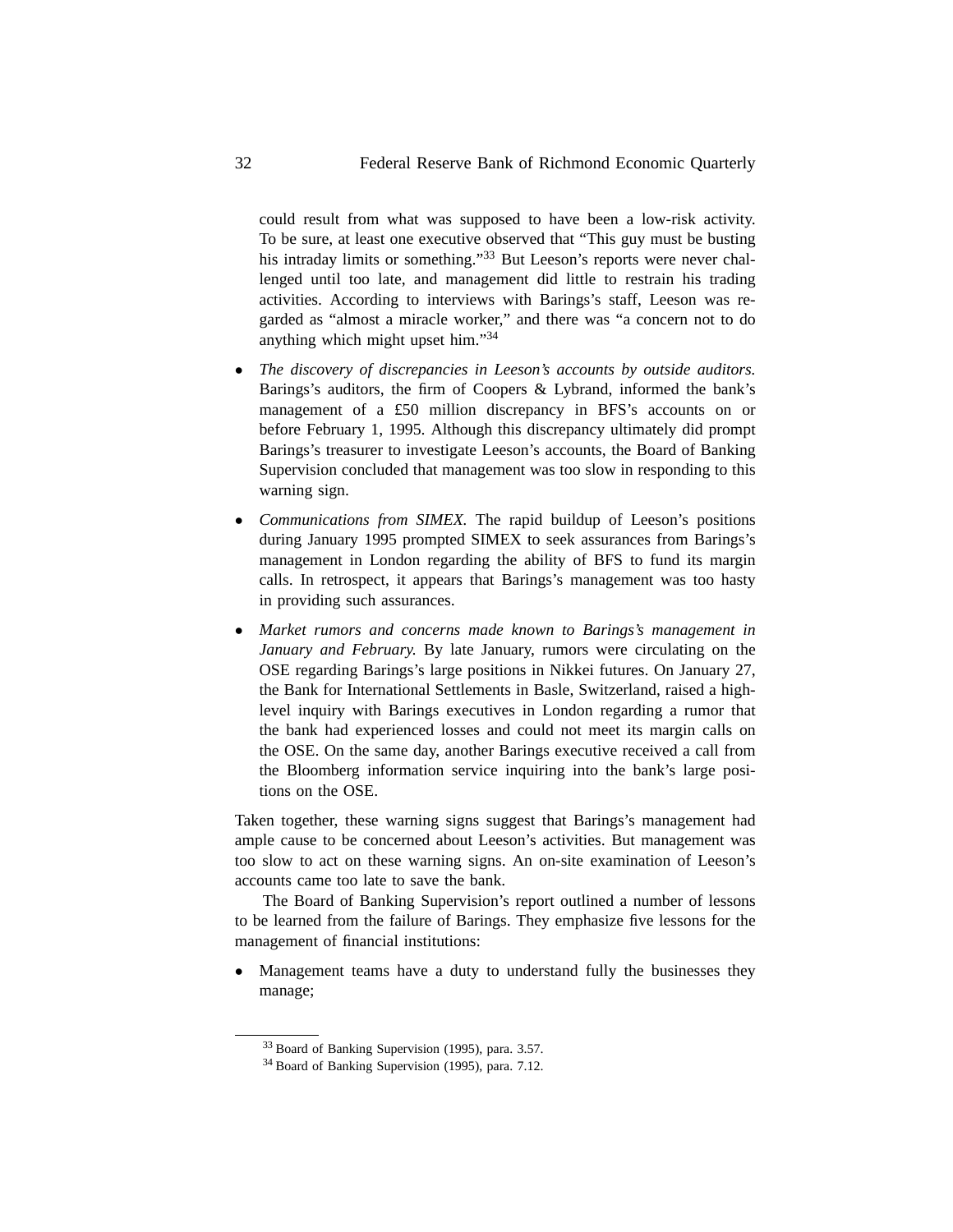could result from what was supposed to have been a low-risk activity. To be sure, at least one executive observed that "This guy must be busting his intraday limits or something."[33] But Leeson's reports were never challenged until too late, and management did little to restrain his trading activities. According to interviews with Barings's staff, Leeson was regarded as "almost a miracle worker," and there was "a concern not to do anything which might upset him."[34]

- *The discovery of discrepancies in Leeson's accounts by outside auditors.* Barings's auditors, the firm of Coopers & Lybrand, informed the bank's management of a £50 million discrepancy in BFS's accounts on or before February 1, 1995. Although this discrepancy ultimately did prompt Barings's treasurer to investigate Leeson's accounts, the Board of Banking Supervision concluded that management was too slow in responding to this warning sign.
- *Communications from SIMEX.* The rapid buildup of Leeson's positions during January 1995 prompted SIMEX to seek assurances from Barings's management in London regarding the ability of BFS to fund its margin calls. In retrospect, it appears that Barings's management was too hasty in providing such assurances.
- *Market rumors and concerns made known to Barings's management in January and February.* By late January, rumors were circulating on the OSE regarding Barings's large positions in Nikkei futures. On January 27, the Bank for International Settlements in Basle, Switzerland, raised a high-level inquiry with Barings executives in London regarding a rumor that the bank had experienced losses and could not meet its margin calls on the OSE. On the same day, another Barings executive received a call from the Bloomberg information service inquiring into the bank's large positions on the OSE.

Taken together, these warning signs suggest that Barings's management had ample cause to be concerned about Leeson's activities. But management was too slow to act on these warning signs. An on-site examination of Leeson's accounts came too late to save the bank.

The Board of Banking Supervision's report outlined a number of lessons to be learned from the failure of Barings. They emphasize five lessons for the management of financial institutions:

- Management teams have a duty to understand fully the businesses they manage;

[33] Board of Banking Supervision (1995), para. 3.57.

[34] Board of Banking Supervision (1995), para. 7.12.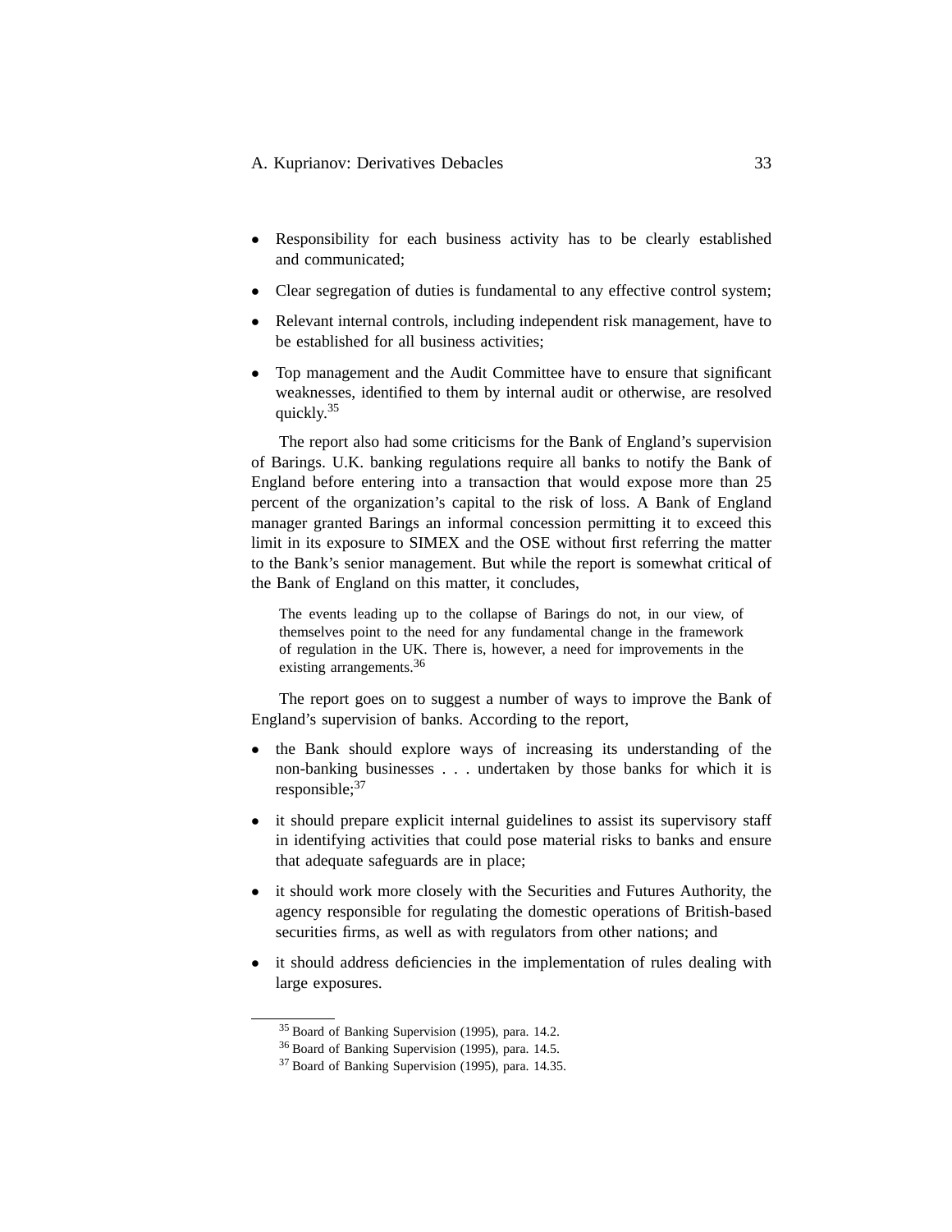- Responsibility for each business activity has to be clearly established and communicated;
- Clear segregation of duties is fundamental to any effective control system;
- Relevant internal controls, including independent risk management, have to be established for all business activities;
- Top management and the Audit Committee have to ensure that significant weaknesses, identified to them by internal audit or otherwise, are resolved quickly.[35]

The report also had some criticisms for the Bank of England's supervision of Barings. U.K. banking regulations require all banks to notify the Bank of England before entering into a transaction that would expose more than 25 percent of the organization's capital to the risk of loss. A Bank of England manager granted Barings an informal concession permitting it to exceed this limit in its exposure to SIMEX and the OSE without first referring the matter to the Bank's senior management. But while the report is somewhat critical of the Bank of England on this matter, it concludes,

> The events leading up to the collapse of Barings do not, in our view, of themselves point to the need for any fundamental change in the framework of regulation in the UK. There is, however, a need for improvements in the existing arrangements.[36]

The report goes on to suggest a number of ways to improve the Bank of England's supervision of banks. According to the report,

- the Bank should explore ways of increasing its understanding of the non-banking businesses . . . undertaken by those banks for which it is responsible;[37]
- it should prepare explicit internal guidelines to assist its supervisory staff in identifying activities that could pose material risks to banks and ensure that adequate safeguards are in place;
- it should work more closely with the Securities and Futures Authority, the agency responsible for regulating the domestic operations of British-based securities firms, as well as with regulators from other nations; and
- it should address deficiencies in the implementation of rules dealing with large exposures.

---

[35] Board of Banking Supervision (1995), para. 14.2.

[36] Board of Banking Supervision (1995), para. 14.5.

[37] Board of Banking Supervision (1995), para. 14.35.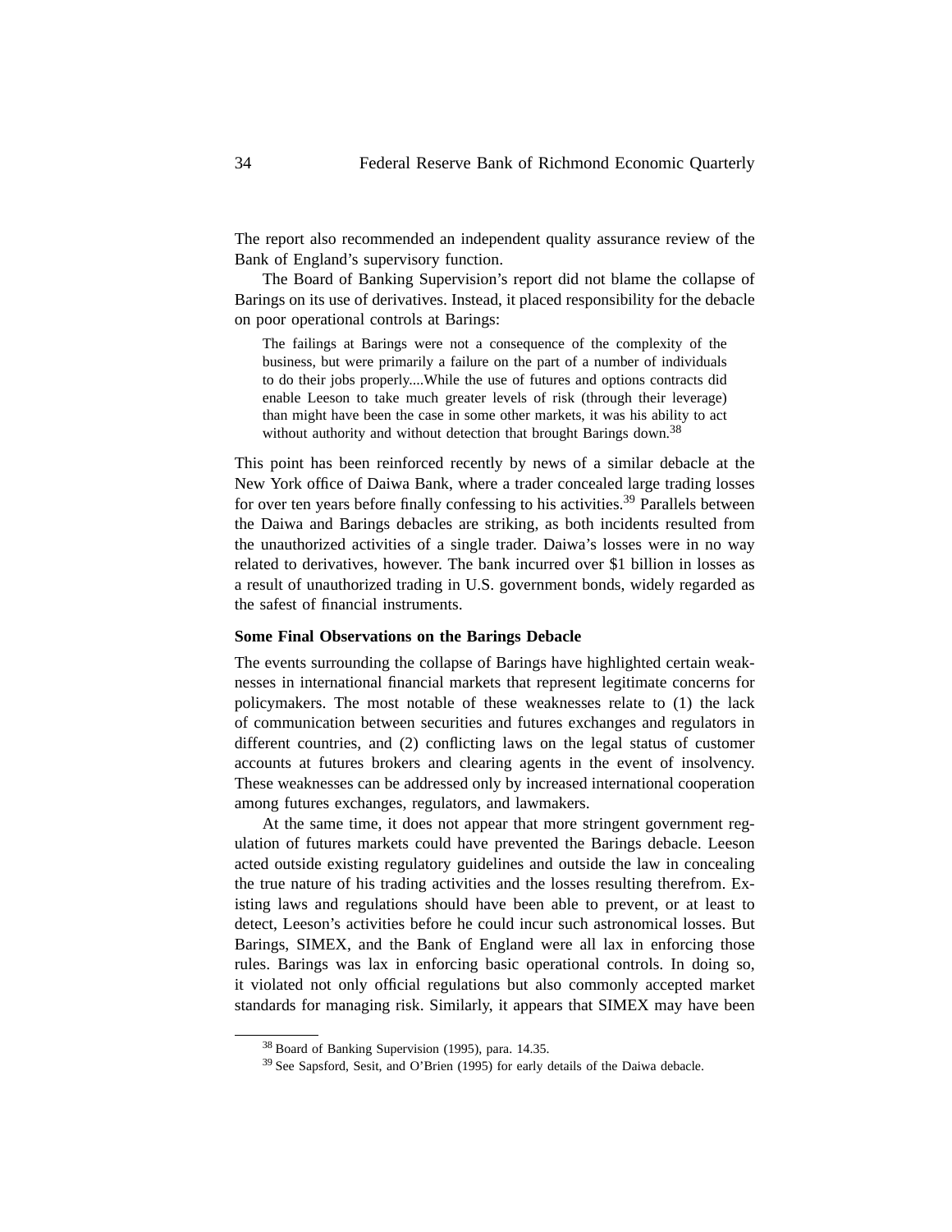The report also recommended an independent quality assurance review of the Bank of England's supervisory function.

The Board of Banking Supervision's report did not blame the collapse of Barings on its use of derivatives. Instead, it placed responsibility for the debacle on poor operational controls at Barings:

> The failings at Barings were not a consequence of the complexity of the business, but were primarily a failure on the part of a number of individuals to do their jobs properly....While the use of futures and options contracts did enable Leeson to take much greater levels of risk (through their leverage) than might have been the case in some other markets, it was his ability to act without authority and without detection that brought Barings down.[38]

This point has been reinforced recently by news of a similar debacle at the New York office of Daiwa Bank, where a trader concealed large trading losses for over ten years before finally confessing to his activities.[39] Parallels between the Daiwa and Barings debacles are striking, as both incidents resulted from the unauthorized activities of a single trader. Daiwa's losses were in no way related to derivatives, however. The bank incurred over $1 billion in losses as a result of unauthorized trading in U.S. government bonds, widely regarded as the safest of financial instruments.

**Some Final Observations on the Barings Debacle**

The events surrounding the collapse of Barings have highlighted certain weaknesses in international financial markets that represent legitimate concerns for policymakers. The most notable of these weaknesses relate to (1) the lack of communication between securities and futures exchanges and regulators in different countries, and (2) conflicting laws on the legal status of customer accounts at futures brokers and clearing agents in the event of insolvency. These weaknesses can be addressed only by increased international cooperation among futures exchanges, regulators, and lawmakers.

At the same time, it does not appear that more stringent government regulation of futures markets could have prevented the Barings debacle. Leeson acted outside existing regulatory guidelines and outside the law in concealing the true nature of his trading activities and the losses resulting therefrom. Existing laws and regulations should have been able to prevent, or at least to detect, Leeson's activities before he could incur such astronomical losses. But Barings, SIMEX, and the Bank of England were all lax in enforcing those rules. Barings was lax in enforcing basic operational controls. In doing so, it violated not only official regulations but also commonly accepted market standards for managing risk. Similarly, it appears that SIMEX may have been

[38] Board of Banking Supervision (1995), para. 14.35.

[39] See Sapsford, Sesit, and O'Brien (1995) for early details of the Daiwa debacle.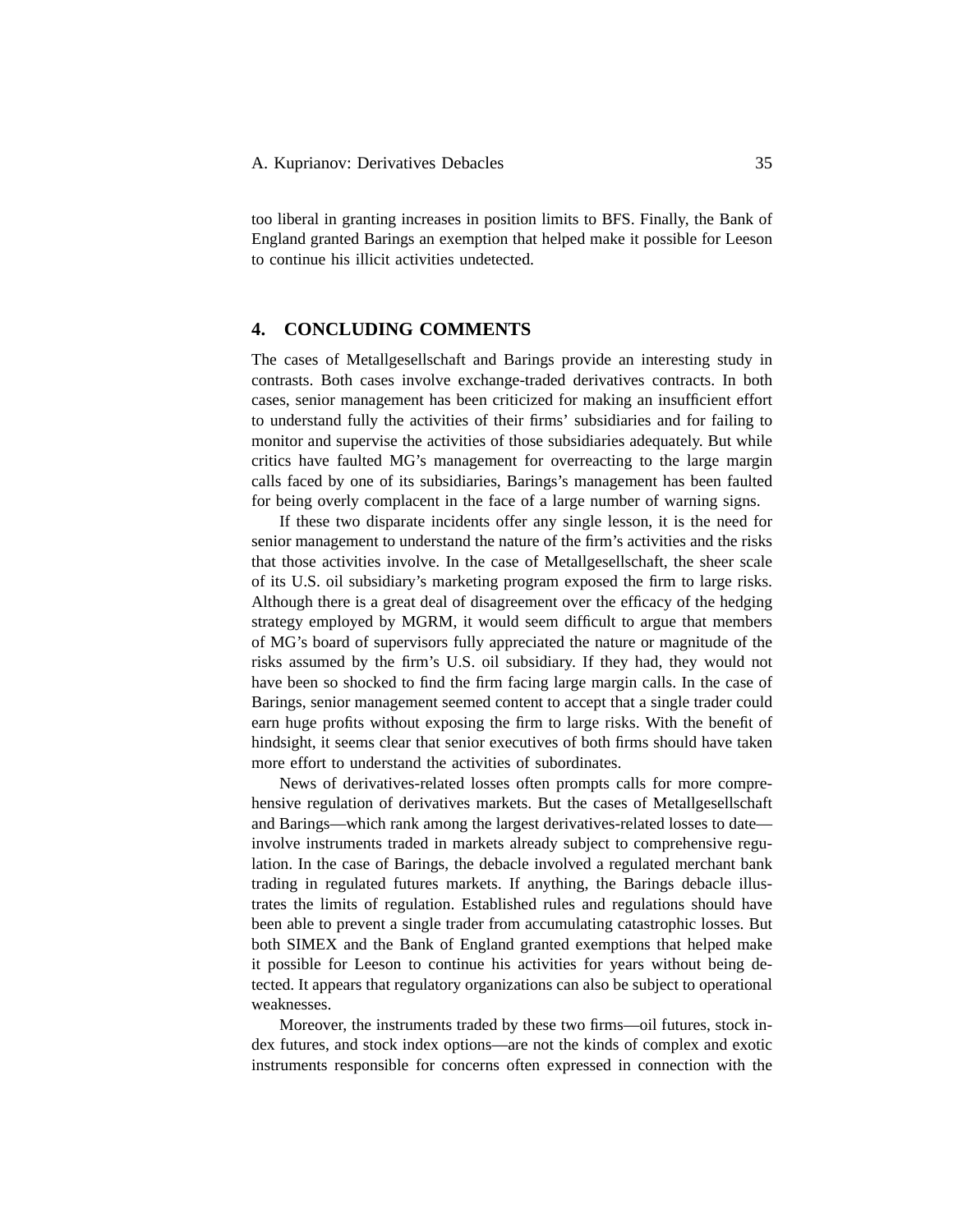too liberal in granting increases in position limits to BFS. Finally, the Bank of England granted Barings an exemption that helped make it possible for Leeson to continue his illicit activities undetected.

## 4. CONCLUDING COMMENTS

The cases of Metallgesellschaft and Barings provide an interesting study in contrasts. Both cases involve exchange-traded derivatives contracts. In both cases, senior management has been criticized for making an insufficient effort to understand fully the activities of their firms' subsidiaries and for failing to monitor and supervise the activities of those subsidiaries adequately. But while critics have faulted MG's management for overreacting to the large margin calls faced by one of its subsidiaries, Barings's management has been faulted for being overly complacent in the face of a large number of warning signs.

If these two disparate incidents offer any single lesson, it is the need for senior management to understand the nature of the firm's activities and the risks that those activities involve. In the case of Metallgesellschaft, the sheer scale of its U.S. oil subsidiary's marketing program exposed the firm to large risks. Although there is a great deal of disagreement over the efficacy of the hedging strategy employed by MGRM, it would seem difficult to argue that members of MG's board of supervisors fully appreciated the nature or magnitude of the risks assumed by the firm's U.S. oil subsidiary. If they had, they would not have been so shocked to find the firm facing large margin calls. In the case of Barings, senior management seemed content to accept that a single trader could earn huge profits without exposing the firm to large risks. With the benefit of hindsight, it seems clear that senior executives of both firms should have taken more effort to understand the activities of subordinates.

News of derivatives-related losses often prompts calls for more comprehensive regulation of derivatives markets. But the cases of Metallgesellschaft and Barings—which rank among the largest derivatives-related losses to date—involve instruments traded in markets already subject to comprehensive regulation. In the case of Barings, the debacle involved a regulated merchant bank trading in regulated futures markets. If anything, the Barings debacle illustrates the limits of regulation. Established rules and regulations should have been able to prevent a single trader from accumulating catastrophic losses. But both SIMEX and the Bank of England granted exemptions that helped make it possible for Leeson to continue his activities for years without being detected. It appears that regulatory organizations can also be subject to operational weaknesses.

Moreover, the instruments traded by these two firms—oil futures, stock index futures, and stock index options—are not the kinds of complex and exotic instruments responsible for concerns often expressed in connection with the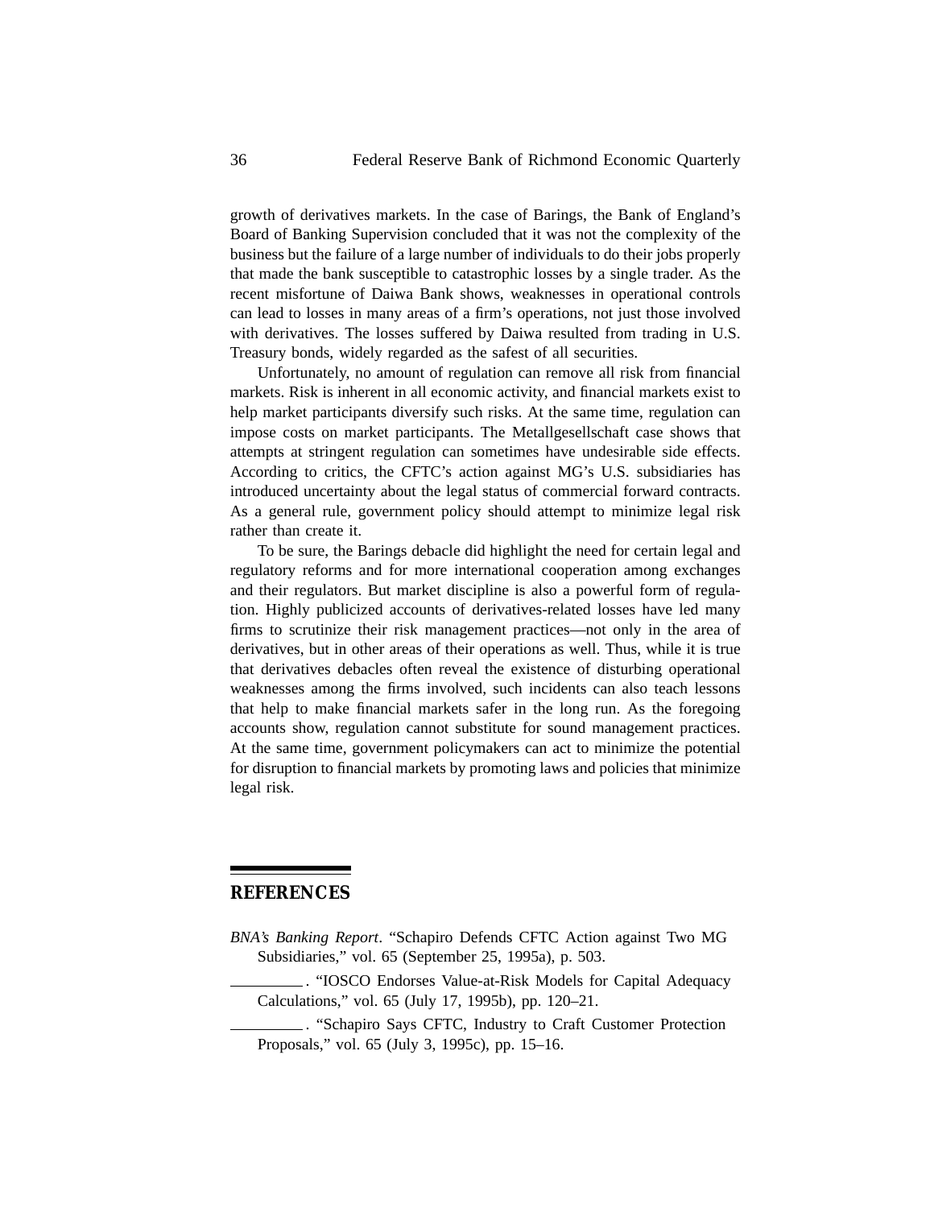growth of derivatives markets. In the case of Barings, the Bank of England's Board of Banking Supervision concluded that it was not the complexity of the business but the failure of a large number of individuals to do their jobs properly that made the bank susceptible to catastrophic losses by a single trader. As the recent misfortune of Daiwa Bank shows, weaknesses in operational controls can lead to losses in many areas of a firm's operations, not just those involved with derivatives. The losses suffered by Daiwa resulted from trading in U.S. Treasury bonds, widely regarded as the safest of all securities.

Unfortunately, no amount of regulation can remove all risk from financial markets. Risk is inherent in all economic activity, and financial markets exist to help market participants diversify such risks. At the same time, regulation can impose costs on market participants. The Metallgesellschaft case shows that attempts at stringent regulation can sometimes have undesirable side effects. According to critics, the CFTC's action against MG's U.S. subsidiaries has introduced uncertainty about the legal status of commercial forward contracts. As a general rule, government policy should attempt to minimize legal risk rather than create it.

To be sure, the Barings debacle did highlight the need for certain legal and regulatory reforms and for more international cooperation among exchanges and their regulators. But market discipline is also a powerful form of regulation. Highly publicized accounts of derivatives-related losses have led many firms to scrutinize their risk management practices—not only in the area of derivatives, but in other areas of their operations as well. Thus, while it is true that derivatives debacles often reveal the existence of disturbing operational weaknesses among the firms involved, such incidents can also teach lessons that help to make financial markets safer in the long run. As the foregoing accounts show, regulation cannot substitute for sound management practices. At the same time, government policymakers can act to minimize the potential for disruption to financial markets by promoting laws and policies that minimize legal risk.

## REFERENCES

*BNA's Banking Report*. "Schapiro Defends CFTC Action against Two MG Subsidiaries," vol. 65 (September 25, 1995a), p. 503.

\_\_\_\_\_\_\_\_\_\_. "IOSCO Endorses Value-at-Risk Models for Capital Adequacy Calculations," vol. 65 (July 17, 1995b), pp. 120–21.

\_\_\_\_\_\_\_\_\_\_. "Schapiro Says CFTC, Industry to Craft Customer Protection Proposals," vol. 65 (July 3, 1995c), pp. 15–16.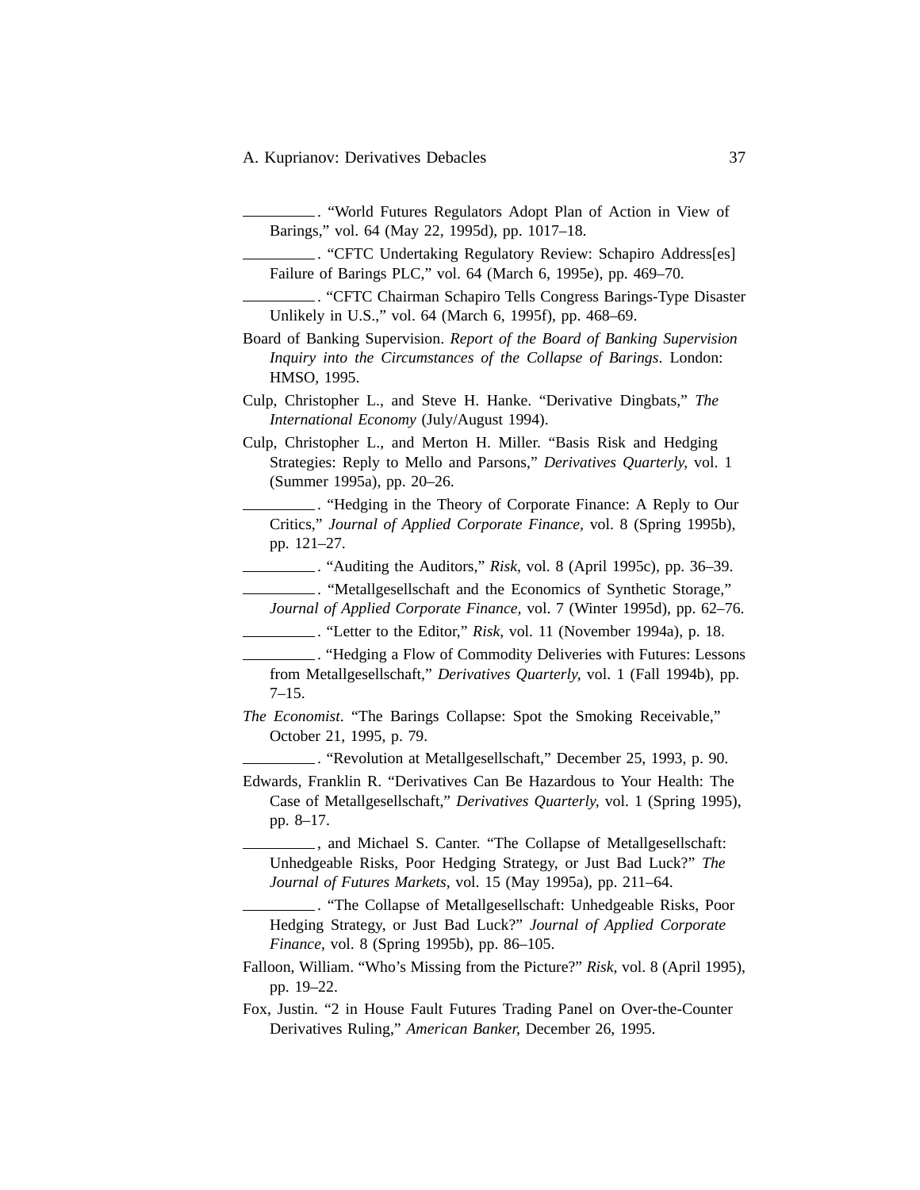\_\_\_\_\_\_\_\_\_. "World Futures Regulators Adopt Plan of Action in View of Barings," vol. 64 (May 22, 1995d), pp. 1017–18.

\_\_\_\_\_\_\_\_\_. "CFTC Undertaking Regulatory Review: Schapiro Address[es] Failure of Barings PLC," vol. 64 (March 6, 1995e), pp. 469–70.

\_\_\_\_\_\_\_\_\_. "CFTC Chairman Schapiro Tells Congress Barings-Type Disaster Unlikely in U.S.," vol. 64 (March 6, 1995f), pp. 468–69.

Board of Banking Supervision. *Report of the Board of Banking Supervision Inquiry into the Circumstances of the Collapse of Barings*. London: HMSO, 1995.

Culp, Christopher L., and Steve H. Hanke. "Derivative Dingbats," *The International Economy* (July/August 1994).

Culp, Christopher L., and Merton H. Miller. "Basis Risk and Hedging Strategies: Reply to Mello and Parsons," *Derivatives Quarterly*, vol. 1 (Summer 1995a), pp. 20–26.

\_\_\_\_\_\_\_\_\_. "Hedging in the Theory of Corporate Finance: A Reply to Our Critics," *Journal of Applied Corporate Finance,* vol. 8 (Spring 1995b), pp. 121–27.

\_\_\_\_\_\_\_\_\_. "Auditing the Auditors," *Risk,* vol. 8 (April 1995c), pp. 36–39.

\_\_\_\_\_\_\_\_\_. "Metallgesellschaft and the Economics of Synthetic Storage," *Journal of Applied Corporate Finance,* vol. 7 (Winter 1995d), pp. 62–76.

\_\_\_\_\_\_\_\_\_. "Letter to the Editor," *Risk,* vol. 11 (November 1994a), p. 18.

\_\_\_\_\_\_\_\_\_. "Hedging a Flow of Commodity Deliveries with Futures: Lessons from Metallgesellschaft," *Derivatives Quarterly,* vol. 1 (Fall 1994b), pp. 7–15.

*The Economist*. "The Barings Collapse: Spot the Smoking Receivable," October 21, 1995, p. 79.

\_\_\_\_\_\_\_\_\_. "Revolution at Metallgesellschaft," December 25, 1993, p. 90.

Edwards, Franklin R. "Derivatives Can Be Hazardous to Your Health: The Case of Metallgesellschaft," *Derivatives Quarterly*, vol. 1 (Spring 1995), pp. 8–17.

\_\_\_\_\_\_\_\_\_, and Michael S. Canter. "The Collapse of Metallgesellschaft: Unhedgeable Risks, Poor Hedging Strategy, or Just Bad Luck?" *The Journal of Futures Markets,* vol. 15 (May 1995a), pp. 211–64.

\_\_\_\_\_\_\_\_\_. "The Collapse of Metallgesellschaft: Unhedgeable Risks, Poor Hedging Strategy, or Just Bad Luck?" *Journal of Applied Corporate Finance,* vol. 8 (Spring 1995b), pp. 86–105.

Falloon, William. "Who's Missing from the Picture?" *Risk,* vol. 8 (April 1995), pp. 19–22.

Fox, Justin. "2 in House Fault Futures Trading Panel on Over-the-Counter Derivatives Ruling," *American Banker,* December 26, 1995.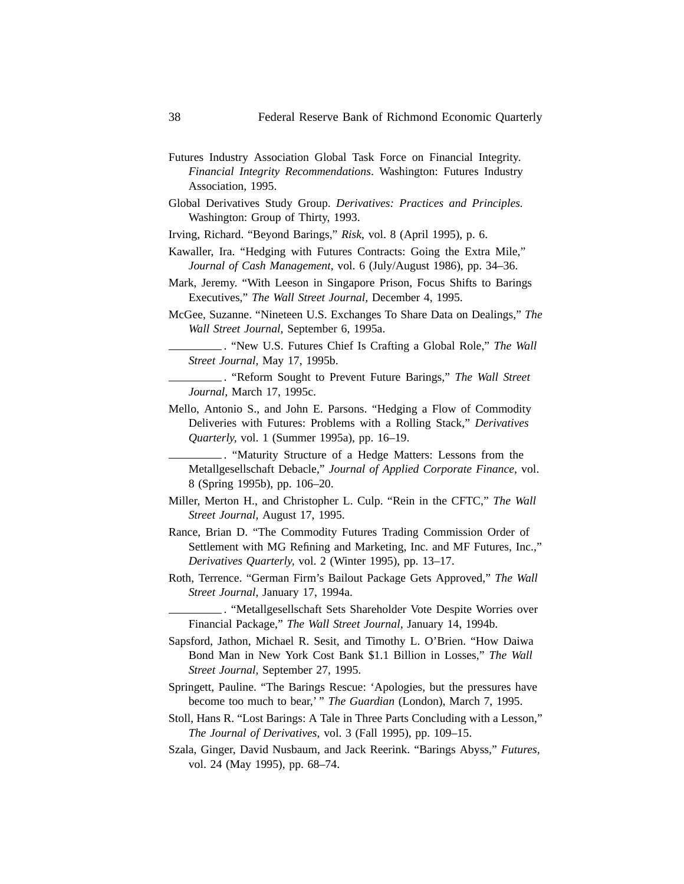Futures Industry Association Global Task Force on Financial Integrity. *Financial Integrity Recommendations*. Washington: Futures Industry Association, 1995.

Global Derivatives Study Group. *Derivatives: Practices and Principles.* Washington: Group of Thirty, 1993.

Irving, Richard. "Beyond Barings," *Risk,* vol. 8 (April 1995), p. 6.

Kawaller, Ira. "Hedging with Futures Contracts: Going the Extra Mile," *Journal of Cash Management,* vol. 6 (July/August 1986), pp. 34–36.

Mark, Jeremy. "With Leeson in Singapore Prison, Focus Shifts to Barings Executives," *The Wall Street Journal,* December 4, 1995.

McGee, Suzanne. "Nineteen U.S. Exchanges To Share Data on Dealings," *The Wall Street Journal,* September 6, 1995a.

\_\_\_\_\_\_\_\_\_. "New U.S. Futures Chief Is Crafting a Global Role," *The Wall Street Journal,* May 17, 1995b.

\_\_\_\_\_\_\_\_\_. "Reform Sought to Prevent Future Barings," *The Wall Street Journal,* March 17, 1995c.

Mello, Antonio S., and John E. Parsons. "Hedging a Flow of Commodity Deliveries with Futures: Problems with a Rolling Stack," *Derivatives Quarterly,* vol. 1 (Summer 1995a), pp. 16–19.

\_\_\_\_\_\_\_\_\_. "Maturity Structure of a Hedge Matters: Lessons from the Metallgesellschaft Debacle," *Journal of Applied Corporate Finance,* vol. 8 (Spring 1995b), pp. 106–20.

Miller, Merton H., and Christopher L. Culp. "Rein in the CFTC," *The Wall Street Journal,* August 17, 1995.

Rance, Brian D. "The Commodity Futures Trading Commission Order of Settlement with MG Refining and Marketing, Inc. and MF Futures, Inc.," *Derivatives Quarterly,* vol. 2 (Winter 1995), pp. 13–17.

Roth, Terrence. "German Firm's Bailout Package Gets Approved," *The Wall Street Journal,* January 17, 1994a.

\_\_\_\_\_\_\_\_\_. "Metallgesellschaft Sets Shareholder Vote Despite Worries over Financial Package," *The Wall Street Journal,* January 14, 1994b.

Sapsford, Jathon, Michael R. Sesit, and Timothy L. O'Brien. "How Daiwa Bond Man in New York Cost Bank $1.1 Billion in Losses," *The Wall Street Journal,* September 27, 1995.

Springett, Pauline. "The Barings Rescue: 'Apologies, but the pressures have become too much to bear,' " *The Guardian* (London), March 7, 1995.

Stoll, Hans R. "Lost Barings: A Tale in Three Parts Concluding with a Lesson," *The Journal of Derivatives,* vol. 3 (Fall 1995), pp. 109–15.

Szala, Ginger, David Nusbaum, and Jack Reerink. "Barings Abyss," *Futures,* vol. 24 (May 1995), pp. 68–74.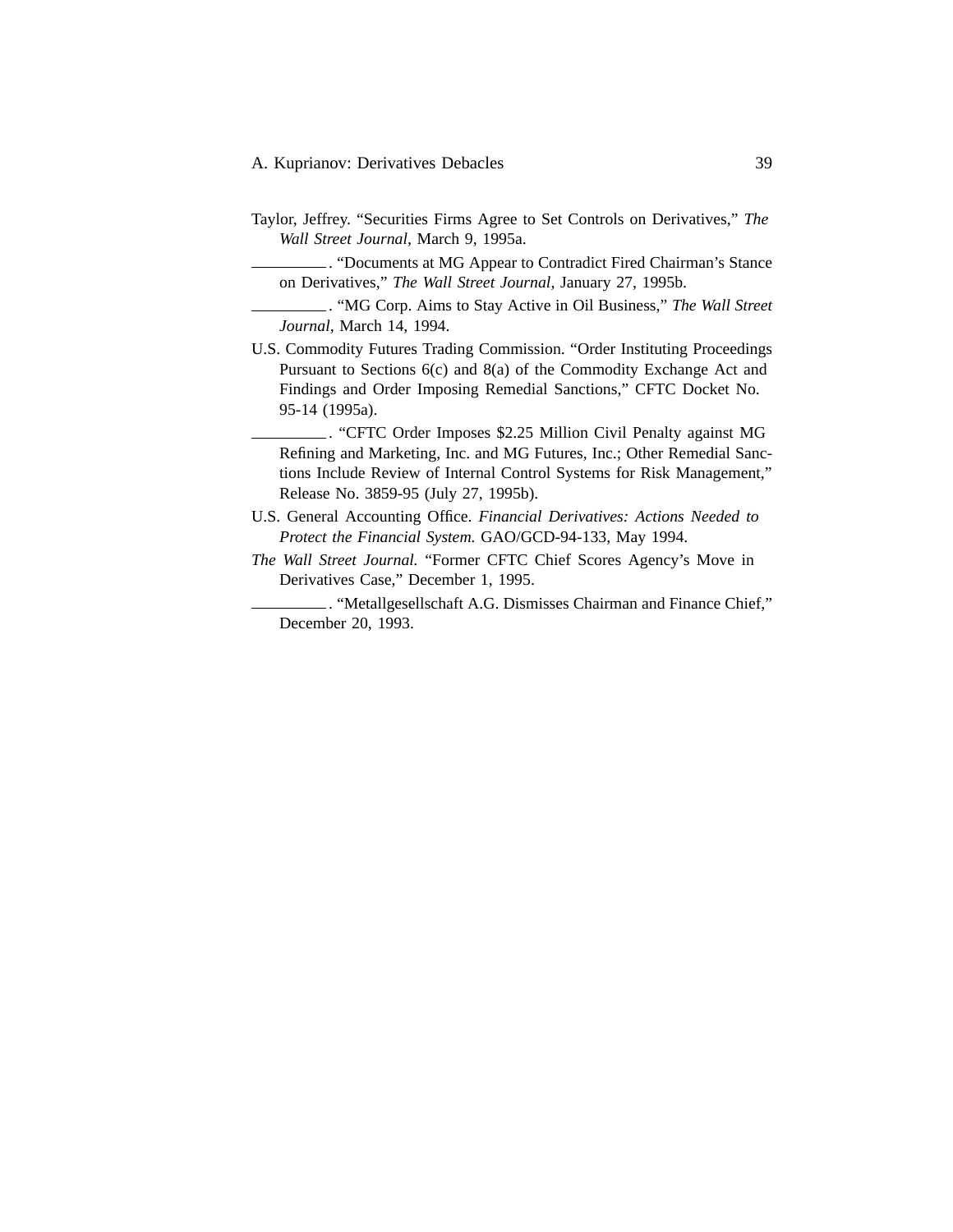Taylor, Jeffrey. "Securities Firms Agree to Set Controls on Derivatives," *The Wall Street Journal,* March 9, 1995a.

\_\_\_\_\_\_\_\_\_\_. "Documents at MG Appear to Contradict Fired Chairman's Stance on Derivatives," *The Wall Street Journal,* January 27, 1995b.

\_\_\_\_\_\_\_\_\_\_. "MG Corp. Aims to Stay Active in Oil Business," *The Wall Street Journal*, March 14, 1994.

U.S. Commodity Futures Trading Commission. "Order Instituting Proceedings Pursuant to Sections 6(c) and 8(a) of the Commodity Exchange Act and Findings and Order Imposing Remedial Sanctions," CFTC Docket No. 95-14 (1995a).

\_\_\_\_\_\_\_\_\_\_. "CFTC Order Imposes $2.25 Million Civil Penalty against MG Refining and Marketing, Inc. and MG Futures, Inc.; Other Remedial Sanctions Include Review of Internal Control Systems for Risk Management," Release No. 3859-95 (July 27, 1995b).

U.S. General Accounting Office. *Financial Derivatives: Actions Needed to Protect the Financial System.* GAO/GCD-94-133, May 1994.

*The Wall Street Journal.* "Former CFTC Chief Scores Agency's Move in Derivatives Case," December 1, 1995.

\_\_\_\_\_\_\_\_\_\_. "Metallgesellschaft A.G. Dismisses Chairman and Finance Chief," December 20, 1993.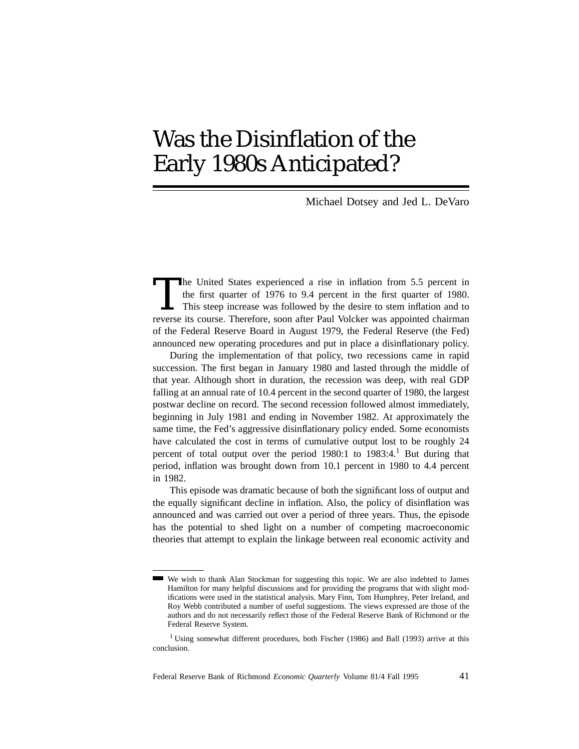# Was the Disinflation of the Early 1980s Anticipated?

Michael Dotsey and Jed L. DeVaro

The United States experienced a rise in inflation from 5.5 percent in the first quarter of 1976 to 9.4 percent in the first quarter of 1980. This steep increase was followed by the desire to stem inflation and to reverse its course. Therefore, soon after Paul Volcker was appointed chairman of the Federal Reserve Board in August 1979, the Federal Reserve (the Fed) announced new operating procedures and put in place a disinflationary policy.

During the implementation of that policy, two recessions came in rapid succession. The first began in January 1980 and lasted through the middle of that year. Although short in duration, the recession was deep, with real GDP falling at an annual rate of 10.4 percent in the second quarter of 1980, the largest postwar decline on record. The second recession followed almost immediately, beginning in July 1981 and ending in November 1982. At approximately the same time, the Fed's aggressive disinflationary policy ended. Some economists have calculated the cost in terms of cumulative output lost to be roughly 24 percent of total output over the period 1980:1 to 1983:4.[1] But during that period, inflation was brought down from 10.1 percent in 1980 to 4.4 percent in 1982.

This episode was dramatic because of both the significant loss of output and the equally significant decline in inflation. Also, the policy of disinflation was announced and was carried out over a period of three years. Thus, the episode has the potential to shed light on a number of competing macroeconomic theories that attempt to explain the linkage between real economic activity and

---

We wish to thank Alan Stockman for suggesting this topic. We are also indebted to James Hamilton for many helpful discussions and for providing the programs that with slight modifications were used in the statistical analysis. Mary Finn, Tom Humphrey, Peter Ireland, and Roy Webb contributed a number of useful suggestions. The views expressed are those of the authors and do not necessarily reflect those of the Federal Reserve Bank of Richmond or the Federal Reserve System.

[1] Using somewhat different procedures, both Fischer (1986) and Ball (1993) arrive at this conclusion.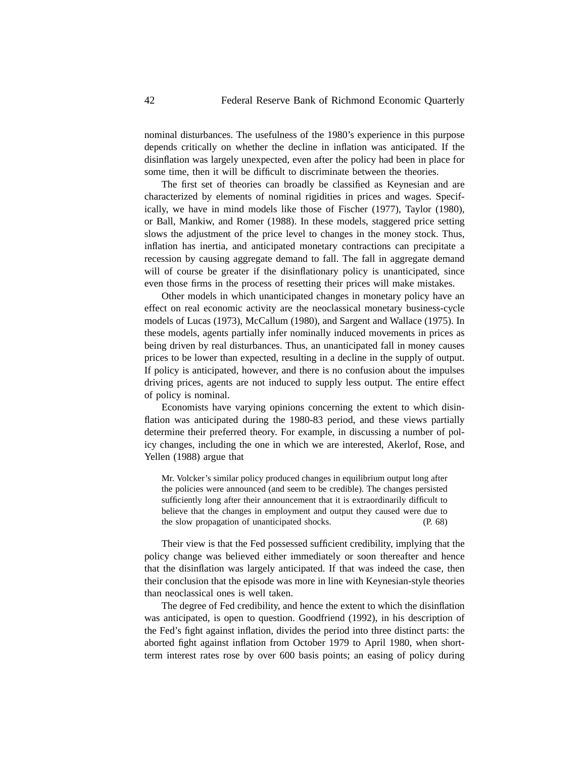nominal disturbances. The usefulness of the 1980's experience in this purpose depends critically on whether the decline in inflation was anticipated. If the disinflation was largely unexpected, even after the policy had been in place for some time, then it will be difficult to discriminate between the theories.

The first set of theories can broadly be classified as Keynesian and are characterized by elements of nominal rigidities in prices and wages. Specifically, we have in mind models like those of Fischer (1977), Taylor (1980), or Ball, Mankiw, and Romer (1988). In these models, staggered price setting slows the adjustment of the price level to changes in the money stock. Thus, inflation has inertia, and anticipated monetary contractions can precipitate a recession by causing aggregate demand to fall. The fall in aggregate demand will of course be greater if the disinflationary policy is unanticipated, since even those firms in the process of resetting their prices will make mistakes.

Other models in which unanticipated changes in monetary policy have an effect on real economic activity are the neoclassical monetary business-cycle models of Lucas (1973), McCallum (1980), and Sargent and Wallace (1975). In these models, agents partially infer nominally induced movements in prices as being driven by real disturbances. Thus, an unanticipated fall in money causes prices to be lower than expected, resulting in a decline in the supply of output. If policy is anticipated, however, and there is no confusion about the impulses driving prices, agents are not induced to supply less output. The entire effect of policy is nominal.

Economists have varying opinions concerning the extent to which disinflation was anticipated during the 1980-83 period, and these views partially determine their preferred theory. For example, in discussing a number of policy changes, including the one in which we are interested, Akerlof, Rose, and Yellen (1988) argue that

> Mr. Volcker's similar policy produced changes in equilibrium output long after the policies were announced (and seem to be credible). The changes persisted sufficiently long after their announcement that it is extraordinarily difficult to believe that the changes in employment and output they caused were due to the slow propagation of unanticipated shocks. (P. 68)

Their view is that the Fed possessed sufficient credibility, implying that the policy change was believed either immediately or soon thereafter and hence that the disinflation was largely anticipated. If that was indeed the case, then their conclusion that the episode was more in line with Keynesian-style theories than neoclassical ones is well taken.

The degree of Fed credibility, and hence the extent to which the disinflation was anticipated, is open to question. Goodfriend (1992), in his description of the Fed's fight against inflation, divides the period into three distinct parts: the aborted fight against inflation from October 1979 to April 1980, when short-term interest rates rose by over 600 basis points; an easing of policy during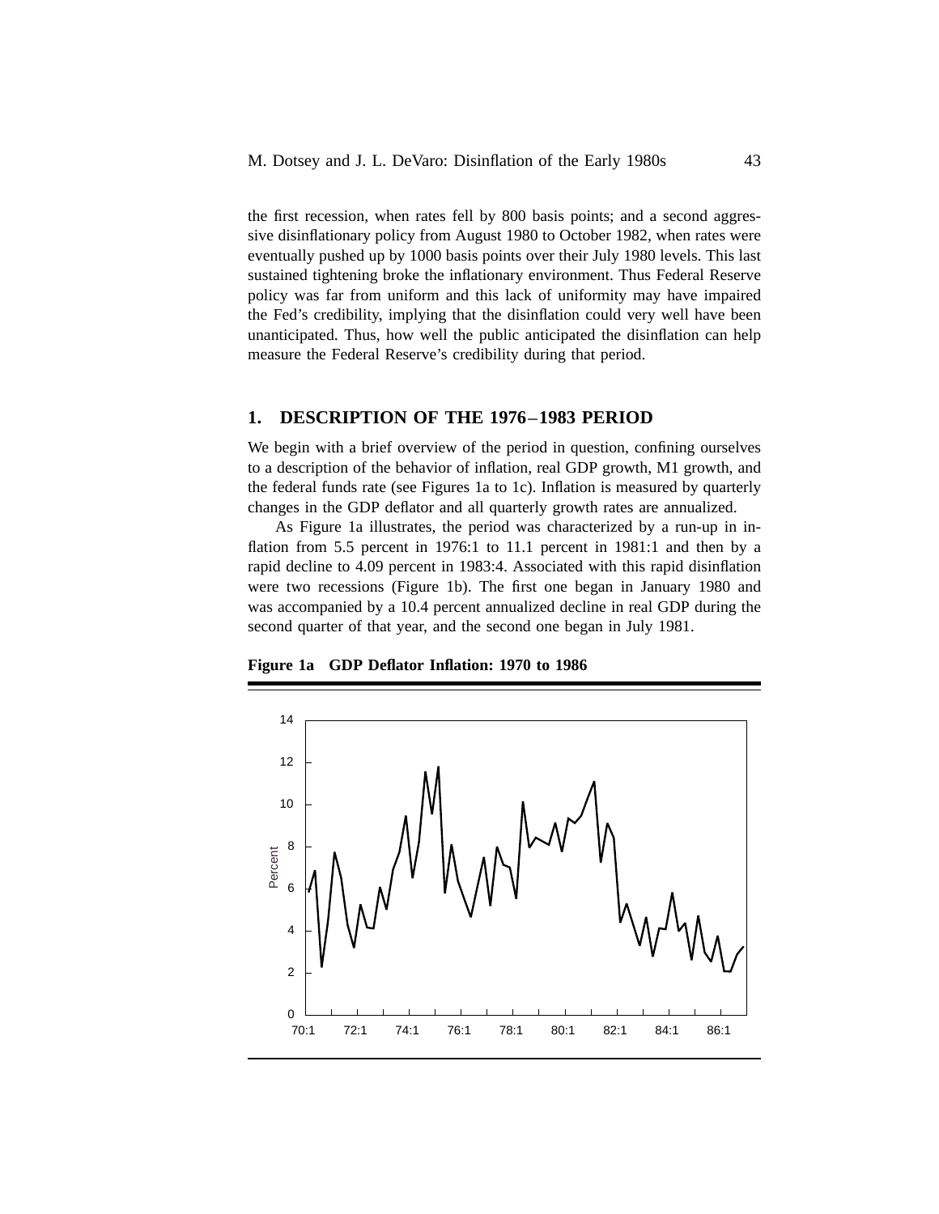the first recession, when rates fell by 800 basis points; and a second aggressive disinflationary policy from August 1980 to October 1982, when rates were eventually pushed up by 1000 basis points over their July 1980 levels. This last sustained tightening broke the inflationary environment. Thus Federal Reserve policy was far from uniform and this lack of uniformity may have impaired the Fed's credibility, implying that the disinflation could very well have been unanticipated. Thus, how well the public anticipated the disinflation can help measure the Federal Reserve's credibility during that period.

## 1. DESCRIPTION OF THE 1976–1983 PERIOD

We begin with a brief overview of the period in question, confining ourselves to a description of the behavior of inflation, real GDP growth, M1 growth, and the federal funds rate (see Figures 1a to 1c). Inflation is measured by quarterly changes in the GDP deflator and all quarterly growth rates are annualized.

As Figure 1a illustrates, the period was characterized by a run-up in inflation from 5.5 percent in 1976:1 to 11.1 percent in 1981:1 and then by a rapid decline to 4.09 percent in 1983:4. Associated with this rapid disinflation were two recessions (Figure 1b). The first one began in January 1980 and was accompanied by a 10.4 percent annualized decline in real GDP during the second quarter of that year, and the second one began in July 1981.

**Figure 1a GDP Deflator Inflation: 1970 to 1986**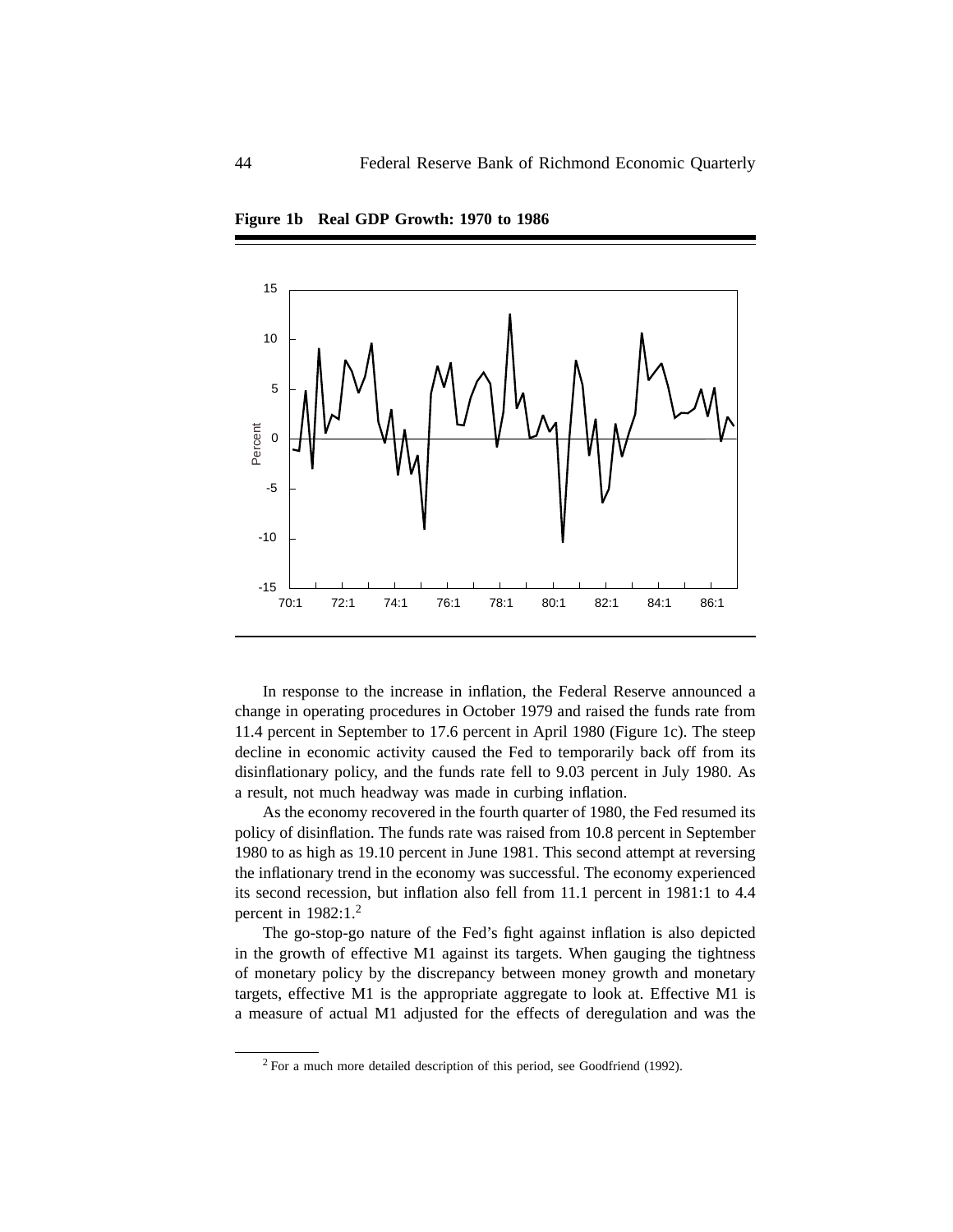**Figure 1b Real GDP Growth: 1970 to 1986**

In response to the increase in inflation, the Federal Reserve announced a change in operating procedures in October 1979 and raised the funds rate from 11.4 percent in September to 17.6 percent in April 1980 (Figure 1c). The steep decline in economic activity caused the Fed to temporarily back off from its disinflationary policy, and the funds rate fell to 9.03 percent in July 1980. As a result, not much headway was made in curbing inflation.

As the economy recovered in the fourth quarter of 1980, the Fed resumed its policy of disinflation. The funds rate was raised from 10.8 percent in September 1980 to as high as 19.10 percent in June 1981. This second attempt at reversing the inflationary trend in the economy was successful. The economy experienced its second recession, but inflation also fell from 11.1 percent in 1981:1 to 4.4 percent in 1982:1.[2]

The go-stop-go nature of the Fed's fight against inflation is also depicted in the growth of effective M1 against its targets. When gauging the tightness of monetary policy by the discrepancy between money growth and monetary targets, effective M1 is the appropriate aggregate to look at. Effective M1 is a measure of actual M1 adjusted for the effects of deregulation and was the

---

[2] For a much more detailed description of this period, see Goodfriend (1992).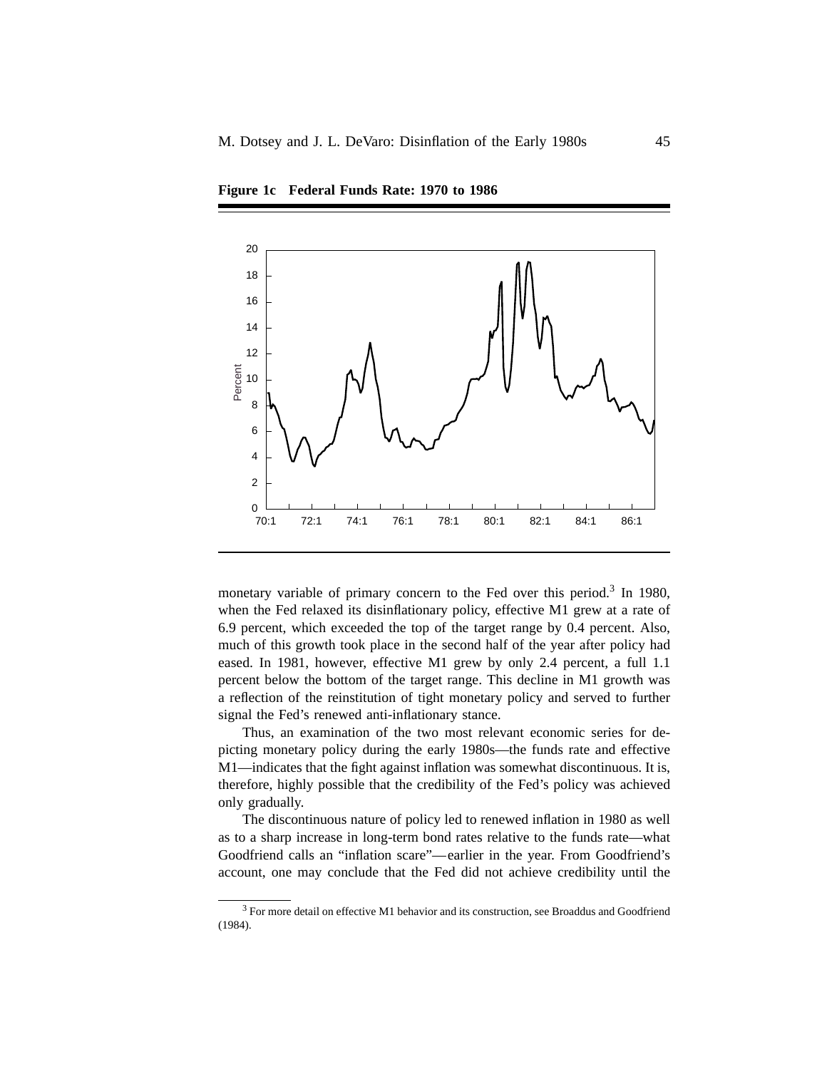**Figure 1c Federal Funds Rate: 1970 to 1986**

monetary variable of primary concern to the Fed over this period.[3] In 1980, when the Fed relaxed its disinflationary policy, effective M1 grew at a rate of 6.9 percent, which exceeded the top of the target range by 0.4 percent. Also, much of this growth took place in the second half of the year after policy had eased. In 1981, however, effective M1 grew by only 2.4 percent, a full 1.1 percent below the bottom of the target range. This decline in M1 growth was a reflection of the reinstitution of tight monetary policy and served to further signal the Fed's renewed anti-inflationary stance.

Thus, an examination of the two most relevant economic series for depicting monetary policy during the early 1980s—the funds rate and effective M1—indicates that the fight against inflation was somewhat discontinuous. It is, therefore, highly possible that the credibility of the Fed's policy was achieved only gradually.

The discontinuous nature of policy led to renewed inflation in 1980 as well as to a sharp increase in long-term bond rates relative to the funds rate—what Goodfriend calls an "inflation scare"—earlier in the year. From Goodfriend's account, one may conclude that the Fed did not achieve credibility until the

[3] For more detail on effective M1 behavior and its construction, see Broaddus and Goodfriend (1984).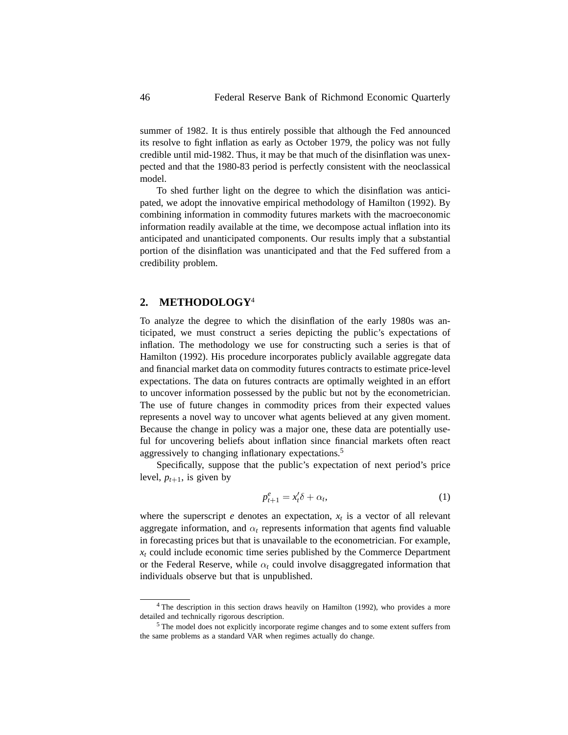summer of 1982. It is thus entirely possible that although the Fed announced its resolve to fight inflation as early as October 1979, the policy was not fully credible until mid-1982. Thus, it may be that much of the disinflation was unexpected and that the 1980-83 period is perfectly consistent with the neoclassical model.

To shed further light on the degree to which the disinflation was anticipated, we adopt the innovative empirical methodology of Hamilton (1992). By combining information in commodity futures markets with the macroeconomic information readily available at the time, we decompose actual inflation into its anticipated and unanticipated components. Our results imply that a substantial portion of the disinflation was unanticipated and that the Fed suffered from a credibility problem.

## 2. METHODOLOGY[4]

To analyze the degree to which the disinflation of the early 1980s was anticipated, we must construct a series depicting the public's expectations of inflation. The methodology we use for constructing such a series is that of Hamilton (1992). His procedure incorporates publicly available aggregate data and financial market data on commodity futures contracts to estimate price-level expectations. The data on futures contracts are optimally weighted in an effort to uncover information possessed by the public but not by the econometrician. The use of future changes in commodity prices from their expected values represents a novel way to uncover what agents believed at any given moment. Because the change in policy was a major one, these data are potentially useful for uncovering beliefs about inflation since financial markets often react aggressively to changing inflationary expectations.[5]

Specifically, suppose that the public's expectation of next period's price level, $p_{t+1}$, is given by

$$p^e_{t+1} = x_t'\delta + \alpha_t, \tag{1}$$

where the superscript $e$ denotes an expectation, $x_t$ is a vector of all relevant aggregate information, and $\alpha_t$ represents information that agents find valuable in forecasting prices but that is unavailable to the econometrician. For example, $x_t$ could include economic time series published by the Commerce Department or the Federal Reserve, while $\alpha_t$ could involve disaggregated information that individuals observe but that is unpublished.

---

[4] The description in this section draws heavily on Hamilton (1992), who provides a more detailed and technically rigorous description.

[5] The model does not explicitly incorporate regime changes and to some extent suffers from the same problems as a standard VAR when regimes actually do change.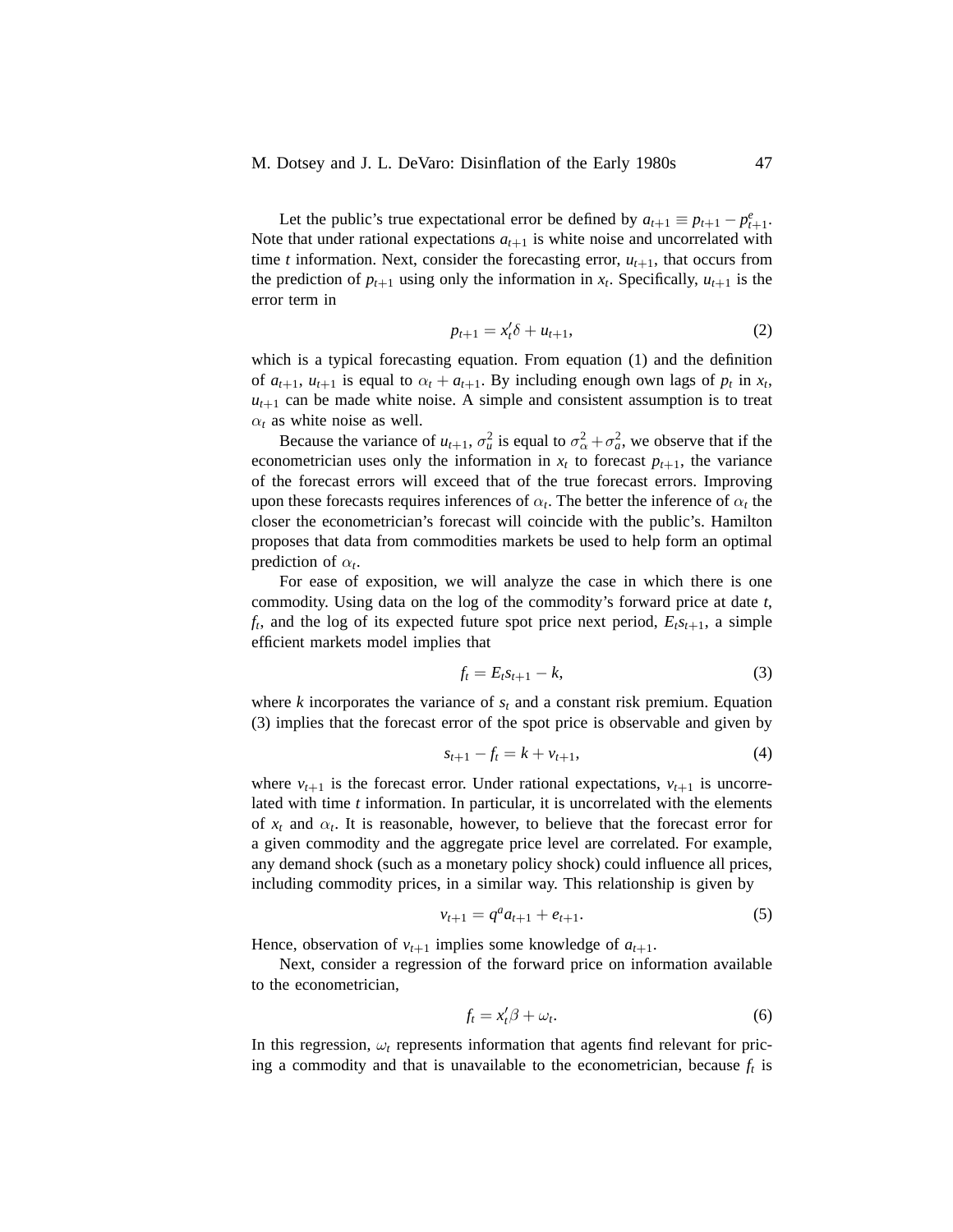Let the public's true expectational error be defined by $a_{t+1} \equiv p_{t+1} - p^e_{t+1}$. Note that under rational expectations $a_{t+1}$ is white noise and uncorrelated with time $t$ information. Next, consider the forecasting error, $u_{t+1}$, that occurs from the prediction of $p_{t+1}$ using only the information in $x_t$. Specifically, $u_{t+1}$ is the error term in

$$p_{t+1} = x_t'\delta + u_{t+1}, \tag{2}$$

which is a typical forecasting equation. From equation (1) and the definition of $a_{t+1}$, $u_{t+1}$ is equal to $\alpha_t + a_{t+1}$. By including enough own lags of $p_t$ in $x_t$, $u_{t+1}$ can be made white noise. A simple and consistent assumption is to treat $\alpha_t$ as white noise as well.

Because the variance of $u_{t+1}$, $\sigma_u^2$ is equal to $\sigma_\alpha^2 + \sigma_a^2$, we observe that if the econometrician uses only the information in $x_t$ to forecast $p_{t+1}$, the variance of the forecast errors will exceed that of the true forecast errors. Improving upon these forecasts requires inferences of $\alpha_t$. The better the inference of $\alpha_t$ the closer the econometrician's forecast will coincide with the public's. Hamilton proposes that data from commodities markets be used to help form an optimal prediction of $\alpha_t$.

For ease of exposition, we will analyze the case in which there is one commodity. Using data on the log of the commodity's forward price at date $t$, $f_t$, and the log of its expected future spot price next period, $E_t s_{t+1}$, a simple efficient markets model implies that

$$f_t = E_t s_{t+1} - k, \tag{3}$$

where $k$ incorporates the variance of $s_t$ and a constant risk premium. Equation (3) implies that the forecast error of the spot price is observable and given by

$$s_{t+1} - f_t = k + v_{t+1}, \tag{4}$$

where $v_{t+1}$ is the forecast error. Under rational expectations, $v_{t+1}$ is uncorrelated with time $t$ information. In particular, it is uncorrelated with the elements of $x_t$ and $\alpha_t$. It is reasonable, however, to believe that the forecast error for a given commodity and the aggregate price level are correlated. For example, any demand shock (such as a monetary policy shock) could influence all prices, including commodity prices, in a similar way. This relationship is given by

$$v_{t+1} = q^a a_{t+1} + e_{t+1}. \tag{5}$$

Hence, observation of $v_{t+1}$ implies some knowledge of $a_{t+1}$.

Next, consider a regression of the forward price on information available to the econometrician,

$$f_t = x_t'\beta + \omega_t. \tag{6}$$

In this regression, $\omega_t$ represents information that agents find relevant for pricing a commodity and that is unavailable to the econometrician, because $f_t$ is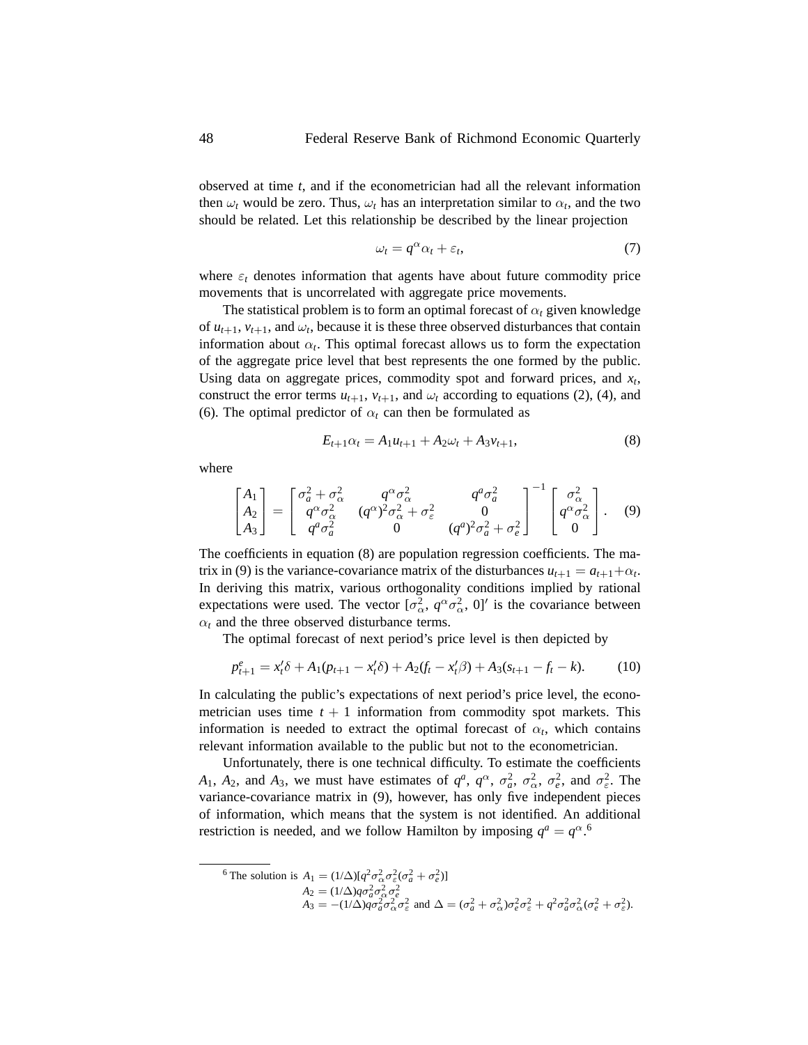observed at time $t$, and if the econometrician had all the relevant information then $\omega_t$ would be zero. Thus, $\omega_t$ has an interpretation similar to $\alpha_t$, and the two should be related. Let this relationship be described by the linear projection

$$\omega_t = q^{\alpha}\alpha_t + \varepsilon_t, \tag{7}$$

where $\varepsilon_t$ denotes information that agents have about future commodity price movements that is uncorrelated with aggregate price movements.

The statistical problem is to form an optimal forecast of $\alpha_t$ given knowledge of $u_{t+1}$, $v_{t+1}$, and $\omega_t$, because it is these three observed disturbances that contain information about $\alpha_t$. This optimal forecast allows us to form the expectation of the aggregate price level that best represents the one formed by the public. Using data on aggregate prices, commodity spot and forward prices, and $x_t$, construct the error terms $u_{t+1}$, $v_{t+1}$, and $\omega_t$ according to equations (2), (4), and (6). The optimal predictor of $\alpha_t$ can then be formulated as

$$E_{t+1}\alpha_t = A_1 u_{t+1} + A_2\omega_t + A_3 v_{t+1}, \tag{8}$$

where

$$\begin{bmatrix} A_1 \\ A_2 \\ A_3 \end{bmatrix} = \begin{bmatrix} \sigma_a^2 + \sigma_\alpha^2 & q^\alpha\sigma_\alpha^2 & q^a\sigma_a^2 \\ q^\alpha\sigma_\alpha^2 & (q^\alpha)^2\sigma_\alpha^2 + \sigma_\varepsilon^2 & 0 \\ q^a\sigma_a^2 & 0 & (q^a)^2\sigma_a^2 + \sigma_e^2 \end{bmatrix}^{-1} \begin{bmatrix} \sigma_\alpha^2 \\ q^\alpha\sigma_\alpha^2 \\ 0 \end{bmatrix}. \tag{9}$$

The coefficients in equation (8) are population regression coefficients. The matrix in (9) is the variance-covariance matrix of the disturbances $u_{t+1} = a_{t+1} + \alpha_t$. In deriving this matrix, various orthogonality conditions implied by rational expectations were used. The vector $[\sigma_\alpha^2,\ q^\alpha\sigma_\alpha^2,\ 0]'$ is the covariance between $\alpha_t$ and the three observed disturbance terms.

The optimal forecast of next period's price level is then depicted by

$$p^e_{t+1} = x_t'\delta + A_1(p_{t+1} - x_t'\delta) + A_2(f_t - x_t'\beta) + A_3(s_{t+1} - f_t - k). \tag{10}$$

In calculating the public's expectations of next period's price level, the econometrician uses time $t+1$ information from commodity spot markets. This information is needed to extract the optimal forecast of $\alpha_t$, which contains relevant information available to the public but not to the econometrician.

Unfortunately, there is one technical difficulty. To estimate the coefficients $A_1$, $A_2$, and $A_3$, we must have estimates of $q^a$, $q^\alpha$, $\sigma_a^2$, $\sigma_\alpha^2$, $\sigma_e^2$, and $\sigma_\varepsilon^2$. The variance-covariance matrix in (9), however, has only five independent pieces of information, which means that the system is not identified. An additional restriction is needed, and we follow Hamilton by imposing $q^a = q^\alpha$.[6]

---

[6] The solution is $A_1 = (1/\Delta)[q^2\sigma_\alpha^2\sigma_\varepsilon^2(\sigma_a^2 + \sigma_e^2)]$
$A_2 = (1/\Delta)q\sigma_a^2\sigma_\alpha^2\sigma_e^2$
$A_3 = -(1/\Delta)q\sigma_a^2\sigma_\alpha^2\sigma_\varepsilon^2$ and $\Delta = (\sigma_a^2 + \sigma_\alpha^2)\sigma_e^2\sigma_\varepsilon^2 + q^2\sigma_a^2\sigma_\alpha^2(\sigma_e^2 + \sigma_\varepsilon^2)$.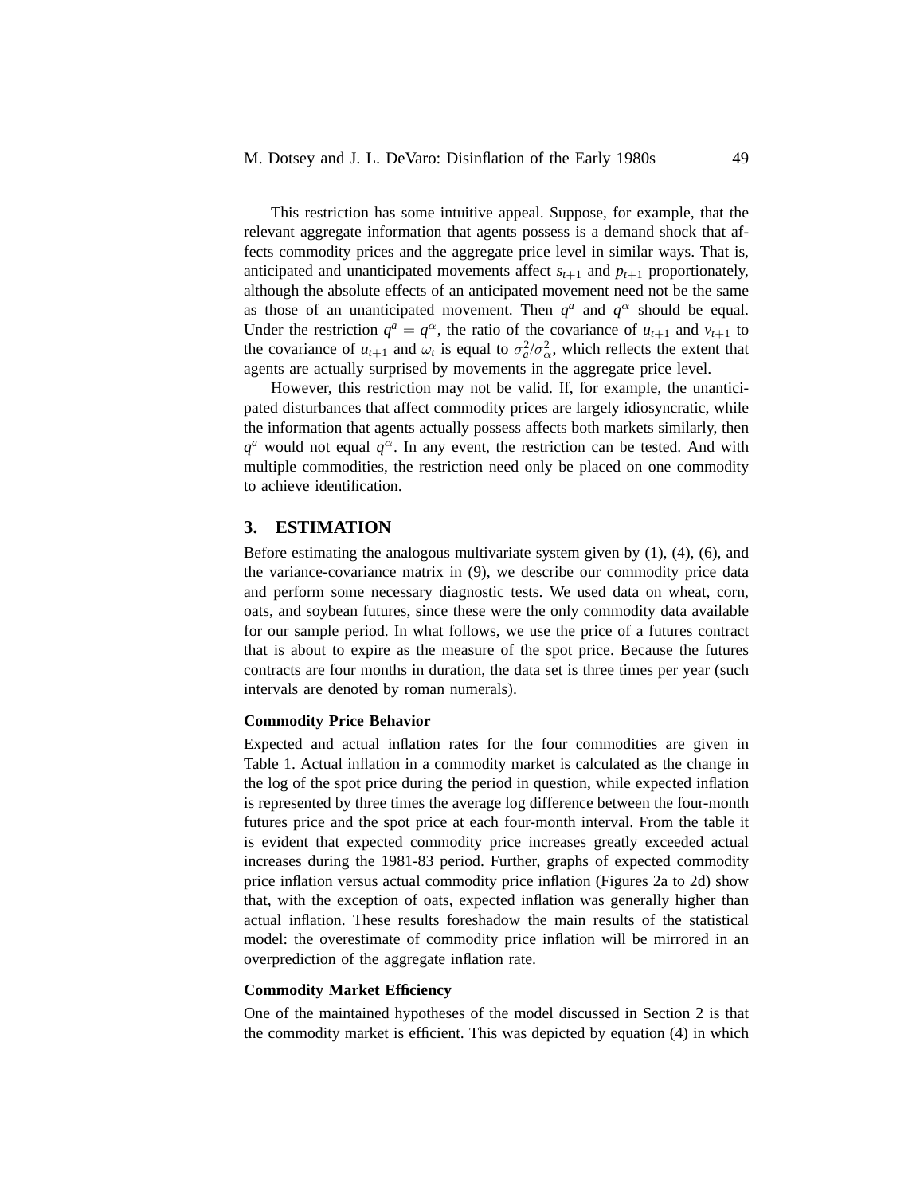This restriction has some intuitive appeal. Suppose, for example, that the relevant aggregate information that agents possess is a demand shock that affects commodity prices and the aggregate price level in similar ways. That is, anticipated and unanticipated movements affect $s_{t+1}$ and $p_{t+1}$ proportionately, although the absolute effects of an anticipated movement need not be the same as those of an unanticipated movement. Then $q^a$ and $q^\alpha$ should be equal. Under the restriction $q^a = q^\alpha$, the ratio of the covariance of $u_{t+1}$ and $v_{t+1}$ to the covariance of $u_{t+1}$ and $\omega_t$ is equal to $\sigma_a^2/\sigma_\alpha^2$, which reflects the extent that agents are actually surprised by movements in the aggregate price level.

However, this restriction may not be valid. If, for example, the unanticipated disturbances that affect commodity prices are largely idiosyncratic, while the information that agents actually possess affects both markets similarly, then $q^a$ would not equal $q^\alpha$. In any event, the restriction can be tested. And with multiple commodities, the restriction need only be placed on one commodity to achieve identification.

## 3. ESTIMATION

Before estimating the analogous multivariate system given by (1), (4), (6), and the variance-covariance matrix in (9), we describe our commodity price data and perform some necessary diagnostic tests. We used data on wheat, corn, oats, and soybean futures, since these were the only commodity data available for our sample period. In what follows, we use the price of a futures contract that is about to expire as the measure of the spot price. Because the futures contracts are four months in duration, the data set is three times per year (such intervals are denoted by roman numerals).

### Commodity Price Behavior

Expected and actual inflation rates for the four commodities are given in Table 1. Actual inflation in a commodity market is calculated as the change in the log of the spot price during the period in question, while expected inflation is represented by three times the average log difference between the four-month futures price and the spot price at each four-month interval. From the table it is evident that expected commodity price increases greatly exceeded actual increases during the 1981-83 period. Further, graphs of expected commodity price inflation versus actual commodity price inflation (Figures 2a to 2d) show that, with the exception of oats, expected inflation was generally higher than actual inflation. These results foreshadow the main results of the statistical model: the overestimate of commodity price inflation will be mirrored in an overprediction of the aggregate inflation rate.

### Commodity Market Efficiency

One of the maintained hypotheses of the model discussed in Section 2 is that the commodity market is efficient. This was depicted by equation (4) in which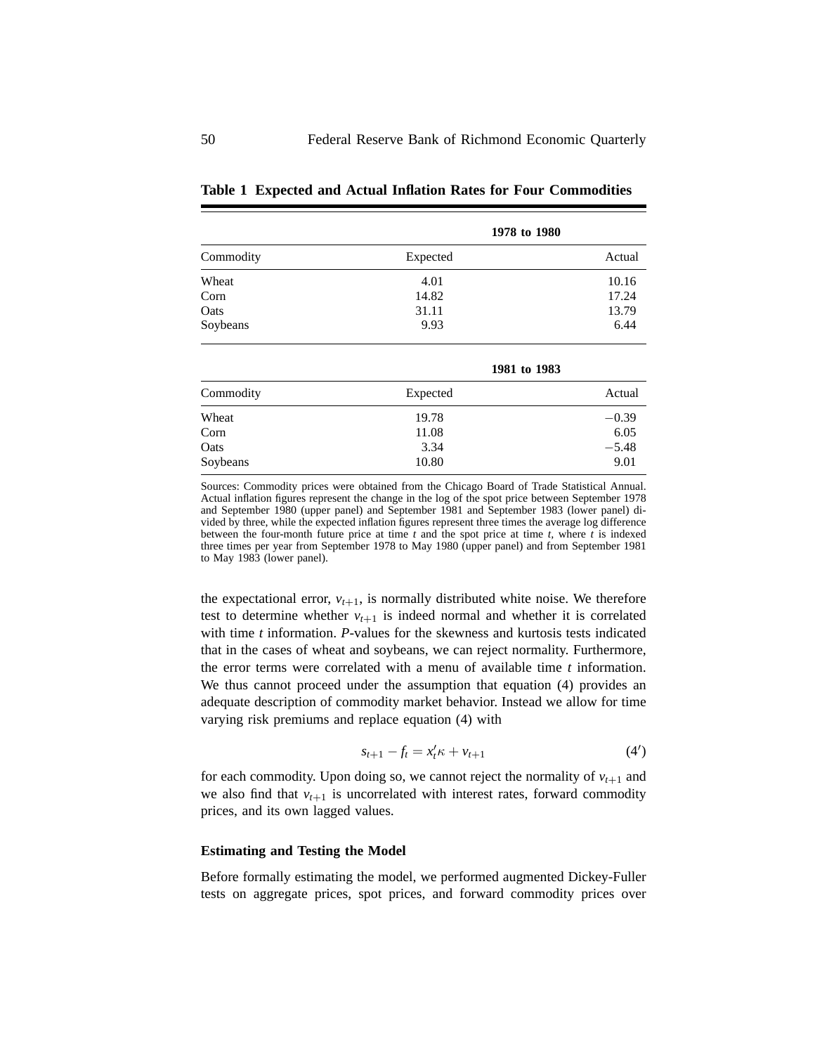**Table 1 Expected and Actual Inflation Rates for Four Commodities**

| | 1978 to 1980 | |
|---|---|---|
| Commodity | Expected | Actual |
| Wheat | 4.01 | 10.16 |
| Corn | 14.82 | 17.24 |
| Oats | 31.11 | 13.79 |
| Soybeans | 9.93 | 6.44 |

| | 1981 to 1983 | |
|---|---|---|
| Commodity | Expected | Actual |
| Wheat | 19.78 | −0.39 |
| Corn | 11.08 | 6.05 |
| Oats | 3.34 | −5.48 |
| Soybeans | 10.80 | 9.01 |

Sources: Commodity prices were obtained from the Chicago Board of Trade Statistical Annual. Actual inflation figures represent the change in the log of the spot price between September 1978 and September 1980 (upper panel) and September 1981 and September 1983 (lower panel) divided by three, while the expected inflation figures represent three times the average log difference between the four-month future price at time $t$ and the spot price at time $t$, where $t$ is indexed three times per year from September 1978 to May 1980 (upper panel) and from September 1981 to May 1983 (lower panel).

the expectational error, $v_{t+1}$, is normally distributed white noise. We therefore test to determine whether $v_{t+1}$ is indeed normal and whether it is correlated with time $t$ information. $P$-values for the skewness and kurtosis tests indicated that in the cases of wheat and soybeans, we can reject normality. Furthermore, the error terms were correlated with a menu of available time $t$ information. We thus cannot proceed under the assumption that equation (4) provides an adequate description of commodity market behavior. Instead we allow for time varying risk premiums and replace equation (4) with

$$s_{t+1} - f_t = x_t' \kappa + v_{t+1} \tag{4'}$$

for each commodity. Upon doing so, we cannot reject the normality of $v_{t+1}$ and we also find that $v_{t+1}$ is uncorrelated with interest rates, forward commodity prices, and its own lagged values.

### Estimating and Testing the Model

Before formally estimating the model, we performed augmented Dickey-Fuller tests on aggregate prices, spot prices, and forward commodity prices over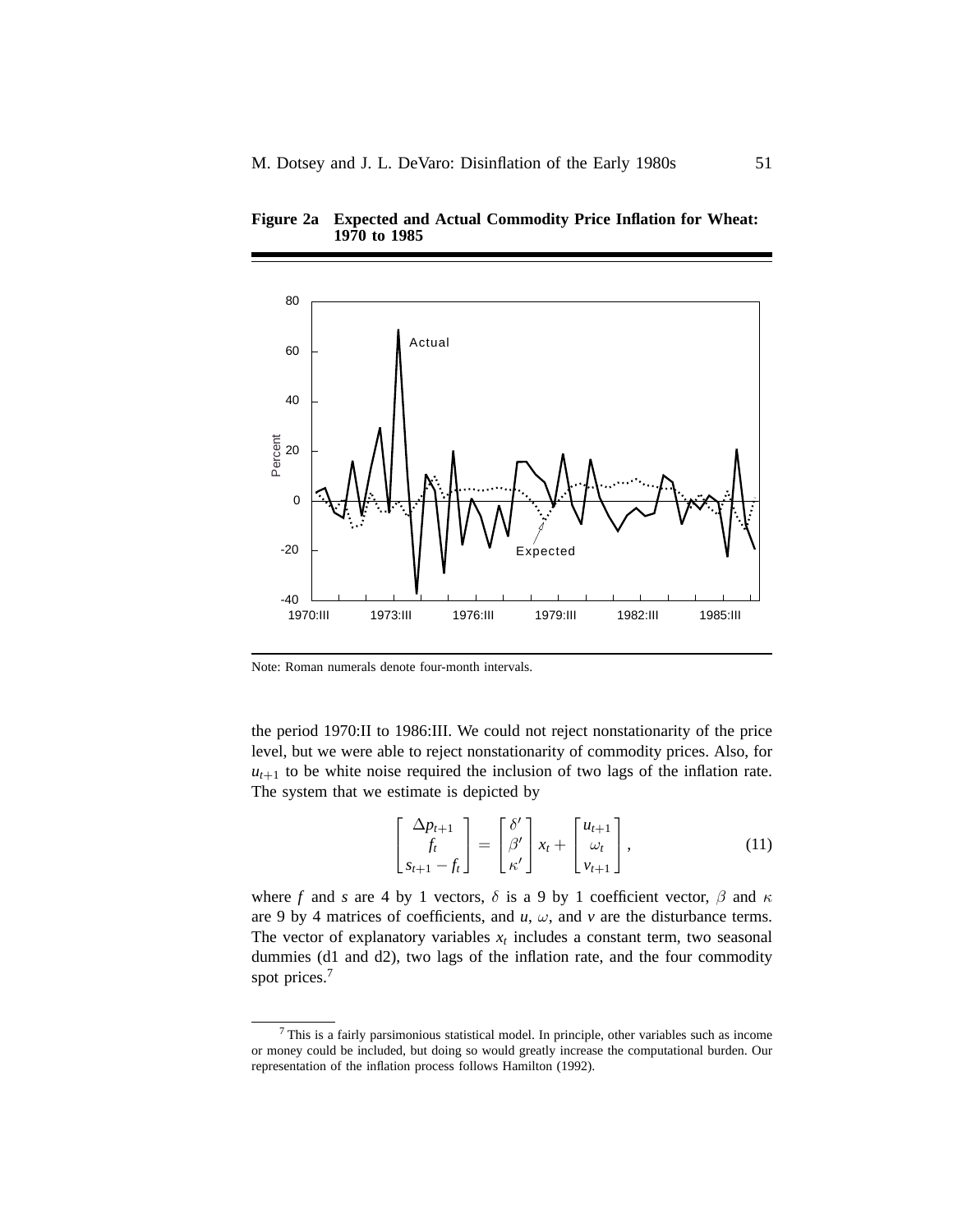**Figure 2a Expected and Actual Commodity Price Inflation for Wheat: 1970 to 1985**

Note: Roman numerals denote four-month intervals.

the period 1970:II to 1986:III. We could not reject nonstationarity of the price level, but we were able to reject nonstationarity of commodity prices. Also, for $u_{t+1}$ to be white noise required the inclusion of two lags of the inflation rate. The system that we estimate is depicted by

$$\begin{bmatrix} \Delta p_{t+1} \\ f_t \\ s_{t+1} - f_t \end{bmatrix} = \begin{bmatrix} \delta' \\ \beta' \\ \kappa' \end{bmatrix} x_t + \begin{bmatrix} u_{t+1} \\ \omega_t \\ v_{t+1} \end{bmatrix}, \tag{11}$$

where $f$ and $s$ are 4 by 1 vectors, $\delta$ is a 9 by 1 coefficient vector, $\beta$ and $\kappa$ are 9 by 4 matrices of coefficients, and $u$, $\omega$, and $v$ are the disturbance terms. The vector of explanatory variables $x_t$ includes a constant term, two seasonal dummies (d1 and d2), two lags of the inflation rate, and the four commodity spot prices.[7]

[7] This is a fairly parsimonious statistical model. In principle, other variables such as income or money could be included, but doing so would greatly increase the computational burden. Our representation of the inflation process follows Hamilton (1992).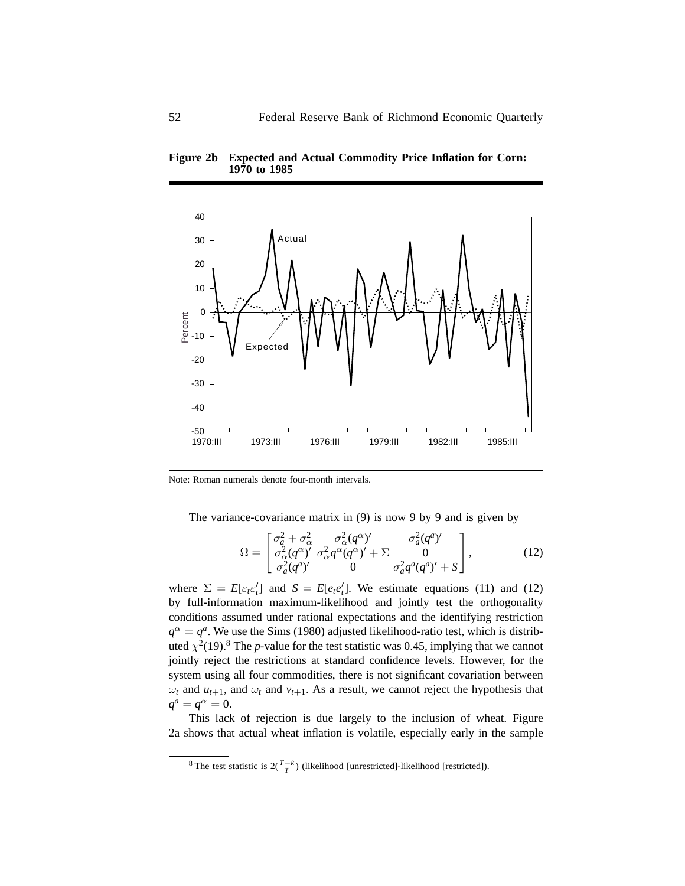**Figure 2b Expected and Actual Commodity Price Inflation for Corn: 1970 to 1985**

Note: Roman numerals denote four-month intervals.

The variance-covariance matrix in (9) is now 9 by 9 and is given by

$$\Omega = \begin{bmatrix} \sigma_a^2 + \sigma_\alpha^2 & \sigma_\alpha^2 (q^\alpha)' & \sigma_a^2 (q^a)' \\ \sigma_\alpha^2 (q^\alpha)' & \sigma_\alpha^2 q^\alpha (q^\alpha)' + \Sigma & 0 \\ \sigma_a^2 (q^a)' & 0 & \sigma_a^2 q^a (q^a)' + S \end{bmatrix}, \tag{12}$$

where $\Sigma = E[\varepsilon_t \varepsilon_t']$ and $S = E[e_t e_t']$. We estimate equations (11) and (12) by full-information maximum-likelihood and jointly test the orthogonality conditions assumed under rational expectations and the identifying restriction $q^\alpha = q^a$. We use the Sims (1980) adjusted likelihood-ratio test, which is distributed $\chi^2(19)$.[8] The *p*-value for the test statistic was 0.45, implying that we cannot jointly reject the restrictions at standard confidence levels. However, for the system using all four commodities, there is not significant covariation between $\omega_t$ and $u_{t+1}$, and $\omega_t$ and $v_{t+1}$. As a result, we cannot reject the hypothesis that $q^a = q^\alpha = 0$.

This lack of rejection is due largely to the inclusion of wheat. Figure 2a shows that actual wheat inflation is volatile, especially early in the sample

[8] The test statistic is $2(\frac{T-k}{T})$ (likelihood [unrestricted]-likelihood [restricted]).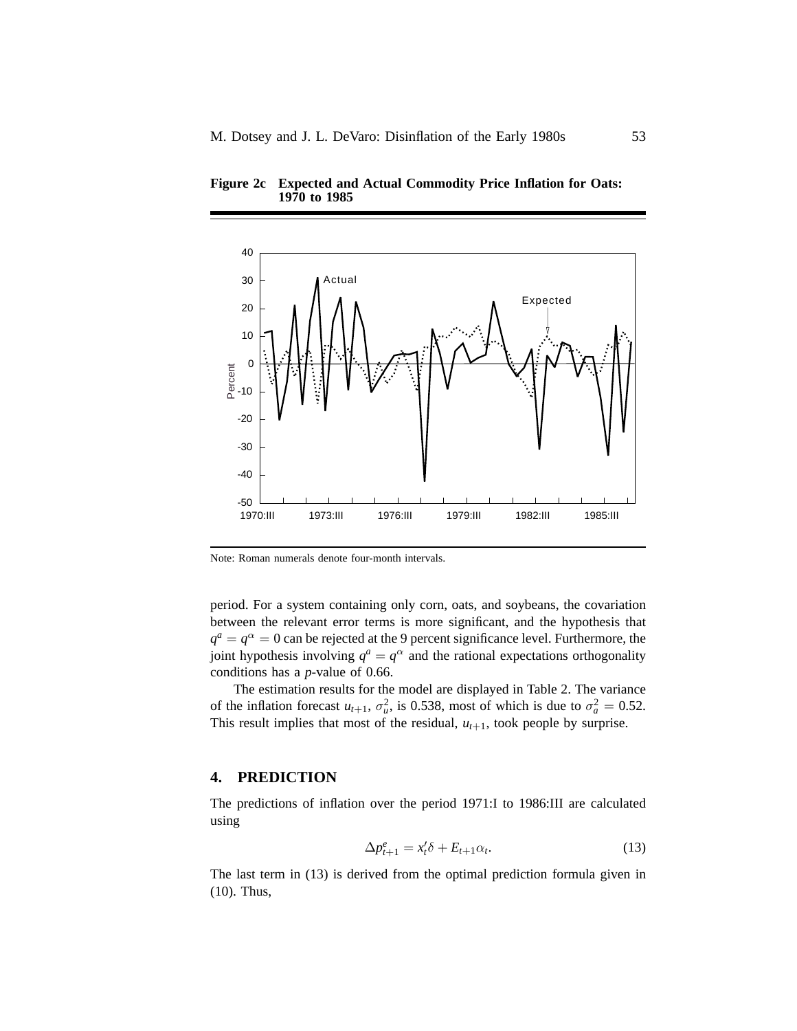**Figure 2c Expected and Actual Commodity Price Inflation for Oats: 1970 to 1985**

Note: Roman numerals denote four-month intervals.

period. For a system containing only corn, oats, and soybeans, the covariation between the relevant error terms is more significant, and the hypothesis that $q^a = q^\alpha = 0$ can be rejected at the 9 percent significance level. Furthermore, the joint hypothesis involving $q^a = q^\alpha$ and the rational expectations orthogonality conditions has a *p*-value of 0.66.

The estimation results for the model are displayed in Table 2. The variance of the inflation forecast $u_{t+1}$, $\sigma_u^2$, is 0.538, most of which is due to $\sigma_a^2 = 0.52$. This result implies that most of the residual, $u_{t+1}$, took people by surprise.

## 4. PREDICTION

The predictions of inflation over the period 1971:I to 1986:III are calculated using

$$\Delta p^e_{t+1} = x_t'\delta + E_{t+1}\alpha_t. \tag{13}$$

The last term in (13) is derived from the optimal prediction formula given in (10). Thus,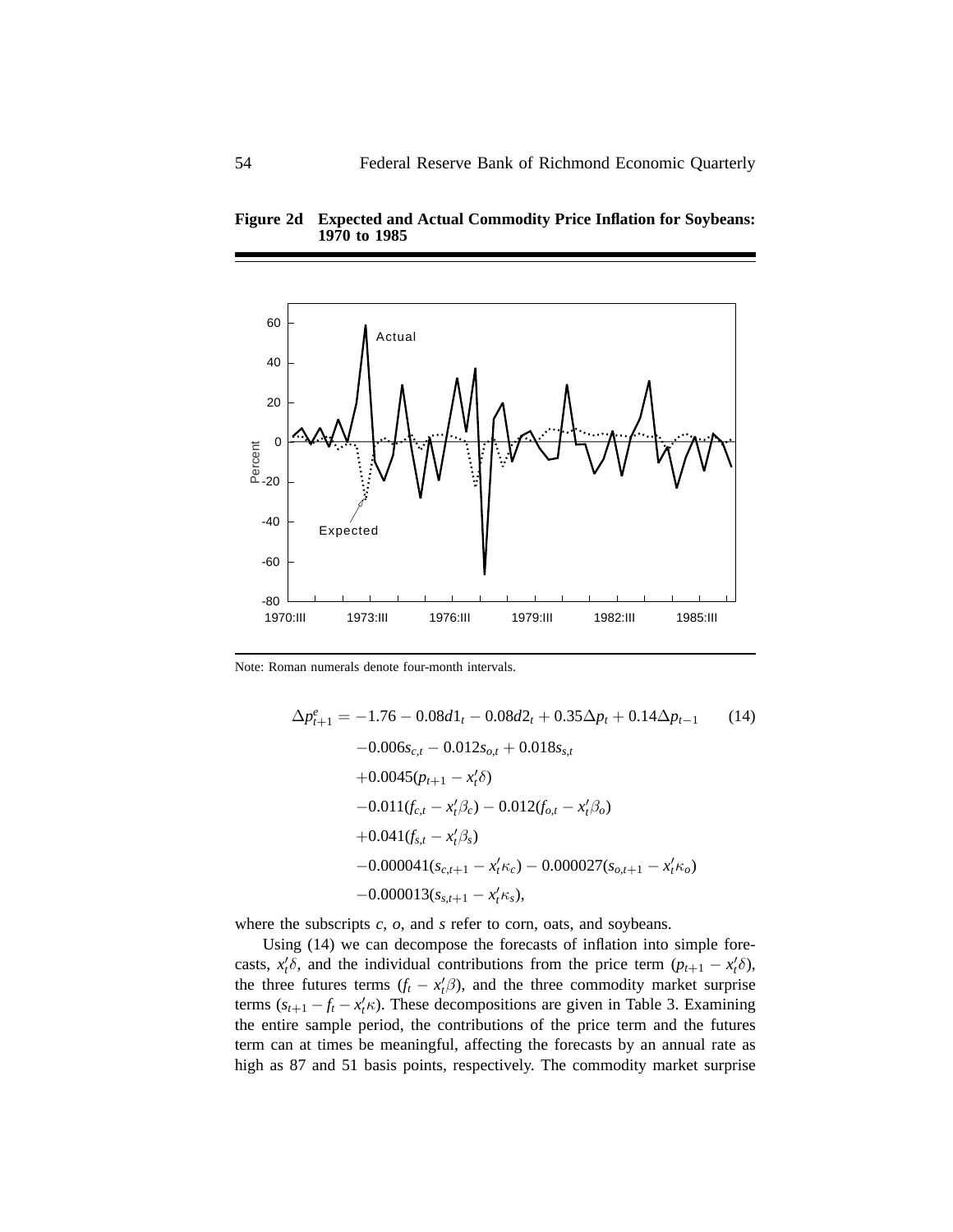**Figure 2d Expected and Actual Commodity Price Inflation for Soybeans: 1970 to 1985**

Note: Roman numerals denote four-month intervals.

$$
\begin{aligned}
\Delta p^e_{t+1} = {} & -1.76 - 0.08d1_t - 0.08d2_t + 0.35\Delta p_t + 0.14\Delta p_{t-1} \qquad (14)\\
& -0.006s_{c,t} - 0.012s_{o,t} + 0.018s_{s,t}\\
& +0.0045(p_{t+1} - x_t'\delta)\\
& -0.011(f_{c,t} - x_t'\beta_c) - 0.012(f_{o,t} - x_t'\beta_o)\\
& +0.041(f_{s,t} - x_t'\beta_s)\\
& -0.000041(s_{c,t+1} - x_t'\kappa_c) - 0.000027(s_{o,t+1} - x_t'\kappa_o)\\
& -0.000013(s_{s,t+1} - x_t'\kappa_s),
\end{aligned}
$$

where the subscripts $c$, $o$, and $s$ refer to corn, oats, and soybeans.

Using (14) we can decompose the forecasts of inflation into simple forecasts, $x_t'\delta$, and the individual contributions from the price term $(p_{t+1} - x_t'\delta)$, the three futures terms $(f_t - x_t'\beta)$, and the three commodity market surprise terms $(s_{t+1} - f_t - x_t'\kappa)$. These decompositions are given in Table 3. Examining the entire sample period, the contributions of the price term and the futures term can at times be meaningful, affecting the forecasts by an annual rate as high as 87 and 51 basis points, respectively. The commodity market surprise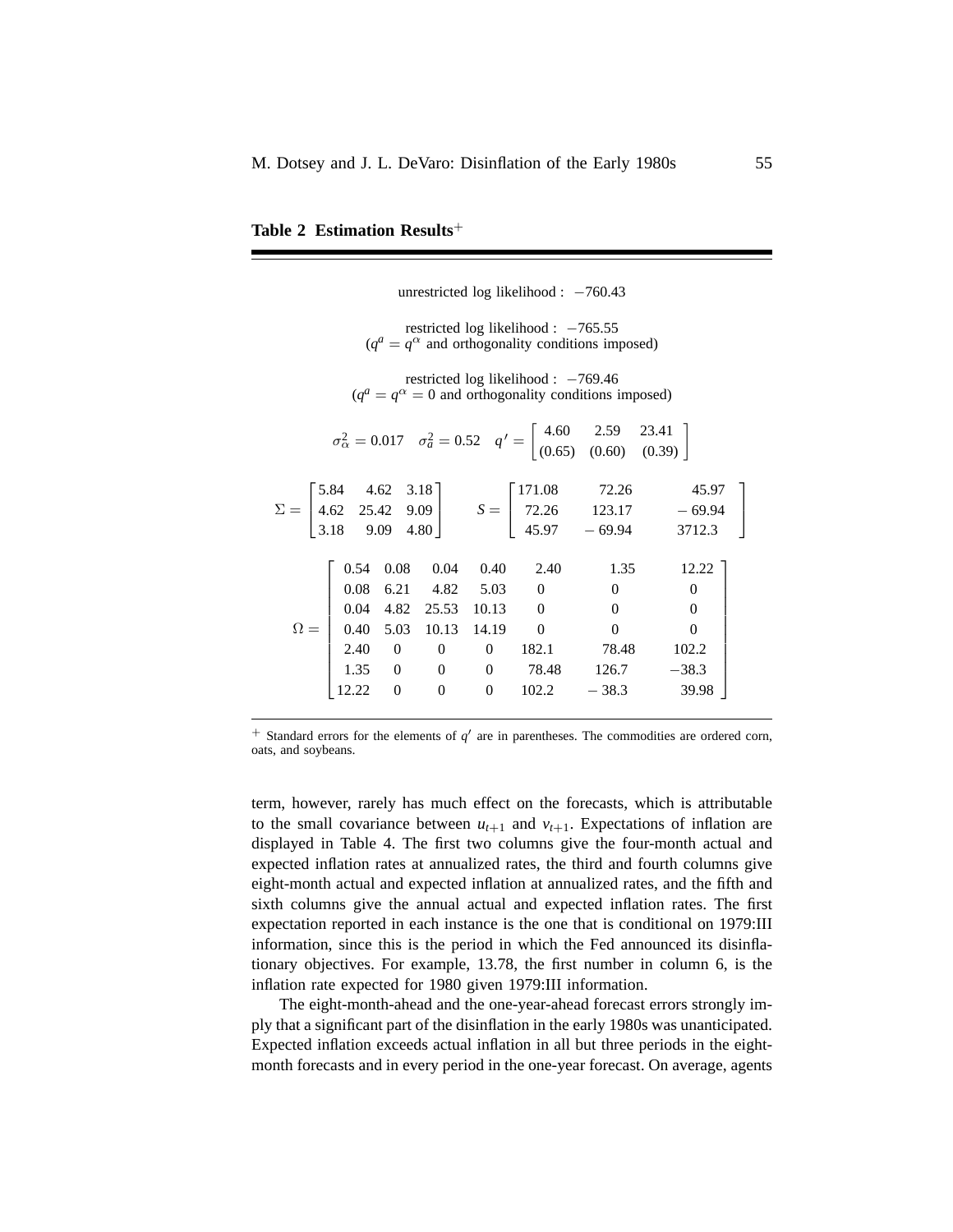**Table 2 Estimation Results**$^{+}$

unrestricted log likelihood : $-760.43$

restricted log likelihood : $-765.55$
($q^a = q^\alpha$ and orthogonality conditions imposed)

restricted log likelihood : $-769.46$
($q^a = q^\alpha = 0$ and orthogonality conditions imposed)

$$\sigma_\alpha^2 = 0.017 \quad \sigma_a^2 = 0.52 \quad q' = \begin{bmatrix} 4.60 & 2.59 & 23.41 \\ (0.65) & (0.60) & (0.39) \end{bmatrix}$$

$$\Sigma = \begin{bmatrix} 5.84 & 4.62 & 3.18 \\ 4.62 & 25.42 & 9.09 \\ 3.18 & 9.09 & 4.80 \end{bmatrix} \qquad S = \begin{bmatrix} 171.08 & 72.26 & 45.97 \\ 72.26 & 123.17 & -69.94 \\ 45.97 & -69.94 & 3712.3 \end{bmatrix}$$

$$\Omega = \begin{bmatrix} 0.54 & 0.08 & 0.04 & 0.40 & 2.40 & 1.35 & 12.22 \\ 0.08 & 6.21 & 4.82 & 5.03 & 0 & 0 & 0 \\ 0.04 & 4.82 & 25.53 & 10.13 & 0 & 0 & 0 \\ 0.40 & 5.03 & 10.13 & 14.19 & 0 & 0 & 0 \\ 2.40 & 0 & 0 & 0 & 182.1 & 78.48 & 102.2 \\ 1.35 & 0 & 0 & 0 & 78.48 & 126.7 & -38.3 \\ 12.22 & 0 & 0 & 0 & 102.2 & -38.3 & 39.98 \end{bmatrix}$$

$^{+}$ Standard errors for the elements of $q'$ are in parentheses. The commodities are ordered corn, oats, and soybeans.

term, however, rarely has much effect on the forecasts, which is attributable to the small covariance between $u_{t+1}$ and $v_{t+1}$. Expectations of inflation are displayed in Table 4. The first two columns give the four-month actual and expected inflation rates at annualized rates, the third and fourth columns give eight-month actual and expected inflation at annualized rates, and the fifth and sixth columns give the annual actual and expected inflation rates. The first expectation reported in each instance is the one that is conditional on 1979:III information, since this is the period in which the Fed announced its disinflationary objectives. For example, 13.78, the first number in column 6, is the inflation rate expected for 1980 given 1979:III information.

The eight-month-ahead and the one-year-ahead forecast errors strongly imply that a significant part of the disinflation in the early 1980s was unanticipated. Expected inflation exceeds actual inflation in all but three periods in the eight-month forecasts and in every period in the one-year forecast. On average, agents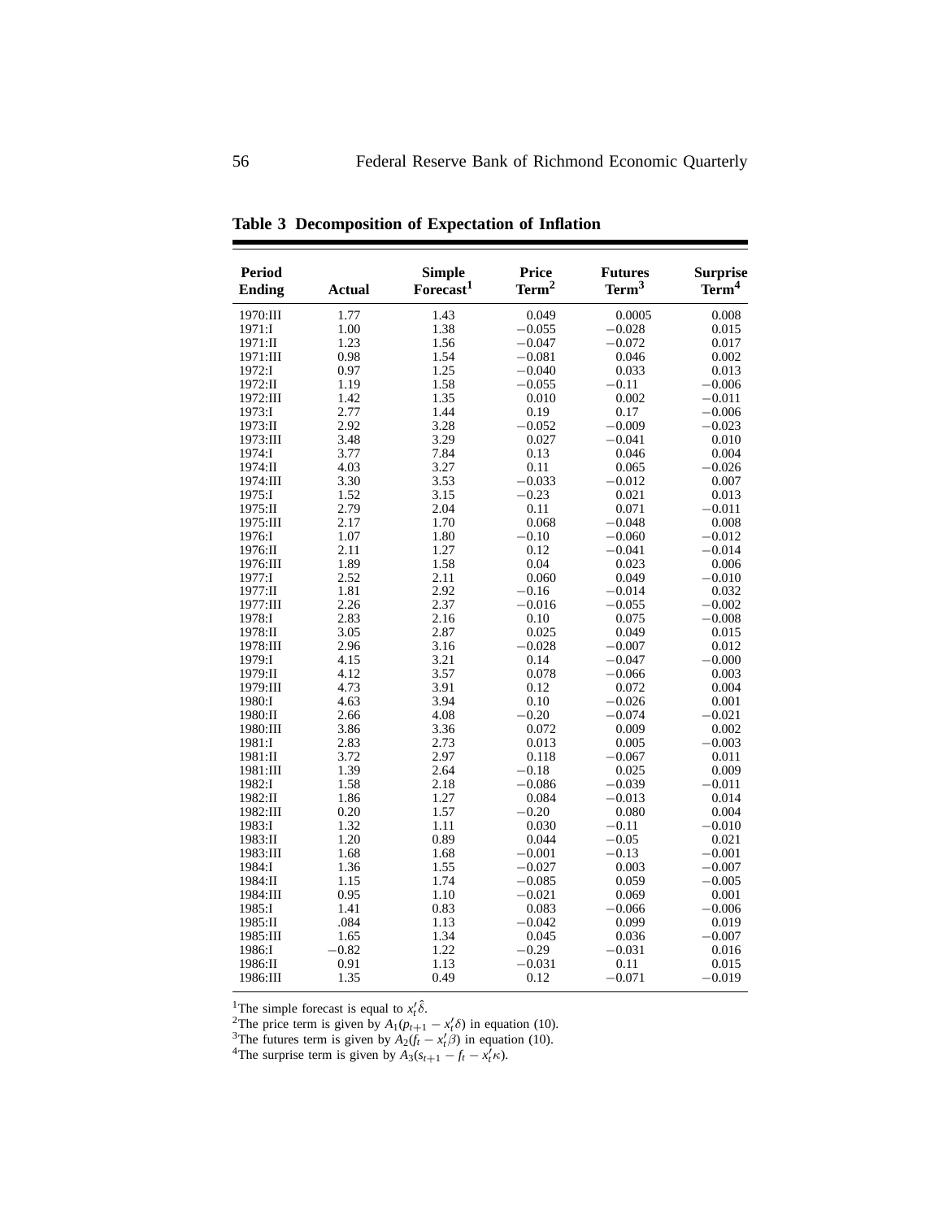**Table 3 Decomposition of Expectation of Inflation**

| Period Ending | Actual | Simple Forecast[1] | Price Term[2] | Futures Term[3] | Surprise Term[4] |
|---|---|---|---|---|---|
| 1970:III | 1.77 | 1.43 | 0.049 | 0.0005 | 0.008 |
| 1971:I | 1.00 | 1.38 | −0.055 | −0.028 | 0.015 |
| 1971:II | 1.23 | 1.56 | −0.047 | −0.072 | 0.017 |
| 1971:III | 0.98 | 1.54 | −0.081 | 0.046 | 0.002 |
| 1972:I | 0.97 | 1.25 | −0.040 | 0.033 | 0.013 |
| 1972:II | 1.19 | 1.58 | −0.055 | −0.11 | −0.006 |
| 1972:III | 1.42 | 1.35 | 0.010 | 0.002 | −0.011 |
| 1973:I | 2.77 | 1.44 | 0.19 | 0.17 | −0.006 |
| 1973:II | 2.92 | 3.28 | −0.052 | −0.009 | −0.023 |
| 1973:III | 3.48 | 3.29 | 0.027 | −0.041 | 0.010 |
| 1974:I | 3.77 | 7.84 | 0.13 | 0.046 | 0.004 |
| 1974:II | 4.03 | 3.27 | 0.11 | 0.065 | −0.026 |
| 1974:III | 3.30 | 3.53 | −0.033 | −0.012 | 0.007 |
| 1975:I | 1.52 | 3.15 | −0.23 | 0.021 | 0.013 |
| 1975:II | 2.79 | 2.04 | 0.11 | 0.071 | −0.011 |
| 1975:III | 2.17 | 1.70 | 0.068 | −0.048 | 0.008 |
| 1976:I | 1.07 | 1.80 | −0.10 | −0.060 | −0.012 |
| 1976:II | 2.11 | 1.27 | 0.12 | −0.041 | −0.014 |
| 1976:III | 1.89 | 1.58 | 0.04 | 0.023 | 0.006 |
| 1977:I | 2.52 | 2.11 | 0.060 | 0.049 | −0.010 |
| 1977:II | 1.81 | 2.92 | −0.16 | −0.014 | 0.032 |
| 1977:III | 2.26 | 2.37 | −0.016 | −0.055 | −0.002 |
| 1978:I | 2.83 | 2.16 | 0.10 | 0.075 | −0.008 |
| 1978:II | 3.05 | 2.87 | 0.025 | 0.049 | 0.015 |
| 1978:III | 2.96 | 3.16 | −0.028 | −0.007 | 0.012 |
| 1979:I | 4.15 | 3.21 | 0.14 | −0.047 | −0.000 |
| 1979:II | 4.12 | 3.57 | 0.078 | −0.066 | 0.003 |
| 1979:III | 4.73 | 3.91 | 0.12 | 0.072 | 0.004 |
| 1980:I | 4.63 | 3.94 | 0.10 | −0.026 | 0.001 |
| 1980:II | 2.66 | 4.08 | −0.20 | −0.074 | −0.021 |
| 1980:III | 3.86 | 3.36 | 0.072 | 0.009 | 0.002 |
| 1981:I | 2.83 | 2.73 | 0.013 | 0.005 | −0.003 |
| 1981:II | 3.72 | 2.97 | 0.118 | −0.067 | 0.011 |
| 1981:III | 1.39 | 2.64 | −0.18 | 0.025 | 0.009 |
| 1982:I | 1.58 | 2.18 | −0.086 | −0.039 | −0.011 |
| 1982:II | 1.86 | 1.27 | 0.084 | −0.013 | 0.014 |
| 1982:III | 0.20 | 1.57 | −0.20 | 0.080 | 0.004 |
| 1983:I | 1.32 | 1.11 | 0.030 | −0.11 | −0.010 |
| 1983:II | 1.20 | 0.89 | 0.044 | −0.05 | 0.021 |
| 1983:III | 1.68 | 1.68 | −0.001 | −0.13 | −0.001 |
| 1984:I | 1.36 | 1.55 | −0.027 | 0.003 | −0.007 |
| 1984:II | 1.15 | 1.74 | −0.085 | 0.059 | −0.005 |
| 1984:III | 0.95 | 1.10 | −0.021 | 0.069 | 0.001 |
| 1985:I | 1.41 | 0.83 | 0.083 | −0.066 | −0.006 |
| 1985:II | .084 | 1.13 | −0.042 | 0.099 | 0.019 |
| 1985:III | 1.65 | 1.34 | 0.045 | 0.036 | −0.007 |
| 1986:I | −0.82 | 1.22 | −0.29 | −0.031 | 0.016 |
| 1986:II | 0.91 | 1.13 | −0.031 | 0.11 | 0.015 |
| 1986:III | 1.35 | 0.49 | 0.12 | −0.071 | −0.019 |

[1]The simple forecast is equal to $x_t'\hat{\delta}$.
[2]The price term is given by $A_1(p_{t+1} - x_t'\delta)$ in equation (10).
[3]The futures term is given by $A_2(f_t - x_t'\beta)$ in equation (10).
[4]The surprise term is given by $A_3(s_{t+1} - f_t - x_t'\kappa)$.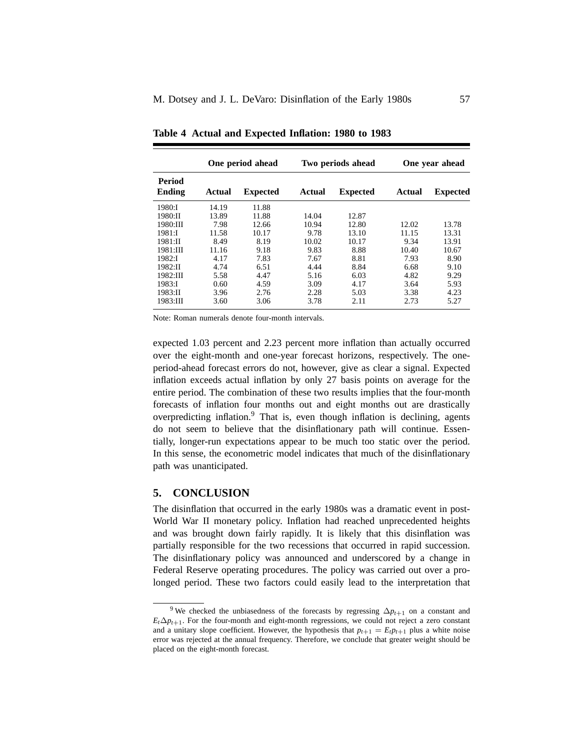**Table 4 Actual and Expected Inflation: 1980 to 1983**

| | One period ahead | | Two periods ahead | | One year ahead | |
|---|---|---|---|---|---|---|
| **Period Ending** | **Actual** | **Expected** | **Actual** | **Expected** | **Actual** | **Expected** |
| 1980:I | 14.19 | 11.88 | | | | |
| 1980:II | 13.89 | 11.88 | 14.04 | 12.87 | | |
| 1980:III | 7.98 | 12.66 | 10.94 | 12.80 | 12.02 | 13.78 |
| 1981:I | 11.58 | 10.17 | 9.78 | 13.10 | 11.15 | 13.31 |
| 1981:II | 8.49 | 8.19 | 10.02 | 10.17 | 9.34 | 13.91 |
| 1981:III | 11.16 | 9.18 | 9.83 | 8.88 | 10.40 | 10.67 |
| 1982:I | 4.17 | 7.83 | 7.67 | 8.81 | 7.93 | 8.90 |
| 1982:II | 4.74 | 6.51 | 4.44 | 8.84 | 6.68 | 9.10 |
| 1982:III | 5.58 | 4.47 | 5.16 | 6.03 | 4.82 | 9.29 |
| 1983:I | 0.60 | 4.59 | 3.09 | 4.17 | 3.64 | 5.93 |
| 1983:II | 3.96 | 2.76 | 2.28 | 5.03 | 3.38 | 4.23 |
| 1983:III | 3.60 | 3.06 | 3.78 | 2.11 | 2.73 | 5.27 |

Note: Roman numerals denote four-month intervals.

expected 1.03 percent and 2.23 percent more inflation than actually occurred over the eight-month and one-year forecast horizons, respectively. The one-period-ahead forecast errors do not, however, give as clear a signal. Expected inflation exceeds actual inflation by only 27 basis points on average for the entire period. The combination of these two results implies that the four-month forecasts of inflation four months out and eight months out are drastically overpredicting inflation.[9] That is, even though inflation is declining, agents do not seem to believe that the disinflationary path will continue. Essentially, longer-run expectations appear to be much too static over the period. In this sense, the econometric model indicates that much of the disinflationary path was unanticipated.

## 5. CONCLUSION

The disinflation that occurred in the early 1980s was a dramatic event in post-World War II monetary policy. Inflation had reached unprecedented heights and was brought down fairly rapidly. It is likely that this disinflation was partially responsible for the two recessions that occurred in rapid succession. The disinflationary policy was announced and underscored by a change in Federal Reserve operating procedures. The policy was carried out over a prolonged period. These two factors could easily lead to the interpretation that

[9] We checked the unbiasedness of the forecasts by regressing $\Delta p_{t+1}$ on a constant and $E_t \Delta p_{t+1}$. For the four-month and eight-month regressions, we could not reject a zero constant and a unitary slope coefficient. However, the hypothesis that $p_{t+1} = E_t p_{t+1}$ plus a white noise error was rejected at the annual frequency. Therefore, we conclude that greater weight should be placed on the eight-month forecast.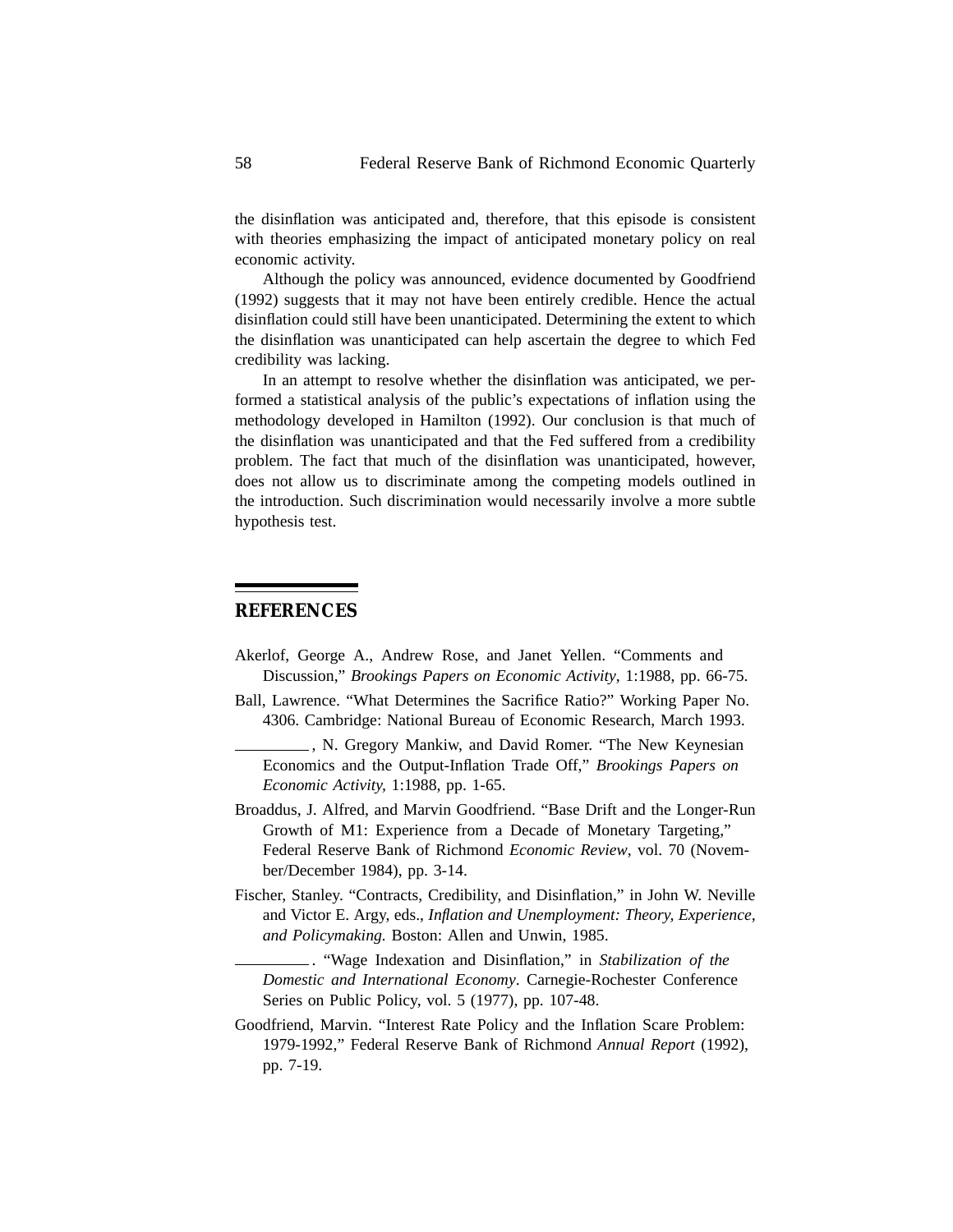the disinflation was anticipated and, therefore, that this episode is consistent with theories emphasizing the impact of anticipated monetary policy on real economic activity.

Although the policy was announced, evidence documented by Goodfriend (1992) suggests that it may not have been entirely credible. Hence the actual disinflation could still have been unanticipated. Determining the extent to which the disinflation was unanticipated can help ascertain the degree to which Fed credibility was lacking.

In an attempt to resolve whether the disinflation was anticipated, we performed a statistical analysis of the public's expectations of inflation using the methodology developed in Hamilton (1992). Our conclusion is that much of the disinflation was unanticipated and that the Fed suffered from a credibility problem. The fact that much of the disinflation was unanticipated, however, does not allow us to discriminate among the competing models outlined in the introduction. Such discrimination would necessarily involve a more subtle hypothesis test.

## REFERENCES

Akerlof, George A., Andrew Rose, and Janet Yellen. "Comments and Discussion," *Brookings Papers on Economic Activity*, 1:1988, pp. 66-75.

Ball, Lawrence. "What Determines the Sacrifice Ratio?" Working Paper No. 4306. Cambridge: National Bureau of Economic Research, March 1993.

\_\_\_\_\_\_\_\_\_, N. Gregory Mankiw, and David Romer. "The New Keynesian Economics and the Output-Inflation Trade Off," *Brookings Papers on Economic Activity*, 1:1988, pp. 1-65.

Broaddus, J. Alfred, and Marvin Goodfriend. "Base Drift and the Longer-Run Growth of M1: Experience from a Decade of Monetary Targeting," Federal Reserve Bank of Richmond *Economic Review*, vol. 70 (November/December 1984), pp. 3-14.

Fischer, Stanley. "Contracts, Credibility, and Disinflation," in John W. Neville and Victor E. Argy, eds., *Inflation and Unemployment: Theory, Experience, and Policymaking.* Boston: Allen and Unwin, 1985.

\_\_\_\_\_\_\_\_\_. "Wage Indexation and Disinflation," in *Stabilization of the Domestic and International Economy*. Carnegie-Rochester Conference Series on Public Policy, vol. 5 (1977), pp. 107-48.

Goodfriend, Marvin. "Interest Rate Policy and the Inflation Scare Problem: 1979-1992," Federal Reserve Bank of Richmond *Annual Report* (1992), pp. 7-19.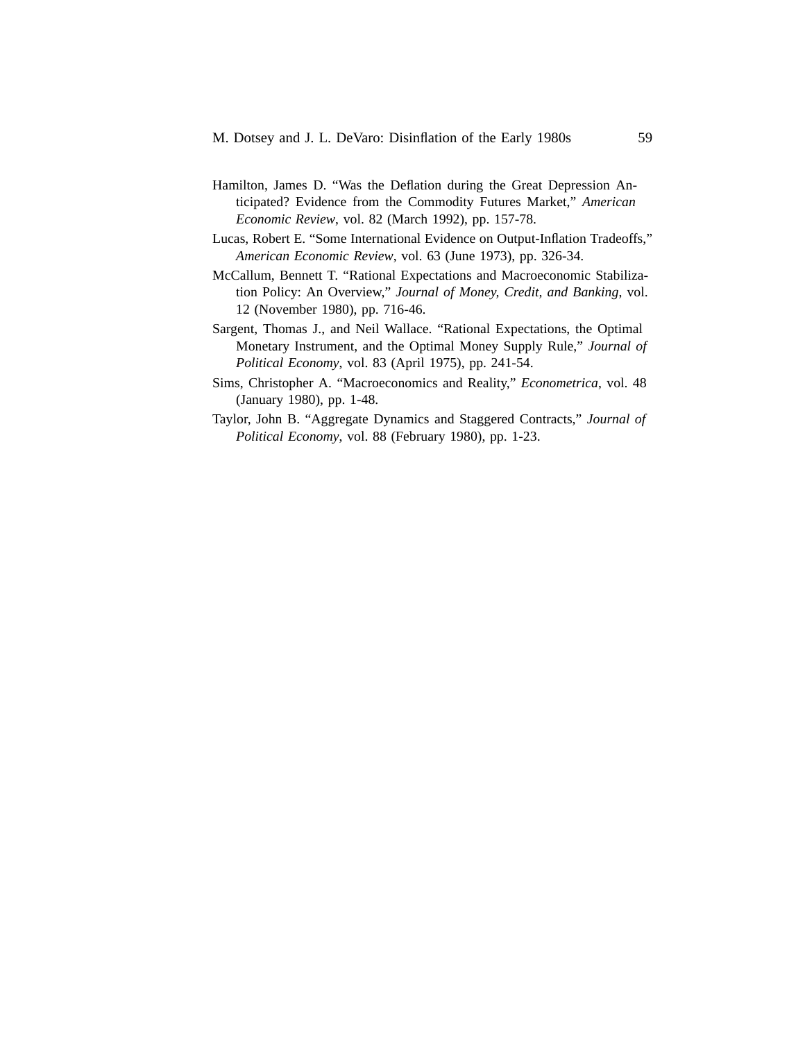Hamilton, James D. "Was the Deflation during the Great Depression Anticipated? Evidence from the Commodity Futures Market," *American Economic Review*, vol. 82 (March 1992), pp. 157-78.

Lucas, Robert E. "Some International Evidence on Output-Inflation Tradeoffs," *American Economic Review*, vol. 63 (June 1973), pp. 326-34.

McCallum, Bennett T. "Rational Expectations and Macroeconomic Stabilization Policy: An Overview," *Journal of Money, Credit, and Banking*, vol. 12 (November 1980), pp. 716-46.

Sargent, Thomas J., and Neil Wallace. "Rational Expectations, the Optimal Monetary Instrument, and the Optimal Money Supply Rule," *Journal of Political Economy*, vol. 83 (April 1975), pp. 241-54.

Sims, Christopher A. "Macroeconomics and Reality," *Econometrica*, vol. 48 (January 1980), pp. 1-48.

Taylor, John B. "Aggregate Dynamics and Staggered Contracts," *Journal of Political Economy*, vol. 88 (February 1980), pp. 1-23.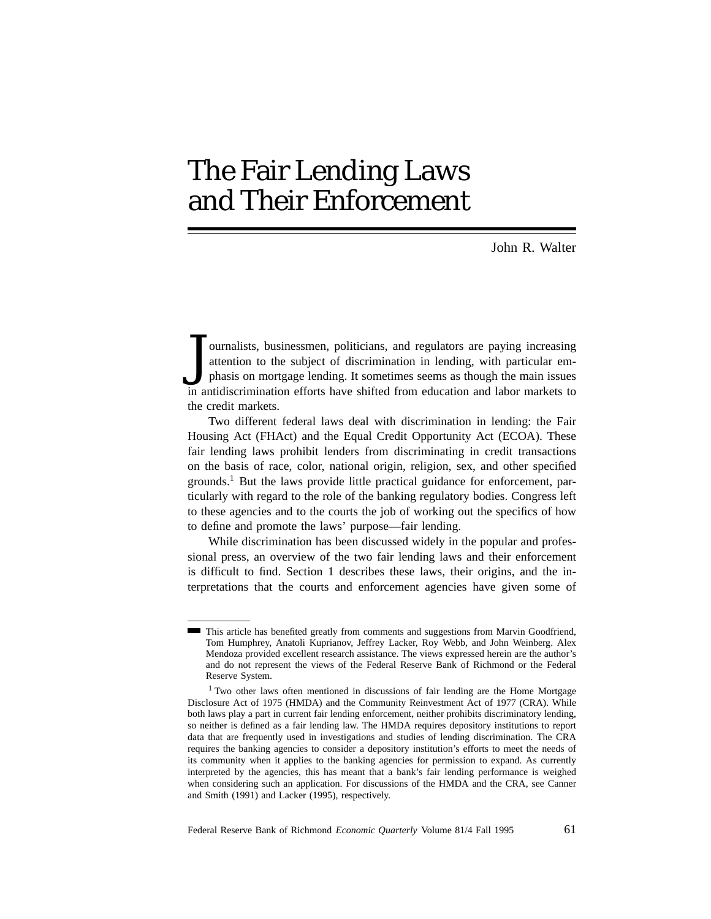# The Fair Lending Laws and Their Enforcement

John R. Walter

Journalists, businessmen, politicians, and regulators are paying increasing attention to the subject of discrimination in lending, with particular emphasis on mortgage lending. It sometimes seems as though the main issues in antidiscrimination efforts have shifted from education and labor markets to the credit markets.

Two different federal laws deal with discrimination in lending: the Fair Housing Act (FHAct) and the Equal Credit Opportunity Act (ECOA). These fair lending laws prohibit lenders from discriminating in credit transactions on the basis of race, color, national origin, religion, sex, and other specified grounds.[1] But the laws provide little practical guidance for enforcement, particularly with regard to the role of the banking regulatory bodies. Congress left to these agencies and to the courts the job of working out the specifics of how to define and promote the laws' purpose—fair lending.

While discrimination has been discussed widely in the popular and professional press, an overview of the two fair lending laws and their enforcement is difficult to find. Section 1 describes these laws, their origins, and the interpretations that the courts and enforcement agencies have given some of

---

This article has benefited greatly from comments and suggestions from Marvin Goodfriend, Tom Humphrey, Anatoli Kuprianov, Jeffrey Lacker, Roy Webb, and John Weinberg. Alex Mendoza provided excellent research assistance. The views expressed herein are the author's and do not represent the views of the Federal Reserve Bank of Richmond or the Federal Reserve System.

[1] Two other laws often mentioned in discussions of fair lending are the Home Mortgage Disclosure Act of 1975 (HMDA) and the Community Reinvestment Act of 1977 (CRA). While both laws play a part in current fair lending enforcement, neither prohibits discriminatory lending, so neither is defined as a fair lending law. The HMDA requires depository institutions to report data that are frequently used in investigations and studies of lending discrimination. The CRA requires the banking agencies to consider a depository institution's efforts to meet the needs of its community when it applies to the banking agencies for permission to expand. As currently interpreted by the agencies, this has meant that a bank's fair lending performance is weighed when considering such an application. For discussions of the HMDA and the CRA, see Canner and Smith (1991) and Lacker (1995), respectively.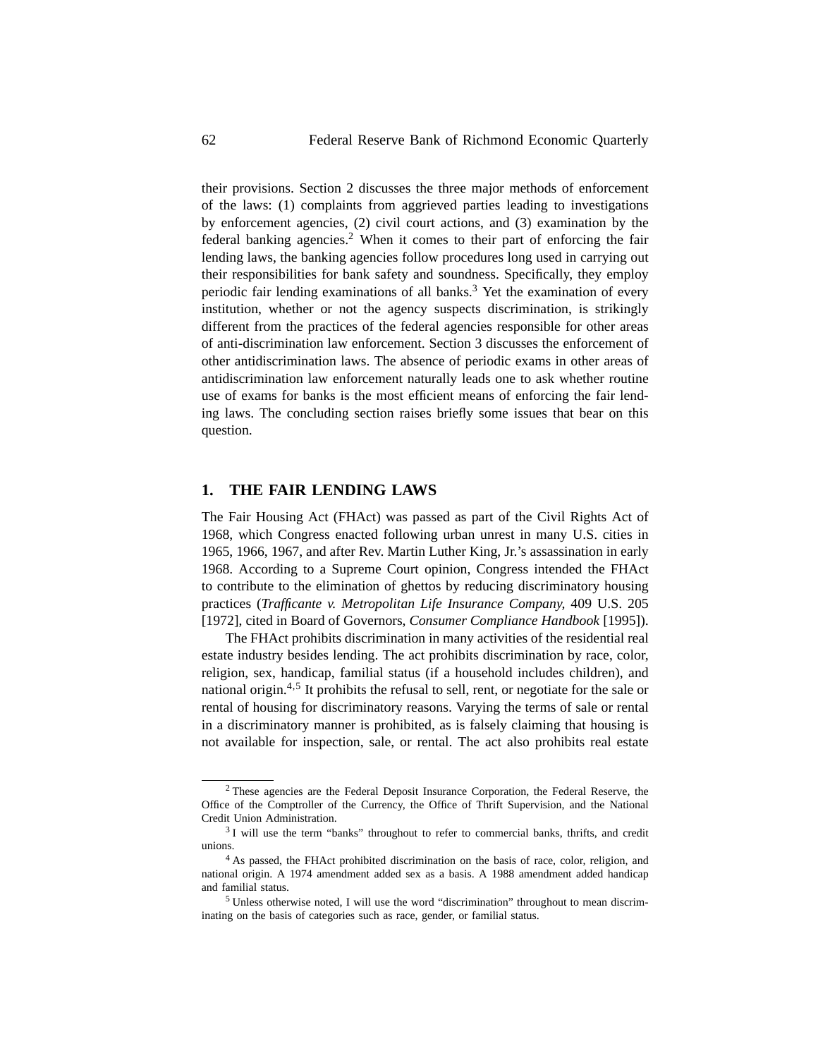their provisions. Section 2 discusses the three major methods of enforcement of the laws: (1) complaints from aggrieved parties leading to investigations by enforcement agencies, (2) civil court actions, and (3) examination by the federal banking agencies.[2] When it comes to their part of enforcing the fair lending laws, the banking agencies follow procedures long used in carrying out their responsibilities for bank safety and soundness. Specifically, they employ periodic fair lending examinations of all banks.[3] Yet the examination of every institution, whether or not the agency suspects discrimination, is strikingly different from the practices of the federal agencies responsible for other areas of anti-discrimination law enforcement. Section 3 discusses the enforcement of other antidiscrimination laws. The absence of periodic exams in other areas of antidiscrimination law enforcement naturally leads one to ask whether routine use of exams for banks is the most efficient means of enforcing the fair lending laws. The concluding section raises briefly some issues that bear on this question.

## 1. THE FAIR LENDING LAWS

The Fair Housing Act (FHAct) was passed as part of the Civil Rights Act of 1968, which Congress enacted following urban unrest in many U.S. cities in 1965, 1966, 1967, and after Rev. Martin Luther King, Jr.'s assassination in early 1968. According to a Supreme Court opinion, Congress intended the FHAct to contribute to the elimination of ghettos by reducing discriminatory housing practices (*Trafficante v. Metropolitan Life Insurance Company,* 409 U.S. 205 [1972], cited in Board of Governors, *Consumer Compliance Handbook* [1995]).

The FHAct prohibits discrimination in many activities of the residential real estate industry besides lending. The act prohibits discrimination by race, color, religion, sex, handicap, familial status (if a household includes children), and national origin.[4,5] It prohibits the refusal to sell, rent, or negotiate for the sale or rental of housing for discriminatory reasons. Varying the terms of sale or rental in a discriminatory manner is prohibited, as is falsely claiming that housing is not available for inspection, sale, or rental. The act also prohibits real estate

---

[2] These agencies are the Federal Deposit Insurance Corporation, the Federal Reserve, the Office of the Comptroller of the Currency, the Office of Thrift Supervision, and the National Credit Union Administration.

[3] I will use the term "banks" throughout to refer to commercial banks, thrifts, and credit unions.

[4] As passed, the FHAct prohibited discrimination on the basis of race, color, religion, and national origin. A 1974 amendment added sex as a basis. A 1988 amendment added handicap and familial status.

[5] Unless otherwise noted, I will use the word "discrimination" throughout to mean discriminating on the basis of categories such as race, gender, or familial status.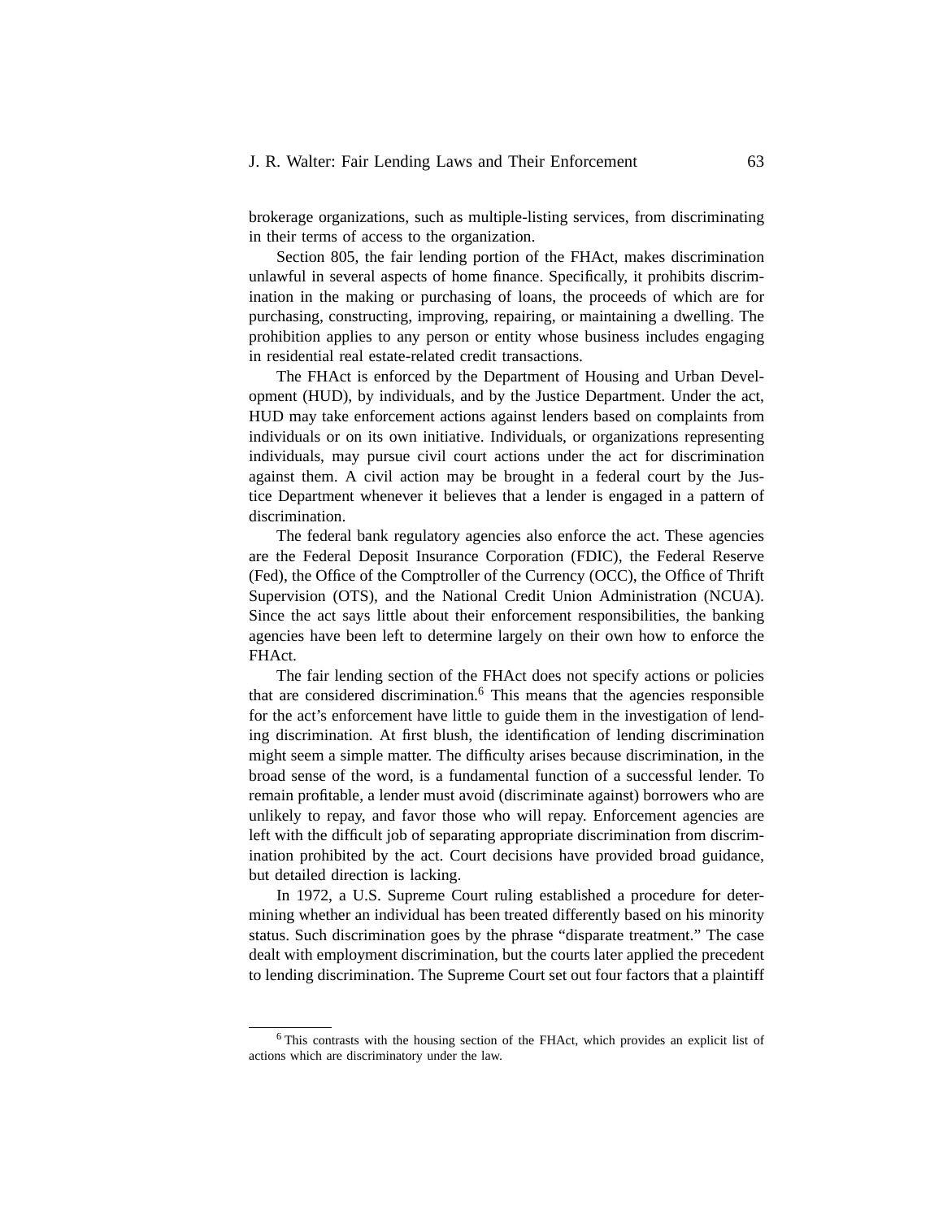brokerage organizations, such as multiple-listing services, from discriminating in their terms of access to the organization.

Section 805, the fair lending portion of the FHAct, makes discrimination unlawful in several aspects of home finance. Specifically, it prohibits discrimination in the making or purchasing of loans, the proceeds of which are for purchasing, constructing, improving, repairing, or maintaining a dwelling. The prohibition applies to any person or entity whose business includes engaging in residential real estate-related credit transactions.

The FHAct is enforced by the Department of Housing and Urban Development (HUD), by individuals, and by the Justice Department. Under the act, HUD may take enforcement actions against lenders based on complaints from individuals or on its own initiative. Individuals, or organizations representing individuals, may pursue civil court actions under the act for discrimination against them. A civil action may be brought in a federal court by the Justice Department whenever it believes that a lender is engaged in a pattern of discrimination.

The federal bank regulatory agencies also enforce the act. These agencies are the Federal Deposit Insurance Corporation (FDIC), the Federal Reserve (Fed), the Office of the Comptroller of the Currency (OCC), the Office of Thrift Supervision (OTS), and the National Credit Union Administration (NCUA). Since the act says little about their enforcement responsibilities, the banking agencies have been left to determine largely on their own how to enforce the FHAct.

The fair lending section of the FHAct does not specify actions or policies that are considered discrimination.[6] This means that the agencies responsible for the act's enforcement have little to guide them in the investigation of lending discrimination. At first blush, the identification of lending discrimination might seem a simple matter. The difficulty arises because discrimination, in the broad sense of the word, is a fundamental function of a successful lender. To remain profitable, a lender must avoid (discriminate against) borrowers who are unlikely to repay, and favor those who will repay. Enforcement agencies are left with the difficult job of separating appropriate discrimination from discrimination prohibited by the act. Court decisions have provided broad guidance, but detailed direction is lacking.

In 1972, a U.S. Supreme Court ruling established a procedure for determining whether an individual has been treated differently based on his minority status. Such discrimination goes by the phrase "disparate treatment." The case dealt with employment discrimination, but the courts later applied the precedent to lending discrimination. The Supreme Court set out four factors that a plaintiff

[6] This contrasts with the housing section of the FHAct, which provides an explicit list of actions which are discriminatory under the law.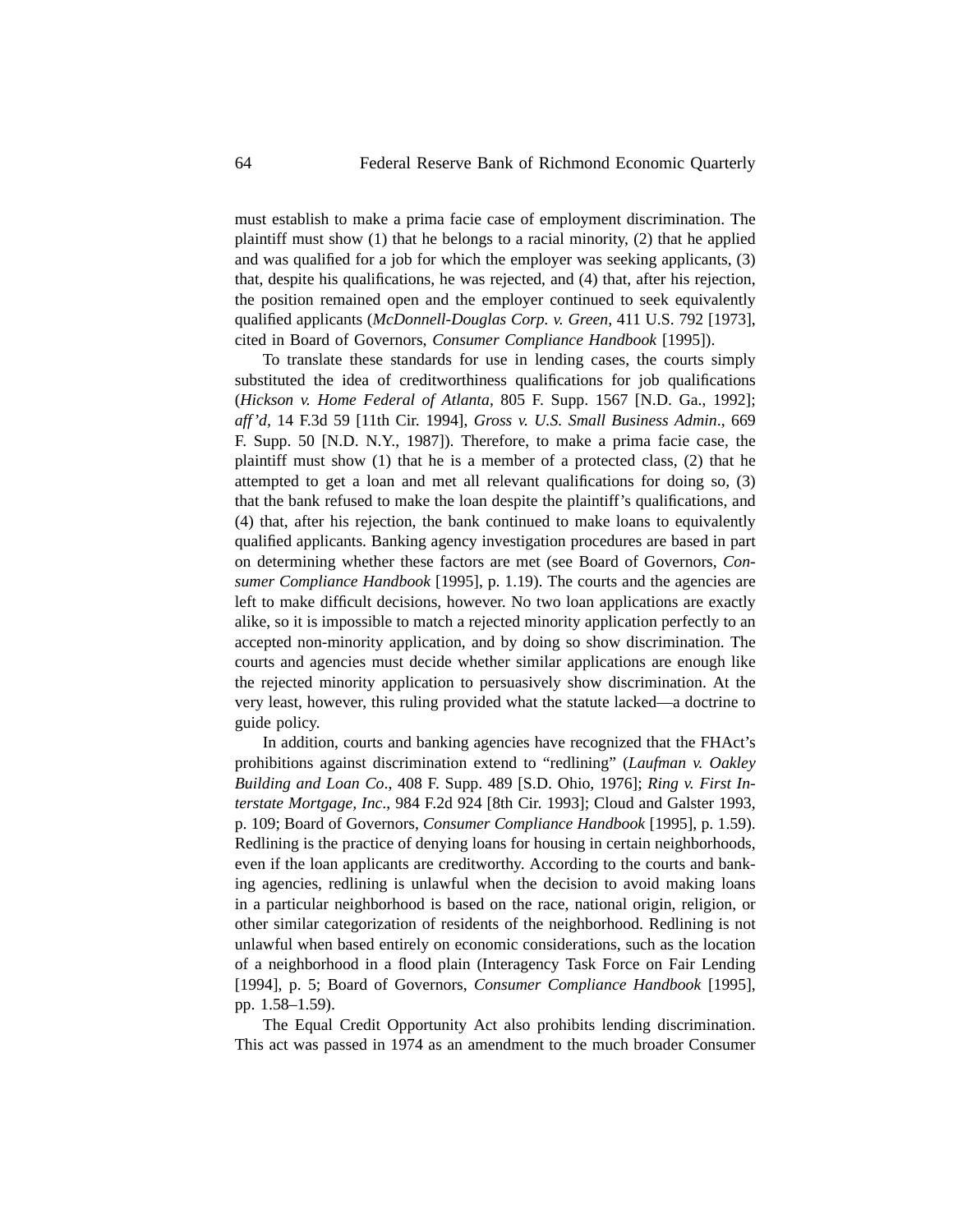must establish to make a prima facie case of employment discrimination. The plaintiff must show (1) that he belongs to a racial minority, (2) that he applied and was qualified for a job for which the employer was seeking applicants, (3) that, despite his qualifications, he was rejected, and (4) that, after his rejection, the position remained open and the employer continued to seek equivalently qualified applicants (*McDonnell-Douglas Corp. v. Green*, 411 U.S. 792 [1973], cited in Board of Governors, *Consumer Compliance Handbook* [1995]).

To translate these standards for use in lending cases, the courts simply substituted the idea of creditworthiness qualifications for job qualifications (*Hickson v. Home Federal of Atlanta*, 805 F. Supp. 1567 [N.D. Ga., 1992]; *aff'd*, 14 F.3d 59 [11th Cir. 1994], *Gross v. U.S. Small Business Admin*., 669 F. Supp. 50 [N.D. N.Y., 1987]). Therefore, to make a prima facie case, the plaintiff must show (1) that he is a member of a protected class, (2) that he attempted to get a loan and met all relevant qualifications for doing so, (3) that the bank refused to make the loan despite the plaintiff's qualifications, and (4) that, after his rejection, the bank continued to make loans to equivalently qualified applicants. Banking agency investigation procedures are based in part on determining whether these factors are met (see Board of Governors, *Consumer Compliance Handbook* [1995], p. 1.19). The courts and the agencies are left to make difficult decisions, however. No two loan applications are exactly alike, so it is impossible to match a rejected minority application perfectly to an accepted non-minority application, and by doing so show discrimination. The courts and agencies must decide whether similar applications are enough like the rejected minority application to persuasively show discrimination. At the very least, however, this ruling provided what the statute lacked—a doctrine to guide policy.

In addition, courts and banking agencies have recognized that the FHAct's prohibitions against discrimination extend to "redlining" (*Laufman v. Oakley Building and Loan Co*., 408 F. Supp. 489 [S.D. Ohio, 1976]; *Ring v. First Interstate Mortgage, Inc*., 984 F.2d 924 [8th Cir. 1993]; Cloud and Galster 1993, p. 109; Board of Governors, *Consumer Compliance Handbook* [1995], p. 1.59). Redlining is the practice of denying loans for housing in certain neighborhoods, even if the loan applicants are creditworthy. According to the courts and banking agencies, redlining is unlawful when the decision to avoid making loans in a particular neighborhood is based on the race, national origin, religion, or other similar categorization of residents of the neighborhood. Redlining is not unlawful when based entirely on economic considerations, such as the location of a neighborhood in a flood plain (Interagency Task Force on Fair Lending [1994], p. 5; Board of Governors, *Consumer Compliance Handbook* [1995], pp. 1.58–1.59).

The Equal Credit Opportunity Act also prohibits lending discrimination. This act was passed in 1974 as an amendment to the much broader Consumer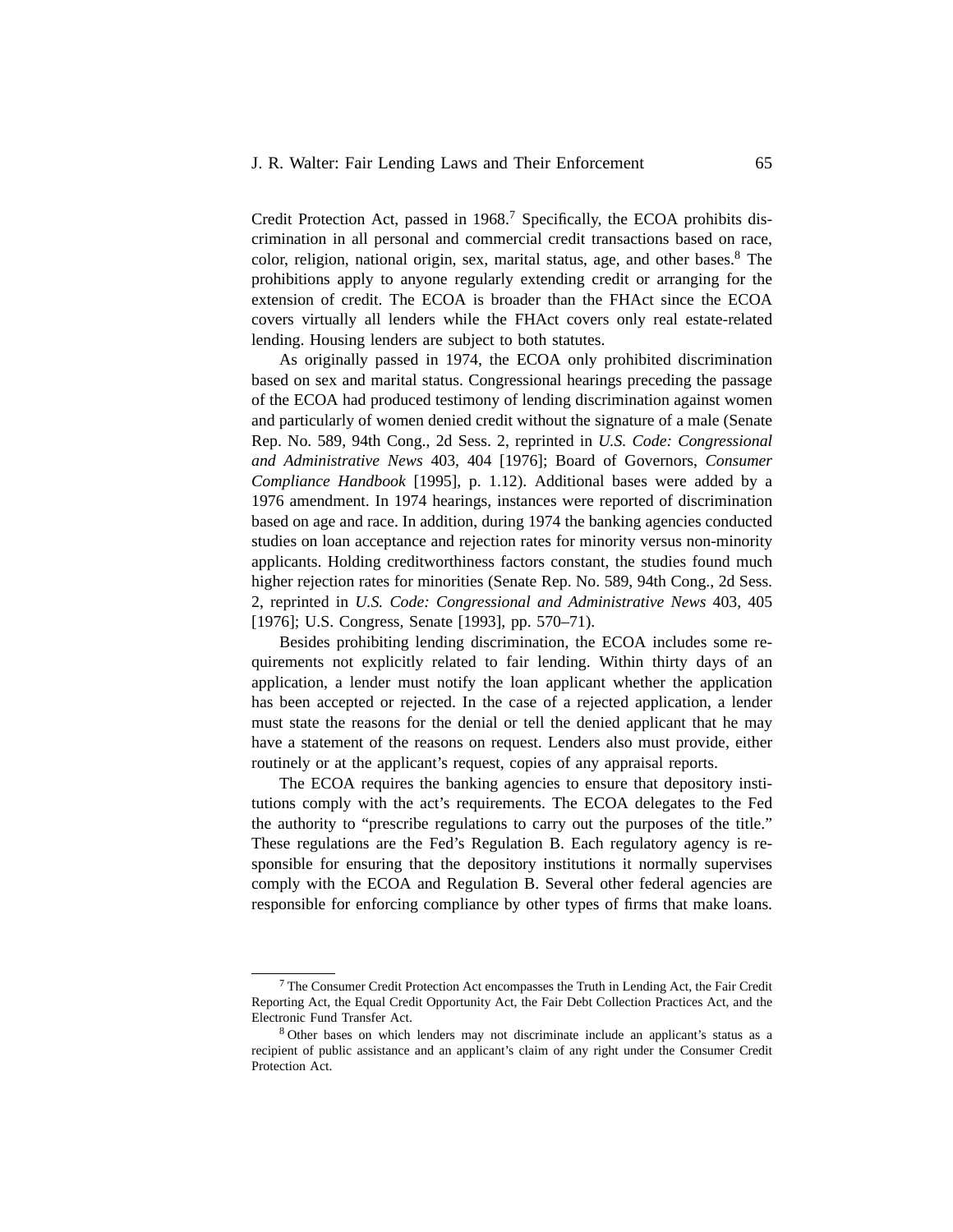Credit Protection Act, passed in 1968.[7] Specifically, the ECOA prohibits discrimination in all personal and commercial credit transactions based on race, color, religion, national origin, sex, marital status, age, and other bases.[8] The prohibitions apply to anyone regularly extending credit or arranging for the extension of credit. The ECOA is broader than the FHAct since the ECOA covers virtually all lenders while the FHAct covers only real estate-related lending. Housing lenders are subject to both statutes.

As originally passed in 1974, the ECOA only prohibited discrimination based on sex and marital status. Congressional hearings preceding the passage of the ECOA had produced testimony of lending discrimination against women and particularly of women denied credit without the signature of a male (Senate Rep. No. 589, 94th Cong., 2d Sess. 2, reprinted in *U.S. Code: Congressional and Administrative News* 403, 404 [1976]; Board of Governors, *Consumer Compliance Handbook* [1995], p. 1.12). Additional bases were added by a 1976 amendment. In 1974 hearings, instances were reported of discrimination based on age and race. In addition, during 1974 the banking agencies conducted studies on loan acceptance and rejection rates for minority versus non-minority applicants. Holding creditworthiness factors constant, the studies found much higher rejection rates for minorities (Senate Rep. No. 589, 94th Cong., 2d Sess. 2, reprinted in *U.S. Code: Congressional and Administrative News* 403, 405 [1976]; U.S. Congress, Senate [1993], pp. 570–71).

Besides prohibiting lending discrimination, the ECOA includes some requirements not explicitly related to fair lending. Within thirty days of an application, a lender must notify the loan applicant whether the application has been accepted or rejected. In the case of a rejected application, a lender must state the reasons for the denial or tell the denied applicant that he may have a statement of the reasons on request. Lenders also must provide, either routinely or at the applicant's request, copies of any appraisal reports.

The ECOA requires the banking agencies to ensure that depository institutions comply with the act's requirements. The ECOA delegates to the Fed the authority to "prescribe regulations to carry out the purposes of the title." These regulations are the Fed's Regulation B. Each regulatory agency is responsible for ensuring that the depository institutions it normally supervises comply with the ECOA and Regulation B. Several other federal agencies are responsible for enforcing compliance by other types of firms that make loans.

---

[7] The Consumer Credit Protection Act encompasses the Truth in Lending Act, the Fair Credit Reporting Act, the Equal Credit Opportunity Act, the Fair Debt Collection Practices Act, and the Electronic Fund Transfer Act.

[8] Other bases on which lenders may not discriminate include an applicant's status as a recipient of public assistance and an applicant's claim of any right under the Consumer Credit Protection Act.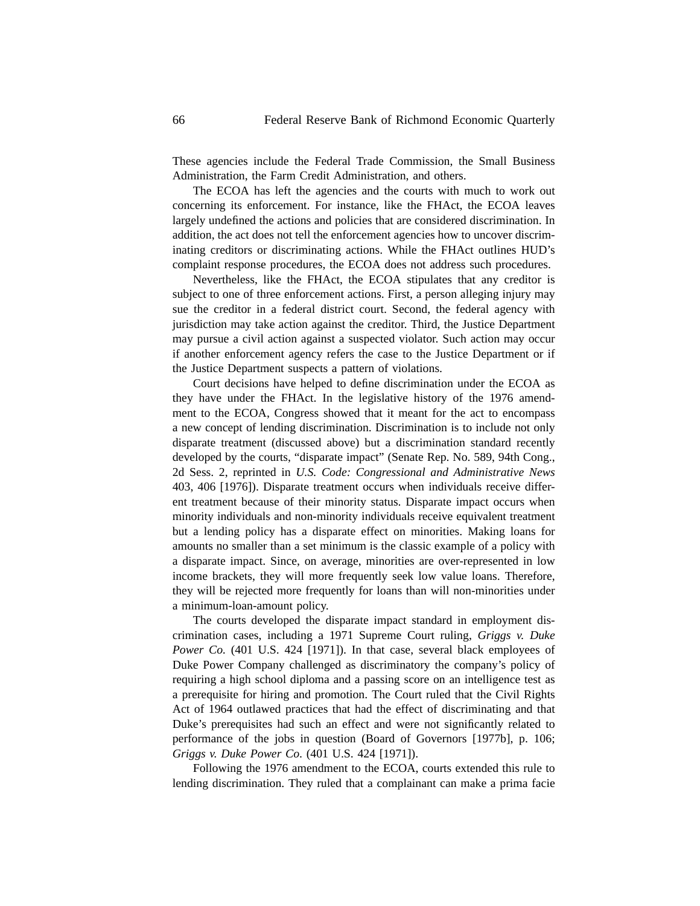These agencies include the Federal Trade Commission, the Small Business Administration, the Farm Credit Administration, and others.

The ECOA has left the agencies and the courts with much to work out concerning its enforcement. For instance, like the FHAct, the ECOA leaves largely undefined the actions and policies that are considered discrimination. In addition, the act does not tell the enforcement agencies how to uncover discriminating creditors or discriminating actions. While the FHAct outlines HUD's complaint response procedures, the ECOA does not address such procedures.

Nevertheless, like the FHAct, the ECOA stipulates that any creditor is subject to one of three enforcement actions. First, a person alleging injury may sue the creditor in a federal district court. Second, the federal agency with jurisdiction may take action against the creditor. Third, the Justice Department may pursue a civil action against a suspected violator. Such action may occur if another enforcement agency refers the case to the Justice Department or if the Justice Department suspects a pattern of violations.

Court decisions have helped to define discrimination under the ECOA as they have under the FHAct. In the legislative history of the 1976 amendment to the ECOA, Congress showed that it meant for the act to encompass a new concept of lending discrimination. Discrimination is to include not only disparate treatment (discussed above) but a discrimination standard recently developed by the courts, "disparate impact" (Senate Rep. No. 589, 94th Cong., 2d Sess. 2, reprinted in *U.S. Code: Congressional and Administrative News* 403, 406 [1976]). Disparate treatment occurs when individuals receive different treatment because of their minority status. Disparate impact occurs when minority individuals and non-minority individuals receive equivalent treatment but a lending policy has a disparate effect on minorities. Making loans for amounts no smaller than a set minimum is the classic example of a policy with a disparate impact. Since, on average, minorities are over-represented in low income brackets, they will more frequently seek low value loans. Therefore, they will be rejected more frequently for loans than will non-minorities under a minimum-loan-amount policy.

The courts developed the disparate impact standard in employment discrimination cases, including a 1971 Supreme Court ruling, *Griggs v. Duke Power Co.* (401 U.S. 424 [1971]). In that case, several black employees of Duke Power Company challenged as discriminatory the company's policy of requiring a high school diploma and a passing score on an intelligence test as a prerequisite for hiring and promotion. The Court ruled that the Civil Rights Act of 1964 outlawed practices that had the effect of discriminating and that Duke's prerequisites had such an effect and were not significantly related to performance of the jobs in question (Board of Governors [1977b], p. 106; *Griggs v. Duke Power Co.* (401 U.S. 424 [1971]).

Following the 1976 amendment to the ECOA, courts extended this rule to lending discrimination. They ruled that a complainant can make a prima facie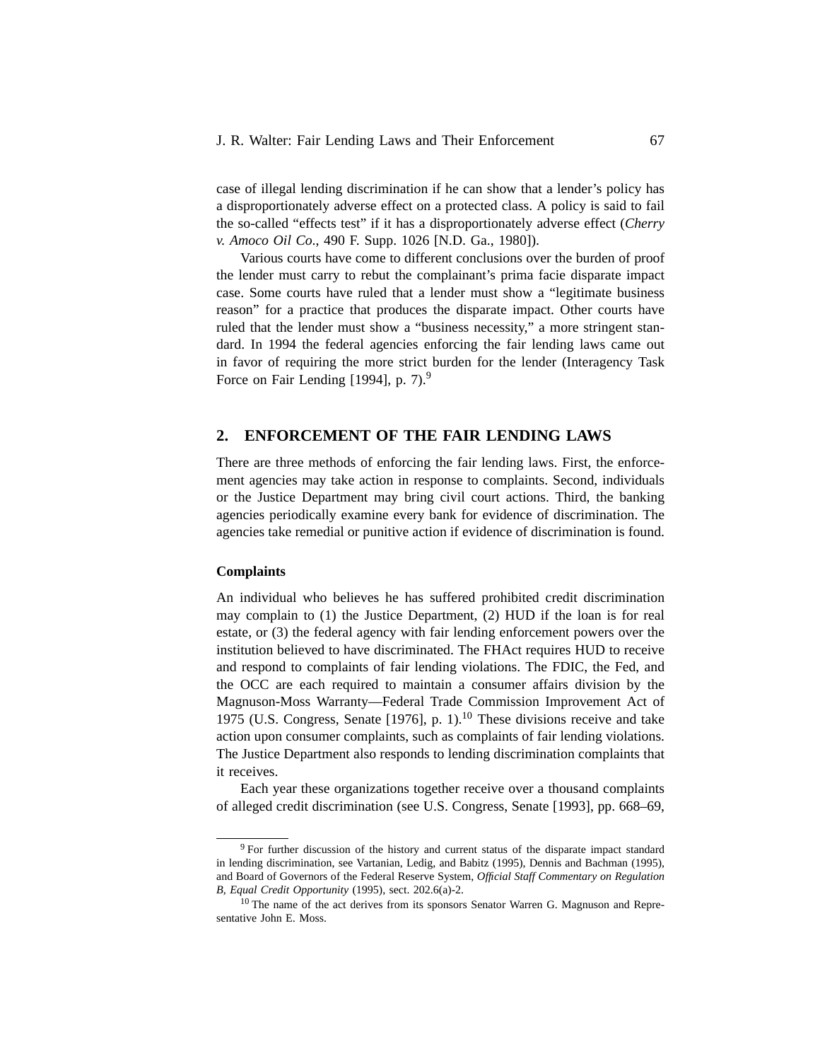case of illegal lending discrimination if he can show that a lender's policy has a disproportionately adverse effect on a protected class. A policy is said to fail the so-called "effects test" if it has a disproportionately adverse effect (*Cherry v. Amoco Oil Co*., 490 F. Supp. 1026 [N.D. Ga., 1980]).

Various courts have come to different conclusions over the burden of proof the lender must carry to rebut the complainant's prima facie disparate impact case. Some courts have ruled that a lender must show a "legitimate business reason" for a practice that produces the disparate impact. Other courts have ruled that the lender must show a "business necessity," a more stringent standard. In 1994 the federal agencies enforcing the fair lending laws came out in favor of requiring the more strict burden for the lender (Interagency Task Force on Fair Lending [1994], p. 7).[9]

## 2. ENFORCEMENT OF THE FAIR LENDING LAWS

There are three methods of enforcing the fair lending laws. First, the enforcement agencies may take action in response to complaints. Second, individuals or the Justice Department may bring civil court actions. Third, the banking agencies periodically examine every bank for evidence of discrimination. The agencies take remedial or punitive action if evidence of discrimination is found.

### Complaints

An individual who believes he has suffered prohibited credit discrimination may complain to (1) the Justice Department, (2) HUD if the loan is for real estate, or (3) the federal agency with fair lending enforcement powers over the institution believed to have discriminated. The FHAct requires HUD to receive and respond to complaints of fair lending violations. The FDIC, the Fed, and the OCC are each required to maintain a consumer affairs division by the Magnuson-Moss Warranty—Federal Trade Commission Improvement Act of 1975 (U.S. Congress, Senate [1976], p. 1).[10] These divisions receive and take action upon consumer complaints, such as complaints of fair lending violations. The Justice Department also responds to lending discrimination complaints that it receives.

Each year these organizations together receive over a thousand complaints of alleged credit discrimination (see U.S. Congress, Senate [1993], pp. 668–69,

---

[9] For further discussion of the history and current status of the disparate impact standard in lending discrimination, see Vartanian, Ledig, and Babitz (1995), Dennis and Bachman (1995), and Board of Governors of the Federal Reserve System, *Official Staff Commentary on Regulation B, Equal Credit Opportunity* (1995), sect. 202.6(a)-2.

[10] The name of the act derives from its sponsors Senator Warren G. Magnuson and Representative John E. Moss.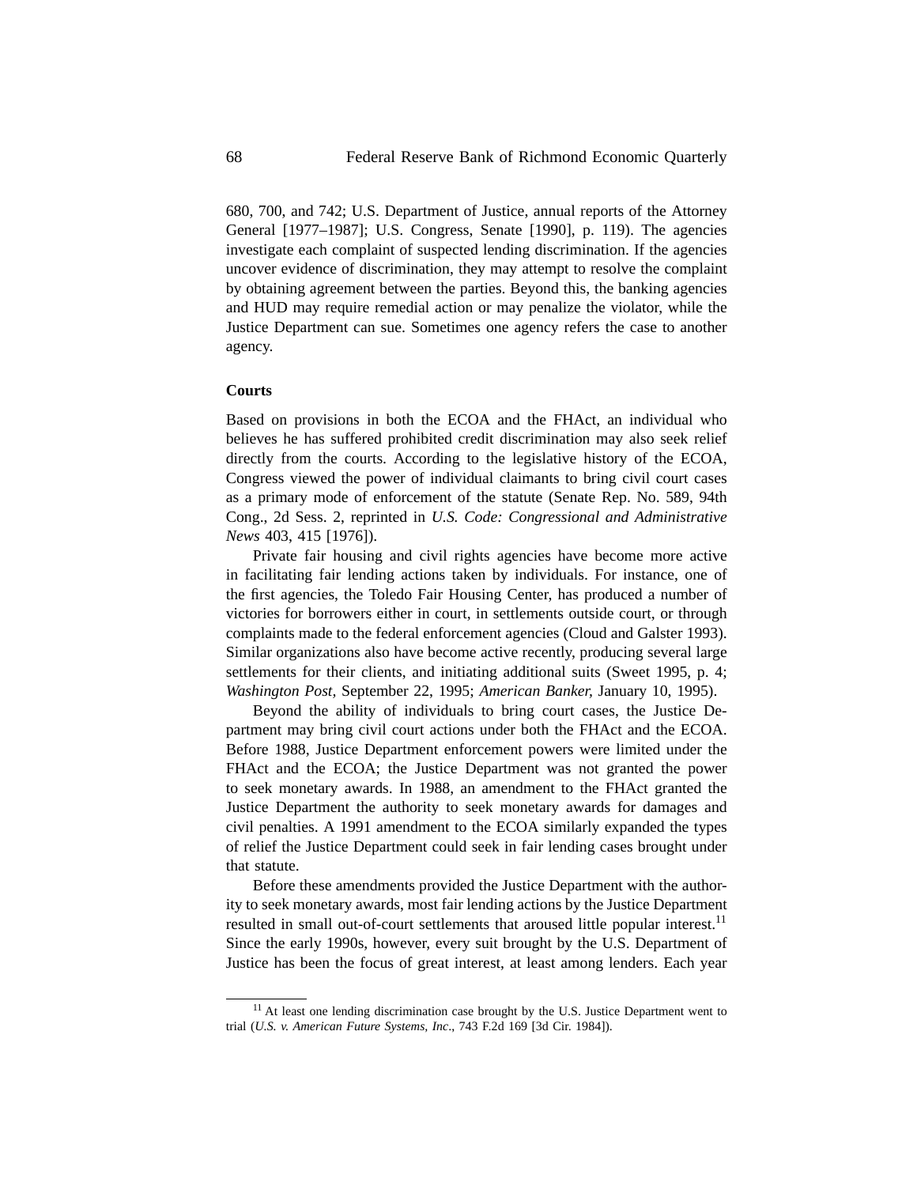680, 700, and 742; U.S. Department of Justice, annual reports of the Attorney General [1977–1987]; U.S. Congress, Senate [1990], p. 119). The agencies investigate each complaint of suspected lending discrimination. If the agencies uncover evidence of discrimination, they may attempt to resolve the complaint by obtaining agreement between the parties. Beyond this, the banking agencies and HUD may require remedial action or may penalize the violator, while the Justice Department can sue. Sometimes one agency refers the case to another agency.

### Courts

Based on provisions in both the ECOA and the FHAct, an individual who believes he has suffered prohibited credit discrimination may also seek relief directly from the courts. According to the legislative history of the ECOA, Congress viewed the power of individual claimants to bring civil court cases as a primary mode of enforcement of the statute (Senate Rep. No. 589, 94th Cong., 2d Sess. 2, reprinted in *U.S. Code: Congressional and Administrative News* 403, 415 [1976]).

Private fair housing and civil rights agencies have become more active in facilitating fair lending actions taken by individuals. For instance, one of the first agencies, the Toledo Fair Housing Center, has produced a number of victories for borrowers either in court, in settlements outside court, or through complaints made to the federal enforcement agencies (Cloud and Galster 1993). Similar organizations also have become active recently, producing several large settlements for their clients, and initiating additional suits (Sweet 1995, p. 4; *Washington Post*, September 22, 1995; *American Banker*, January 10, 1995).

Beyond the ability of individuals to bring court cases, the Justice Department may bring civil court actions under both the FHAct and the ECOA. Before 1988, Justice Department enforcement powers were limited under the FHAct and the ECOA; the Justice Department was not granted the power to seek monetary awards. In 1988, an amendment to the FHAct granted the Justice Department the authority to seek monetary awards for damages and civil penalties. A 1991 amendment to the ECOA similarly expanded the types of relief the Justice Department could seek in fair lending cases brought under that statute.

Before these amendments provided the Justice Department with the authority to seek monetary awards, most fair lending actions by the Justice Department resulted in small out-of-court settlements that aroused little popular interest.[11] Since the early 1990s, however, every suit brought by the U.S. Department of Justice has been the focus of great interest, at least among lenders. Each year

[11] At least one lending discrimination case brought by the U.S. Justice Department went to trial (*U.S. v. American Future Systems, Inc*., 743 F.2d 169 [3d Cir. 1984]).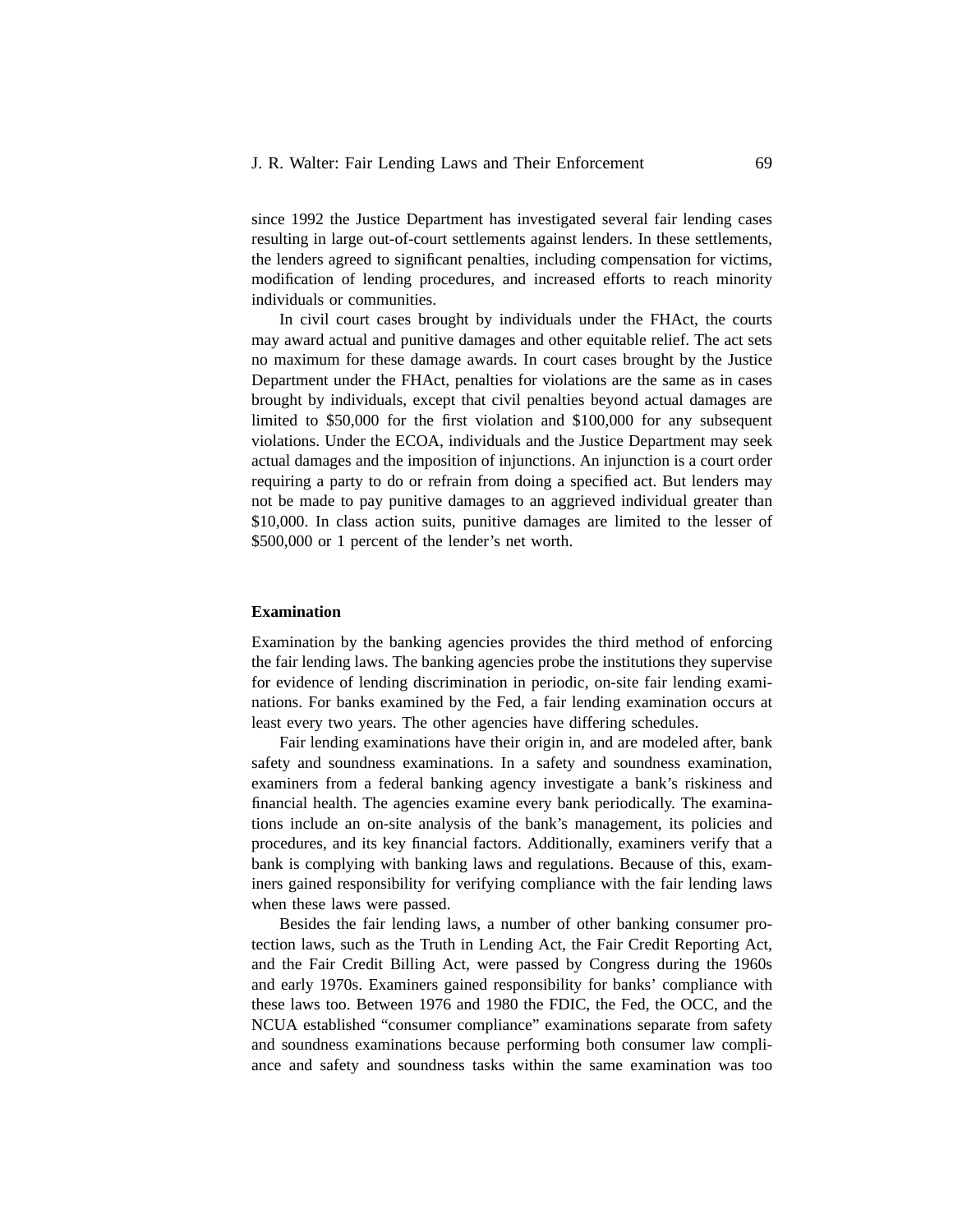since 1992 the Justice Department has investigated several fair lending cases resulting in large out-of-court settlements against lenders. In these settlements, the lenders agreed to significant penalties, including compensation for victims, modification of lending procedures, and increased efforts to reach minority individuals or communities.

In civil court cases brought by individuals under the FHAct, the courts may award actual and punitive damages and other equitable relief. The act sets no maximum for these damage awards. In court cases brought by the Justice Department under the FHAct, penalties for violations are the same as in cases brought by individuals, except that civil penalties beyond actual damages are limited to $50,000 for the first violation and $100,000 for any subsequent violations. Under the ECOA, individuals and the Justice Department may seek actual damages and the imposition of injunctions. An injunction is a court order requiring a party to do or refrain from doing a specified act. But lenders may not be made to pay punitive damages to an aggrieved individual greater than $10,000. In class action suits, punitive damages are limited to the lesser of $500,000 or 1 percent of the lender's net worth.

**Examination**

Examination by the banking agencies provides the third method of enforcing the fair lending laws. The banking agencies probe the institutions they supervise for evidence of lending discrimination in periodic, on-site fair lending examinations. For banks examined by the Fed, a fair lending examination occurs at least every two years. The other agencies have differing schedules.

Fair lending examinations have their origin in, and are modeled after, bank safety and soundness examinations. In a safety and soundness examination, examiners from a federal banking agency investigate a bank's riskiness and financial health. The agencies examine every bank periodically. The examinations include an on-site analysis of the bank's management, its policies and procedures, and its key financial factors. Additionally, examiners verify that a bank is complying with banking laws and regulations. Because of this, examiners gained responsibility for verifying compliance with the fair lending laws when these laws were passed.

Besides the fair lending laws, a number of other banking consumer protection laws, such as the Truth in Lending Act, the Fair Credit Reporting Act, and the Fair Credit Billing Act, were passed by Congress during the 1960s and early 1970s. Examiners gained responsibility for banks' compliance with these laws too. Between 1976 and 1980 the FDIC, the Fed, the OCC, and the NCUA established "consumer compliance" examinations separate from safety and soundness examinations because performing both consumer law compliance and safety and soundness tasks within the same examination was too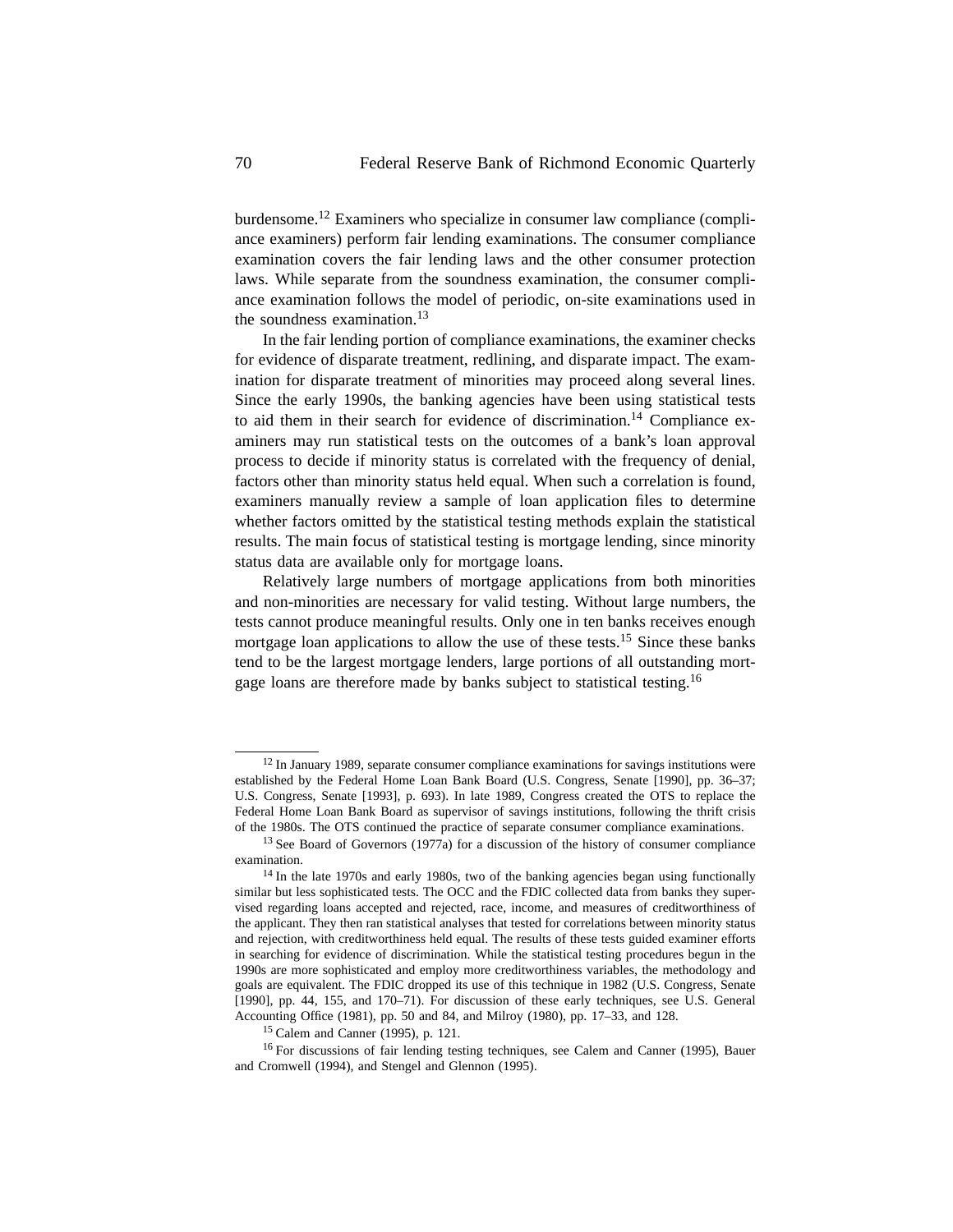burdensome.[12] Examiners who specialize in consumer law compliance (compliance examiners) perform fair lending examinations. The consumer compliance examination covers the fair lending laws and the other consumer protection laws. While separate from the soundness examination, the consumer compliance examination follows the model of periodic, on-site examinations used in the soundness examination.[13]

In the fair lending portion of compliance examinations, the examiner checks for evidence of disparate treatment, redlining, and disparate impact. The examination for disparate treatment of minorities may proceed along several lines. Since the early 1990s, the banking agencies have been using statistical tests to aid them in their search for evidence of discrimination.[14] Compliance examiners may run statistical tests on the outcomes of a bank's loan approval process to decide if minority status is correlated with the frequency of denial, factors other than minority status held equal. When such a correlation is found, examiners manually review a sample of loan application files to determine whether factors omitted by the statistical testing methods explain the statistical results. The main focus of statistical testing is mortgage lending, since minority status data are available only for mortgage loans.

Relatively large numbers of mortgage applications from both minorities and non-minorities are necessary for valid testing. Without large numbers, the tests cannot produce meaningful results. Only one in ten banks receives enough mortgage loan applications to allow the use of these tests.[15] Since these banks tend to be the largest mortgage lenders, large portions of all outstanding mortgage loans are therefore made by banks subject to statistical testing.[16]

---

[12] In January 1989, separate consumer compliance examinations for savings institutions were established by the Federal Home Loan Bank Board (U.S. Congress, Senate [1990], pp. 36–37; U.S. Congress, Senate [1993], p. 693). In late 1989, Congress created the OTS to replace the Federal Home Loan Bank Board as supervisor of savings institutions, following the thrift crisis of the 1980s. The OTS continued the practice of separate consumer compliance examinations.

[13] See Board of Governors (1977a) for a discussion of the history of consumer compliance examination.

[14] In the late 1970s and early 1980s, two of the banking agencies began using functionally similar but less sophisticated tests. The OCC and the FDIC collected data from banks they supervised regarding loans accepted and rejected, race, income, and measures of creditworthiness of the applicant. They then ran statistical analyses that tested for correlations between minority status and rejection, with creditworthiness held equal. The results of these tests guided examiner efforts in searching for evidence of discrimination. While the statistical testing procedures begun in the 1990s are more sophisticated and employ more creditworthiness variables, the methodology and goals are equivalent. The FDIC dropped its use of this technique in 1982 (U.S. Congress, Senate [1990], pp. 44, 155, and 170–71). For discussion of these early techniques, see U.S. General Accounting Office (1981), pp. 50 and 84, and Milroy (1980), pp. 17–33, and 128.

[15] Calem and Canner (1995), p. 121.

[16] For discussions of fair lending testing techniques, see Calem and Canner (1995), Bauer and Cromwell (1994), and Stengel and Glennon (1995).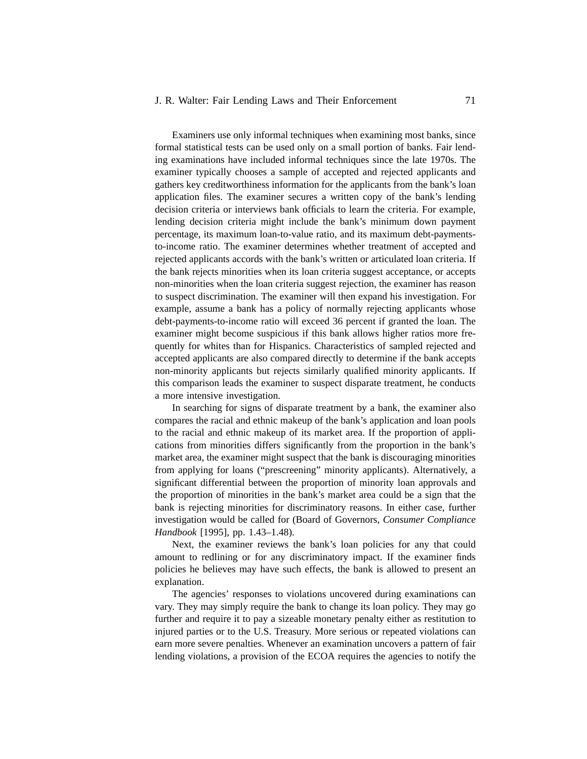Examiners use only informal techniques when examining most banks, since formal statistical tests can be used only on a small portion of banks. Fair lending examinations have included informal techniques since the late 1970s. The examiner typically chooses a sample of accepted and rejected applicants and gathers key creditworthiness information for the applicants from the bank's loan application files. The examiner secures a written copy of the bank's lending decision criteria or interviews bank officials to learn the criteria. For example, lending decision criteria might include the bank's minimum down payment percentage, its maximum loan-to-value ratio, and its maximum debt-payments-to-income ratio. The examiner determines whether treatment of accepted and rejected applicants accords with the bank's written or articulated loan criteria. If the bank rejects minorities when its loan criteria suggest acceptance, or accepts non-minorities when the loan criteria suggest rejection, the examiner has reason to suspect discrimination. The examiner will then expand his investigation. For example, assume a bank has a policy of normally rejecting applicants whose debt-payments-to-income ratio will exceed 36 percent if granted the loan. The examiner might become suspicious if this bank allows higher ratios more frequently for whites than for Hispanics. Characteristics of sampled rejected and accepted applicants are also compared directly to determine if the bank accepts non-minority applicants but rejects similarly qualified minority applicants. If this comparison leads the examiner to suspect disparate treatment, he conducts a more intensive investigation.

In searching for signs of disparate treatment by a bank, the examiner also compares the racial and ethnic makeup of the bank's application and loan pools to the racial and ethnic makeup of its market area. If the proportion of applications from minorities differs significantly from the proportion in the bank's market area, the examiner might suspect that the bank is discouraging minorities from applying for loans ("prescreening" minority applicants). Alternatively, a significant differential between the proportion of minority loan approvals and the proportion of minorities in the bank's market area could be a sign that the bank is rejecting minorities for discriminatory reasons. In either case, further investigation would be called for (Board of Governors, *Consumer Compliance Handbook* [1995], pp. 1.43–1.48).

Next, the examiner reviews the bank's loan policies for any that could amount to redlining or for any discriminatory impact. If the examiner finds policies he believes may have such effects, the bank is allowed to present an explanation.

The agencies' responses to violations uncovered during examinations can vary. They may simply require the bank to change its loan policy. They may go further and require it to pay a sizeable monetary penalty either as restitution to injured parties or to the U.S. Treasury. More serious or repeated violations can earn more severe penalties. Whenever an examination uncovers a pattern of fair lending violations, a provision of the ECOA requires the agencies to notify the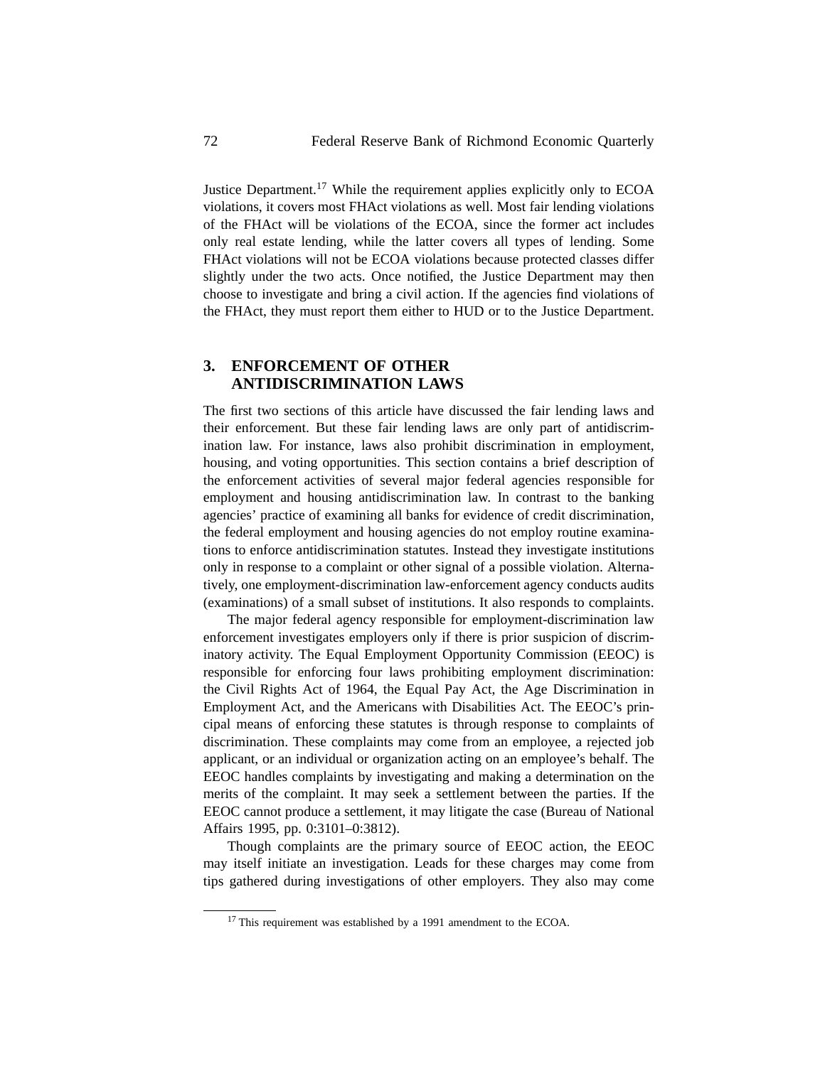Justice Department.[17] While the requirement applies explicitly only to ECOA violations, it covers most FHAct violations as well. Most fair lending violations of the FHAct will be violations of the ECOA, since the former act includes only real estate lending, while the latter covers all types of lending. Some FHAct violations will not be ECOA violations because protected classes differ slightly under the two acts. Once notified, the Justice Department may then choose to investigate and bring a civil action. If the agencies find violations of the FHAct, they must report them either to HUD or to the Justice Department.

## 3. ENFORCEMENT OF OTHER ANTIDISCRIMINATION LAWS

The first two sections of this article have discussed the fair lending laws and their enforcement. But these fair lending laws are only part of antidiscrimination law. For instance, laws also prohibit discrimination in employment, housing, and voting opportunities. This section contains a brief description of the enforcement activities of several major federal agencies responsible for employment and housing antidiscrimination law. In contrast to the banking agencies' practice of examining all banks for evidence of credit discrimination, the federal employment and housing agencies do not employ routine examinations to enforce antidiscrimination statutes. Instead they investigate institutions only in response to a complaint or other signal of a possible violation. Alternatively, one employment-discrimination law-enforcement agency conducts audits (examinations) of a small subset of institutions. It also responds to complaints.

The major federal agency responsible for employment-discrimination law enforcement investigates employers only if there is prior suspicion of discriminatory activity. The Equal Employment Opportunity Commission (EEOC) is responsible for enforcing four laws prohibiting employment discrimination: the Civil Rights Act of 1964, the Equal Pay Act, the Age Discrimination in Employment Act, and the Americans with Disabilities Act. The EEOC's principal means of enforcing these statutes is through response to complaints of discrimination. These complaints may come from an employee, a rejected job applicant, or an individual or organization acting on an employee's behalf. The EEOC handles complaints by investigating and making a determination on the merits of the complaint. It may seek a settlement between the parties. If the EEOC cannot produce a settlement, it may litigate the case (Bureau of National Affairs 1995, pp. 0:3101–0:3812).

Though complaints are the primary source of EEOC action, the EEOC may itself initiate an investigation. Leads for these charges may come from tips gathered during investigations of other employers. They also may come

[17] This requirement was established by a 1991 amendment to the ECOA.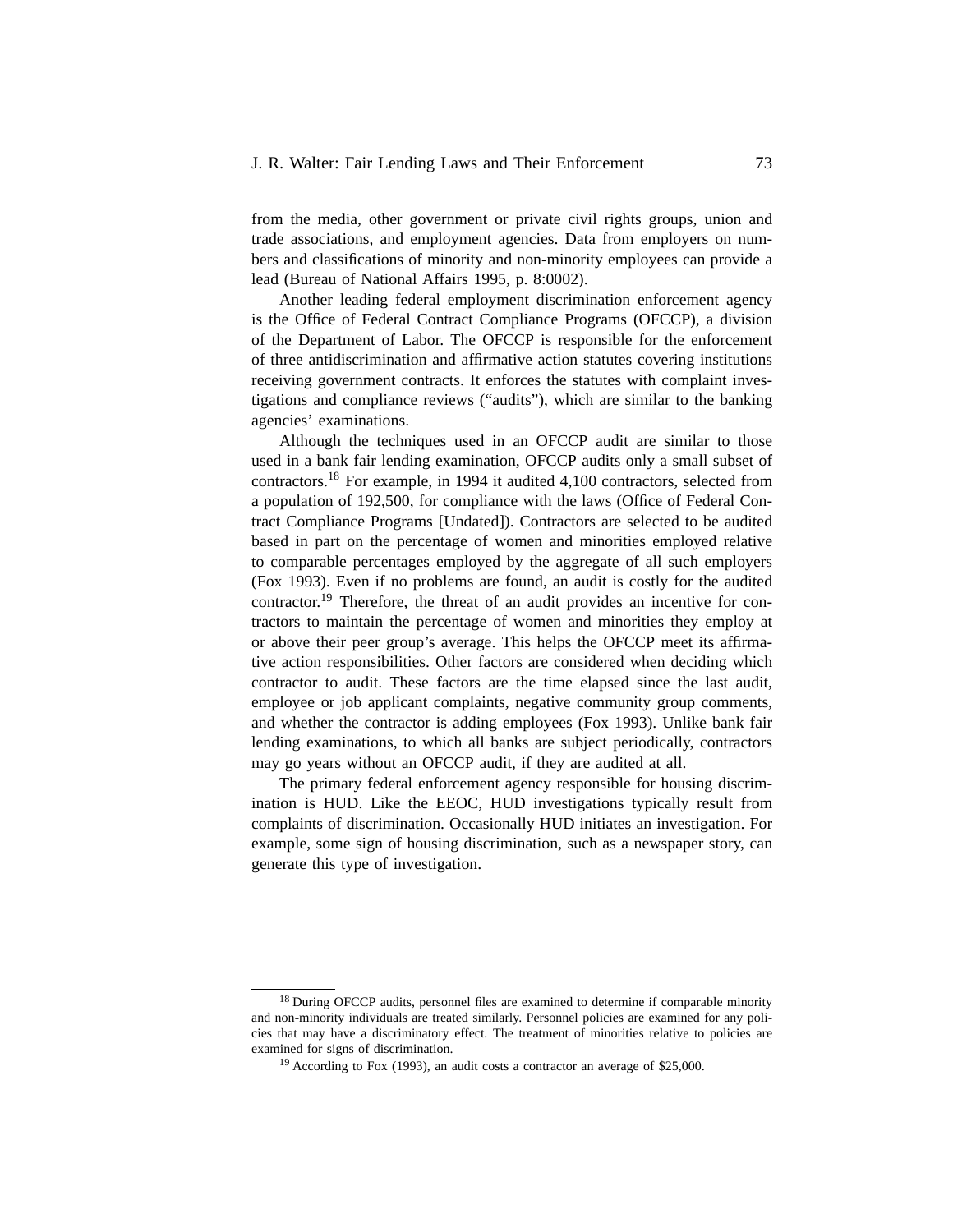from the media, other government or private civil rights groups, union and trade associations, and employment agencies. Data from employers on numbers and classifications of minority and non-minority employees can provide a lead (Bureau of National Affairs 1995, p. 8:0002).

Another leading federal employment discrimination enforcement agency is the Office of Federal Contract Compliance Programs (OFCCP), a division of the Department of Labor. The OFCCP is responsible for the enforcement of three antidiscrimination and affirmative action statutes covering institutions receiving government contracts. It enforces the statutes with complaint investigations and compliance reviews ("audits"), which are similar to the banking agencies' examinations.

Although the techniques used in an OFCCP audit are similar to those used in a bank fair lending examination, OFCCP audits only a small subset of contractors.[18] For example, in 1994 it audited 4,100 contractors, selected from a population of 192,500, for compliance with the laws (Office of Federal Contract Compliance Programs [Undated]). Contractors are selected to be audited based in part on the percentage of women and minorities employed relative to comparable percentages employed by the aggregate of all such employers (Fox 1993). Even if no problems are found, an audit is costly for the audited contractor.[19] Therefore, the threat of an audit provides an incentive for contractors to maintain the percentage of women and minorities they employ at or above their peer group's average. This helps the OFCCP meet its affirmative action responsibilities. Other factors are considered when deciding which contractor to audit. These factors are the time elapsed since the last audit, employee or job applicant complaints, negative community group comments, and whether the contractor is adding employees (Fox 1993). Unlike bank fair lending examinations, to which all banks are subject periodically, contractors may go years without an OFCCP audit, if they are audited at all.

The primary federal enforcement agency responsible for housing discrimination is HUD. Like the EEOC, HUD investigations typically result from complaints of discrimination. Occasionally HUD initiates an investigation. For example, some sign of housing discrimination, such as a newspaper story, can generate this type of investigation.

---

[18] During OFCCP audits, personnel files are examined to determine if comparable minority and non-minority individuals are treated similarly. Personnel policies are examined for any policies that may have a discriminatory effect. The treatment of minorities relative to policies are examined for signs of discrimination.

[19] According to Fox (1993), an audit costs a contractor an average of $25,000.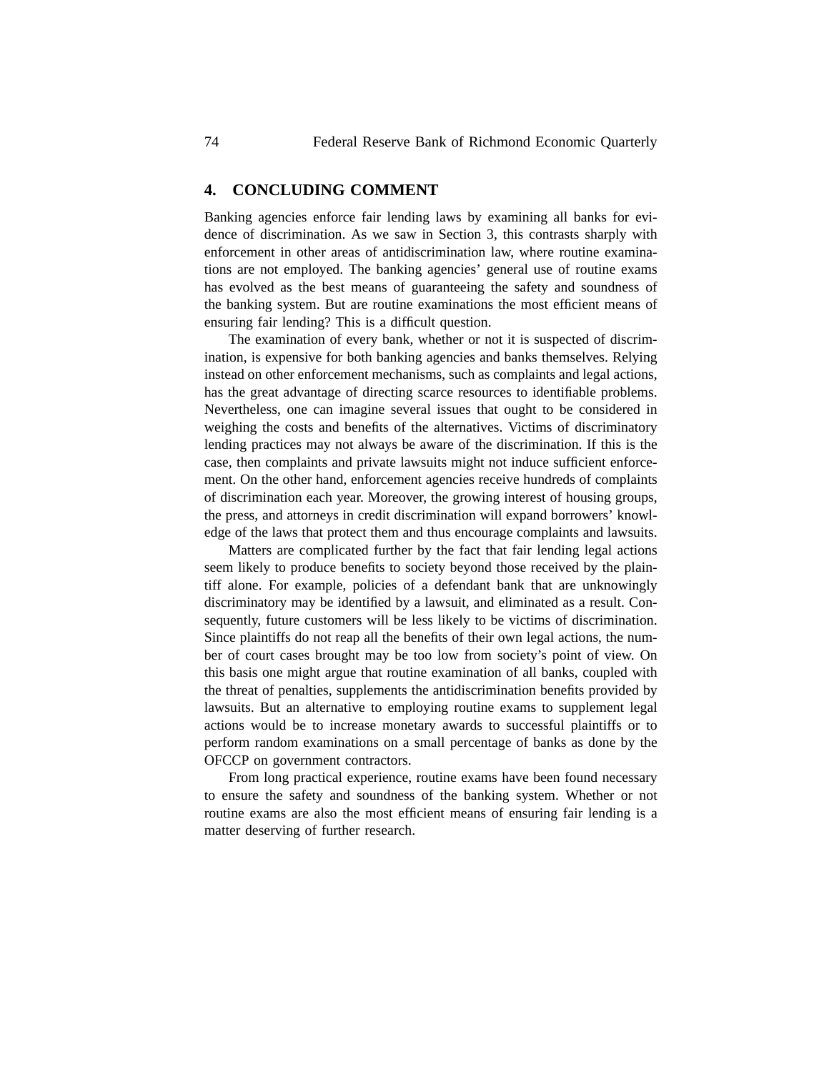## 4. CONCLUDING COMMENT

Banking agencies enforce fair lending laws by examining all banks for evidence of discrimination. As we saw in Section 3, this contrasts sharply with enforcement in other areas of antidiscrimination law, where routine examinations are not employed. The banking agencies' general use of routine exams has evolved as the best means of guaranteeing the safety and soundness of the banking system. But are routine examinations the most efficient means of ensuring fair lending? This is a difficult question.

The examination of every bank, whether or not it is suspected of discrimination, is expensive for both banking agencies and banks themselves. Relying instead on other enforcement mechanisms, such as complaints and legal actions, has the great advantage of directing scarce resources to identifiable problems. Nevertheless, one can imagine several issues that ought to be considered in weighing the costs and benefits of the alternatives. Victims of discriminatory lending practices may not always be aware of the discrimination. If this is the case, then complaints and private lawsuits might not induce sufficient enforcement. On the other hand, enforcement agencies receive hundreds of complaints of discrimination each year. Moreover, the growing interest of housing groups, the press, and attorneys in credit discrimination will expand borrowers' knowledge of the laws that protect them and thus encourage complaints and lawsuits.

Matters are complicated further by the fact that fair lending legal actions seem likely to produce benefits to society beyond those received by the plaintiff alone. For example, policies of a defendant bank that are unknowingly discriminatory may be identified by a lawsuit, and eliminated as a result. Consequently, future customers will be less likely to be victims of discrimination. Since plaintiffs do not reap all the benefits of their own legal actions, the number of court cases brought may be too low from society's point of view. On this basis one might argue that routine examination of all banks, coupled with the threat of penalties, supplements the antidiscrimination benefits provided by lawsuits. But an alternative to employing routine exams to supplement legal actions would be to increase monetary awards to successful plaintiffs or to perform random examinations on a small percentage of banks as done by the OFCCP on government contractors.

From long practical experience, routine exams have been found necessary to ensure the safety and soundness of the banking system. Whether or not routine exams are also the most efficient means of ensuring fair lending is a matter deserving of further research.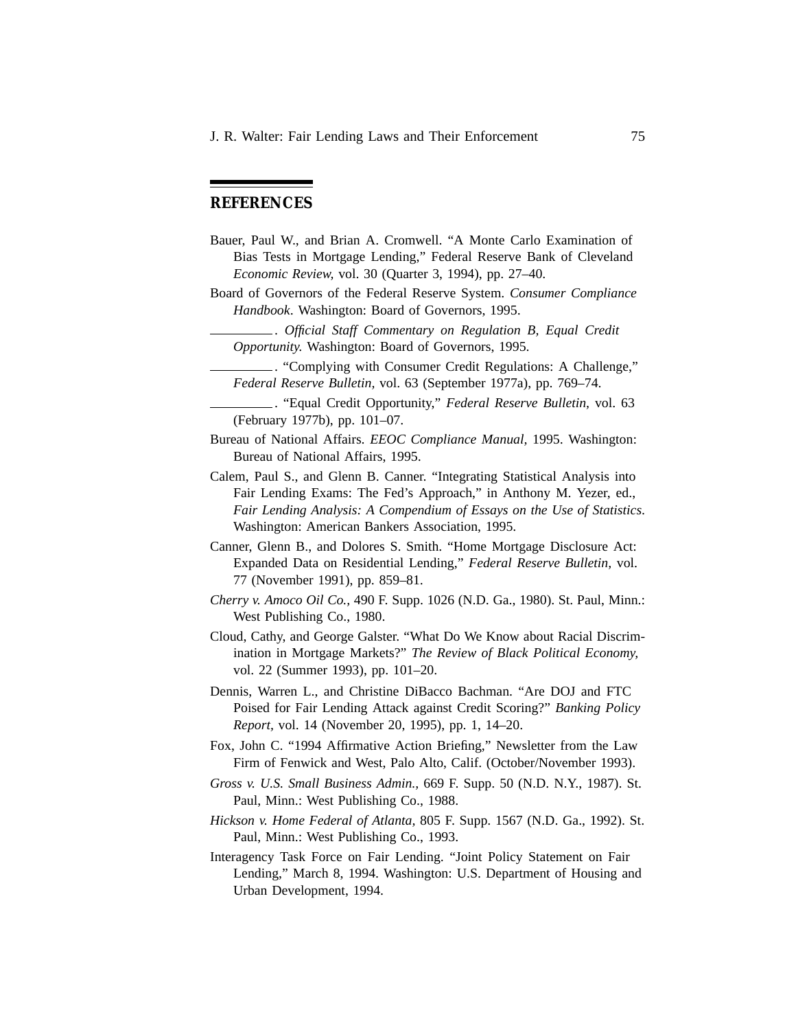## REFERENCES

Bauer, Paul W., and Brian A. Cromwell. "A Monte Carlo Examination of Bias Tests in Mortgage Lending," Federal Reserve Bank of Cleveland *Economic Review,* vol. 30 (Quarter 3, 1994), pp. 27–40.

Board of Governors of the Federal Reserve System. *Consumer Compliance Handbook*. Washington: Board of Governors, 1995.

\_\_\_\_\_\_\_\_\_. *Official Staff Commentary on Regulation B, Equal Credit Opportunity.* Washington: Board of Governors, 1995.

\_\_\_\_\_\_\_\_\_. "Complying with Consumer Credit Regulations: A Challenge," *Federal Reserve Bulletin,* vol. 63 (September 1977a), pp. 769–74.

\_\_\_\_\_\_\_\_\_. "Equal Credit Opportunity," *Federal Reserve Bulletin,* vol. 63 (February 1977b), pp. 101–07.

Bureau of National Affairs. *EEOC Compliance Manual,* 1995. Washington: Bureau of National Affairs, 1995.

Calem, Paul S., and Glenn B. Canner. "Integrating Statistical Analysis into Fair Lending Exams: The Fed's Approach," in Anthony M. Yezer, ed., *Fair Lending Analysis: A Compendium of Essays on the Use of Statistics*. Washington: American Bankers Association, 1995.

Canner, Glenn B., and Dolores S. Smith. "Home Mortgage Disclosure Act: Expanded Data on Residential Lending," *Federal Reserve Bulletin,* vol. 77 (November 1991), pp. 859–81.

*Cherry v. Amoco Oil Co.,* 490 F. Supp. 1026 (N.D. Ga., 1980). St. Paul, Minn.: West Publishing Co., 1980.

Cloud, Cathy, and George Galster. "What Do We Know about Racial Discrimination in Mortgage Markets?" *The Review of Black Political Economy,* vol. 22 (Summer 1993), pp. 101–20.

Dennis, Warren L., and Christine DiBacco Bachman. "Are DOJ and FTC Poised for Fair Lending Attack against Credit Scoring?" *Banking Policy Report,* vol. 14 (November 20, 1995), pp. 1, 14–20.

Fox, John C. "1994 Affirmative Action Briefing," Newsletter from the Law Firm of Fenwick and West, Palo Alto, Calif. (October/November 1993).

*Gross v. U.S. Small Business Admin.,* 669 F. Supp. 50 (N.D. N.Y., 1987). St. Paul, Minn.: West Publishing Co., 1988.

*Hickson v. Home Federal of Atlanta,* 805 F. Supp. 1567 (N.D. Ga., 1992). St. Paul, Minn.: West Publishing Co., 1993.

Interagency Task Force on Fair Lending. "Joint Policy Statement on Fair Lending," March 8, 1994. Washington: U.S. Department of Housing and Urban Development, 1994.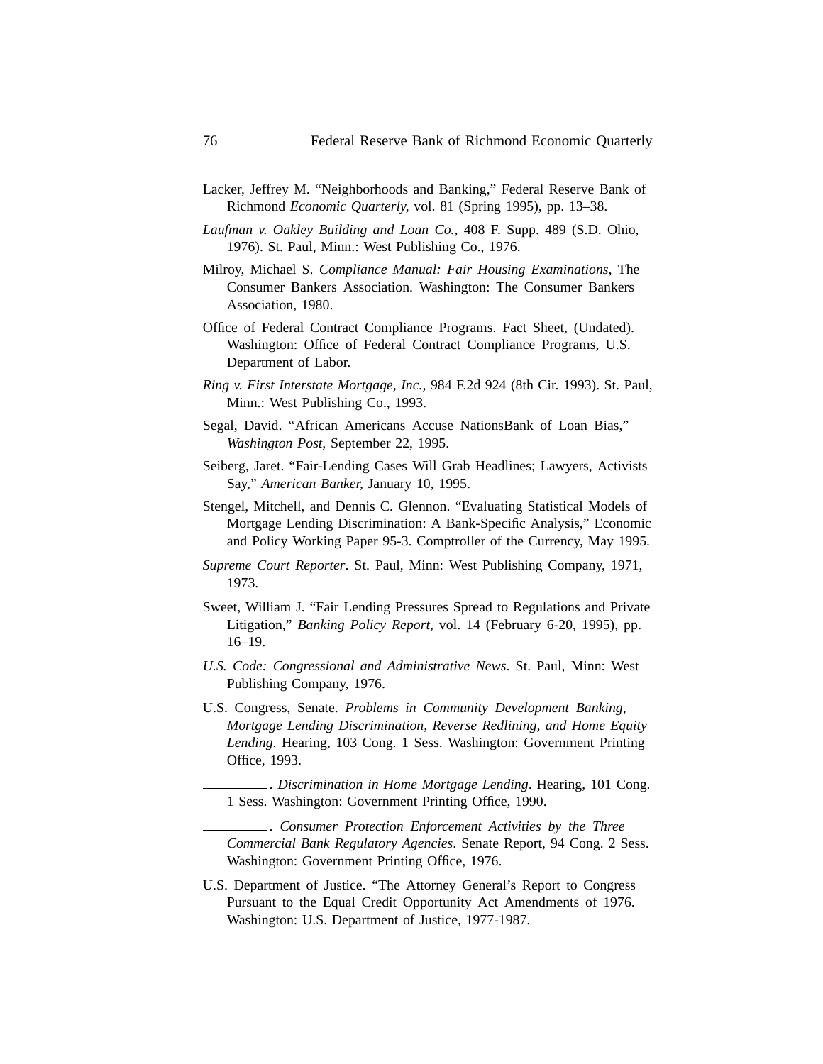Lacker, Jeffrey M. "Neighborhoods and Banking," Federal Reserve Bank of Richmond *Economic Quarterly*, vol. 81 (Spring 1995), pp. 13–38.

*Laufman v. Oakley Building and Loan Co.*, 408 F. Supp. 489 (S.D. Ohio, 1976). St. Paul, Minn.: West Publishing Co., 1976.

Milroy, Michael S. *Compliance Manual: Fair Housing Examinations*, The Consumer Bankers Association. Washington: The Consumer Bankers Association, 1980.

Office of Federal Contract Compliance Programs. Fact Sheet, (Undated). Washington: Office of Federal Contract Compliance Programs, U.S. Department of Labor.

*Ring v. First Interstate Mortgage, Inc.*, 984 F.2d 924 (8th Cir. 1993). St. Paul, Minn.: West Publishing Co., 1993.

Segal, David. "African Americans Accuse NationsBank of Loan Bias," *Washington Post*, September 22, 1995.

Seiberg, Jaret. "Fair-Lending Cases Will Grab Headlines; Lawyers, Activists Say," *American Banker*, January 10, 1995.

Stengel, Mitchell, and Dennis C. Glennon. "Evaluating Statistical Models of Mortgage Lending Discrimination: A Bank-Specific Analysis," Economic and Policy Working Paper 95-3. Comptroller of the Currency, May 1995.

*Supreme Court Reporter*. St. Paul, Minn: West Publishing Company, 1971, 1973.

Sweet, William J. "Fair Lending Pressures Spread to Regulations and Private Litigation," *Banking Policy Report*, vol. 14 (February 6-20, 1995), pp. 16–19.

*U.S. Code: Congressional and Administrative News*. St. Paul, Minn: West Publishing Company, 1976.

U.S. Congress, Senate. *Problems in Community Development Banking, Mortgage Lending Discrimination, Reverse Redlining, and Home Equity Lending*. Hearing, 103 Cong. 1 Sess. Washington: Government Printing Office, 1993.

\_\_\_\_\_\_\_\_\_\_. *Discrimination in Home Mortgage Lending*. Hearing, 101 Cong. 1 Sess. Washington: Government Printing Office, 1990.

\_\_\_\_\_\_\_\_\_\_. *Consumer Protection Enforcement Activities by the Three Commercial Bank Regulatory Agencies*. Senate Report, 94 Cong. 2 Sess. Washington: Government Printing Office, 1976.

U.S. Department of Justice. "The Attorney General's Report to Congress Pursuant to the Equal Credit Opportunity Act Amendments of 1976. Washington: U.S. Department of Justice, 1977-1987.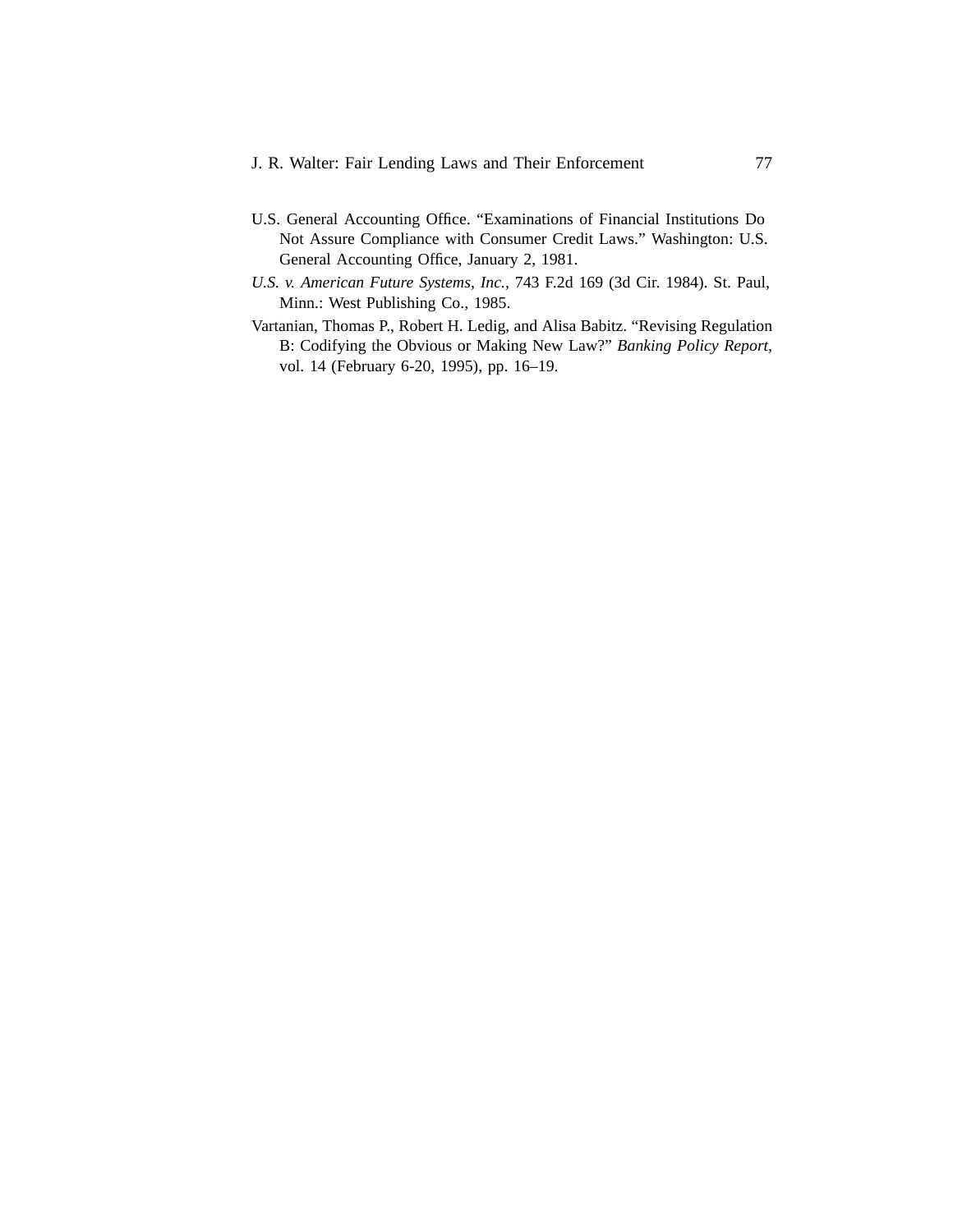U.S. General Accounting Office. "Examinations of Financial Institutions Do Not Assure Compliance with Consumer Credit Laws." Washington: U.S. General Accounting Office, January 2, 1981.

*U.S. v. American Future Systems, Inc.*, 743 F.2d 169 (3d Cir. 1984). St. Paul, Minn.: West Publishing Co., 1985.

Vartanian, Thomas P., Robert H. Ledig, and Alisa Babitz. "Revising Regulation B: Codifying the Obvious or Making New Law?" *Banking Policy Report,* vol. 14 (February 6-20, 1995), pp. 16–19.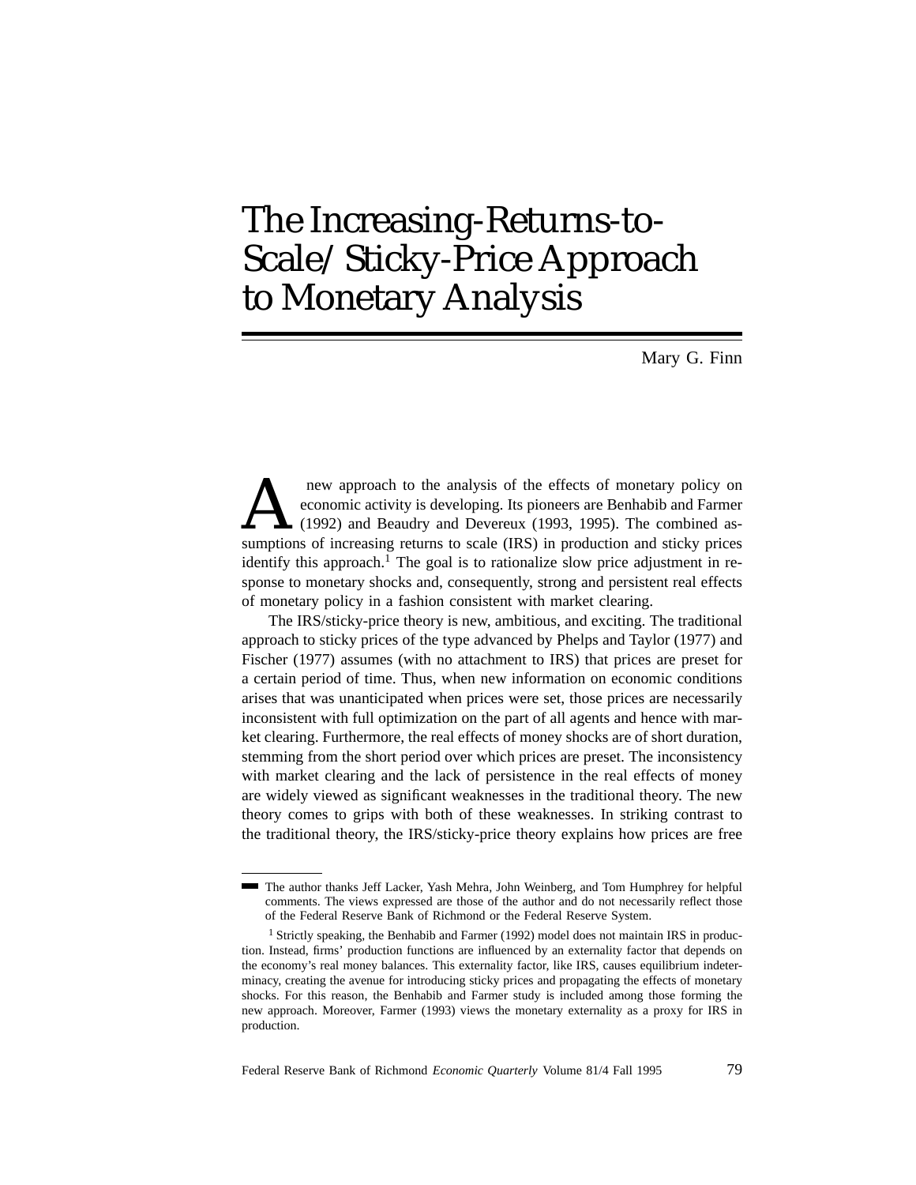# The Increasing-Returns-to-Scale/Sticky-Price Approach to Monetary Analysis

Mary G. Finn

A new approach to the analysis of the effects of monetary policy on economic activity is developing. Its pioneers are Benhabib and Farmer (1992) and Beaudry and Devereux (1993, 1995). The combined assumptions of increasing returns to scale (IRS) in production and sticky prices identify this approach.[1] The goal is to rationalize slow price adjustment in response to monetary shocks and, consequently, strong and persistent real effects of monetary policy in a fashion consistent with market clearing.

The IRS/sticky-price theory is new, ambitious, and exciting. The traditional approach to sticky prices of the type advanced by Phelps and Taylor (1977) and Fischer (1977) assumes (with no attachment to IRS) that prices are preset for a certain period of time. Thus, when new information on economic conditions arises that was unanticipated when prices were set, those prices are necessarily inconsistent with full optimization on the part of all agents and hence with market clearing. Furthermore, the real effects of money shocks are of short duration, stemming from the short period over which prices are preset. The inconsistency with market clearing and the lack of persistence in the real effects of money are widely viewed as significant weaknesses in the traditional theory. The new theory comes to grips with both of these weaknesses. In striking contrast to the traditional theory, the IRS/sticky-price theory explains how prices are free

---

The author thanks Jeff Lacker, Yash Mehra, John Weinberg, and Tom Humphrey for helpful comments. The views expressed are those of the author and do not necessarily reflect those of the Federal Reserve Bank of Richmond or the Federal Reserve System.

[1] Strictly speaking, the Benhabib and Farmer (1992) model does not maintain IRS in production. Instead, firms' production functions are influenced by an externality factor that depends on the economy's real money balances. This externality factor, like IRS, causes equilibrium indeterminacy, creating the avenue for introducing sticky prices and propagating the effects of monetary shocks. For this reason, the Benhabib and Farmer study is included among those forming the new approach. Moreover, Farmer (1993) views the monetary externality as a proxy for IRS in production.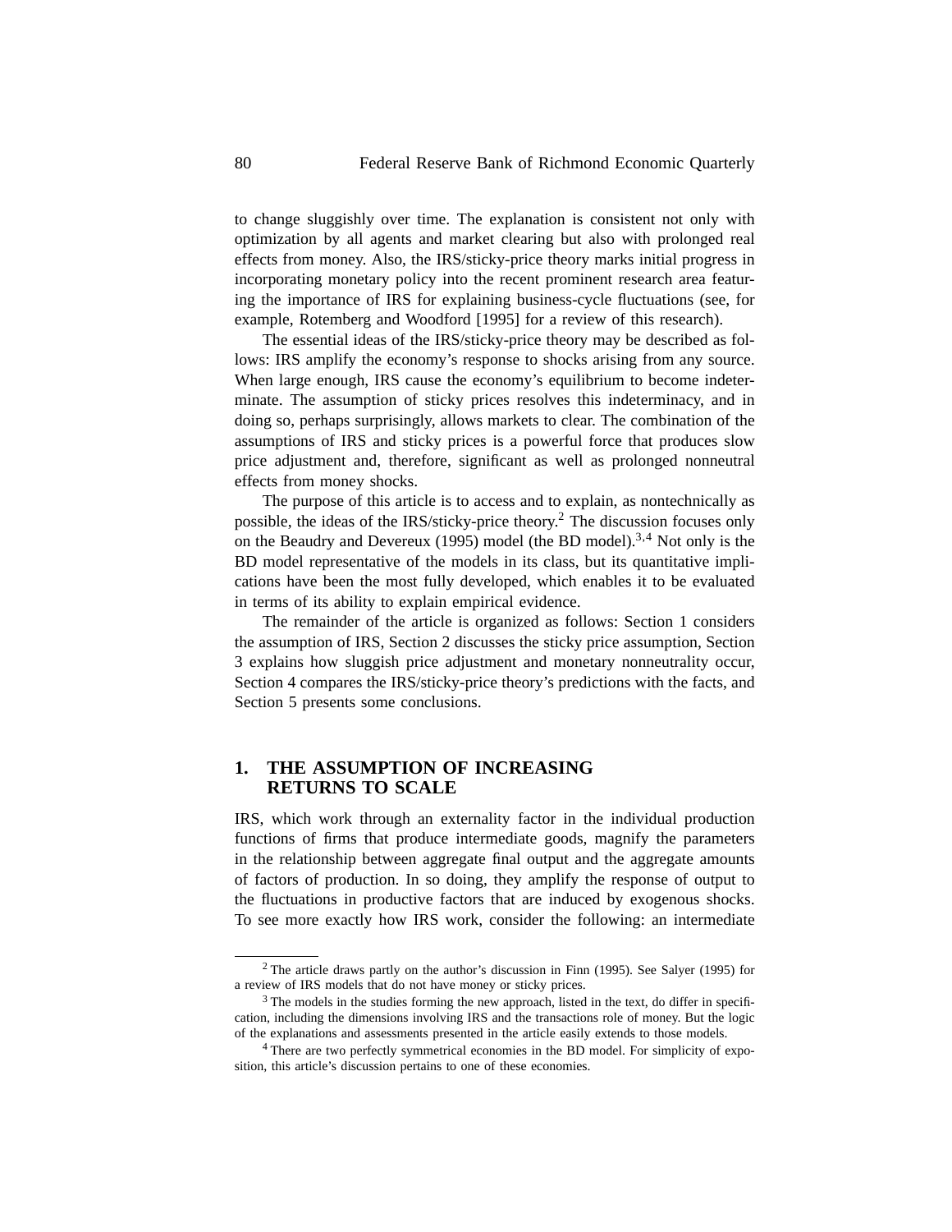to change sluggishly over time. The explanation is consistent not only with optimization by all agents and market clearing but also with prolonged real effects from money. Also, the IRS/sticky-price theory marks initial progress in incorporating monetary policy into the recent prominent research area featuring the importance of IRS for explaining business-cycle fluctuations (see, for example, Rotemberg and Woodford [1995] for a review of this research).

The essential ideas of the IRS/sticky-price theory may be described as follows: IRS amplify the economy's response to shocks arising from any source. When large enough, IRS cause the economy's equilibrium to become indeterminate. The assumption of sticky prices resolves this indeterminacy, and in doing so, perhaps surprisingly, allows markets to clear. The combination of the assumptions of IRS and sticky prices is a powerful force that produces slow price adjustment and, therefore, significant as well as prolonged nonneutral effects from money shocks.

The purpose of this article is to access and to explain, as nontechnically as possible, the ideas of the IRS/sticky-price theory.[2] The discussion focuses only on the Beaudry and Devereux (1995) model (the BD model).[3,4] Not only is the BD model representative of the models in its class, but its quantitative implications have been the most fully developed, which enables it to be evaluated in terms of its ability to explain empirical evidence.

The remainder of the article is organized as follows: Section 1 considers the assumption of IRS, Section 2 discusses the sticky price assumption, Section 3 explains how sluggish price adjustment and monetary nonneutrality occur, Section 4 compares the IRS/sticky-price theory's predictions with the facts, and Section 5 presents some conclusions.

## 1. THE ASSUMPTION OF INCREASING RETURNS TO SCALE

IRS, which work through an externality factor in the individual production functions of firms that produce intermediate goods, magnify the parameters in the relationship between aggregate final output and the aggregate amounts of factors of production. In so doing, they amplify the response of output to the fluctuations in productive factors that are induced by exogenous shocks. To see more exactly how IRS work, consider the following: an intermediate

---

[2] The article draws partly on the author's discussion in Finn (1995). See Salyer (1995) for a review of IRS models that do not have money or sticky prices.

[3] The models in the studies forming the new approach, listed in the text, do differ in specification, including the dimensions involving IRS and the transactions role of money. But the logic of the explanations and assessments presented in the article easily extends to those models.

[4] There are two perfectly symmetrical economies in the BD model. For simplicity of exposition, this article's discussion pertains to one of these economies.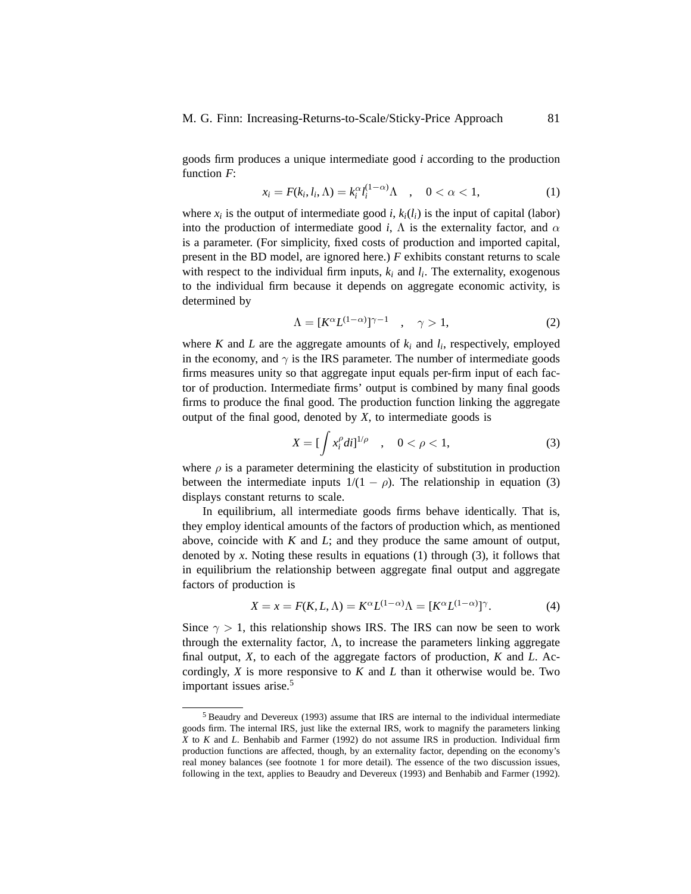goods firm produces a unique intermediate good $i$ according to the production function $F$:

$$x_i = F(k_i, l_i, \Lambda) = k_i^{\alpha} l_i^{(1-\alpha)} \Lambda \quad , \quad 0 < \alpha < 1, \tag{1}$$

where $x_i$ is the output of intermediate good $i$, $k_i(l_i)$ is the input of capital (labor) into the production of intermediate good $i$, $\Lambda$ is the externality factor, and $\alpha$ is a parameter. (For simplicity, fixed costs of production and imported capital, present in the BD model, are ignored here.) $F$ exhibits constant returns to scale with respect to the individual firm inputs, $k_i$ and $l_i$. The externality, exogenous to the individual firm because it depends on aggregate economic activity, is determined by

$$\Lambda = [K^{\alpha} L^{(1-\alpha)}]^{\gamma - 1} \quad , \quad \gamma > 1, \tag{2}$$

where $K$ and $L$ are the aggregate amounts of $k_i$ and $l_i$, respectively, employed in the economy, and $\gamma$ is the IRS parameter. The number of intermediate goods firms measures unity so that aggregate input equals per-firm input of each factor of production. Intermediate firms' output is combined by many final goods firms to produce the final good. The production function linking the aggregate output of the final good, denoted by $X$, to intermediate goods is

$$X = [\int x_i^{\rho} di]^{1/\rho} \quad , \quad 0 < \rho < 1, \tag{3}$$

where $\rho$ is a parameter determining the elasticity of substitution in production between the intermediate inputs $1/(1 - \rho)$. The relationship in equation (3) displays constant returns to scale.

In equilibrium, all intermediate goods firms behave identically. That is, they employ identical amounts of the factors of production which, as mentioned above, coincide with $K$ and $L$; and they produce the same amount of output, denoted by $x$. Noting these results in equations (1) through (3), it follows that in equilibrium the relationship between aggregate final output and aggregate factors of production is

$$X = x = F(K, L, \Lambda) = K^{\alpha} L^{(1-\alpha)} \Lambda = [K^{\alpha} L^{(1-\alpha)}]^{\gamma}. \tag{4}$$

Since $\gamma > 1$, this relationship shows IRS. The IRS can now be seen to work through the externality factor, $\Lambda$, to increase the parameters linking aggregate final output, $X$, to each of the aggregate factors of production, $K$ and $L$. Accordingly, $X$ is more responsive to $K$ and $L$ than it otherwise would be. Two important issues arise.[5]

---

[5] Beaudry and Devereux (1993) assume that IRS are internal to the individual intermediate goods firm. The internal IRS, just like the external IRS, work to magnify the parameters linking $X$ to $K$ and $L$. Benhabib and Farmer (1992) do not assume IRS in production. Individual firm production functions are affected, though, by an externality factor, depending on the economy's real money balances (see footnote 1 for more detail). The essence of the two discussion issues, following in the text, applies to Beaudry and Devereux (1993) and Benhabib and Farmer (1992).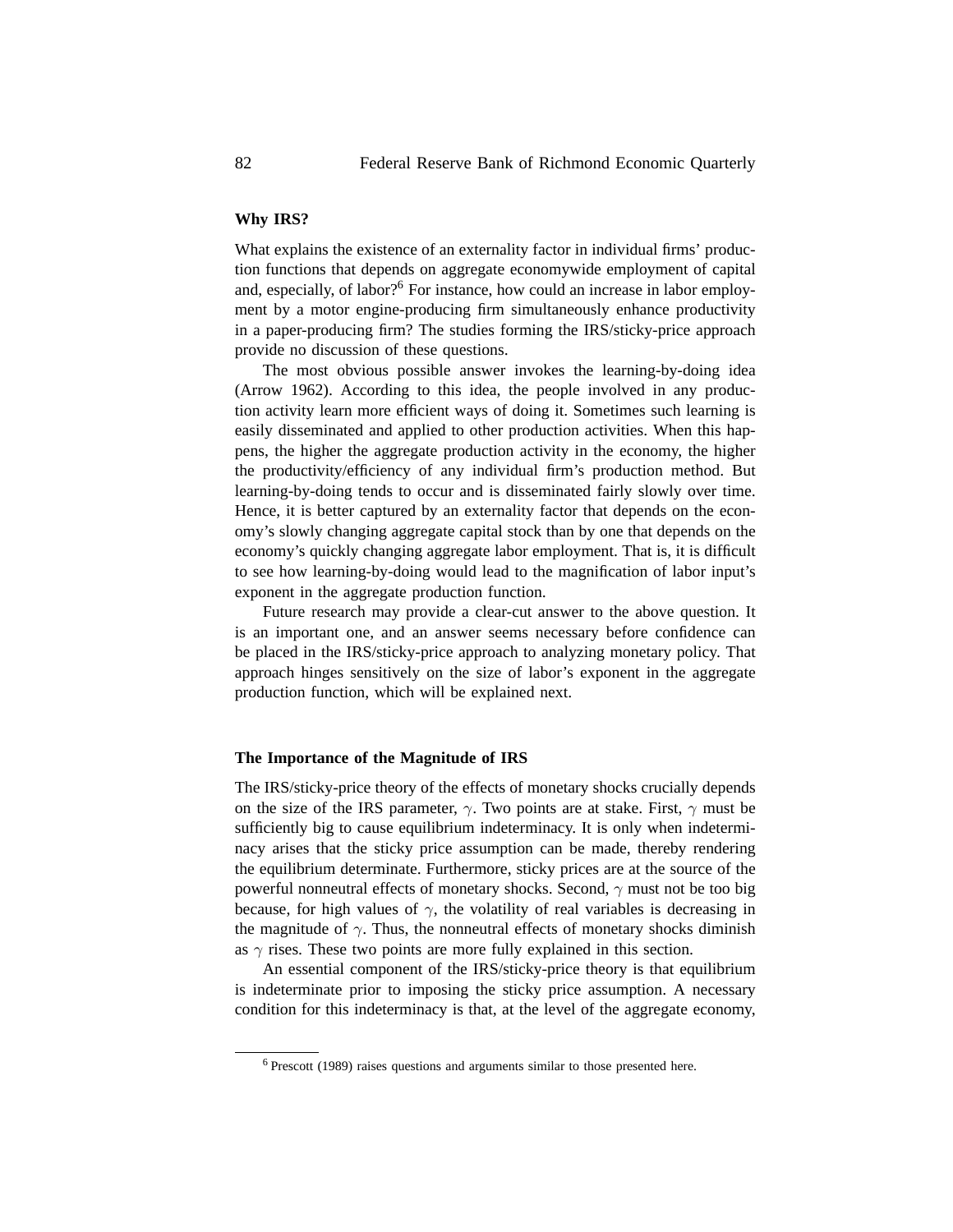### Why IRS?

What explains the existence of an externality factor in individual firms' production functions that depends on aggregate economywide employment of capital and, especially, of labor?[6] For instance, how could an increase in labor employment by a motor engine-producing firm simultaneously enhance productivity in a paper-producing firm? The studies forming the IRS/sticky-price approach provide no discussion of these questions.

The most obvious possible answer invokes the learning-by-doing idea (Arrow 1962). According to this idea, the people involved in any production activity learn more efficient ways of doing it. Sometimes such learning is easily disseminated and applied to other production activities. When this happens, the higher the aggregate production activity in the economy, the higher the productivity/efficiency of any individual firm's production method. But learning-by-doing tends to occur and is disseminated fairly slowly over time. Hence, it is better captured by an externality factor that depends on the economy's slowly changing aggregate capital stock than by one that depends on the economy's quickly changing aggregate labor employment. That is, it is difficult to see how learning-by-doing would lead to the magnification of labor input's exponent in the aggregate production function.

Future research may provide a clear-cut answer to the above question. It is an important one, and an answer seems necessary before confidence can be placed in the IRS/sticky-price approach to analyzing monetary policy. That approach hinges sensitively on the size of labor's exponent in the aggregate production function, which will be explained next.

### The Importance of the Magnitude of IRS

The IRS/sticky-price theory of the effects of monetary shocks crucially depends on the size of the IRS parameter, $\gamma$. Two points are at stake. First, $\gamma$ must be sufficiently big to cause equilibrium indeterminacy. It is only when indeterminacy arises that the sticky price assumption can be made, thereby rendering the equilibrium determinate. Furthermore, sticky prices are at the source of the powerful nonneutral effects of monetary shocks. Second, $\gamma$ must not be too big because, for high values of $\gamma$, the volatility of real variables is decreasing in the magnitude of $\gamma$. Thus, the nonneutral effects of monetary shocks diminish as $\gamma$ rises. These two points are more fully explained in this section.

An essential component of the IRS/sticky-price theory is that equilibrium is indeterminate prior to imposing the sticky price assumption. A necessary condition for this indeterminacy is that, at the level of the aggregate economy,

[6] Prescott (1989) raises questions and arguments similar to those presented here.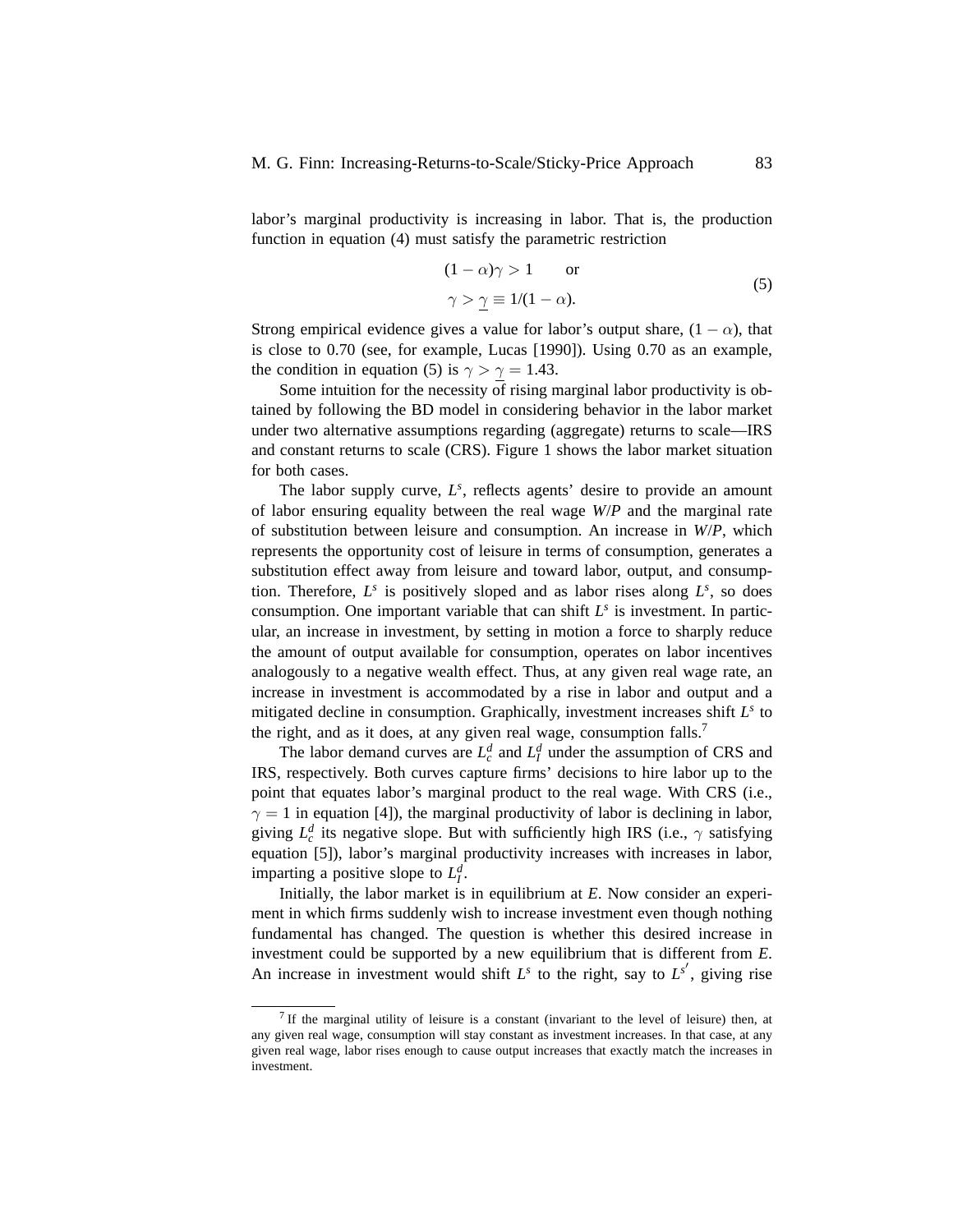labor's marginal productivity is increasing in labor. That is, the production function in equation (4) must satisfy the parametric restriction

$$(1-\alpha)\gamma > 1 \qquad \text{or}$$
$$\gamma > \underline{\gamma} \equiv 1/(1-\alpha). \tag{5}$$

Strong empirical evidence gives a value for labor's output share, $(1-\alpha)$, that is close to 0.70 (see, for example, Lucas [1990]). Using 0.70 as an example, the condition in equation (5) is $\gamma > \underline{\gamma} = 1.43$.

Some intuition for the necessity of rising marginal labor productivity is obtained by following the BD model in considering behavior in the labor market under two alternative assumptions regarding (aggregate) returns to scale—IRS and constant returns to scale (CRS). Figure 1 shows the labor market situation for both cases.

The labor supply curve, $L^s$, reflects agents' desire to provide an amount of labor ensuring equality between the real wage *W*/*P* and the marginal rate of substitution between leisure and consumption. An increase in *W*/*P*, which represents the opportunity cost of leisure in terms of consumption, generates a substitution effect away from leisure and toward labor, output, and consumption. Therefore, $L^s$ is positively sloped and as labor rises along $L^s$, so does consumption. One important variable that can shift $L^s$ is investment. In particular, an increase in investment, by setting in motion a force to sharply reduce the amount of output available for consumption, operates on labor incentives analogously to a negative wealth effect. Thus, at any given real wage rate, an increase in investment is accommodated by a rise in labor and output and a mitigated decline in consumption. Graphically, investment increases shift $L^s$ to the right, and as it does, at any given real wage, consumption falls.[7]

The labor demand curves are $L_c^d$ and $L_I^d$ under the assumption of CRS and IRS, respectively. Both curves capture firms' decisions to hire labor up to the point that equates labor's marginal product to the real wage. With CRS (i.e., $\gamma = 1$ in equation [4]), the marginal productivity of labor is declining in labor, giving $L_c^d$ its negative slope. But with sufficiently high IRS (i.e., $\gamma$ satisfying equation [5]), labor's marginal productivity increases with increases in labor, imparting a positive slope to $L_I^d$.

Initially, the labor market is in equilibrium at *E*. Now consider an experiment in which firms suddenly wish to increase investment even though nothing fundamental has changed. The question is whether this desired increase in investment could be supported by a new equilibrium that is different from *E*. An increase in investment would shift $L^s$ to the right, say to $L^{s'}$, giving rise

[7] If the marginal utility of leisure is a constant (invariant to the level of leisure) then, at any given real wage, consumption will stay constant as investment increases. In that case, at any given real wage, labor rises enough to cause output increases that exactly match the increases in investment.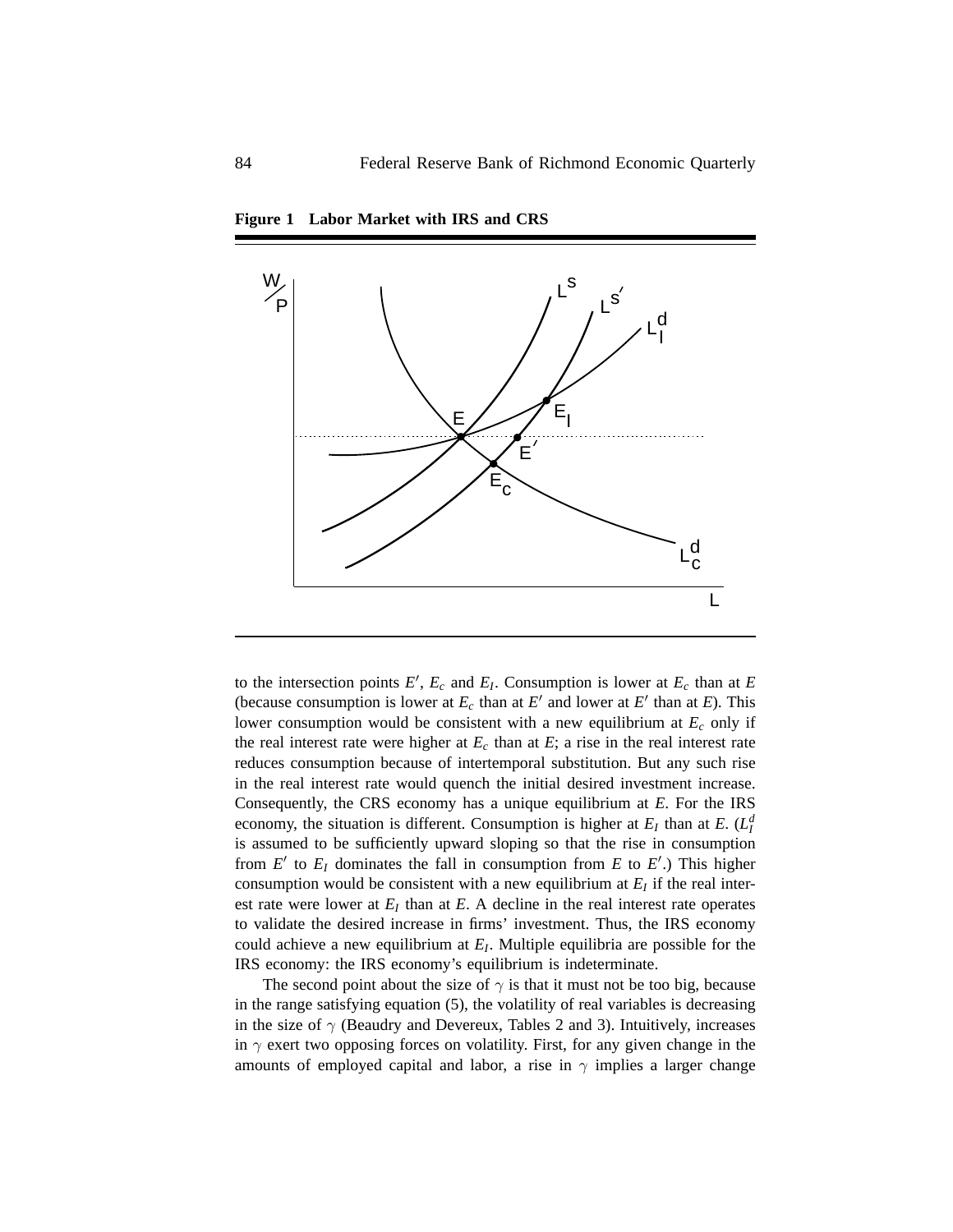**Figure 1 Labor Market with IRS and CRS**

to the intersection points $E'$, $E_c$ and $E_I$. Consumption is lower at $E_c$ than at $E$ (because consumption is lower at $E_c$ than at $E'$ and lower at $E'$ than at $E$). This lower consumption would be consistent with a new equilibrium at $E_c$ only if the real interest rate were higher at $E_c$ than at $E$; a rise in the real interest rate reduces consumption because of intertemporal substitution. But any such rise in the real interest rate would quench the initial desired investment increase. Consequently, the CRS economy has a unique equilibrium at $E$. For the IRS economy, the situation is different. Consumption is higher at $E_I$ than at $E$. ($L_I^d$ is assumed to be sufficiently upward sloping so that the rise in consumption from $E'$ to $E_I$ dominates the fall in consumption from $E$ to $E'$.) This higher consumption would be consistent with a new equilibrium at $E_I$ if the real interest rate were lower at $E_I$ than at $E$. A decline in the real interest rate operates to validate the desired increase in firms' investment. Thus, the IRS economy could achieve a new equilibrium at $E_I$. Multiple equilibria are possible for the IRS economy: the IRS economy's equilibrium is indeterminate.

The second point about the size of $\gamma$ is that it must not be too big, because in the range satisfying equation (5), the volatility of real variables is decreasing in the size of $\gamma$ (Beaudry and Devereux, Tables 2 and 3). Intuitively, increases in $\gamma$ exert two opposing forces on volatility. First, for any given change in the amounts of employed capital and labor, a rise in $\gamma$ implies a larger change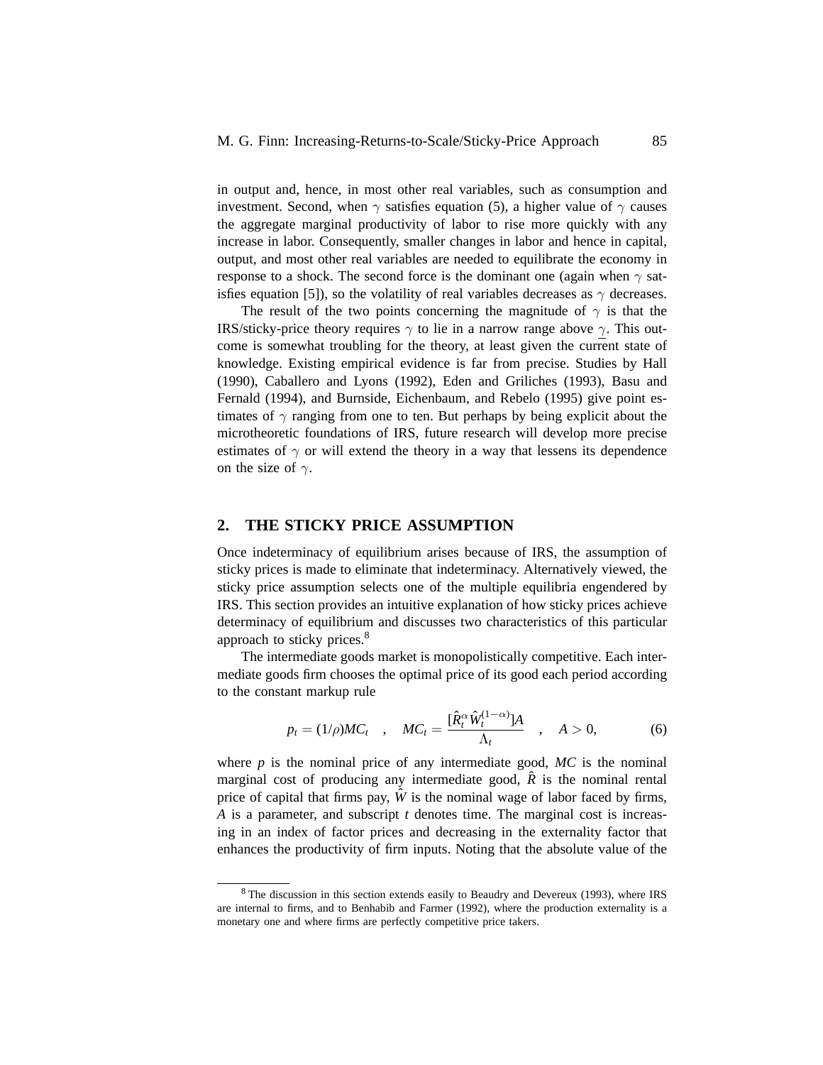in output and, hence, in most other real variables, such as consumption and investment. Second, when $\gamma$ satisfies equation (5), a higher value of $\gamma$ causes the aggregate marginal productivity of labor to rise more quickly with any increase in labor. Consequently, smaller changes in labor and hence in capital, output, and most other real variables are needed to equilibrate the economy in response to a shock. The second force is the dominant one (again when $\gamma$ satisfies equation [5]), so the volatility of real variables decreases as $\gamma$ decreases.

The result of the two points concerning the magnitude of $\gamma$ is that the IRS/sticky-price theory requires $\gamma$ to lie in a narrow range above $\underline{\gamma}$. This outcome is somewhat troubling for the theory, at least given the current state of knowledge. Existing empirical evidence is far from precise. Studies by Hall (1990), Caballero and Lyons (1992), Eden and Griliches (1993), Basu and Fernald (1994), and Burnside, Eichenbaum, and Rebelo (1995) give point estimates of $\gamma$ ranging from one to ten. But perhaps by being explicit about the microtheoretic foundations of IRS, future research will develop more precise estimates of $\gamma$ or will extend the theory in a way that lessens its dependence on the size of $\gamma$.

## 2. THE STICKY PRICE ASSUMPTION

Once indeterminacy of equilibrium arises because of IRS, the assumption of sticky prices is made to eliminate that indeterminacy. Alternatively viewed, the sticky price assumption selects one of the multiple equilibria engendered by IRS. This section provides an intuitive explanation of how sticky prices achieve determinacy of equilibrium and discusses two characteristics of this particular approach to sticky prices.[8]

The intermediate goods market is monopolistically competitive. Each intermediate goods firm chooses the optimal price of its good each period according to the constant markup rule

$$p_t = (1/\rho)MC_t \quad , \quad MC_t = \frac{[\hat{R}_t^{\alpha}\hat{W}_t^{(1-\alpha)}]A}{\Lambda_t} \quad , \quad A > 0, \tag{6}$$

where $p$ is the nominal price of any intermediate good, $MC$ is the nominal marginal cost of producing any intermediate good, $\hat{R}$ is the nominal rental price of capital that firms pay, $\hat{W}$ is the nominal wage of labor faced by firms, $A$ is a parameter, and subscript $t$ denotes time. The marginal cost is increasing in an index of factor prices and decreasing in the externality factor that enhances the productivity of firm inputs. Noting that the absolute value of the

[8] The discussion in this section extends easily to Beaudry and Devereux (1993), where IRS are internal to firms, and to Benhabib and Farmer (1992), where the production externality is a monetary one and where firms are perfectly competitive price takers.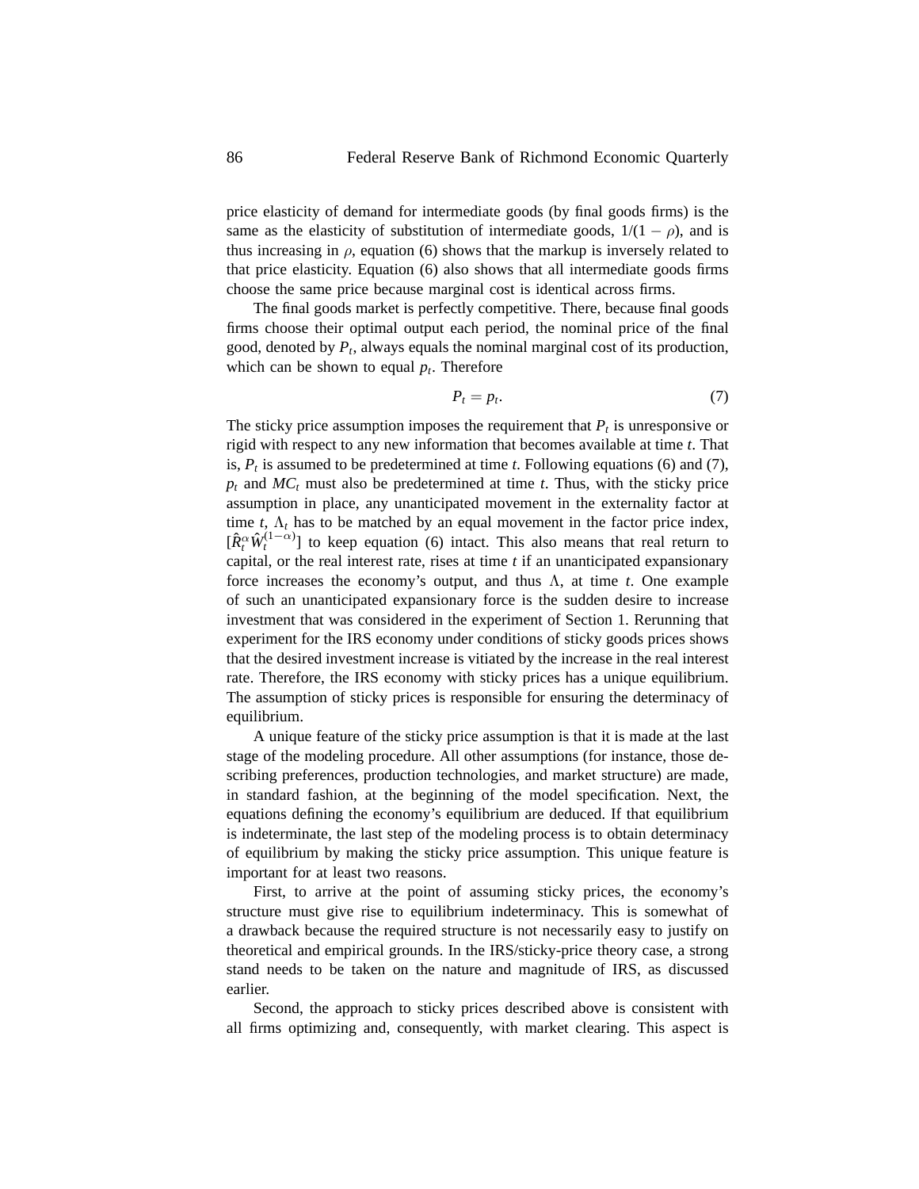price elasticity of demand for intermediate goods (by final goods firms) is the same as the elasticity of substitution of intermediate goods, $1/(1-\rho)$, and is thus increasing in $\rho$, equation (6) shows that the markup is inversely related to that price elasticity. Equation (6) also shows that all intermediate goods firms choose the same price because marginal cost is identical across firms.

The final goods market is perfectly competitive. There, because final goods firms choose their optimal output each period, the nominal price of the final good, denoted by $P_t$, always equals the nominal marginal cost of its production, which can be shown to equal $p_t$. Therefore

$$P_t = p_t. \tag{7}$$

The sticky price assumption imposes the requirement that $P_t$ is unresponsive or rigid with respect to any new information that becomes available at time $t$. That is, $P_t$ is assumed to be predetermined at time $t$. Following equations (6) and (7), $p_t$ and $MC_t$ must also be predetermined at time $t$. Thus, with the sticky price assumption in place, any unanticipated movement in the externality factor at time $t$, $\Lambda_t$ has to be matched by an equal movement in the factor price index, $[\hat{R}_t^{\alpha}\hat{W}_t^{(1-\alpha)}]$ to keep equation (6) intact. This also means that real return to capital, or the real interest rate, rises at time $t$ if an unanticipated expansionary force increases the economy's output, and thus $\Lambda$, at time $t$. One example of such an unanticipated expansionary force is the sudden desire to increase investment that was considered in the experiment of Section 1. Rerunning that experiment for the IRS economy under conditions of sticky goods prices shows that the desired investment increase is vitiated by the increase in the real interest rate. Therefore, the IRS economy with sticky prices has a unique equilibrium. The assumption of sticky prices is responsible for ensuring the determinacy of equilibrium.

A unique feature of the sticky price assumption is that it is made at the last stage of the modeling procedure. All other assumptions (for instance, those describing preferences, production technologies, and market structure) are made, in standard fashion, at the beginning of the model specification. Next, the equations defining the economy's equilibrium are deduced. If that equilibrium is indeterminate, the last step of the modeling process is to obtain determinacy of equilibrium by making the sticky price assumption. This unique feature is important for at least two reasons.

First, to arrive at the point of assuming sticky prices, the economy's structure must give rise to equilibrium indeterminacy. This is somewhat of a drawback because the required structure is not necessarily easy to justify on theoretical and empirical grounds. In the IRS/sticky-price theory case, a strong stand needs to be taken on the nature and magnitude of IRS, as discussed earlier.

Second, the approach to sticky prices described above is consistent with all firms optimizing and, consequently, with market clearing. This aspect is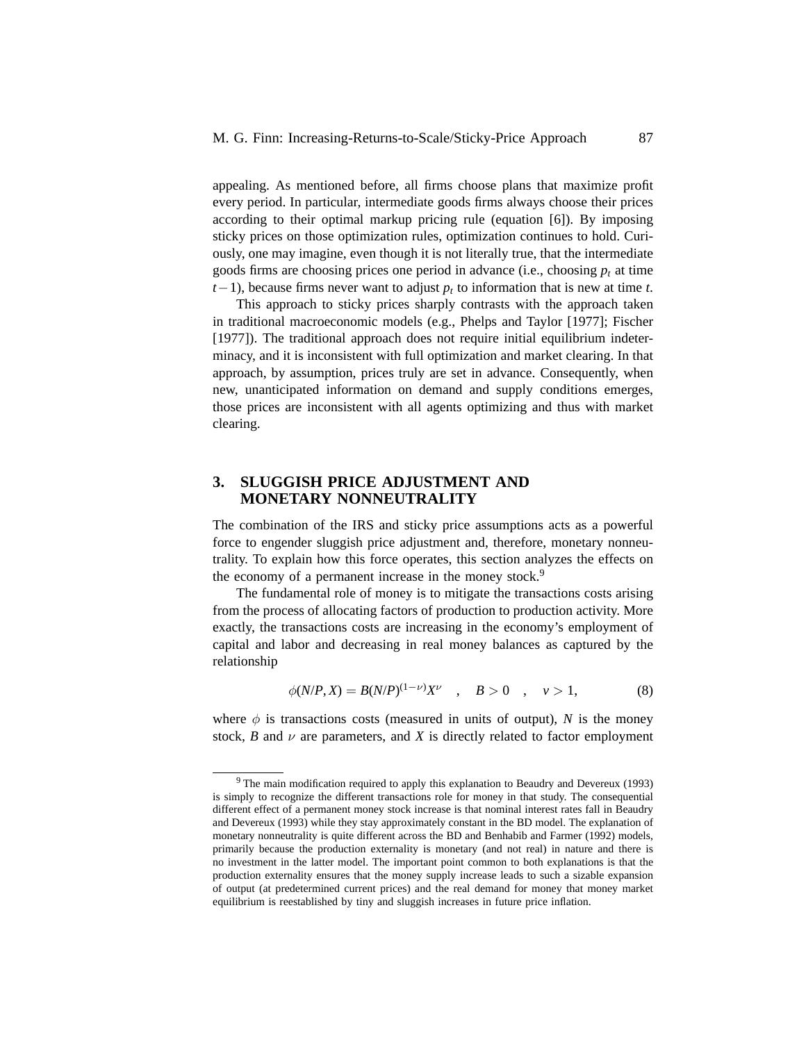appealing. As mentioned before, all firms choose plans that maximize profit every period. In particular, intermediate goods firms always choose their prices according to their optimal markup pricing rule (equation [6]). By imposing sticky prices on those optimization rules, optimization continues to hold. Curiously, one may imagine, even though it is not literally true, that the intermediate goods firms are choosing prices one period in advance (i.e., choosing $p_t$ at time $t-1$), because firms never want to adjust $p_t$ to information that is new at time $t$.

This approach to sticky prices sharply contrasts with the approach taken in traditional macroeconomic models (e.g., Phelps and Taylor [1977]; Fischer [1977]). The traditional approach does not require initial equilibrium indeterminacy, and it is inconsistent with full optimization and market clearing. In that approach, by assumption, prices truly are set in advance. Consequently, when new, unanticipated information on demand and supply conditions emerges, those prices are inconsistent with all agents optimizing and thus with market clearing.

## 3. SLUGGISH PRICE ADJUSTMENT AND MONETARY NONNEUTRALITY

The combination of the IRS and sticky price assumptions acts as a powerful force to engender sluggish price adjustment and, therefore, monetary nonneutrality. To explain how this force operates, this section analyzes the effects on the economy of a permanent increase in the money stock.[9]

The fundamental role of money is to mitigate the transactions costs arising from the process of allocating factors of production to production activity. More exactly, the transactions costs are increasing in the economy's employment of capital and labor and decreasing in real money balances as captured by the relationship

$$\phi(N/P, X) = B(N/P)^{(1-\nu)}X^{\nu} \quad , \quad B > 0 \quad , \quad \nu > 1, \tag{8}$$

where $\phi$ is transactions costs (measured in units of output), $N$ is the money stock, $B$ and $\nu$ are parameters, and $X$ is directly related to factor employment

---

[9] The main modification required to apply this explanation to Beaudry and Devereux (1993) is simply to recognize the different transactions role for money in that study. The consequential different effect of a permanent money stock increase is that nominal interest rates fall in Beaudry and Devereux (1993) while they stay approximately constant in the BD model. The explanation of monetary nonneutrality is quite different across the BD and Benhabib and Farmer (1992) models, primarily because the production externality is monetary (and not real) in nature and there is no investment in the latter model. The important point common to both explanations is that the production externality ensures that the money supply increase leads to such a sizable expansion of output (at predetermined current prices) and the real demand for money that money market equilibrium is reestablished by tiny and sluggish increases in future price inflation.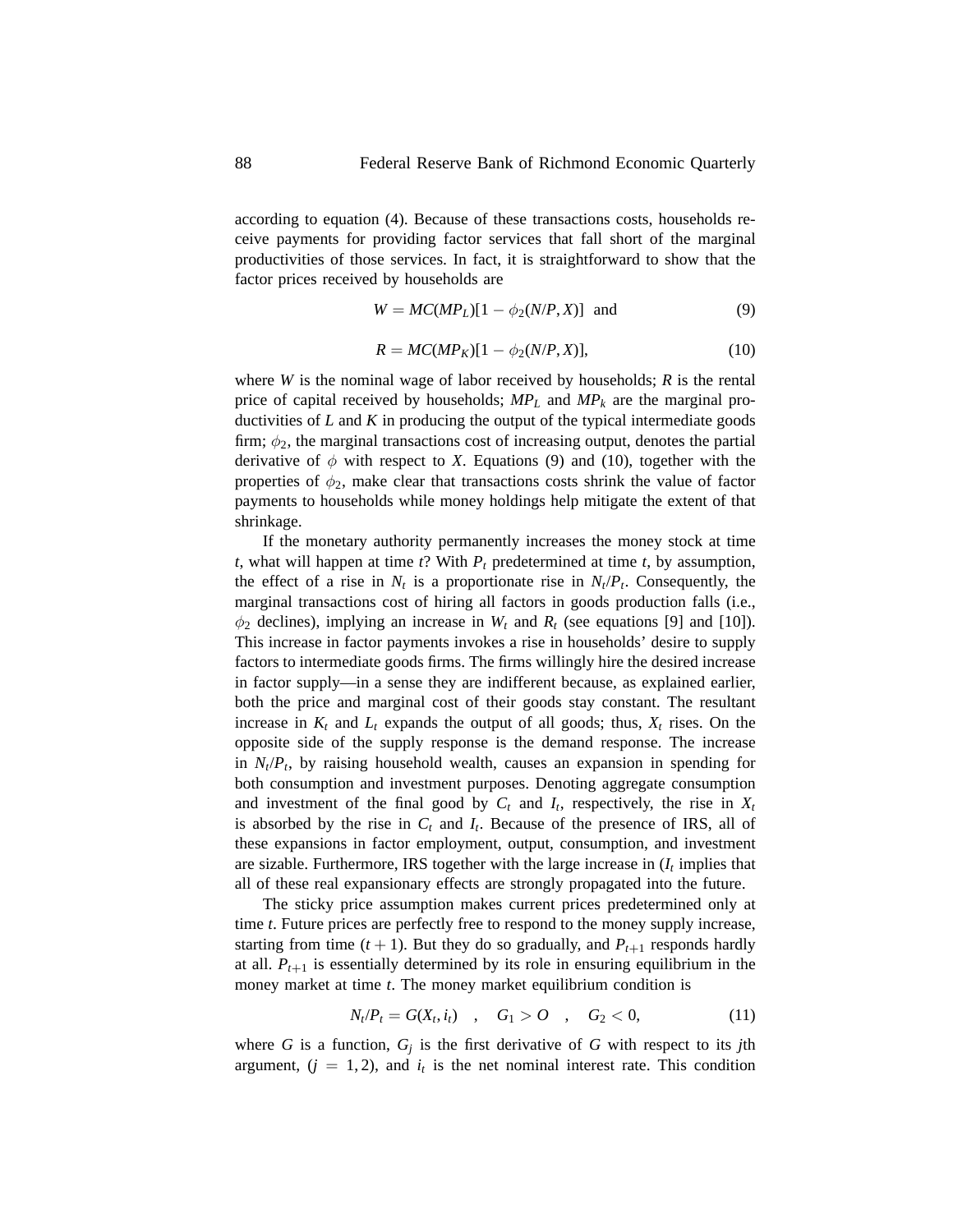according to equation (4). Because of these transactions costs, households receive payments for providing factor services that fall short of the marginal productivities of those services. In fact, it is straightforward to show that the factor prices received by households are

$$W = MC(MP_L)[1 - \phi_2(N/P, X)] \quad \text{and} \tag{9}$$

$$R = MC(MP_K)[1 - \phi_2(N/P, X)], \tag{10}$$

where $W$ is the nominal wage of labor received by households; $R$ is the rental price of capital received by households; $MP_L$ and $MP_k$ are the marginal productivities of $L$ and $K$ in producing the output of the typical intermediate goods firm; $\phi_2$, the marginal transactions cost of increasing output, denotes the partial derivative of $\phi$ with respect to $X$. Equations (9) and (10), together with the properties of $\phi_2$, make clear that transactions costs shrink the value of factor payments to households while money holdings help mitigate the extent of that shrinkage.

If the monetary authority permanently increases the money stock at time $t$, what will happen at time $t$? With $P_t$ predetermined at time $t$, by assumption, the effect of a rise in $N_t$ is a proportionate rise in $N_t/P_t$. Consequently, the marginal transactions cost of hiring all factors in goods production falls (i.e., $\phi_2$ declines), implying an increase in $W_t$ and $R_t$ (see equations [9] and [10]). This increase in factor payments invokes a rise in households' desire to supply factors to intermediate goods firms. The firms willingly hire the desired increase in factor supply—in a sense they are indifferent because, as explained earlier, both the price and marginal cost of their goods stay constant. The resultant increase in $K_t$ and $L_t$ expands the output of all goods; thus, $X_t$ rises. On the opposite side of the supply response is the demand response. The increase in $N_t/P_t$, by raising household wealth, causes an expansion in spending for both consumption and investment purposes. Denoting aggregate consumption and investment of the final good by $C_t$ and $I_t$, respectively, the rise in $X_t$ is absorbed by the rise in $C_t$ and $I_t$. Because of the presence of IRS, all of these expansions in factor employment, output, consumption, and investment are sizable. Furthermore, IRS together with the large increase in ($I_t$ implies that all of these real expansionary effects are strongly propagated into the future.

The sticky price assumption makes current prices predetermined only at time $t$. Future prices are perfectly free to respond to the money supply increase, starting from time $(t+1)$. But they do so gradually, and $P_{t+1}$ responds hardly at all. $P_{t+1}$ is essentially determined by its role in ensuring equilibrium in the money market at time $t$. The money market equilibrium condition is

$$N_t/P_t = G(X_t, i_t) \quad , \quad G_1 > O \quad , \quad G_2 < 0, \tag{11}$$

where $G$ is a function, $G_j$ is the first derivative of $G$ with respect to its $j$th argument, $(j = 1, 2)$, and $i_t$ is the net nominal interest rate. This condition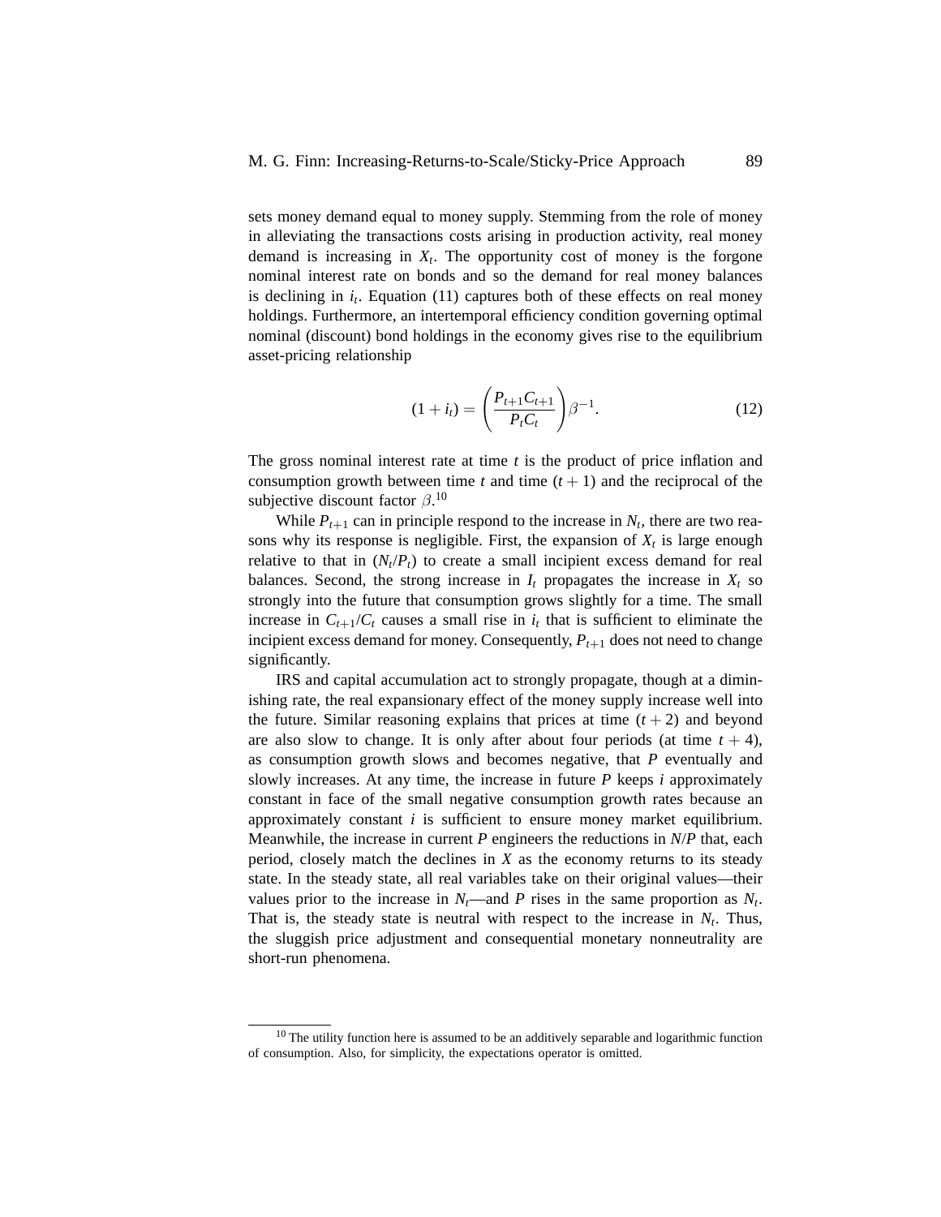sets money demand equal to money supply. Stemming from the role of money in alleviating the transactions costs arising in production activity, real money demand is increasing in $X_t$. The opportunity cost of money is the forgone nominal interest rate on bonds and so the demand for real money balances is declining in $i_t$. Equation (11) captures both of these effects on real money holdings. Furthermore, an intertemporal efficiency condition governing optimal nominal (discount) bond holdings in the economy gives rise to the equilibrium asset-pricing relationship

$$(1 + i_t) = \left(\frac{P_{t+1}C_{t+1}}{P_t C_t}\right)\beta^{-1}. \tag{12}$$

The gross nominal interest rate at time $t$ is the product of price inflation and consumption growth between time $t$ and time $(t + 1)$ and the reciprocal of the subjective discount factor $\beta$.[10]

While $P_{t+1}$ can in principle respond to the increase in $N_t$, there are two reasons why its response is negligible. First, the expansion of $X_t$ is large enough relative to that in $(N_t/P_t)$ to create a small incipient excess demand for real balances. Second, the strong increase in $I_t$ propagates the increase in $X_t$ so strongly into the future that consumption grows slightly for a time. The small increase in $C_{t+1}/C_t$ causes a small rise in $i_t$ that is sufficient to eliminate the incipient excess demand for money. Consequently, $P_{t+1}$ does not need to change significantly.

IRS and capital accumulation act to strongly propagate, though at a diminishing rate, the real expansionary effect of the money supply increase well into the future. Similar reasoning explains that prices at time $(t + 2)$ and beyond are also slow to change. It is only after about four periods (at time $t + 4$), as consumption growth slows and becomes negative, that $P$ eventually and slowly increases. At any time, the increase in future $P$ keeps $i$ approximately constant in face of the small negative consumption growth rates because an approximately constant $i$ is sufficient to ensure money market equilibrium. Meanwhile, the increase in current $P$ engineers the reductions in $N/P$ that, each period, closely match the declines in $X$ as the economy returns to its steady state. In the steady state, all real variables take on their original values—their values prior to the increase in $N_t$—and $P$ rises in the same proportion as $N_t$. That is, the steady state is neutral with respect to the increase in $N_t$. Thus, the sluggish price adjustment and consequential monetary nonneutrality are short-run phenomena.

[10] The utility function here is assumed to be an additively separable and logarithmic function of consumption. Also, for simplicity, the expectations operator is omitted.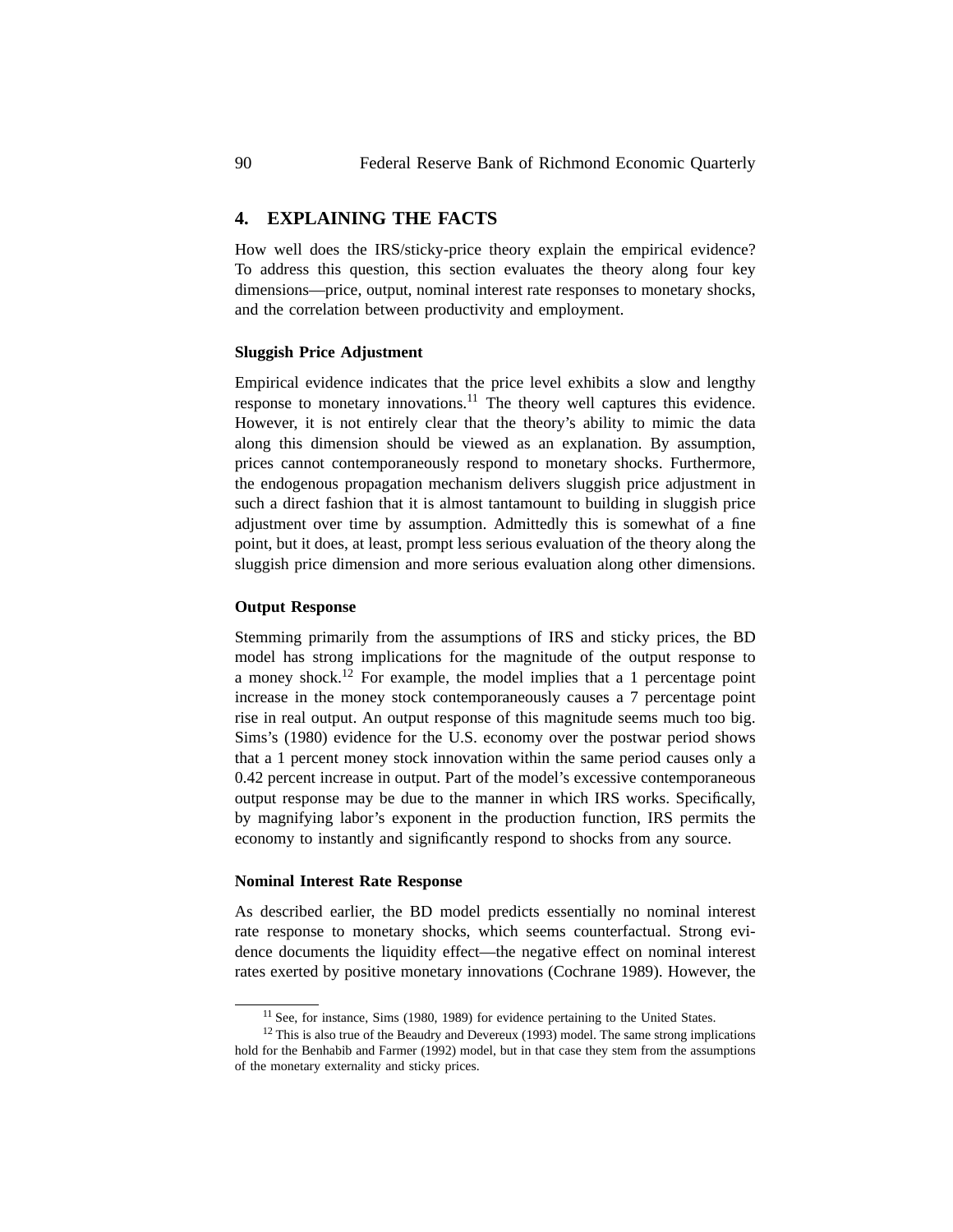## 4. EXPLAINING THE FACTS

How well does the IRS/sticky-price theory explain the empirical evidence? To address this question, this section evaluates the theory along four key dimensions—price, output, nominal interest rate responses to monetary shocks, and the correlation between productivity and employment.

### Sluggish Price Adjustment

Empirical evidence indicates that the price level exhibits a slow and lengthy response to monetary innovations.[11] The theory well captures this evidence. However, it is not entirely clear that the theory's ability to mimic the data along this dimension should be viewed as an explanation. By assumption, prices cannot contemporaneously respond to monetary shocks. Furthermore, the endogenous propagation mechanism delivers sluggish price adjustment in such a direct fashion that it is almost tantamount to building in sluggish price adjustment over time by assumption. Admittedly this is somewhat of a fine point, but it does, at least, prompt less serious evaluation of the theory along the sluggish price dimension and more serious evaluation along other dimensions.

### Output Response

Stemming primarily from the assumptions of IRS and sticky prices, the BD model has strong implications for the magnitude of the output response to a money shock.[12] For example, the model implies that a 1 percentage point increase in the money stock contemporaneously causes a 7 percentage point rise in real output. An output response of this magnitude seems much too big. Sims's (1980) evidence for the U.S. economy over the postwar period shows that a 1 percent money stock innovation within the same period causes only a 0.42 percent increase in output. Part of the model's excessive contemporaneous output response may be due to the manner in which IRS works. Specifically, by magnifying labor's exponent in the production function, IRS permits the economy to instantly and significantly respond to shocks from any source.

### Nominal Interest Rate Response

As described earlier, the BD model predicts essentially no nominal interest rate response to monetary shocks, which seems counterfactual. Strong evidence documents the liquidity effect—the negative effect on nominal interest rates exerted by positive monetary innovations (Cochrane 1989). However, the

[11] See, for instance, Sims (1980, 1989) for evidence pertaining to the United States.

[12] This is also true of the Beaudry and Devereux (1993) model. The same strong implications hold for the Benhabib and Farmer (1992) model, but in that case they stem from the assumptions of the monetary externality and sticky prices.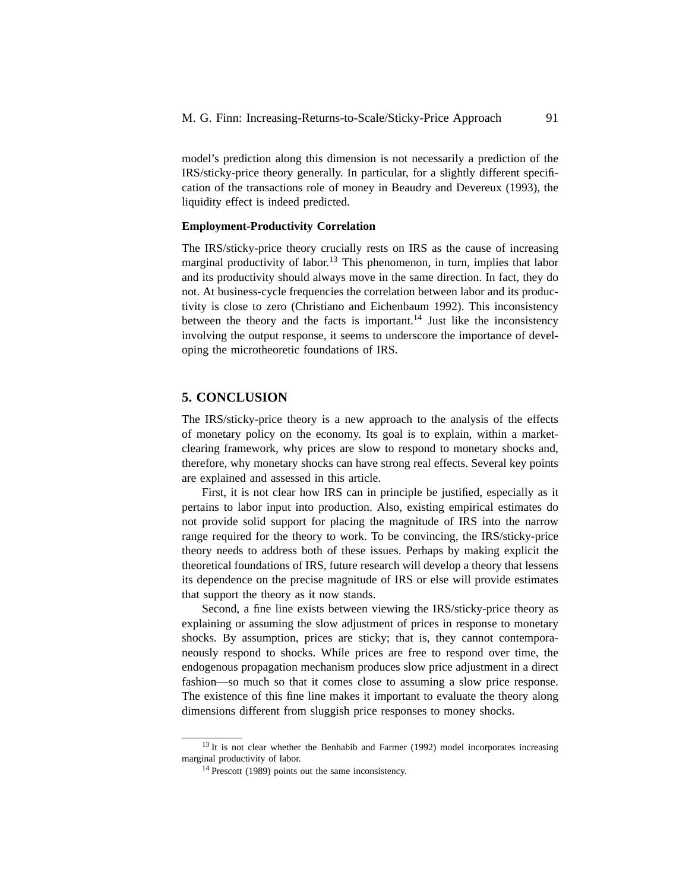model's prediction along this dimension is not necessarily a prediction of the IRS/sticky-price theory generally. In particular, for a slightly different specification of the transactions role of money in Beaudry and Devereux (1993), the liquidity effect is indeed predicted.

**Employment-Productivity Correlation**

The IRS/sticky-price theory crucially rests on IRS as the cause of increasing marginal productivity of labor.[13] This phenomenon, in turn, implies that labor and its productivity should always move in the same direction. In fact, they do not. At business-cycle frequencies the correlation between labor and its productivity is close to zero (Christiano and Eichenbaum 1992). This inconsistency between the theory and the facts is important.[14] Just like the inconsistency involving the output response, it seems to underscore the importance of developing the microtheoretic foundations of IRS.

## 5. CONCLUSION

The IRS/sticky-price theory is a new approach to the analysis of the effects of monetary policy on the economy. Its goal is to explain, within a market-clearing framework, why prices are slow to respond to monetary shocks and, therefore, why monetary shocks can have strong real effects. Several key points are explained and assessed in this article.

First, it is not clear how IRS can in principle be justified, especially as it pertains to labor input into production. Also, existing empirical estimates do not provide solid support for placing the magnitude of IRS into the narrow range required for the theory to work. To be convincing, the IRS/sticky-price theory needs to address both of these issues. Perhaps by making explicit the theoretical foundations of IRS, future research will develop a theory that lessens its dependence on the precise magnitude of IRS or else will provide estimates that support the theory as it now stands.

Second, a fine line exists between viewing the IRS/sticky-price theory as explaining or assuming the slow adjustment of prices in response to monetary shocks. By assumption, prices are sticky; that is, they cannot contemporaneously respond to shocks. While prices are free to respond over time, the endogenous propagation mechanism produces slow price adjustment in a direct fashion—so much so that it comes close to assuming a slow price response. The existence of this fine line makes it important to evaluate the theory along dimensions different from sluggish price responses to money shocks.

---

[13] It is not clear whether the Benhabib and Farmer (1992) model incorporates increasing marginal productivity of labor.

[14] Prescott (1989) points out the same inconsistency.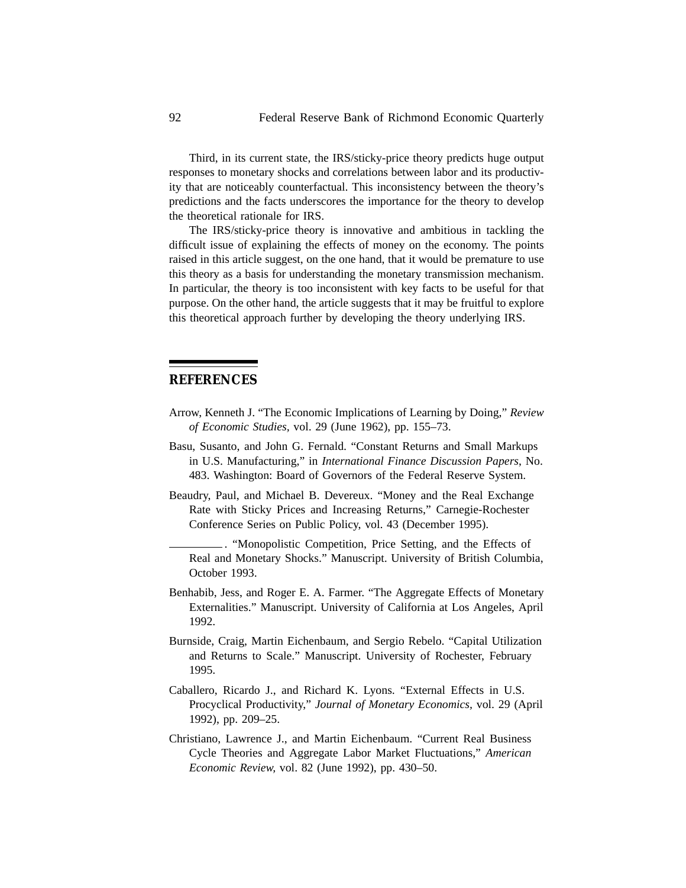Third, in its current state, the IRS/sticky-price theory predicts huge output responses to monetary shocks and correlations between labor and its productivity that are noticeably counterfactual. This inconsistency between the theory's predictions and the facts underscores the importance for the theory to develop the theoretical rationale for IRS.

The IRS/sticky-price theory is innovative and ambitious in tackling the difficult issue of explaining the effects of money on the economy. The points raised in this article suggest, on the one hand, that it would be premature to use this theory as a basis for understanding the monetary transmission mechanism. In particular, the theory is too inconsistent with key facts to be useful for that purpose. On the other hand, the article suggests that it may be fruitful to explore this theoretical approach further by developing the theory underlying IRS.

## REFERENCES

Arrow, Kenneth J. "The Economic Implications of Learning by Doing," *Review of Economic Studies*, vol. 29 (June 1962), pp. 155–73.

Basu, Susanto, and John G. Fernald. "Constant Returns and Small Markups in U.S. Manufacturing," in *International Finance Discussion Papers*, No. 483. Washington: Board of Governors of the Federal Reserve System.

Beaudry, Paul, and Michael B. Devereux. "Money and the Real Exchange Rate with Sticky Prices and Increasing Returns," Carnegie-Rochester Conference Series on Public Policy, vol. 43 (December 1995).

\_\_\_\_\_\_\_\_\_\_. "Monopolistic Competition, Price Setting, and the Effects of Real and Monetary Shocks." Manuscript. University of British Columbia, October 1993.

Benhabib, Jess, and Roger E. A. Farmer. "The Aggregate Effects of Monetary Externalities." Manuscript. University of California at Los Angeles, April 1992.

Burnside, Craig, Martin Eichenbaum, and Sergio Rebelo. "Capital Utilization and Returns to Scale." Manuscript. University of Rochester, February 1995.

Caballero, Ricardo J., and Richard K. Lyons. "External Effects in U.S. Procyclical Productivity," *Journal of Monetary Economics*, vol. 29 (April 1992), pp. 209–25.

Christiano, Lawrence J., and Martin Eichenbaum. "Current Real Business Cycle Theories and Aggregate Labor Market Fluctuations," *American Economic Review*, vol. 82 (June 1992), pp. 430–50.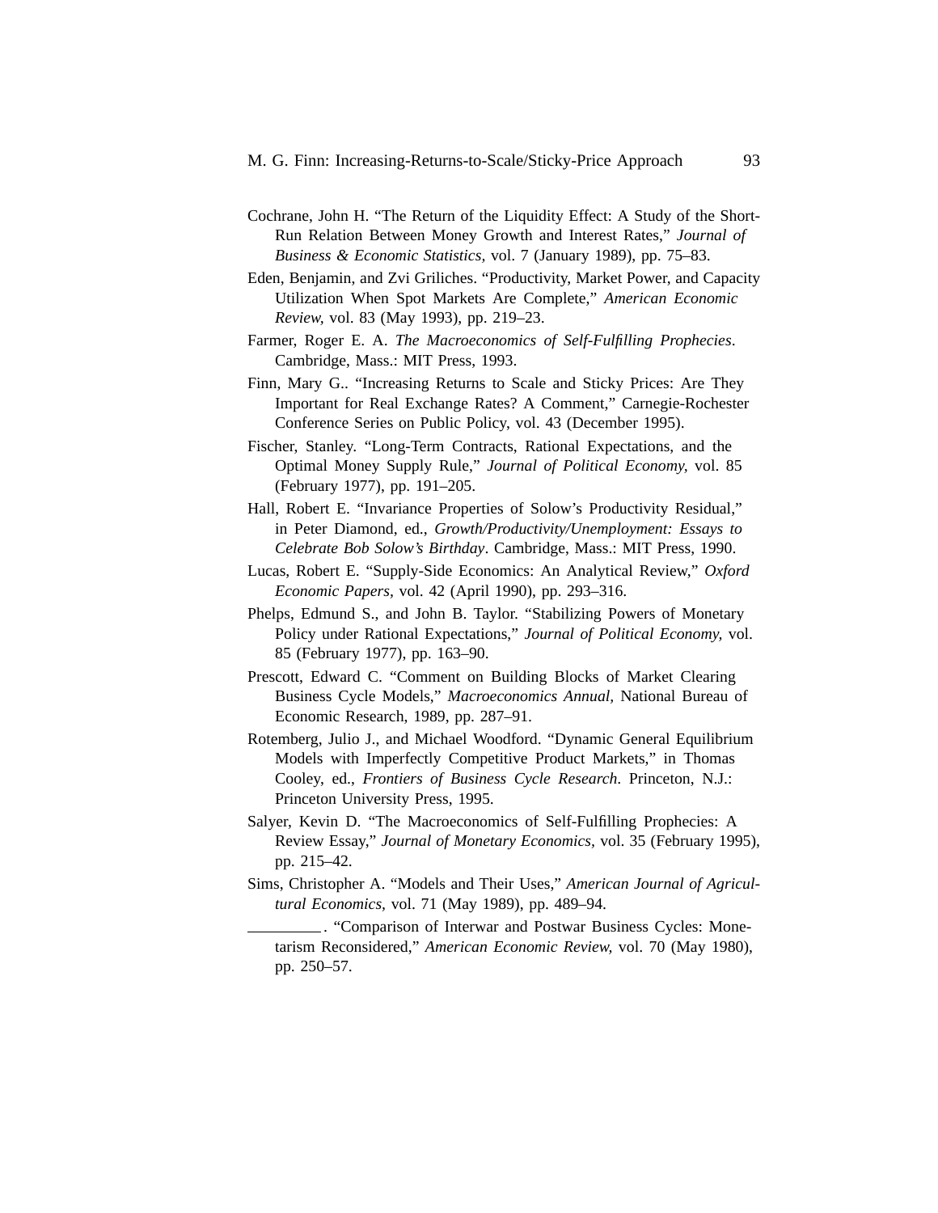Cochrane, John H. "The Return of the Liquidity Effect: A Study of the Short-Run Relation Between Money Growth and Interest Rates," *Journal of Business & Economic Statistics*, vol. 7 (January 1989), pp. 75–83.

Eden, Benjamin, and Zvi Griliches. "Productivity, Market Power, and Capacity Utilization When Spot Markets Are Complete," *American Economic Review*, vol. 83 (May 1993), pp. 219–23.

Farmer, Roger E. A. *The Macroeconomics of Self-Fulfilling Prophecies*. Cambridge, Mass.: MIT Press, 1993.

Finn, Mary G.. "Increasing Returns to Scale and Sticky Prices: Are They Important for Real Exchange Rates? A Comment," Carnegie-Rochester Conference Series on Public Policy, vol. 43 (December 1995).

Fischer, Stanley. "Long-Term Contracts, Rational Expectations, and the Optimal Money Supply Rule," *Journal of Political Economy*, vol. 85 (February 1977), pp. 191–205.

Hall, Robert E. "Invariance Properties of Solow's Productivity Residual," in Peter Diamond, ed., *Growth/Productivity/Unemployment: Essays to Celebrate Bob Solow's Birthday*. Cambridge, Mass.: MIT Press, 1990.

Lucas, Robert E. "Supply-Side Economics: An Analytical Review," *Oxford Economic Papers*, vol. 42 (April 1990), pp. 293–316.

Phelps, Edmund S., and John B. Taylor. "Stabilizing Powers of Monetary Policy under Rational Expectations," *Journal of Political Economy*, vol. 85 (February 1977), pp. 163–90.

Prescott, Edward C. "Comment on Building Blocks of Market Clearing Business Cycle Models," *Macroeconomics Annual*, National Bureau of Economic Research, 1989, pp. 287–91.

Rotemberg, Julio J., and Michael Woodford. "Dynamic General Equilibrium Models with Imperfectly Competitive Product Markets," in Thomas Cooley, ed., *Frontiers of Business Cycle Research*. Princeton, N.J.: Princeton University Press, 1995.

Salyer, Kevin D. "The Macroeconomics of Self-Fulfilling Prophecies: A Review Essay," *Journal of Monetary Economics*, vol. 35 (February 1995), pp. 215–42.

Sims, Christopher A. "Models and Their Uses," *American Journal of Agricultural Economics*, vol. 71 (May 1989), pp. 489–94.

\_\_\_\_\_\_\_\_\_\_. "Comparison of Interwar and Postwar Business Cycles: Monetarism Reconsidered," *American Economic Review*, vol. 70 (May 1980), pp. 250–57.